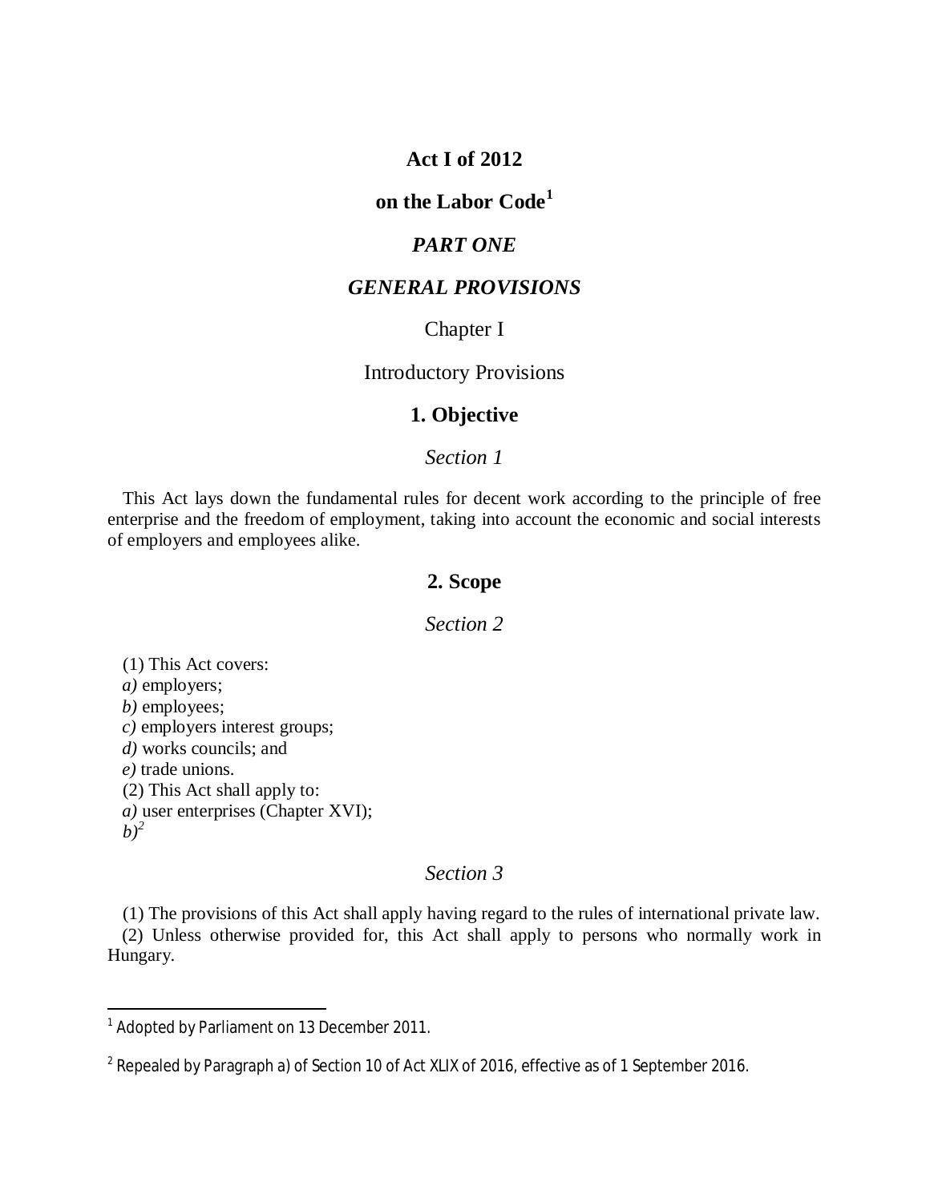# Act I of 2012

# on the Labor Code[1]

## *PART ONE*

## *GENERAL PROVISIONS*

### Chapter I

### Introductory Provisions

### 1. Objective

*Section 1*

This Act lays down the fundamental rules for decent work according to the principle of free enterprise and the freedom of employment, taking into account the economic and social interests of employers and employees alike.

### 2. Scope

*Section 2*

(1) This Act covers:
*a)* employers;
*b)* employees;
*c)* employers interest groups;
*d)* works councils; and
*e)* trade unions.
(2) This Act shall apply to:
*a)* user enterprises (Chapter XVI);
*b)*[2]

*Section 3*

(1) The provisions of this Act shall apply having regard to the rules of international private law.
(2) Unless otherwise provided for, this Act shall apply to persons who normally work in Hungary.

---

[1] Adopted by Parliament on 13 December 2011.

[2] Repealed by Paragraph a) of Section 10 of Act XLIX of 2016, effective as of 1 September 2016.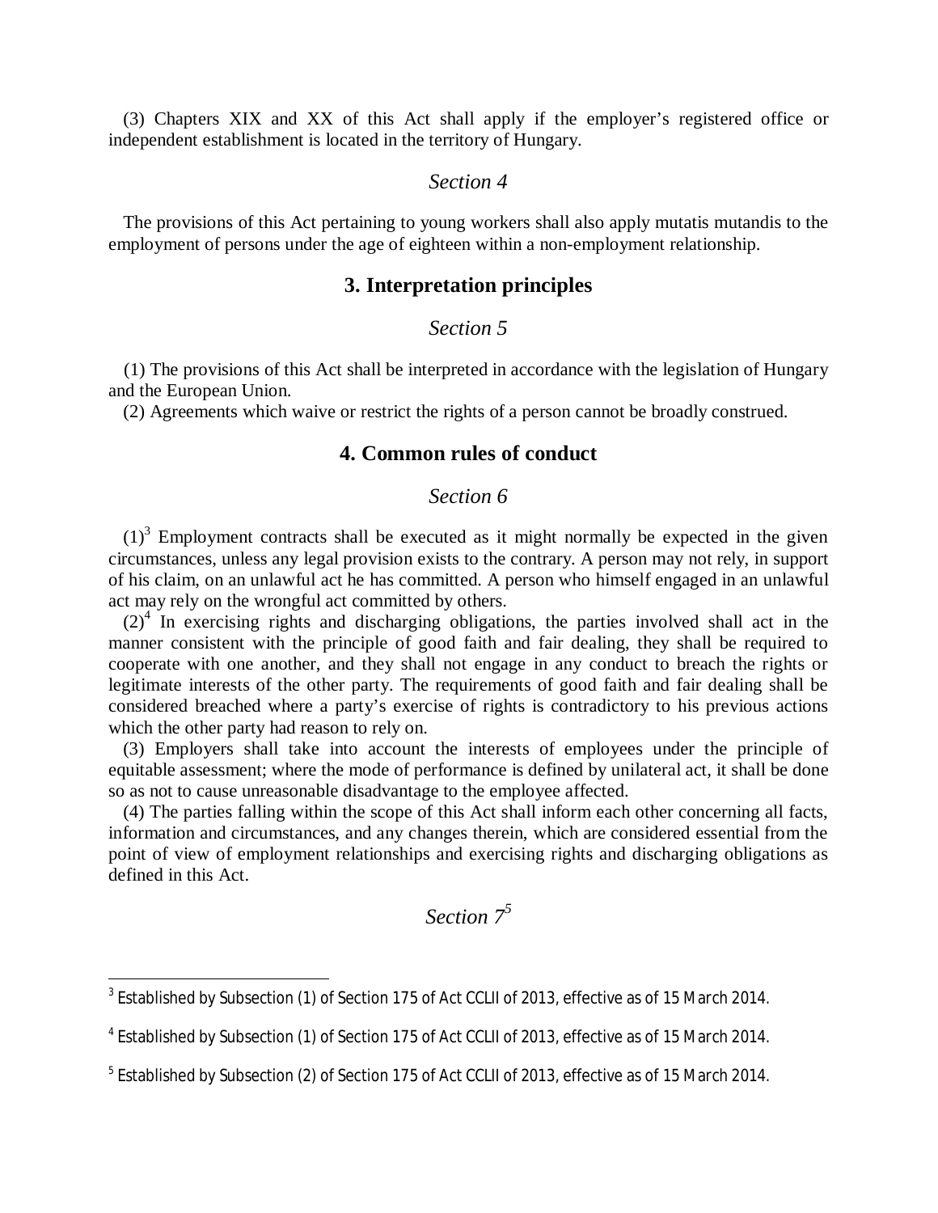(3) Chapters XIX and XX of this Act shall apply if the employer's registered office or independent establishment is located in the territory of Hungary.

*Section 4*

The provisions of this Act pertaining to young workers shall also apply mutatis mutandis to the employment of persons under the age of eighteen within a non-employment relationship.

## 3. Interpretation principles

*Section 5*

(1) The provisions of this Act shall be interpreted in accordance with the legislation of Hungary and the European Union.

(2) Agreements which waive or restrict the rights of a person cannot be broadly construed.

## 4. Common rules of conduct

*Section 6*

(1)[3] Employment contracts shall be executed as it might normally be expected in the given circumstances, unless any legal provision exists to the contrary. A person may not rely, in support of his claim, on an unlawful act he has committed. A person who himself engaged in an unlawful act may rely on the wrongful act committed by others.

(2)[4] In exercising rights and discharging obligations, the parties involved shall act in the manner consistent with the principle of good faith and fair dealing, they shall be required to cooperate with one another, and they shall not engage in any conduct to breach the rights or legitimate interests of the other party. The requirements of good faith and fair dealing shall be considered breached where a party's exercise of rights is contradictory to his previous actions which the other party had reason to rely on.

(3) Employers shall take into account the interests of employees under the principle of equitable assessment; where the mode of performance is defined by unilateral act, it shall be done so as not to cause unreasonable disadvantage to the employee affected.

(4) The parties falling within the scope of this Act shall inform each other concerning all facts, information and circumstances, and any changes therein, which are considered essential from the point of view of employment relationships and exercising rights and discharging obligations as defined in this Act.

*Section 7*[5]

---

[3] Established by Subsection (1) of Section 175 of Act CCLII of 2013, effective as of 15 March 2014.

[4] Established by Subsection (1) of Section 175 of Act CCLII of 2013, effective as of 15 March 2014.

[5] Established by Subsection (2) of Section 175 of Act CCLII of 2013, effective as of 15 March 2014.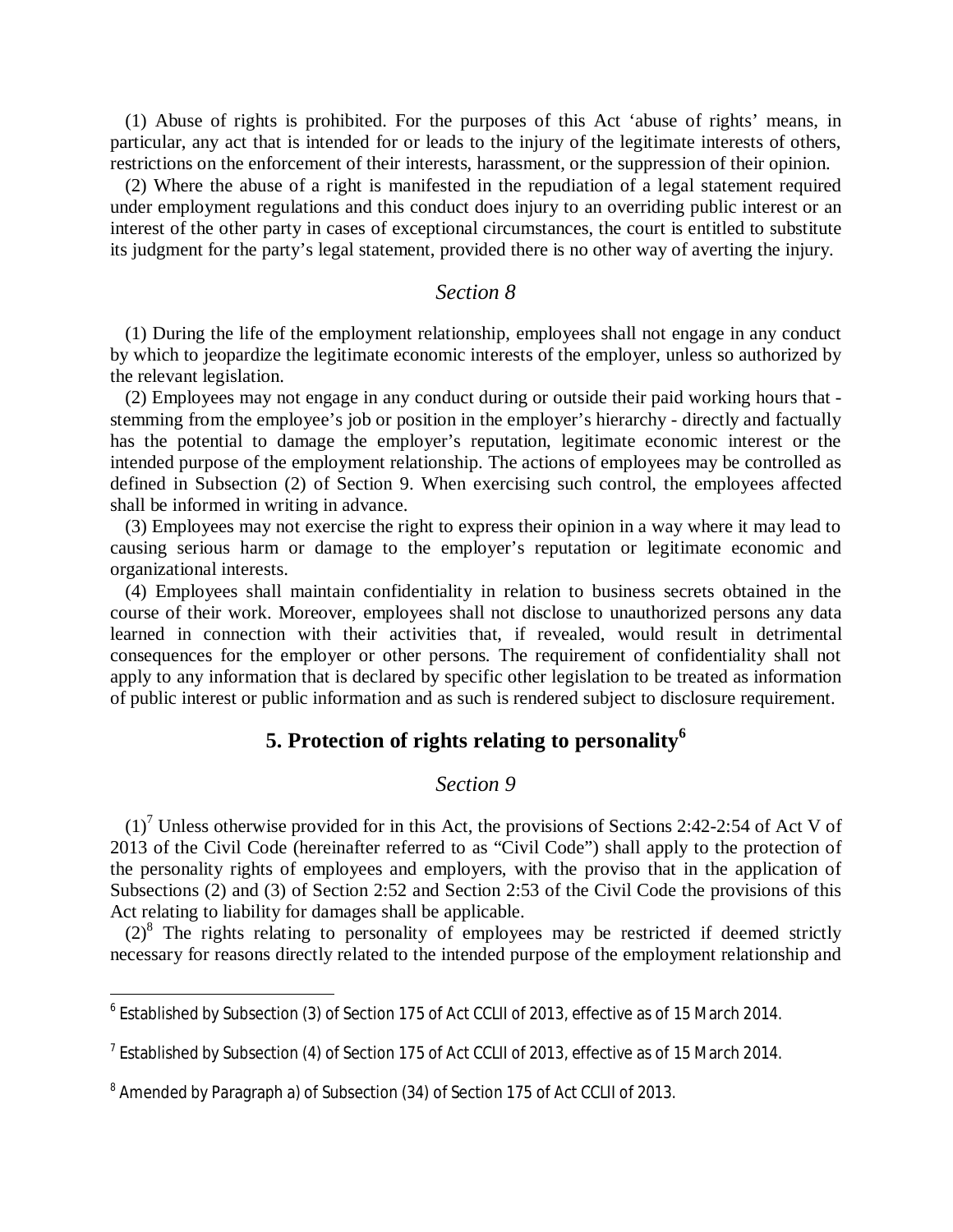(1) Abuse of rights is prohibited. For the purposes of this Act 'abuse of rights' means, in particular, any act that is intended for or leads to the injury of the legitimate interests of others, restrictions on the enforcement of their interests, harassment, or the suppression of their opinion.

(2) Where the abuse of a right is manifested in the repudiation of a legal statement required under employment regulations and this conduct does injury to an overriding public interest or an interest of the other party in cases of exceptional circumstances, the court is entitled to substitute its judgment for the party's legal statement, provided there is no other way of averting the injury.

### *Section 8*

(1) During the life of the employment relationship, employees shall not engage in any conduct by which to jeopardize the legitimate economic interests of the employer, unless so authorized by the relevant legislation.

(2) Employees may not engage in any conduct during or outside their paid working hours that - stemming from the employee's job or position in the employer's hierarchy - directly and factually has the potential to damage the employer's reputation, legitimate economic interest or the intended purpose of the employment relationship. The actions of employees may be controlled as defined in Subsection (2) of Section 9. When exercising such control, the employees affected shall be informed in writing in advance.

(3) Employees may not exercise the right to express their opinion in a way where it may lead to causing serious harm or damage to the employer's reputation or legitimate economic and organizational interests.

(4) Employees shall maintain confidentiality in relation to business secrets obtained in the course of their work. Moreover, employees shall not disclose to unauthorized persons any data learned in connection with their activities that, if revealed, would result in detrimental consequences for the employer or other persons. The requirement of confidentiality shall not apply to any information that is declared by specific other legislation to be treated as information of public interest or public information and as such is rendered subject to disclosure requirement.

## 5. Protection of rights relating to personality[6]

### *Section 9*

(1)[7] Unless otherwise provided for in this Act, the provisions of Sections 2:42-2:54 of Act V of 2013 of the Civil Code (hereinafter referred to as "Civil Code") shall apply to the protection of the personality rights of employees and employers, with the proviso that in the application of Subsections (2) and (3) of Section 2:52 and Section 2:53 of the Civil Code the provisions of this Act relating to liability for damages shall be applicable.

(2)[8] The rights relating to personality of employees may be restricted if deemed strictly necessary for reasons directly related to the intended purpose of the employment relationship and

---

[6] Established by Subsection (3) of Section 175 of Act CCLII of 2013, effective as of 15 March 2014.

[7] Established by Subsection (4) of Section 175 of Act CCLII of 2013, effective as of 15 March 2014.

[8] Amended by Paragraph a) of Subsection (34) of Section 175 of Act CCLII of 2013.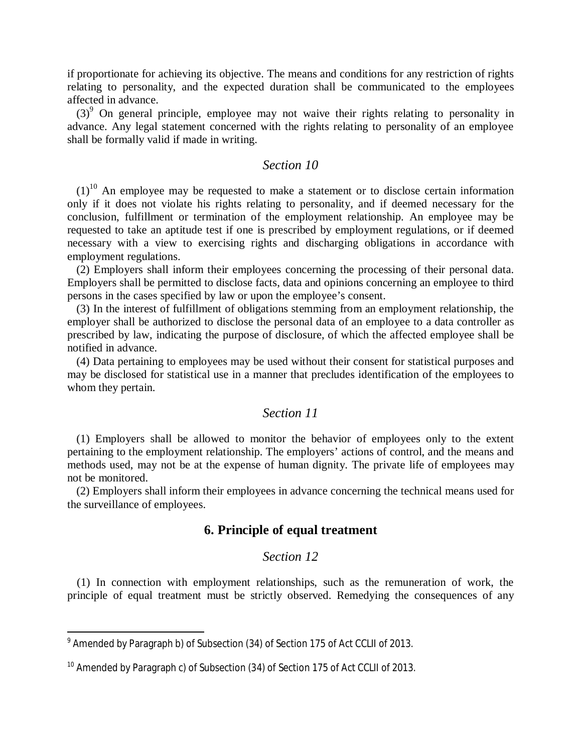if proportionate for achieving its objective. The means and conditions for any restriction of rights relating to personality, and the expected duration shall be communicated to the employees affected in advance.

(3)[9] On general principle, employee may not waive their rights relating to personality in advance. Any legal statement concerned with the rights relating to personality of an employee shall be formally valid if made in writing.

### *Section 10*

(1)[10] An employee may be requested to make a statement or to disclose certain information only if it does not violate his rights relating to personality, and if deemed necessary for the conclusion, fulfillment or termination of the employment relationship. An employee may be requested to take an aptitude test if one is prescribed by employment regulations, or if deemed necessary with a view to exercising rights and discharging obligations in accordance with employment regulations.

(2) Employers shall inform their employees concerning the processing of their personal data. Employers shall be permitted to disclose facts, data and opinions concerning an employee to third persons in the cases specified by law or upon the employee's consent.

(3) In the interest of fulfillment of obligations stemming from an employment relationship, the employer shall be authorized to disclose the personal data of an employee to a data controller as prescribed by law, indicating the purpose of disclosure, of which the affected employee shall be notified in advance.

(4) Data pertaining to employees may be used without their consent for statistical purposes and may be disclosed for statistical use in a manner that precludes identification of the employees to whom they pertain.

### *Section 11*

(1) Employers shall be allowed to monitor the behavior of employees only to the extent pertaining to the employment relationship. The employers' actions of control, and the means and methods used, may not be at the expense of human dignity. The private life of employees may not be monitored.

(2) Employers shall inform their employees in advance concerning the technical means used for the surveillance of employees.

## 6. Principle of equal treatment

### *Section 12*

(1) In connection with employment relationships, such as the remuneration of work, the principle of equal treatment must be strictly observed. Remedying the consequences of any

---

[9] Amended by Paragraph b) of Subsection (34) of Section 175 of Act CCLII of 2013.

[10] Amended by Paragraph c) of Subsection (34) of Section 175 of Act CCLII of 2013.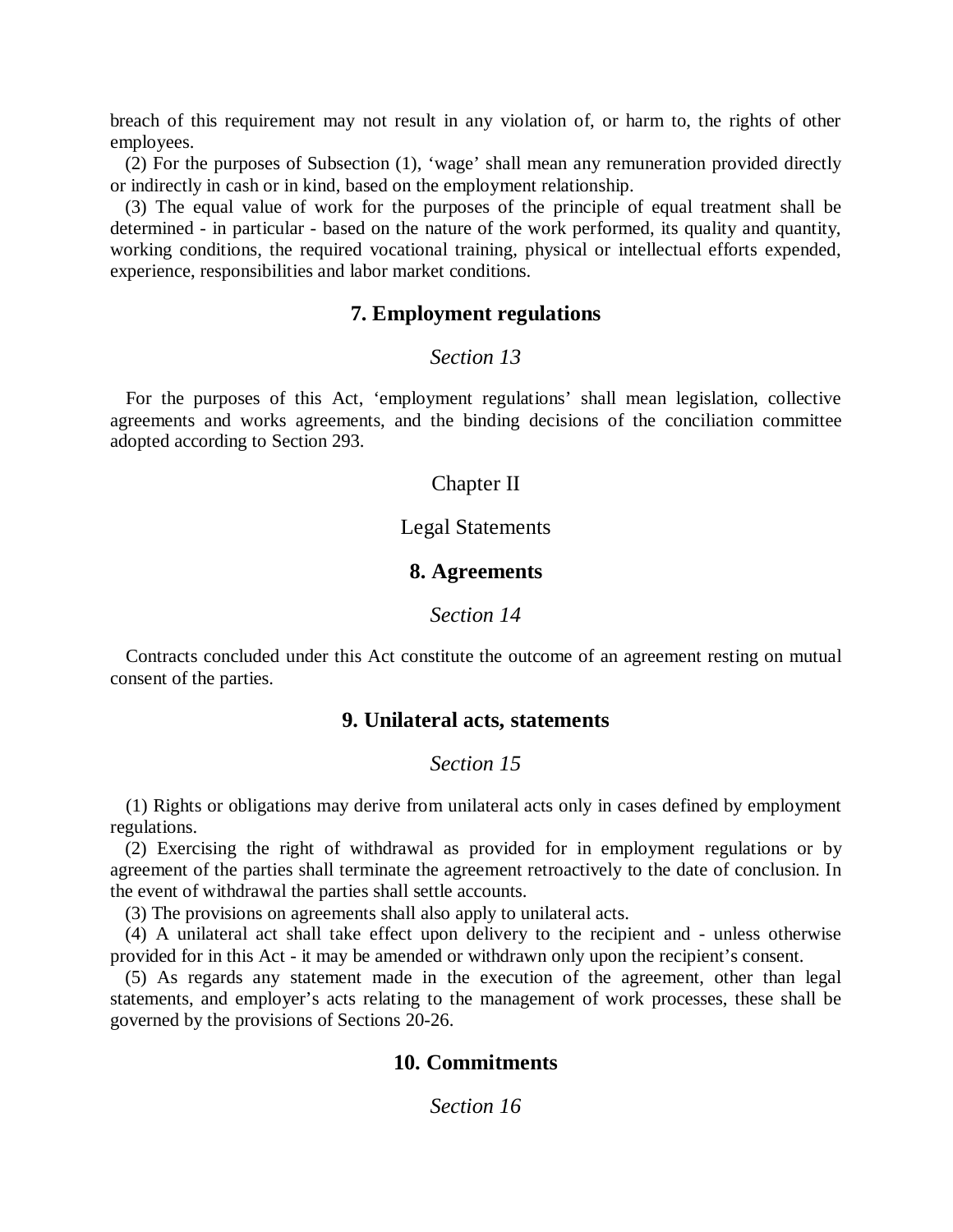breach of this requirement may not result in any violation of, or harm to, the rights of other employees.

(2) For the purposes of Subsection (1), ‘wage’ shall mean any remuneration provided directly or indirectly in cash or in kind, based on the employment relationship.

(3) The equal value of work for the purposes of the principle of equal treatment shall be determined - in particular - based on the nature of the work performed, its quality and quantity, working conditions, the required vocational training, physical or intellectual efforts expended, experience, responsibilities and labor market conditions.

### 7. Employment regulations

*Section 13*

For the purposes of this Act, ‘employment regulations’ shall mean legislation, collective agreements and works agreements, and the binding decisions of the conciliation committee adopted according to Section 293.

## Chapter II

## Legal Statements

### 8. Agreements

*Section 14*

Contracts concluded under this Act constitute the outcome of an agreement resting on mutual consent of the parties.

### 9. Unilateral acts, statements

*Section 15*

(1) Rights or obligations may derive from unilateral acts only in cases defined by employment regulations.

(2) Exercising the right of withdrawal as provided for in employment regulations or by agreement of the parties shall terminate the agreement retroactively to the date of conclusion. In the event of withdrawal the parties shall settle accounts.

(3) The provisions on agreements shall also apply to unilateral acts.

(4) A unilateral act shall take effect upon delivery to the recipient and - unless otherwise provided for in this Act - it may be amended or withdrawn only upon the recipient’s consent.

(5) As regards any statement made in the execution of the agreement, other than legal statements, and employer’s acts relating to the management of work processes, these shall be governed by the provisions of Sections 20-26.

### 10. Commitments

*Section 16*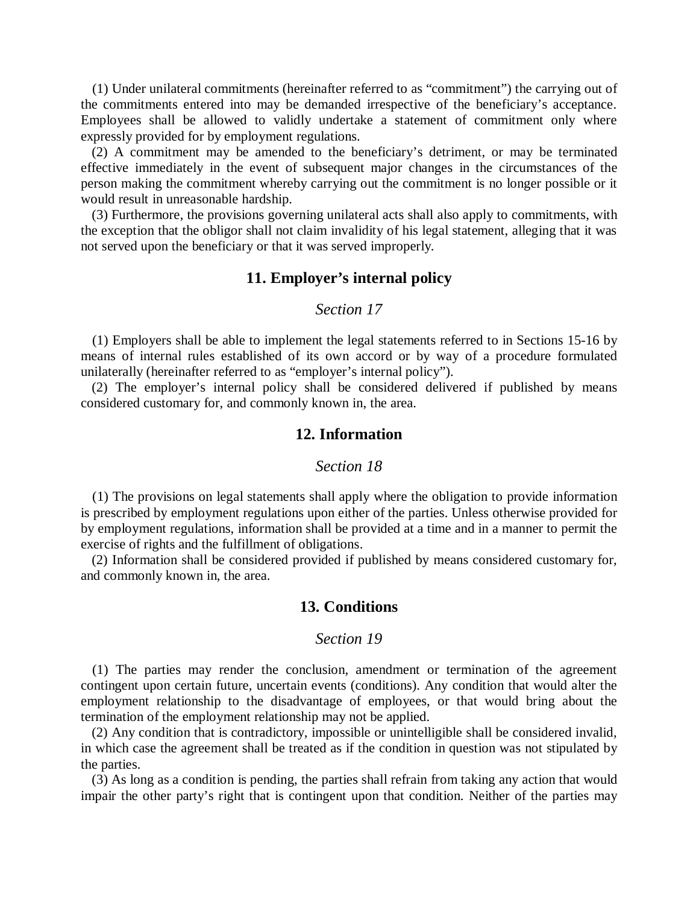(1) Under unilateral commitments (hereinafter referred to as “commitment”) the carrying out of the commitments entered into may be demanded irrespective of the beneficiary’s acceptance. Employees shall be allowed to validly undertake a statement of commitment only where expressly provided for by employment regulations.

(2) A commitment may be amended to the beneficiary’s detriment, or may be terminated effective immediately in the event of subsequent major changes in the circumstances of the person making the commitment whereby carrying out the commitment is no longer possible or it would result in unreasonable hardship.

(3) Furthermore, the provisions governing unilateral acts shall also apply to commitments, with the exception that the obligor shall not claim invalidity of his legal statement, alleging that it was not served upon the beneficiary or that it was served improperly.

## 11. Employer’s internal policy

*Section 17*

(1) Employers shall be able to implement the legal statements referred to in Sections 15-16 by means of internal rules established of its own accord or by way of a procedure formulated unilaterally (hereinafter referred to as “employer’s internal policy”).

(2) The employer’s internal policy shall be considered delivered if published by means considered customary for, and commonly known in, the area.

## 12. Information

*Section 18*

(1) The provisions on legal statements shall apply where the obligation to provide information is prescribed by employment regulations upon either of the parties. Unless otherwise provided for by employment regulations, information shall be provided at a time and in a manner to permit the exercise of rights and the fulfillment of obligations.

(2) Information shall be considered provided if published by means considered customary for, and commonly known in, the area.

## 13. Conditions

*Section 19*

(1) The parties may render the conclusion, amendment or termination of the agreement contingent upon certain future, uncertain events (conditions). Any condition that would alter the employment relationship to the disadvantage of employees, or that would bring about the termination of the employment relationship may not be applied.

(2) Any condition that is contradictory, impossible or unintelligible shall be considered invalid, in which case the agreement shall be treated as if the condition in question was not stipulated by the parties.

(3) As long as a condition is pending, the parties shall refrain from taking any action that would impair the other party’s right that is contingent upon that condition. Neither of the parties may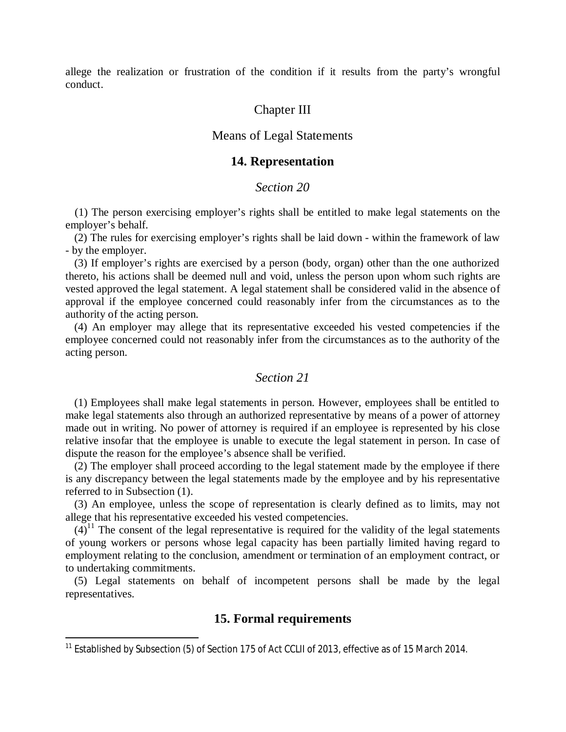allege the realization or frustration of the condition if it results from the party's wrongful conduct.

## Chapter III

## Means of Legal Statements

### 14. Representation

*Section 20*

(1) The person exercising employer's rights shall be entitled to make legal statements on the employer's behalf.

(2) The rules for exercising employer's rights shall be laid down - within the framework of law - by the employer.

(3) If employer's rights are exercised by a person (body, organ) other than the one authorized thereto, his actions shall be deemed null and void, unless the person upon whom such rights are vested approved the legal statement. A legal statement shall be considered valid in the absence of approval if the employee concerned could reasonably infer from the circumstances as to the authority of the acting person.

(4) An employer may allege that its representative exceeded his vested competencies if the employee concerned could not reasonably infer from the circumstances as to the authority of the acting person.

*Section 21*

(1) Employees shall make legal statements in person. However, employees shall be entitled to make legal statements also through an authorized representative by means of a power of attorney made out in writing. No power of attorney is required if an employee is represented by his close relative insofar that the employee is unable to execute the legal statement in person. In case of dispute the reason for the employee's absence shall be verified.

(2) The employer shall proceed according to the legal statement made by the employee if there is any discrepancy between the legal statements made by the employee and by his representative referred to in Subsection (1).

(3) An employee, unless the scope of representation is clearly defined as to limits, may not allege that his representative exceeded his vested competencies.

(4)[11] The consent of the legal representative is required for the validity of the legal statements of young workers or persons whose legal capacity has been partially limited having regard to employment relating to the conclusion, amendment or termination of an employment contract, or to undertaking commitments.

(5) Legal statements on behalf of incompetent persons shall be made by the legal representatives.

### 15. Formal requirements

---

[11] Established by Subsection (5) of Section 175 of Act CCLII of 2013, effective as of 15 March 2014.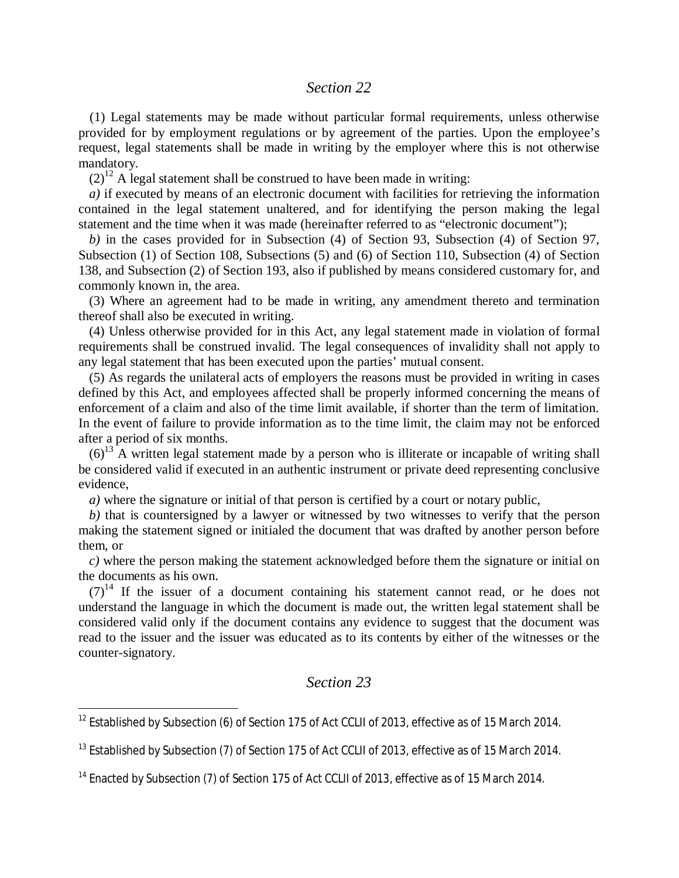## *Section 22*

(1) Legal statements may be made without particular formal requirements, unless otherwise provided for by employment regulations or by agreement of the parties. Upon the employee's request, legal statements shall be made in writing by the employer where this is not otherwise mandatory.

(2)[12] A legal statement shall be construed to have been made in writing:

*a)* if executed by means of an electronic document with facilities for retrieving the information contained in the legal statement unaltered, and for identifying the person making the legal statement and the time when it was made (hereinafter referred to as "electronic document");

*b)* in the cases provided for in Subsection (4) of Section 93, Subsection (4) of Section 97, Subsection (1) of Section 108, Subsections (5) and (6) of Section 110, Subsection (4) of Section 138, and Subsection (2) of Section 193, also if published by means considered customary for, and commonly known in, the area.

(3) Where an agreement had to be made in writing, any amendment thereto and termination thereof shall also be executed in writing.

(4) Unless otherwise provided for in this Act, any legal statement made in violation of formal requirements shall be construed invalid. The legal consequences of invalidity shall not apply to any legal statement that has been executed upon the parties' mutual consent.

(5) As regards the unilateral acts of employers the reasons must be provided in writing in cases defined by this Act, and employees affected shall be properly informed concerning the means of enforcement of a claim and also of the time limit available, if shorter than the term of limitation. In the event of failure to provide information as to the time limit, the claim may not be enforced after a period of six months.

(6)[13] A written legal statement made by a person who is illiterate or incapable of writing shall be considered valid if executed in an authentic instrument or private deed representing conclusive evidence,

*a)* where the signature or initial of that person is certified by a court or notary public,

*b)* that is countersigned by a lawyer or witnessed by two witnesses to verify that the person making the statement signed or initialed the document that was drafted by another person before them, or

*c)* where the person making the statement acknowledged before them the signature or initial on the documents as his own.

(7)[14] If the issuer of a document containing his statement cannot read, or he does not understand the language in which the document is made out, the written legal statement shall be considered valid only if the document contains any evidence to suggest that the document was read to the issuer and the issuer was educated as to its contents by either of the witnesses or the counter-signatory.

## *Section 23*

[12] Established by Subsection (6) of Section 175 of Act CCLII of 2013, effective as of 15 March 2014.

[13] Established by Subsection (7) of Section 175 of Act CCLII of 2013, effective as of 15 March 2014.

[14] Enacted by Subsection (7) of Section 175 of Act CCLII of 2013, effective as of 15 March 2014.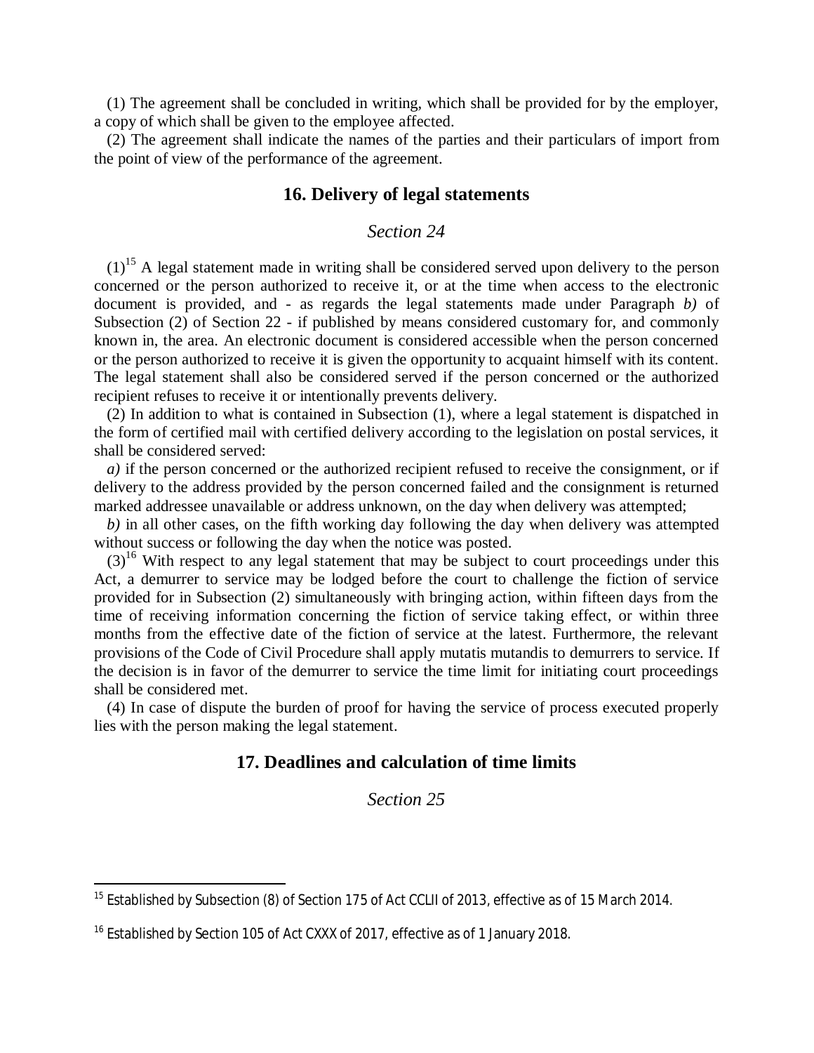(1) The agreement shall be concluded in writing, which shall be provided for by the employer, a copy of which shall be given to the employee affected.

(2) The agreement shall indicate the names of the parties and their particulars of import from the point of view of the performance of the agreement.

## 16. Delivery of legal statements

### *Section 24*

(1)[15] A legal statement made in writing shall be considered served upon delivery to the person concerned or the person authorized to receive it, or at the time when access to the electronic document is provided, and - as regards the legal statements made under Paragraph *b)* of Subsection (2) of Section 22 - if published by means considered customary for, and commonly known in, the area. An electronic document is considered accessible when the person concerned or the person authorized to receive it is given the opportunity to acquaint himself with its content. The legal statement shall also be considered served if the person concerned or the authorized recipient refuses to receive it or intentionally prevents delivery.

(2) In addition to what is contained in Subsection (1), where a legal statement is dispatched in the form of certified mail with certified delivery according to the legislation on postal services, it shall be considered served:

*a)* if the person concerned or the authorized recipient refused to receive the consignment, or if delivery to the address provided by the person concerned failed and the consignment is returned marked addressee unavailable or address unknown, on the day when delivery was attempted;

*b)* in all other cases, on the fifth working day following the day when delivery was attempted without success or following the day when the notice was posted.

(3)[16] With respect to any legal statement that may be subject to court proceedings under this Act, a demurrer to service may be lodged before the court to challenge the fiction of service provided for in Subsection (2) simultaneously with bringing action, within fifteen days from the time of receiving information concerning the fiction of service taking effect, or within three months from the effective date of the fiction of service at the latest. Furthermore, the relevant provisions of the Code of Civil Procedure shall apply mutatis mutandis to demurrers to service. If the decision is in favor of the demurrer to service the time limit for initiating court proceedings shall be considered met.

(4) In case of dispute the burden of proof for having the service of process executed properly lies with the person making the legal statement.

## 17. Deadlines and calculation of time limits

### *Section 25*

---

[15] Established by Subsection (8) of Section 175 of Act CCLII of 2013, effective as of 15 March 2014.

[16] Established by Section 105 of Act CXXX of 2017, effective as of 1 January 2018.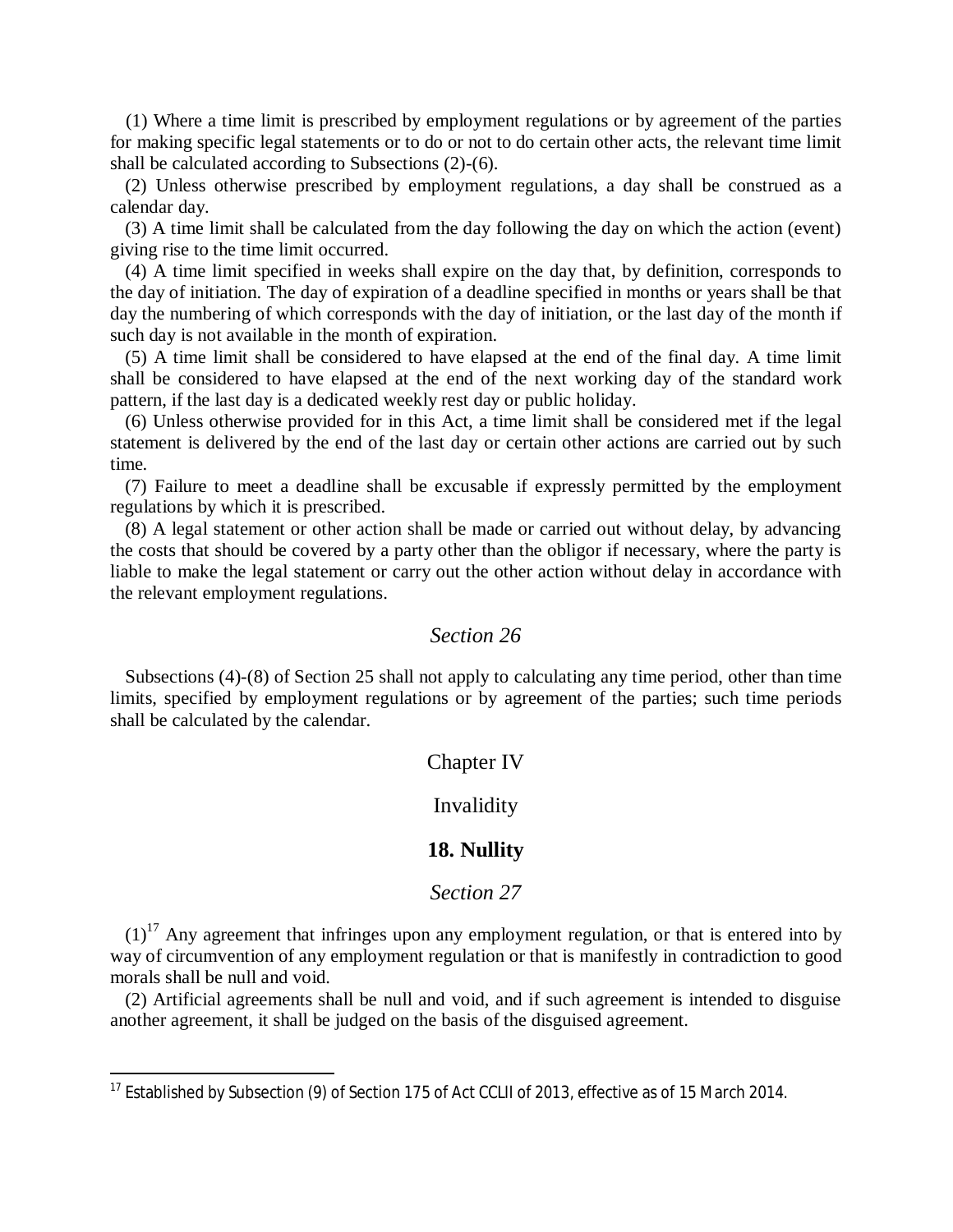(1) Where a time limit is prescribed by employment regulations or by agreement of the parties for making specific legal statements or to do or not to do certain other acts, the relevant time limit shall be calculated according to Subsections (2)-(6).

(2) Unless otherwise prescribed by employment regulations, a day shall be construed as a calendar day.

(3) A time limit shall be calculated from the day following the day on which the action (event) giving rise to the time limit occurred.

(4) A time limit specified in weeks shall expire on the day that, by definition, corresponds to the day of initiation. The day of expiration of a deadline specified in months or years shall be that day the numbering of which corresponds with the day of initiation, or the last day of the month if such day is not available in the month of expiration.

(5) A time limit shall be considered to have elapsed at the end of the final day. A time limit shall be considered to have elapsed at the end of the next working day of the standard work pattern, if the last day is a dedicated weekly rest day or public holiday.

(6) Unless otherwise provided for in this Act, a time limit shall be considered met if the legal statement is delivered by the end of the last day or certain other actions are carried out by such time.

(7) Failure to meet a deadline shall be excusable if expressly permitted by the employment regulations by which it is prescribed.

(8) A legal statement or other action shall be made or carried out without delay, by advancing the costs that should be covered by a party other than the obligor if necessary, where the party is liable to make the legal statement or carry out the other action without delay in accordance with the relevant employment regulations.

*Section 26*

Subsections (4)-(8) of Section 25 shall not apply to calculating any time period, other than time limits, specified by employment regulations or by agreement of the parties; such time periods shall be calculated by the calendar.

Chapter IV

Invalidity

## 18. Nullity

*Section 27*

(1)[17] Any agreement that infringes upon any employment regulation, or that is entered into by way of circumvention of any employment regulation or that is manifestly in contradiction to good morals shall be null and void.

(2) Artificial agreements shall be null and void, and if such agreement is intended to disguise another agreement, it shall be judged on the basis of the disguised agreement.

---

[17] Established by Subsection (9) of Section 175 of Act CCLII of 2013, effective as of 15 March 2014.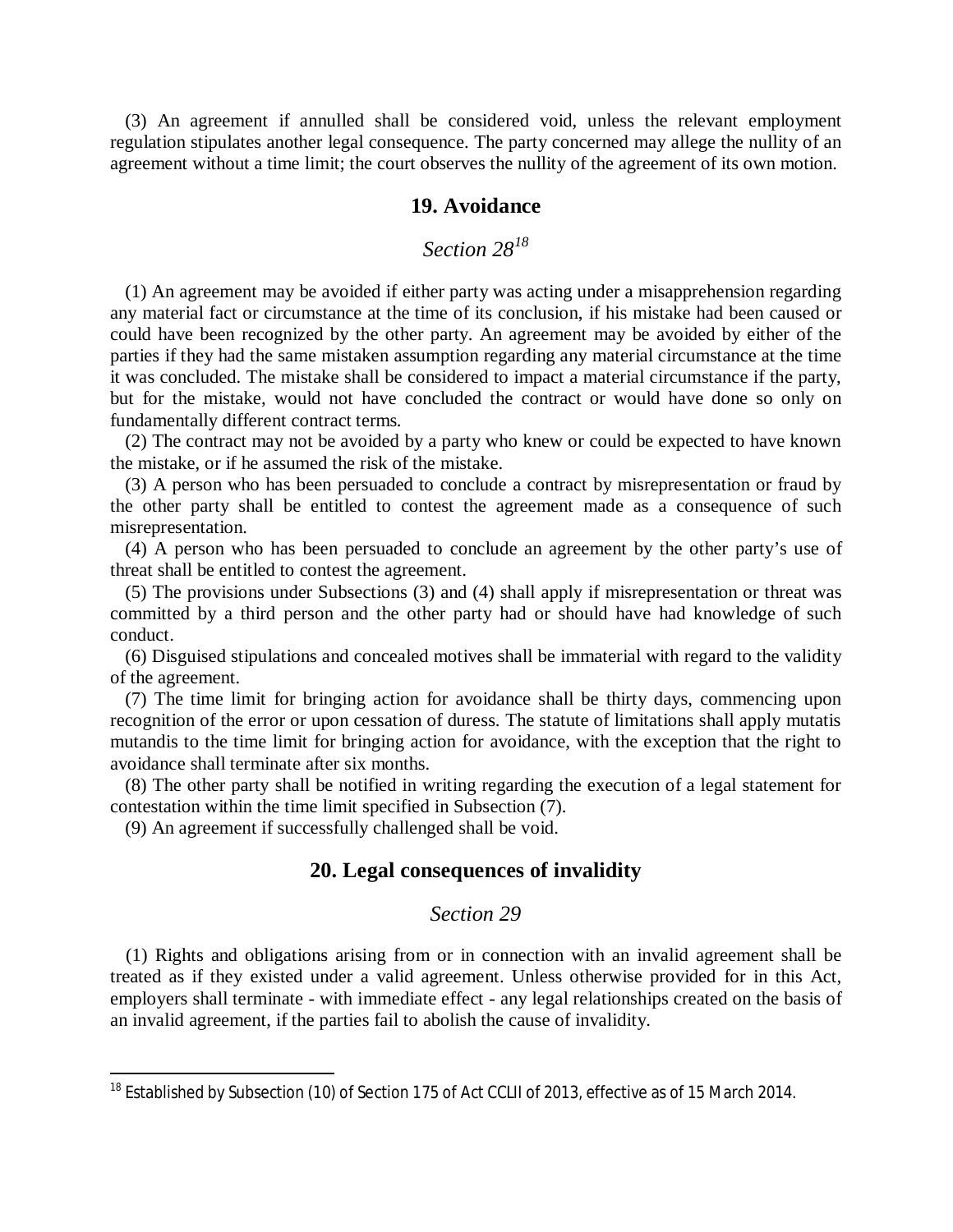(3) An agreement if annulled shall be considered void, unless the relevant employment regulation stipulates another legal consequence. The party concerned may allege the nullity of an agreement without a time limit; the court observes the nullity of the agreement of its own motion.

## 19. Avoidance

### *Section 28*[18]

(1) An agreement may be avoided if either party was acting under a misapprehension regarding any material fact or circumstance at the time of its conclusion, if his mistake had been caused or could have been recognized by the other party. An agreement may be avoided by either of the parties if they had the same mistaken assumption regarding any material circumstance at the time it was concluded. The mistake shall be considered to impact a material circumstance if the party, but for the mistake, would not have concluded the contract or would have done so only on fundamentally different contract terms.

(2) The contract may not be avoided by a party who knew or could be expected to have known the mistake, or if he assumed the risk of the mistake.

(3) A person who has been persuaded to conclude a contract by misrepresentation or fraud by the other party shall be entitled to contest the agreement made as a consequence of such misrepresentation.

(4) A person who has been persuaded to conclude an agreement by the other party's use of threat shall be entitled to contest the agreement.

(5) The provisions under Subsections (3) and (4) shall apply if misrepresentation or threat was committed by a third person and the other party had or should have had knowledge of such conduct.

(6) Disguised stipulations and concealed motives shall be immaterial with regard to the validity of the agreement.

(7) The time limit for bringing action for avoidance shall be thirty days, commencing upon recognition of the error or upon cessation of duress. The statute of limitations shall apply mutatis mutandis to the time limit for bringing action for avoidance, with the exception that the right to avoidance shall terminate after six months.

(8) The other party shall be notified in writing regarding the execution of a legal statement for contestation within the time limit specified in Subsection (7).

(9) An agreement if successfully challenged shall be void.

## 20. Legal consequences of invalidity

### *Section 29*

(1) Rights and obligations arising from or in connection with an invalid agreement shall be treated as if they existed under a valid agreement. Unless otherwise provided for in this Act, employers shall terminate - with immediate effect - any legal relationships created on the basis of an invalid agreement, if the parties fail to abolish the cause of invalidity.

---

[18] Established by Subsection (10) of Section 175 of Act CCLII of 2013, effective as of 15 March 2014.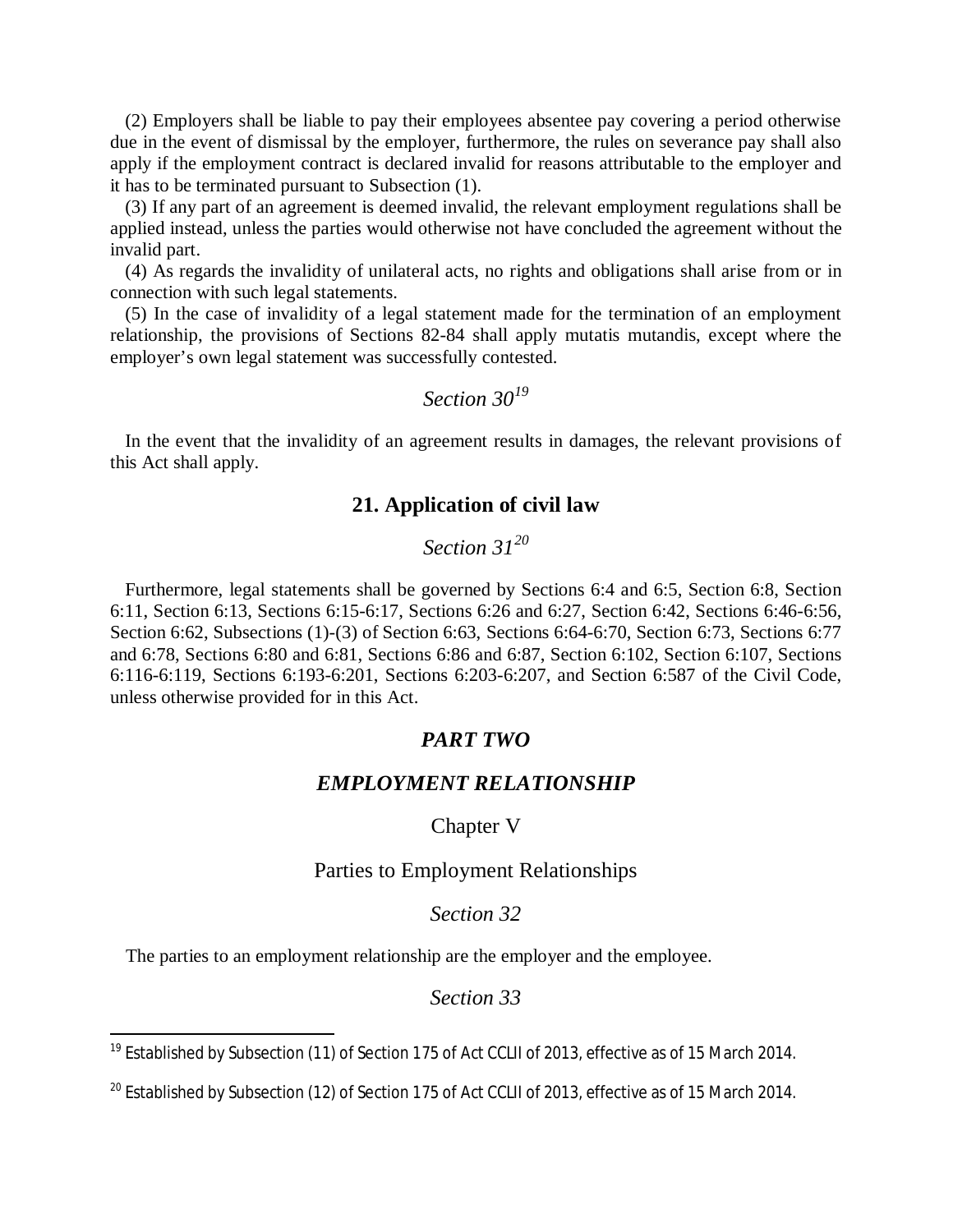(2) Employers shall be liable to pay their employees absentee pay covering a period otherwise due in the event of dismissal by the employer, furthermore, the rules on severance pay shall also apply if the employment contract is declared invalid for reasons attributable to the employer and it has to be terminated pursuant to Subsection (1).

(3) If any part of an agreement is deemed invalid, the relevant employment regulations shall be applied instead, unless the parties would otherwise not have concluded the agreement without the invalid part.

(4) As regards the invalidity of unilateral acts, no rights and obligations shall arise from or in connection with such legal statements.

(5) In the case of invalidity of a legal statement made for the termination of an employment relationship, the provisions of Sections 82-84 shall apply mutatis mutandis, except where the employer's own legal statement was successfully contested.

*Section 30*[19]

In the event that the invalidity of an agreement results in damages, the relevant provisions of this Act shall apply.

## 21. Application of civil law

*Section 31*[20]

Furthermore, legal statements shall be governed by Sections 6:4 and 6:5, Section 6:8, Section 6:11, Section 6:13, Sections 6:15-6:17, Sections 6:26 and 6:27, Section 6:42, Sections 6:46-6:56, Section 6:62, Subsections (1)-(3) of Section 6:63, Sections 6:64-6:70, Section 6:73, Sections 6:77 and 6:78, Sections 6:80 and 6:81, Sections 6:86 and 6:87, Section 6:102, Section 6:107, Sections 6:116-6:119, Sections 6:193-6:201, Sections 6:203-6:207, and Section 6:587 of the Civil Code, unless otherwise provided for in this Act.

# *PART TWO*

# *EMPLOYMENT RELATIONSHIP*

## Chapter V

## Parties to Employment Relationships

*Section 32*

The parties to an employment relationship are the employer and the employee.

*Section 33*

---

[19] Established by Subsection (11) of Section 175 of Act CCLII of 2013, effective as of 15 March 2014.

[20] Established by Subsection (12) of Section 175 of Act CCLII of 2013, effective as of 15 March 2014.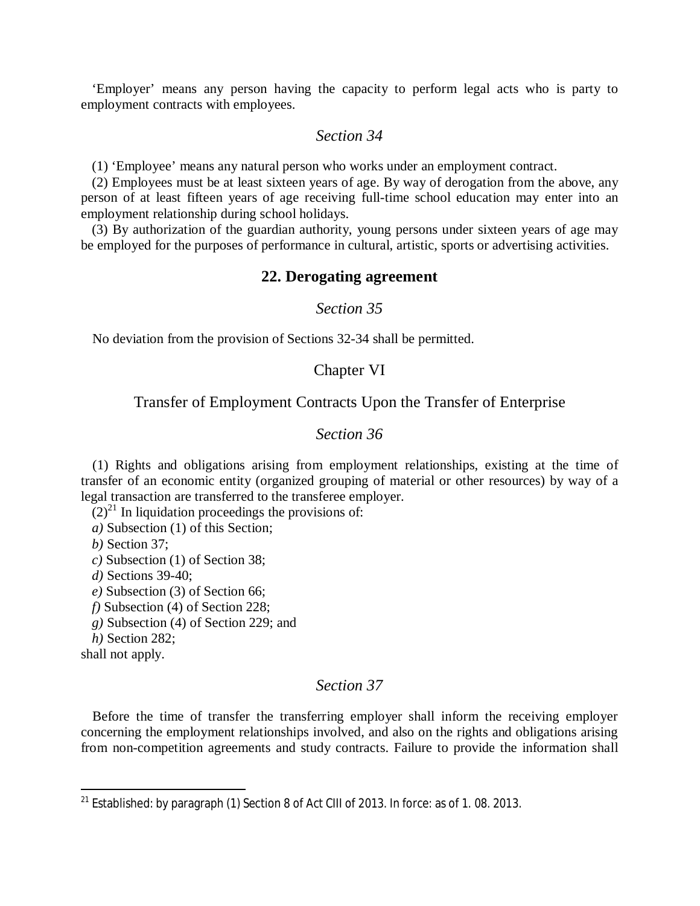'Employer' means any person having the capacity to perform legal acts who is party to employment contracts with employees.

*Section 34*

(1) 'Employee' means any natural person who works under an employment contract.

(2) Employees must be at least sixteen years of age. By way of derogation from the above, any person of at least fifteen years of age receiving full-time school education may enter into an employment relationship during school holidays.

(3) By authorization of the guardian authority, young persons under sixteen years of age may be employed for the purposes of performance in cultural, artistic, sports or advertising activities.

## 22. Derogating agreement

*Section 35*

No deviation from the provision of Sections 32-34 shall be permitted.

## Chapter VI

## Transfer of Employment Contracts Upon the Transfer of Enterprise

*Section 36*

(1) Rights and obligations arising from employment relationships, existing at the time of transfer of an economic entity (organized grouping of material or other resources) by way of a legal transaction are transferred to the transferee employer.

(2)[21] In liquidation proceedings the provisions of:

*a)* Subsection (1) of this Section;

*b)* Section 37;

*c)* Subsection (1) of Section 38;

*d)* Sections 39-40;

*e)* Subsection (3) of Section 66;

*f)* Subsection (4) of Section 228;

*g)* Subsection (4) of Section 229; and

*h)* Section 282;

shall not apply.

*Section 37*

Before the time of transfer the transferring employer shall inform the receiving employer concerning the employment relationships involved, and also on the rights and obligations arising from non-competition agreements and study contracts. Failure to provide the information shall

[21] Established: by paragraph (1) Section 8 of Act CIII of 2013. In force: as of 1. 08. 2013.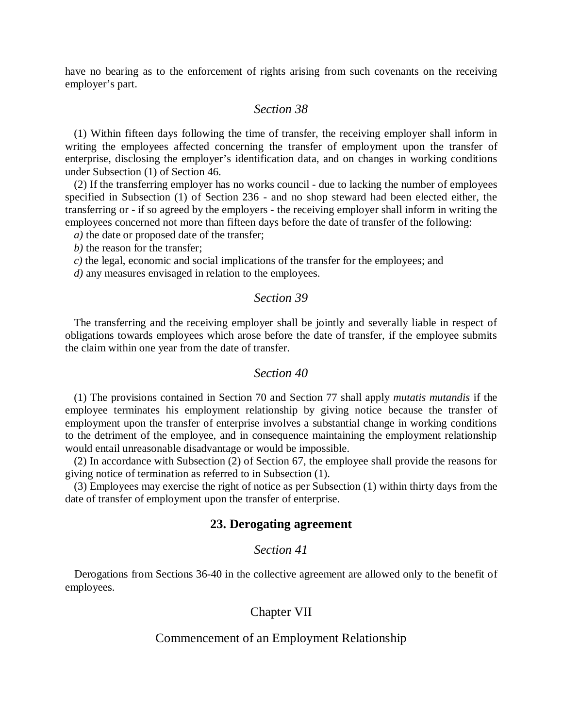have no bearing as to the enforcement of rights arising from such covenants on the receiving employer's part.

### *Section 38*

(1) Within fifteen days following the time of transfer, the receiving employer shall inform in writing the employees affected concerning the transfer of employment upon the transfer of enterprise, disclosing the employer's identification data, and on changes in working conditions under Subsection (1) of Section 46.

(2) If the transferring employer has no works council - due to lacking the number of employees specified in Subsection (1) of Section 236 - and no shop steward had been elected either, the transferring or - if so agreed by the employers - the receiving employer shall inform in writing the employees concerned not more than fifteen days before the date of transfer of the following:

*a)* the date or proposed date of the transfer;

*b)* the reason for the transfer;

*c)* the legal, economic and social implications of the transfer for the employees; and

*d)* any measures envisaged in relation to the employees.

### *Section 39*

The transferring and the receiving employer shall be jointly and severally liable in respect of obligations towards employees which arose before the date of transfer, if the employee submits the claim within one year from the date of transfer.

### *Section 40*

(1) The provisions contained in Section 70 and Section 77 shall apply *mutatis mutandis* if the employee terminates his employment relationship by giving notice because the transfer of employment upon the transfer of enterprise involves a substantial change in working conditions to the detriment of the employee, and in consequence maintaining the employment relationship would entail unreasonable disadvantage or would be impossible.

(2) In accordance with Subsection (2) of Section 67, the employee shall provide the reasons for giving notice of termination as referred to in Subsection (1).

(3) Employees may exercise the right of notice as per Subsection (1) within thirty days from the date of transfer of employment upon the transfer of enterprise.

## 23. Derogating agreement

### *Section 41*

Derogations from Sections 36-40 in the collective agreement are allowed only to the benefit of employees.

# Chapter VII

# Commencement of an Employment Relationship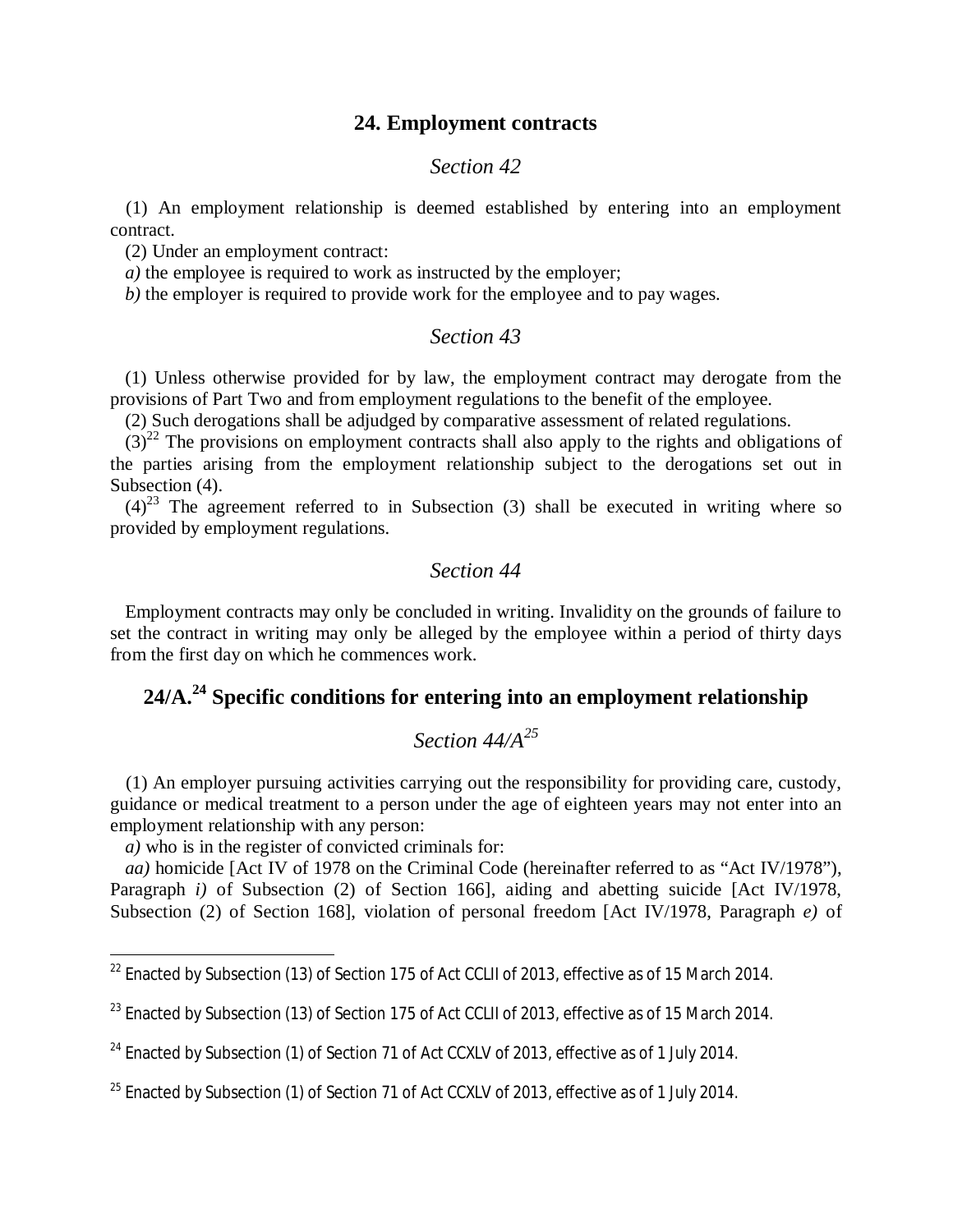## 24. Employment contracts

### *Section 42*

(1) An employment relationship is deemed established by entering into an employment contract.

(2) Under an employment contract:

*a)* the employee is required to work as instructed by the employer;

*b)* the employer is required to provide work for the employee and to pay wages.

### *Section 43*

(1) Unless otherwise provided for by law, the employment contract may derogate from the provisions of Part Two and from employment regulations to the benefit of the employee.

(2) Such derogations shall be adjudged by comparative assessment of related regulations.

(3)[22] The provisions on employment contracts shall also apply to the rights and obligations of the parties arising from the employment relationship subject to the derogations set out in Subsection (4).

(4)[23] The agreement referred to in Subsection (3) shall be executed in writing where so provided by employment regulations.

### *Section 44*

Employment contracts may only be concluded in writing. Invalidity on the grounds of failure to set the contract in writing may only be alleged by the employee within a period of thirty days from the first day on which he commences work.

## 24/A.[24] Specific conditions for entering into an employment relationship

### *Section 44/A*[25]

(1) An employer pursuing activities carrying out the responsibility for providing care, custody, guidance or medical treatment to a person under the age of eighteen years may not enter into an employment relationship with any person:

*a)* who is in the register of convicted criminals for:

*aa)* homicide [Act IV of 1978 on the Criminal Code (hereinafter referred to as “Act IV/1978”), Paragraph *i)* of Subsection (2) of Section 166], aiding and abetting suicide [Act IV/1978, Subsection (2) of Section 168], violation of personal freedom [Act IV/1978, Paragraph *e)* of

---

[22] Enacted by Subsection (13) of Section 175 of Act CCLII of 2013, effective as of 15 March 2014.

[23] Enacted by Subsection (13) of Section 175 of Act CCLII of 2013, effective as of 15 March 2014.

[24] Enacted by Subsection (1) of Section 71 of Act CCXLV of 2013, effective as of 1 July 2014.

[25] Enacted by Subsection (1) of Section 71 of Act CCXLV of 2013, effective as of 1 July 2014.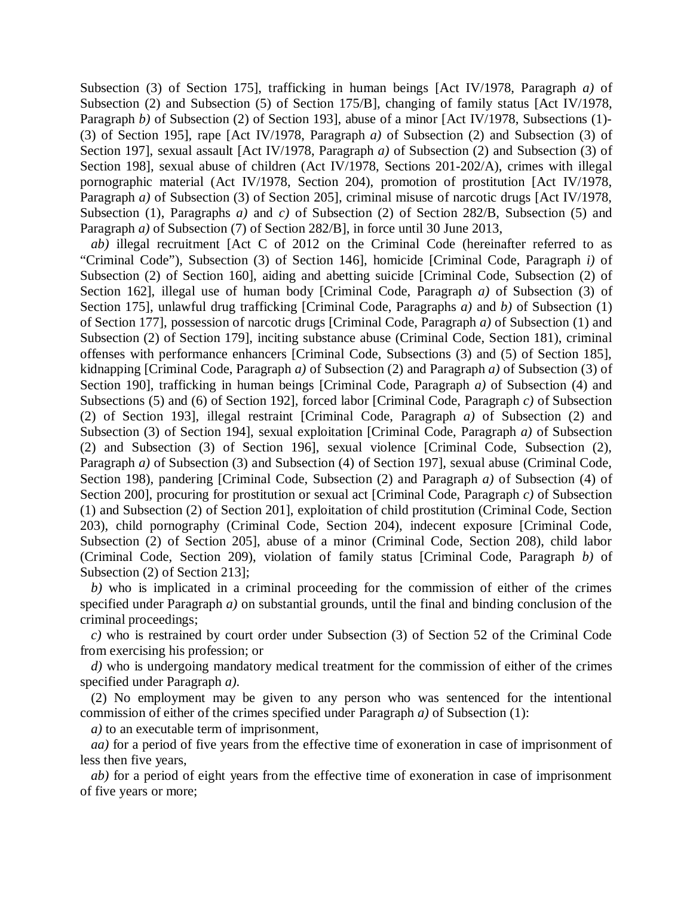Subsection (3) of Section 175], trafficking in human beings [Act IV/1978, Paragraph *a)* of Subsection (2) and Subsection (5) of Section 175/B], changing of family status [Act IV/1978, Paragraph *b)* of Subsection (2) of Section 193], abuse of a minor [Act IV/1978, Subsections (1)-(3) of Section 195], rape [Act IV/1978, Paragraph *a)* of Subsection (2) and Subsection (3) of Section 197], sexual assault [Act IV/1978, Paragraph *a)* of Subsection (2) and Subsection (3) of Section 198], sexual abuse of children (Act IV/1978, Sections 201-202/A), crimes with illegal pornographic material (Act IV/1978, Section 204), promotion of prostitution [Act IV/1978, Paragraph *a)* of Subsection (3) of Section 205], criminal misuse of narcotic drugs [Act IV/1978, Subsection (1), Paragraphs *a)* and *c)* of Subsection (2) of Section 282/B, Subsection (5) and Paragraph *a)* of Subsection (7) of Section 282/B], in force until 30 June 2013,

*ab)* illegal recruitment [Act C of 2012 on the Criminal Code (hereinafter referred to as "Criminal Code"), Subsection (3) of Section 146], homicide [Criminal Code, Paragraph *i)* of Subsection (2) of Section 160], aiding and abetting suicide [Criminal Code, Subsection (2) of Section 162], illegal use of human body [Criminal Code, Paragraph *a)* of Subsection (3) of Section 175], unlawful drug trafficking [Criminal Code, Paragraphs *a)* and *b)* of Subsection (1) of Section 177], possession of narcotic drugs [Criminal Code, Paragraph *a)* of Subsection (1) and Subsection (2) of Section 179], inciting substance abuse (Criminal Code, Section 181), criminal offenses with performance enhancers [Criminal Code, Subsections (3) and (5) of Section 185], kidnapping [Criminal Code, Paragraph *a)* of Subsection (2) and Paragraph *a)* of Subsection (3) of Section 190], trafficking in human beings [Criminal Code, Paragraph *a)* of Subsection (4) and Subsections (5) and (6) of Section 192], forced labor [Criminal Code, Paragraph *c)* of Subsection (2) of Section 193], illegal restraint [Criminal Code, Paragraph *a)* of Subsection (2) and Subsection (3) of Section 194], sexual exploitation [Criminal Code, Paragraph *a)* of Subsection (2) and Subsection (3) of Section 196], sexual violence [Criminal Code, Subsection (2), Paragraph *a)* of Subsection (3) and Subsection (4) of Section 197], sexual abuse (Criminal Code, Section 198), pandering [Criminal Code, Subsection (2) and Paragraph *a)* of Subsection (4) of Section 200], procuring for prostitution or sexual act [Criminal Code, Paragraph *c)* of Subsection (1) and Subsection (2) of Section 201], exploitation of child prostitution (Criminal Code, Section 203), child pornography (Criminal Code, Section 204), indecent exposure [Criminal Code, Subsection (2) of Section 205], abuse of a minor (Criminal Code, Section 208), child labor (Criminal Code, Section 209), violation of family status [Criminal Code, Paragraph *b)* of Subsection (2) of Section 213];

*b)* who is implicated in a criminal proceeding for the commission of either of the crimes specified under Paragraph *a)* on substantial grounds, until the final and binding conclusion of the criminal proceedings;

*c)* who is restrained by court order under Subsection (3) of Section 52 of the Criminal Code from exercising his profession; or

*d)* who is undergoing mandatory medical treatment for the commission of either of the crimes specified under Paragraph *a)*.

(2) No employment may be given to any person who was sentenced for the intentional commission of either of the crimes specified under Paragraph *a)* of Subsection (1):

*a)* to an executable term of imprisonment,

*aa)* for a period of five years from the effective time of exoneration in case of imprisonment of less then five years,

*ab)* for a period of eight years from the effective time of exoneration in case of imprisonment of five years or more;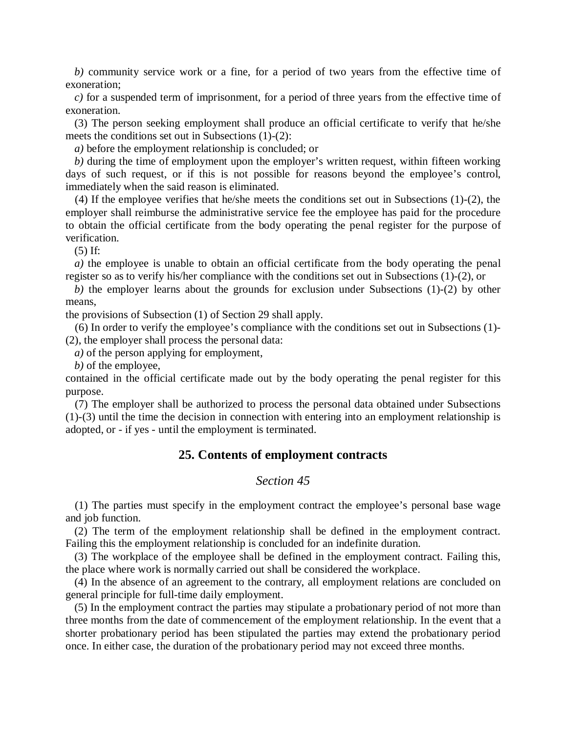*b)* community service work or a fine, for a period of two years from the effective time of exoneration;

*c)* for a suspended term of imprisonment, for a period of three years from the effective time of exoneration.

(3) The person seeking employment shall produce an official certificate to verify that he/she meets the conditions set out in Subsections (1)-(2):

*a)* before the employment relationship is concluded; or

*b)* during the time of employment upon the employer's written request, within fifteen working days of such request, or if this is not possible for reasons beyond the employee's control, immediately when the said reason is eliminated.

(4) If the employee verifies that he/she meets the conditions set out in Subsections (1)-(2), the employer shall reimburse the administrative service fee the employee has paid for the procedure to obtain the official certificate from the body operating the penal register for the purpose of verification.

(5) If:

*a)* the employee is unable to obtain an official certificate from the body operating the penal register so as to verify his/her compliance with the conditions set out in Subsections (1)-(2), or

*b)* the employer learns about the grounds for exclusion under Subsections (1)-(2) by other means,

the provisions of Subsection (1) of Section 29 shall apply.

(6) In order to verify the employee's compliance with the conditions set out in Subsections (1)-(2), the employer shall process the personal data:

*a)* of the person applying for employment,

*b)* of the employee,

contained in the official certificate made out by the body operating the penal register for this purpose.

(7) The employer shall be authorized to process the personal data obtained under Subsections (1)-(3) until the time the decision in connection with entering into an employment relationship is adopted, or - if yes - until the employment is terminated.

## 25. Contents of employment contracts

### *Section 45*

(1) The parties must specify in the employment contract the employee's personal base wage and job function.

(2) The term of the employment relationship shall be defined in the employment contract. Failing this the employment relationship is concluded for an indefinite duration.

(3) The workplace of the employee shall be defined in the employment contract. Failing this, the place where work is normally carried out shall be considered the workplace.

(4) In the absence of an agreement to the contrary, all employment relations are concluded on general principle for full-time daily employment.

(5) In the employment contract the parties may stipulate a probationary period of not more than three months from the date of commencement of the employment relationship. In the event that a shorter probationary period has been stipulated the parties may extend the probationary period once. In either case, the duration of the probationary period may not exceed three months.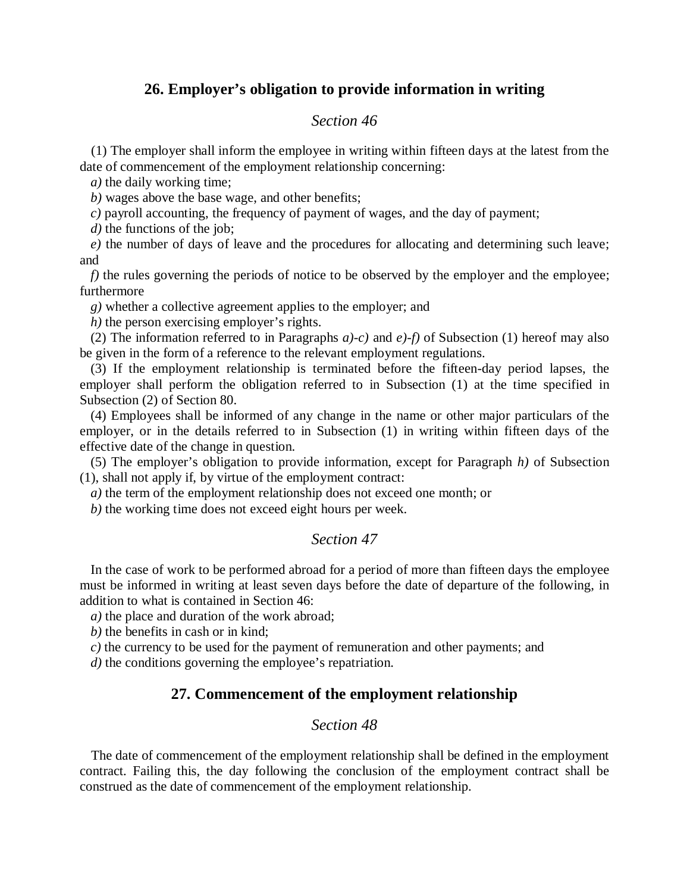## 26. Employer's obligation to provide information in writing

### *Section 46*

(1) The employer shall inform the employee in writing within fifteen days at the latest from the date of commencement of the employment relationship concerning:

*a)* the daily working time;

*b)* wages above the base wage, and other benefits;

*c)* payroll accounting, the frequency of payment of wages, and the day of payment;

*d)* the functions of the job;

*e)* the number of days of leave and the procedures for allocating and determining such leave; and

*f)* the rules governing the periods of notice to be observed by the employer and the employee; furthermore

*g)* whether a collective agreement applies to the employer; and

*h)* the person exercising employer's rights.

(2) The information referred to in Paragraphs *a)-c)* and *e)-f)* of Subsection (1) hereof may also be given in the form of a reference to the relevant employment regulations.

(3) If the employment relationship is terminated before the fifteen-day period lapses, the employer shall perform the obligation referred to in Subsection (1) at the time specified in Subsection (2) of Section 80.

(4) Employees shall be informed of any change in the name or other major particulars of the employer, or in the details referred to in Subsection (1) in writing within fifteen days of the effective date of the change in question.

(5) The employer's obligation to provide information, except for Paragraph *h)* of Subsection (1), shall not apply if, by virtue of the employment contract:

*a)* the term of the employment relationship does not exceed one month; or

*b)* the working time does not exceed eight hours per week.

### *Section 47*

In the case of work to be performed abroad for a period of more than fifteen days the employee must be informed in writing at least seven days before the date of departure of the following, in addition to what is contained in Section 46:

*a)* the place and duration of the work abroad;

*b)* the benefits in cash or in kind;

*c)* the currency to be used for the payment of remuneration and other payments; and

*d)* the conditions governing the employee's repatriation.

## 27. Commencement of the employment relationship

### *Section 48*

The date of commencement of the employment relationship shall be defined in the employment contract. Failing this, the day following the conclusion of the employment contract shall be construed as the date of commencement of the employment relationship.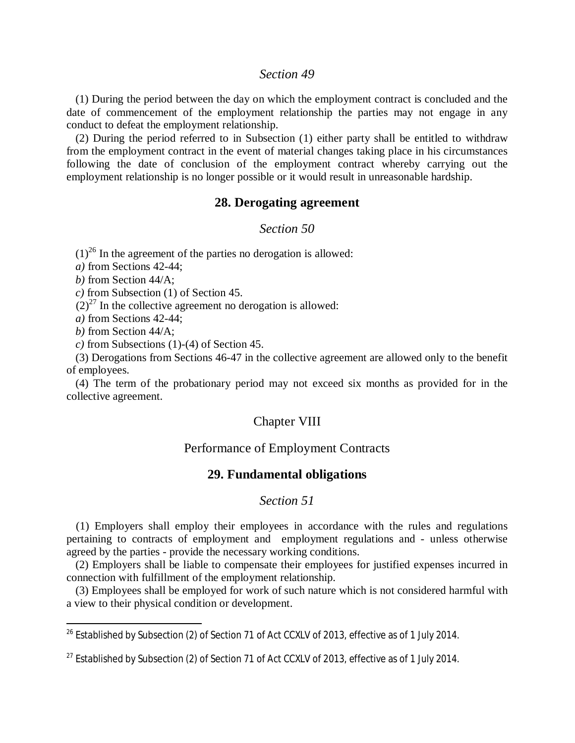*Section 49*

(1) During the period between the day on which the employment contract is concluded and the date of commencement of the employment relationship the parties may not engage in any conduct to defeat the employment relationship.

(2) During the period referred to in Subsection (1) either party shall be entitled to withdraw from the employment contract in the event of material changes taking place in his circumstances following the date of conclusion of the employment contract whereby carrying out the employment relationship is no longer possible or it would result in unreasonable hardship.

## 28. Derogating agreement

*Section 50*

(1)[26] In the agreement of the parties no derogation is allowed:

*a)* from Sections 42-44;

*b)* from Section 44/A;

*c)* from Subsection (1) of Section 45.

(2)[27] In the collective agreement no derogation is allowed:

*a)* from Sections 42-44;

*b)* from Section 44/A;

*c)* from Subsections (1)-(4) of Section 45.

(3) Derogations from Sections 46-47 in the collective agreement are allowed only to the benefit of employees.

(4) The term of the probationary period may not exceed six months as provided for in the collective agreement.

# Chapter VIII

# Performance of Employment Contracts

## 29. Fundamental obligations

*Section 51*

(1) Employers shall employ their employees in accordance with the rules and regulations pertaining to contracts of employment and employment regulations and - unless otherwise agreed by the parties - provide the necessary working conditions.

(2) Employers shall be liable to compensate their employees for justified expenses incurred in connection with fulfillment of the employment relationship.

(3) Employees shall be employed for work of such nature which is not considered harmful with a view to their physical condition or development.

---

[26] Established by Subsection (2) of Section 71 of Act CCXLV of 2013, effective as of 1 July 2014.

[27] Established by Subsection (2) of Section 71 of Act CCXLV of 2013, effective as of 1 July 2014.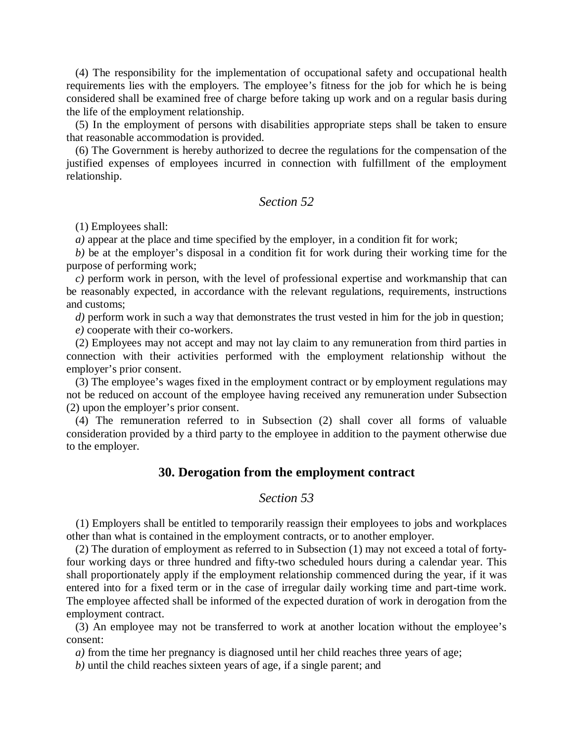(4) The responsibility for the implementation of occupational safety and occupational health requirements lies with the employers. The employee's fitness for the job for which he is being considered shall be examined free of charge before taking up work and on a regular basis during the life of the employment relationship.

(5) In the employment of persons with disabilities appropriate steps shall be taken to ensure that reasonable accommodation is provided.

(6) The Government is hereby authorized to decree the regulations for the compensation of the justified expenses of employees incurred in connection with fulfillment of the employment relationship.

*Section 52*

(1) Employees shall:

*a)* appear at the place and time specified by the employer, in a condition fit for work;

*b)* be at the employer's disposal in a condition fit for work during their working time for the purpose of performing work;

*c)* perform work in person, with the level of professional expertise and workmanship that can be reasonably expected, in accordance with the relevant regulations, requirements, instructions and customs;

*d)* perform work in such a way that demonstrates the trust vested in him for the job in question;

*e)* cooperate with their co-workers.

(2) Employees may not accept and may not lay claim to any remuneration from third parties in connection with their activities performed with the employment relationship without the employer's prior consent.

(3) The employee's wages fixed in the employment contract or by employment regulations may not be reduced on account of the employee having received any remuneration under Subsection (2) upon the employer's prior consent.

(4) The remuneration referred to in Subsection (2) shall cover all forms of valuable consideration provided by a third party to the employee in addition to the payment otherwise due to the employer.

## 30. Derogation from the employment contract

*Section 53*

(1) Employers shall be entitled to temporarily reassign their employees to jobs and workplaces other than what is contained in the employment contracts, or to another employer.

(2) The duration of employment as referred to in Subsection (1) may not exceed a total of forty-four working days or three hundred and fifty-two scheduled hours during a calendar year. This shall proportionately apply if the employment relationship commenced during the year, if it was entered into for a fixed term or in the case of irregular daily working time and part-time work. The employee affected shall be informed of the expected duration of work in derogation from the employment contract.

(3) An employee may not be transferred to work at another location without the employee's consent:

*a)* from the time her pregnancy is diagnosed until her child reaches three years of age;

*b)* until the child reaches sixteen years of age, if a single parent; and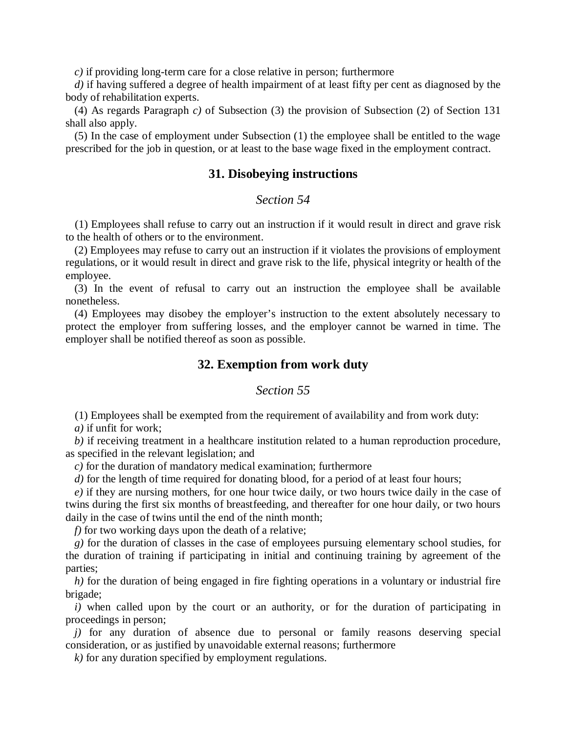*c)* if providing long-term care for a close relative in person; furthermore

*d)* if having suffered a degree of health impairment of at least fifty per cent as diagnosed by the body of rehabilitation experts.

(4) As regards Paragraph *c)* of Subsection (3) the provision of Subsection (2) of Section 131 shall also apply.

(5) In the case of employment under Subsection (1) the employee shall be entitled to the wage prescribed for the job in question, or at least to the base wage fixed in the employment contract.

## 31. Disobeying instructions

### *Section 54*

(1) Employees shall refuse to carry out an instruction if it would result in direct and grave risk to the health of others or to the environment.

(2) Employees may refuse to carry out an instruction if it violates the provisions of employment regulations, or it would result in direct and grave risk to the life, physical integrity or health of the employee.

(3) In the event of refusal to carry out an instruction the employee shall be available nonetheless.

(4) Employees may disobey the employer's instruction to the extent absolutely necessary to protect the employer from suffering losses, and the employer cannot be warned in time. The employer shall be notified thereof as soon as possible.

## 32. Exemption from work duty

### *Section 55*

(1) Employees shall be exempted from the requirement of availability and from work duty:

*a)* if unfit for work;

*b)* if receiving treatment in a healthcare institution related to a human reproduction procedure, as specified in the relevant legislation; and

*c)* for the duration of mandatory medical examination; furthermore

*d)* for the length of time required for donating blood, for a period of at least four hours;

*e)* if they are nursing mothers, for one hour twice daily, or two hours twice daily in the case of twins during the first six months of breastfeeding, and thereafter for one hour daily, or two hours daily in the case of twins until the end of the ninth month;

*f)* for two working days upon the death of a relative;

*g)* for the duration of classes in the case of employees pursuing elementary school studies, for the duration of training if participating in initial and continuing training by agreement of the parties;

*h)* for the duration of being engaged in fire fighting operations in a voluntary or industrial fire brigade;

*i)* when called upon by the court or an authority, or for the duration of participating in proceedings in person;

*j)* for any duration of absence due to personal or family reasons deserving special consideration, or as justified by unavoidable external reasons; furthermore

*k)* for any duration specified by employment regulations.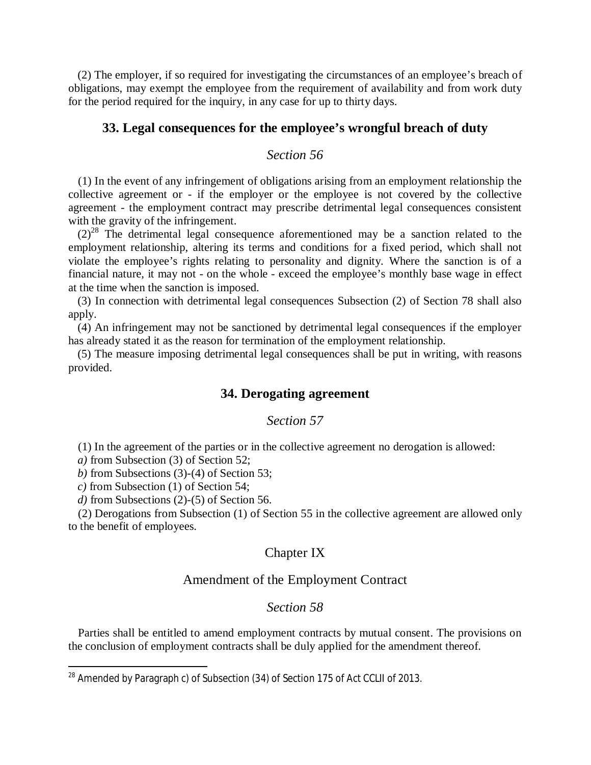(2) The employer, if so required for investigating the circumstances of an employee's breach of obligations, may exempt the employee from the requirement of availability and from work duty for the period required for the inquiry, in any case for up to thirty days.

## 33. Legal consequences for the employee's wrongful breach of duty

### *Section 56*

(1) In the event of any infringement of obligations arising from an employment relationship the collective agreement or - if the employer or the employee is not covered by the collective agreement - the employment contract may prescribe detrimental legal consequences consistent with the gravity of the infringement.

(2)[28] The detrimental legal consequence aforementioned may be a sanction related to the employment relationship, altering its terms and conditions for a fixed period, which shall not violate the employee's rights relating to personality and dignity. Where the sanction is of a financial nature, it may not - on the whole - exceed the employee's monthly base wage in effect at the time when the sanction is imposed.

(3) In connection with detrimental legal consequences Subsection (2) of Section 78 shall also apply.

(4) An infringement may not be sanctioned by detrimental legal consequences if the employer has already stated it as the reason for termination of the employment relationship.

(5) The measure imposing detrimental legal consequences shall be put in writing, with reasons provided.

## 34. Derogating agreement

### *Section 57*

(1) In the agreement of the parties or in the collective agreement no derogation is allowed:

*a)* from Subsection (3) of Section 52;

*b)* from Subsections (3)-(4) of Section 53;

*c)* from Subsection (1) of Section 54;

*d)* from Subsections (2)-(5) of Section 56.

(2) Derogations from Subsection (1) of Section 55 in the collective agreement are allowed only to the benefit of employees.

## Chapter IX

## Amendment of the Employment Contract

### *Section 58*

Parties shall be entitled to amend employment contracts by mutual consent. The provisions on the conclusion of employment contracts shall be duly applied for the amendment thereof.

---

[28] Amended by Paragraph c) of Subsection (34) of Section 175 of Act CCLII of 2013.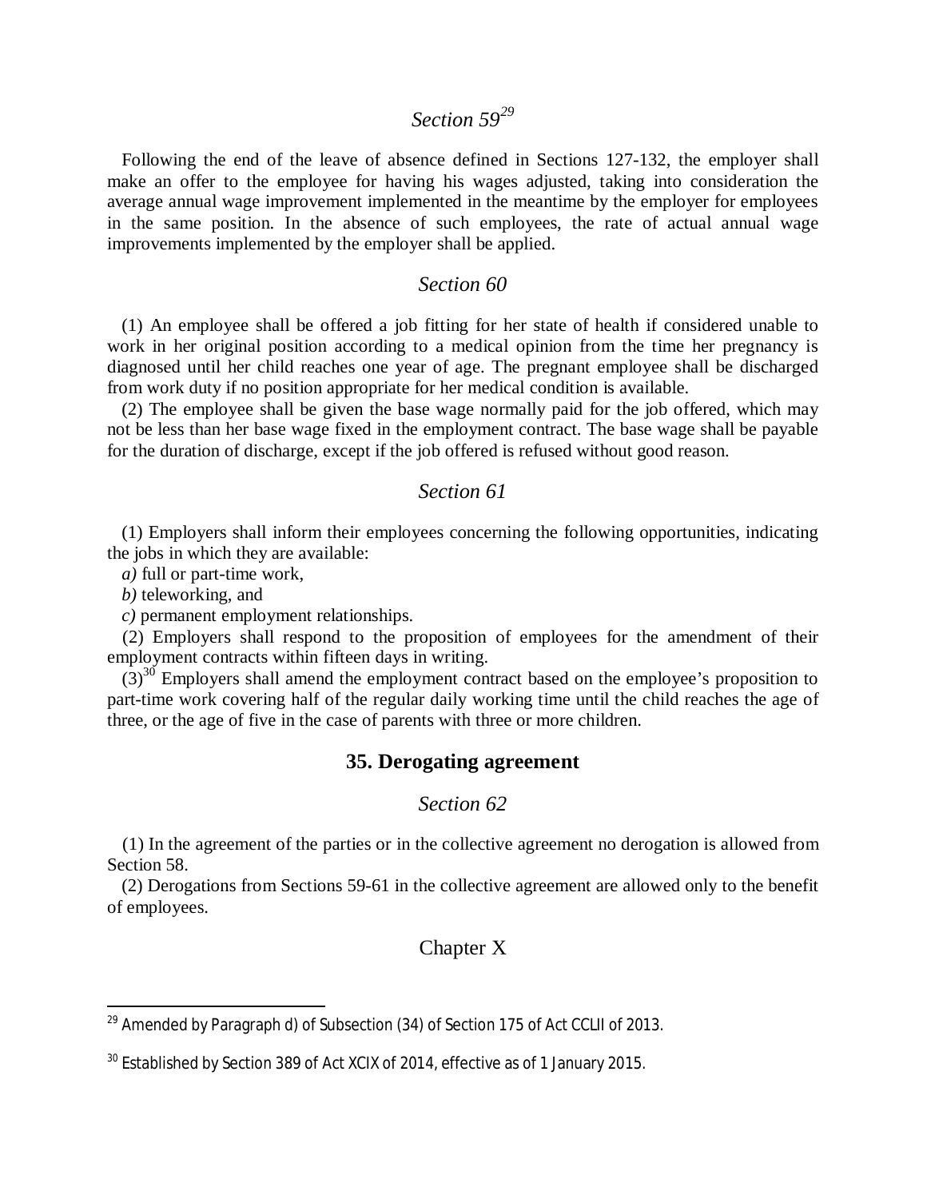### *Section 59*[29]

Following the end of the leave of absence defined in Sections 127-132, the employer shall make an offer to the employee for having his wages adjusted, taking into consideration the average annual wage improvement implemented in the meantime by the employer for employees in the same position. In the absence of such employees, the rate of actual annual wage improvements implemented by the employer shall be applied.

### *Section 60*

(1) An employee shall be offered a job fitting for her state of health if considered unable to work in her original position according to a medical opinion from the time her pregnancy is diagnosed until her child reaches one year of age. The pregnant employee shall be discharged from work duty if no position appropriate for her medical condition is available.

(2) The employee shall be given the base wage normally paid for the job offered, which may not be less than her base wage fixed in the employment contract. The base wage shall be payable for the duration of discharge, except if the job offered is refused without good reason.

### *Section 61*

(1) Employers shall inform their employees concerning the following opportunities, indicating the jobs in which they are available:

*a)* full or part-time work,

*b)* teleworking, and

*c)* permanent employment relationships.

(2) Employers shall respond to the proposition of employees for the amendment of their employment contracts within fifteen days in writing.

(3)[30] Employers shall amend the employment contract based on the employee's proposition to part-time work covering half of the regular daily working time until the child reaches the age of three, or the age of five in the case of parents with three or more children.

## 35. Derogating agreement

### *Section 62*

(1) In the agreement of the parties or in the collective agreement no derogation is allowed from Section 58.

(2) Derogations from Sections 59-61 in the collective agreement are allowed only to the benefit of employees.

## Chapter X

---

[29] Amended by Paragraph d) of Subsection (34) of Section 175 of Act CCLII of 2013.

[30] Established by Section 389 of Act XCIX of 2014, effective as of 1 January 2015.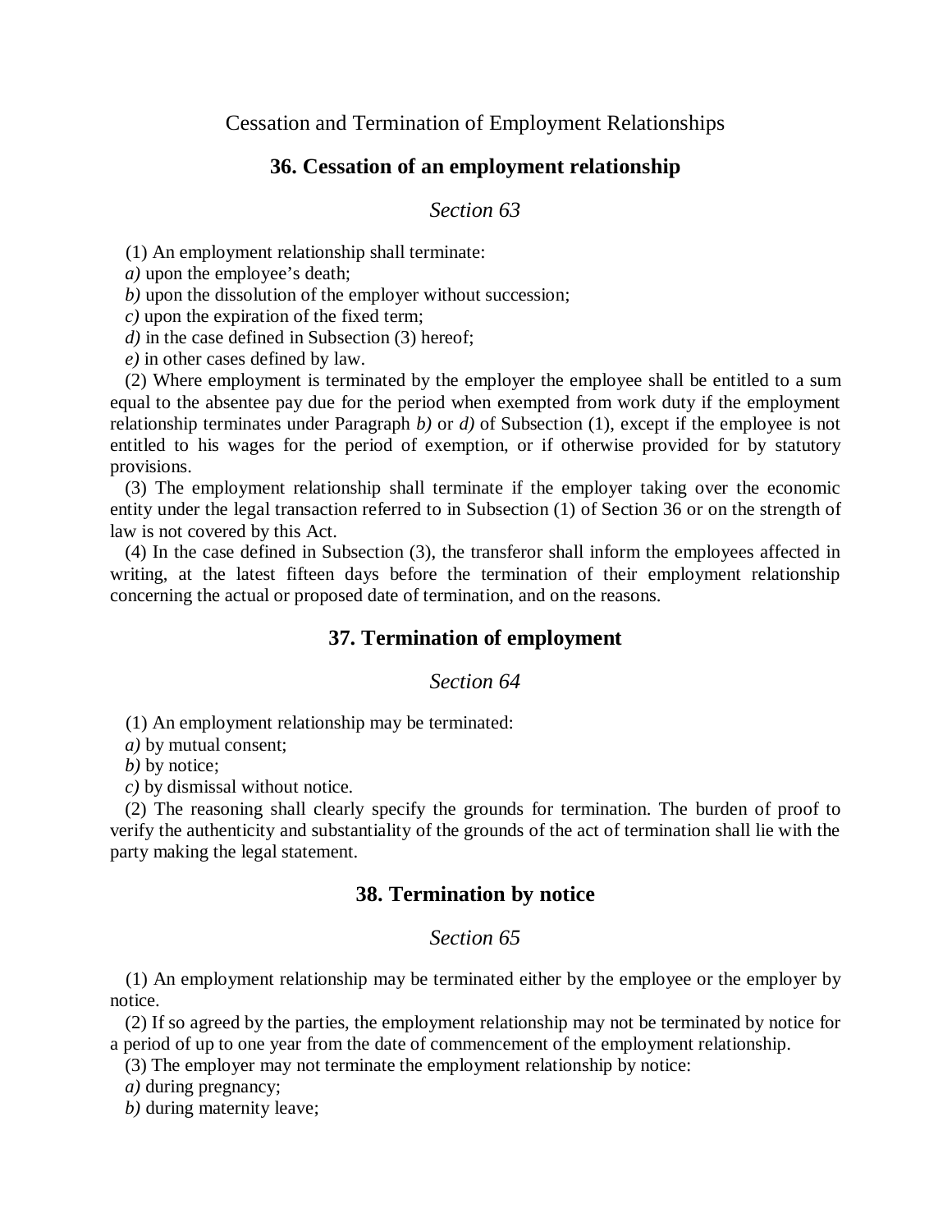## Cessation and Termination of Employment Relationships

### 36. Cessation of an employment relationship

*Section 63*

(1) An employment relationship shall terminate:

*a)* upon the employee's death;

*b)* upon the dissolution of the employer without succession;

*c)* upon the expiration of the fixed term;

*d)* in the case defined in Subsection (3) hereof;

*e)* in other cases defined by law.

(2) Where employment is terminated by the employer the employee shall be entitled to a sum equal to the absentee pay due for the period when exempted from work duty if the employment relationship terminates under Paragraph *b)* or *d)* of Subsection (1), except if the employee is not entitled to his wages for the period of exemption, or if otherwise provided for by statutory provisions.

(3) The employment relationship shall terminate if the employer taking over the economic entity under the legal transaction referred to in Subsection (1) of Section 36 or on the strength of law is not covered by this Act.

(4) In the case defined in Subsection (3), the transferor shall inform the employees affected in writing, at the latest fifteen days before the termination of their employment relationship concerning the actual or proposed date of termination, and on the reasons.

### 37. Termination of employment

*Section 64*

(1) An employment relationship may be terminated:

*a)* by mutual consent;

*b)* by notice;

*c)* by dismissal without notice.

(2) The reasoning shall clearly specify the grounds for termination. The burden of proof to verify the authenticity and substantiality of the grounds of the act of termination shall lie with the party making the legal statement.

### 38. Termination by notice

*Section 65*

(1) An employment relationship may be terminated either by the employee or the employer by notice.

(2) If so agreed by the parties, the employment relationship may not be terminated by notice for a period of up to one year from the date of commencement of the employment relationship.

(3) The employer may not terminate the employment relationship by notice:

*a)* during pregnancy;

*b)* during maternity leave;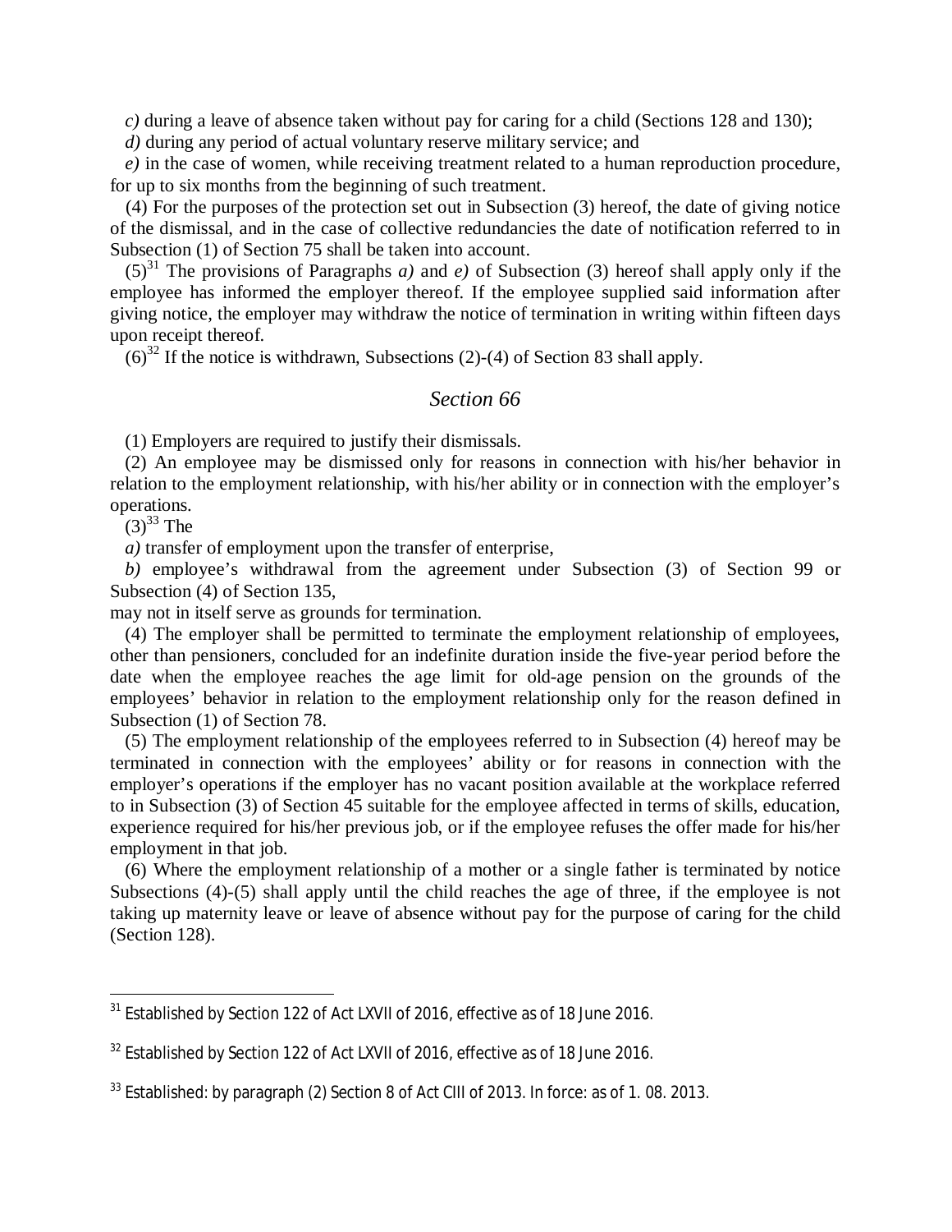*c)* during a leave of absence taken without pay for caring for a child (Sections 128 and 130);

*d)* during any period of actual voluntary reserve military service; and

*e)* in the case of women, while receiving treatment related to a human reproduction procedure, for up to six months from the beginning of such treatment.

(4) For the purposes of the protection set out in Subsection (3) hereof, the date of giving notice of the dismissal, and in the case of collective redundancies the date of notification referred to in Subsection (1) of Section 75 shall be taken into account.

(5)[31] The provisions of Paragraphs *a)* and *e)* of Subsection (3) hereof shall apply only if the employee has informed the employer thereof. If the employee supplied said information after giving notice, the employer may withdraw the notice of termination in writing within fifteen days upon receipt thereof.

(6)[32] If the notice is withdrawn, Subsections (2)-(4) of Section 83 shall apply.

## *Section 66*

(1) Employers are required to justify their dismissals.

(2) An employee may be dismissed only for reasons in connection with his/her behavior in relation to the employment relationship, with his/her ability or in connection with the employer's operations.

(3)[33] The

*a)* transfer of employment upon the transfer of enterprise,

*b)* employee's withdrawal from the agreement under Subsection (3) of Section 99 or Subsection (4) of Section 135,

may not in itself serve as grounds for termination.

(4) The employer shall be permitted to terminate the employment relationship of employees, other than pensioners, concluded for an indefinite duration inside the five-year period before the date when the employee reaches the age limit for old-age pension on the grounds of the employees' behavior in relation to the employment relationship only for the reason defined in Subsection (1) of Section 78.

(5) The employment relationship of the employees referred to in Subsection (4) hereof may be terminated in connection with the employees' ability or for reasons in connection with the employer's operations if the employer has no vacant position available at the workplace referred to in Subsection (3) of Section 45 suitable for the employee affected in terms of skills, education, experience required for his/her previous job, or if the employee refuses the offer made for his/her employment in that job.

(6) Where the employment relationship of a mother or a single father is terminated by notice Subsections (4)-(5) shall apply until the child reaches the age of three, if the employee is not taking up maternity leave or leave of absence without pay for the purpose of caring for the child (Section 128).

---

[31] Established by Section 122 of Act LXVII of 2016, effective as of 18 June 2016.

[32] Established by Section 122 of Act LXVII of 2016, effective as of 18 June 2016.

[33] Established: by paragraph (2) Section 8 of Act CIII of 2013. In force: as of 1. 08. 2013.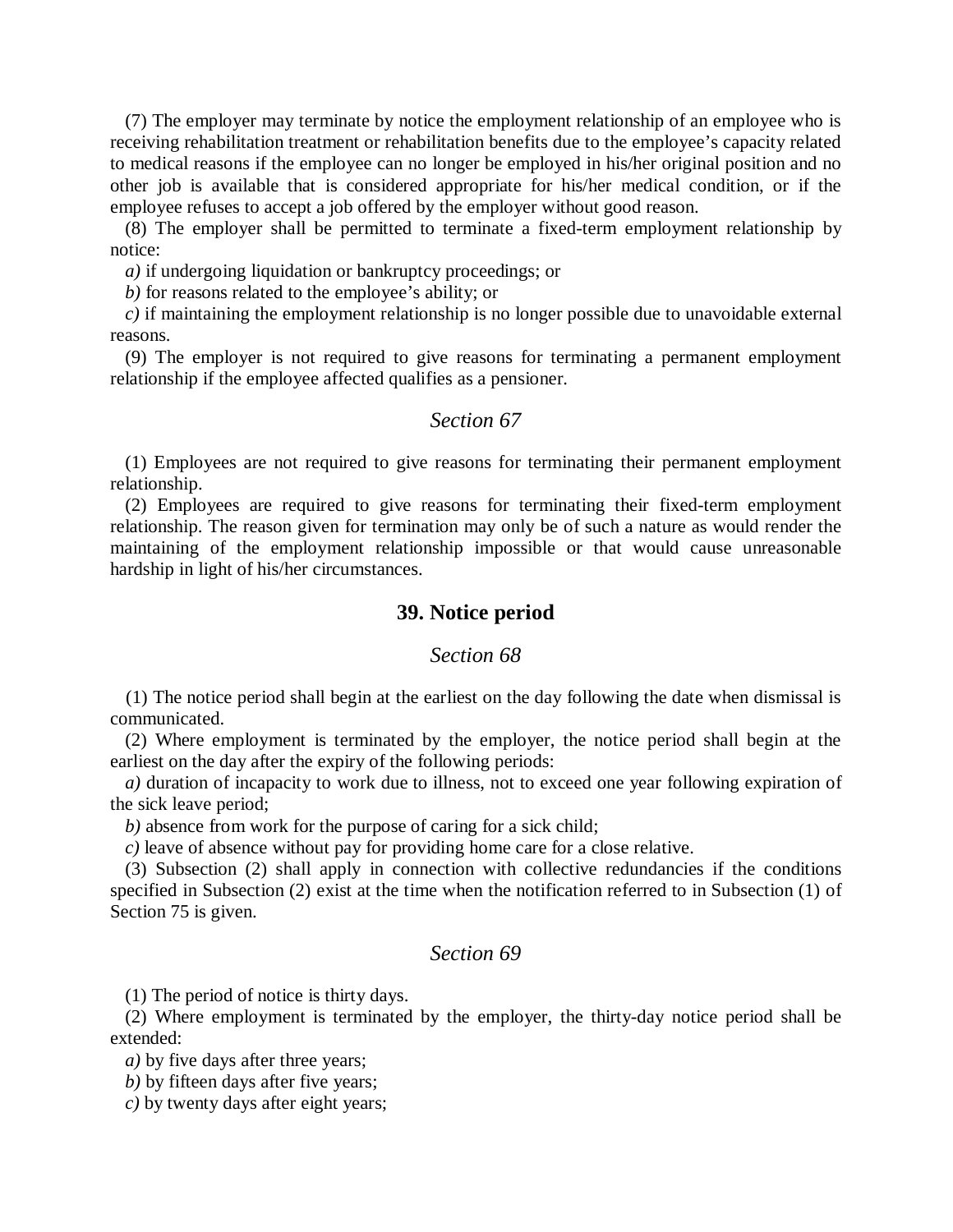(7) The employer may terminate by notice the employment relationship of an employee who is receiving rehabilitation treatment or rehabilitation benefits due to the employee's capacity related to medical reasons if the employee can no longer be employed in his/her original position and no other job is available that is considered appropriate for his/her medical condition, or if the employee refuses to accept a job offered by the employer without good reason.

(8) The employer shall be permitted to terminate a fixed-term employment relationship by notice:

*a)* if undergoing liquidation or bankruptcy proceedings; or

*b)* for reasons related to the employee's ability; or

*c)* if maintaining the employment relationship is no longer possible due to unavoidable external reasons.

(9) The employer is not required to give reasons for terminating a permanent employment relationship if the employee affected qualifies as a pensioner.

### *Section 67*

(1) Employees are not required to give reasons for terminating their permanent employment relationship.

(2) Employees are required to give reasons for terminating their fixed-term employment relationship. The reason given for termination may only be of such a nature as would render the maintaining of the employment relationship impossible or that would cause unreasonable hardship in light of his/her circumstances.

## 39. Notice period

### *Section 68*

(1) The notice period shall begin at the earliest on the day following the date when dismissal is communicated.

(2) Where employment is terminated by the employer, the notice period shall begin at the earliest on the day after the expiry of the following periods:

*a)* duration of incapacity to work due to illness, not to exceed one year following expiration of the sick leave period;

*b)* absence from work for the purpose of caring for a sick child;

*c)* leave of absence without pay for providing home care for a close relative.

(3) Subsection (2) shall apply in connection with collective redundancies if the conditions specified in Subsection (2) exist at the time when the notification referred to in Subsection (1) of Section 75 is given.

### *Section 69*

(1) The period of notice is thirty days.

(2) Where employment is terminated by the employer, the thirty-day notice period shall be extended:

*a)* by five days after three years;

*b)* by fifteen days after five years;

*c)* by twenty days after eight years;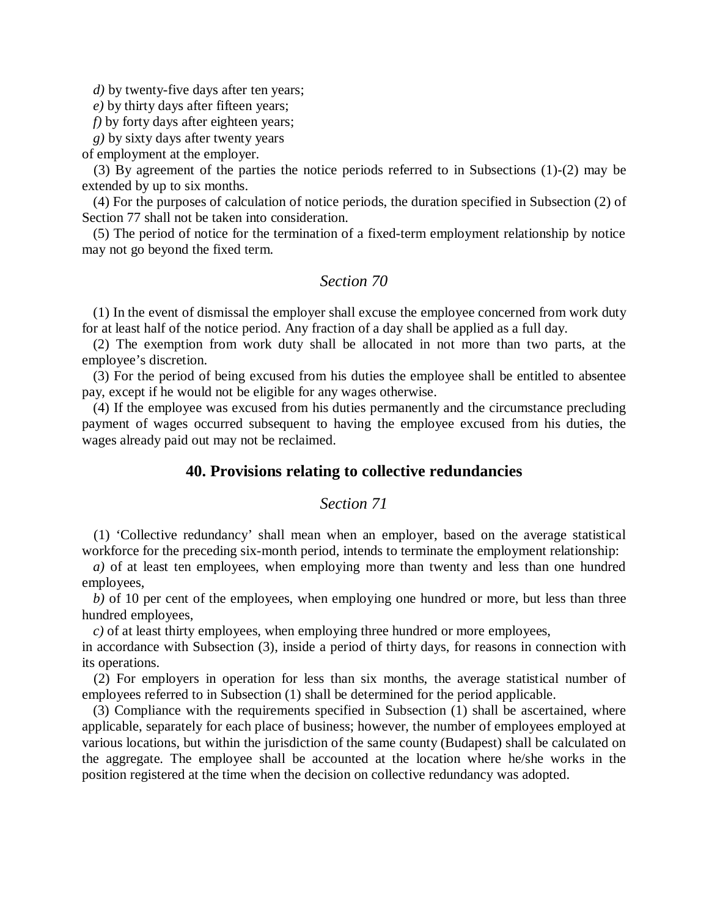*d)* by twenty-five days after ten years;

*e)* by thirty days after fifteen years;

*f)* by forty days after eighteen years;

*g)* by sixty days after twenty years

of employment at the employer.

(3) By agreement of the parties the notice periods referred to in Subsections (1)-(2) may be extended by up to six months.

(4) For the purposes of calculation of notice periods, the duration specified in Subsection (2) of Section 77 shall not be taken into consideration.

(5) The period of notice for the termination of a fixed-term employment relationship by notice may not go beyond the fixed term.

### *Section 70*

(1) In the event of dismissal the employer shall excuse the employee concerned from work duty for at least half of the notice period. Any fraction of a day shall be applied as a full day.

(2) The exemption from work duty shall be allocated in not more than two parts, at the employee's discretion.

(3) For the period of being excused from his duties the employee shall be entitled to absentee pay, except if he would not be eligible for any wages otherwise.

(4) If the employee was excused from his duties permanently and the circumstance precluding payment of wages occurred subsequent to having the employee excused from his duties, the wages already paid out may not be reclaimed.

## 40. Provisions relating to collective redundancies

### *Section 71*

(1) 'Collective redundancy' shall mean when an employer, based on the average statistical workforce for the preceding six-month period, intends to terminate the employment relationship:

*a)* of at least ten employees, when employing more than twenty and less than one hundred employees,

*b)* of 10 per cent of the employees, when employing one hundred or more, but less than three hundred employees,

*c)* of at least thirty employees, when employing three hundred or more employees,

in accordance with Subsection (3), inside a period of thirty days, for reasons in connection with its operations.

(2) For employers in operation for less than six months, the average statistical number of employees referred to in Subsection (1) shall be determined for the period applicable.

(3) Compliance with the requirements specified in Subsection (1) shall be ascertained, where applicable, separately for each place of business; however, the number of employees employed at various locations, but within the jurisdiction of the same county (Budapest) shall be calculated on the aggregate. The employee shall be accounted at the location where he/she works in the position registered at the time when the decision on collective redundancy was adopted.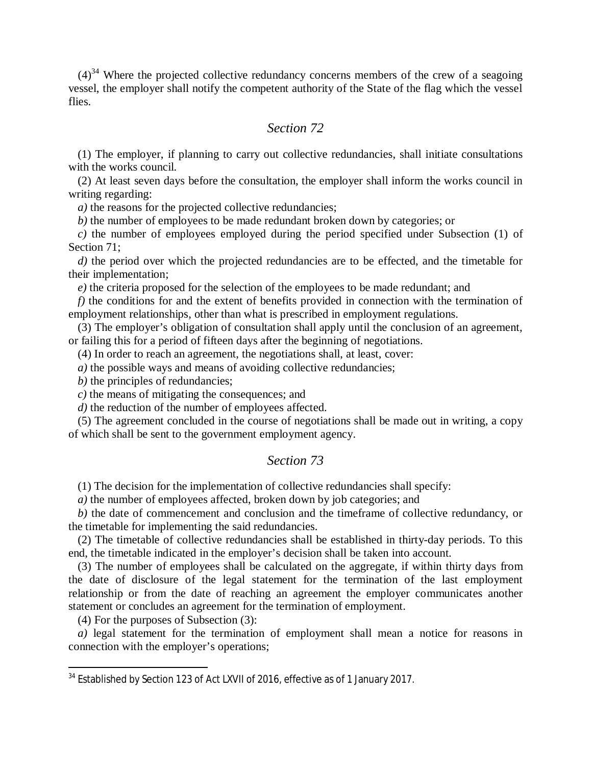(4)[34] Where the projected collective redundancy concerns members of the crew of a seagoing vessel, the employer shall notify the competent authority of the State of the flag which the vessel flies.

## *Section 72*

(1) The employer, if planning to carry out collective redundancies, shall initiate consultations with the works council.

(2) At least seven days before the consultation, the employer shall inform the works council in writing regarding:

*a)* the reasons for the projected collective redundancies;

*b)* the number of employees to be made redundant broken down by categories; or

*c)* the number of employees employed during the period specified under Subsection (1) of Section 71;

*d)* the period over which the projected redundancies are to be effected, and the timetable for their implementation;

*e)* the criteria proposed for the selection of the employees to be made redundant; and

*f)* the conditions for and the extent of benefits provided in connection with the termination of employment relationships, other than what is prescribed in employment regulations.

(3) The employer's obligation of consultation shall apply until the conclusion of an agreement, or failing this for a period of fifteen days after the beginning of negotiations.

(4) In order to reach an agreement, the negotiations shall, at least, cover:

*a)* the possible ways and means of avoiding collective redundancies;

*b)* the principles of redundancies;

*c)* the means of mitigating the consequences; and

*d)* the reduction of the number of employees affected.

(5) The agreement concluded in the course of negotiations shall be made out in writing, a copy of which shall be sent to the government employment agency.

## *Section 73*

(1) The decision for the implementation of collective redundancies shall specify:

*a)* the number of employees affected, broken down by job categories; and

*b)* the date of commencement and conclusion and the timeframe of collective redundancy, or the timetable for implementing the said redundancies.

(2) The timetable of collective redundancies shall be established in thirty-day periods. To this end, the timetable indicated in the employer's decision shall be taken into account.

(3) The number of employees shall be calculated on the aggregate, if within thirty days from the date of disclosure of the legal statement for the termination of the last employment relationship or from the date of reaching an agreement the employer communicates another statement or concludes an agreement for the termination of employment.

(4) For the purposes of Subsection (3):

*a)* legal statement for the termination of employment shall mean a notice for reasons in connection with the employer's operations;

---

[34] Established by Section 123 of Act LXVII of 2016, effective as of 1 January 2017.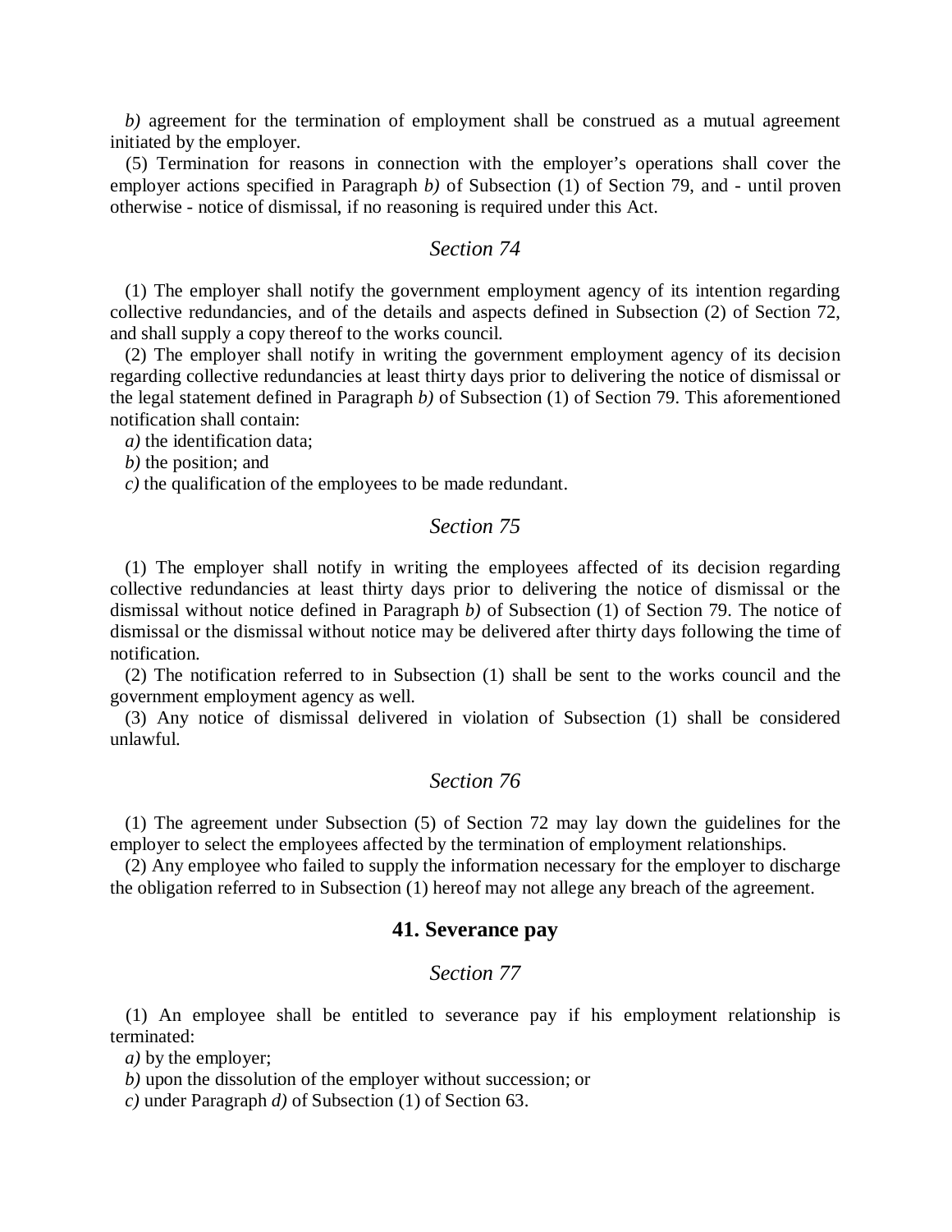*b)* agreement for the termination of employment shall be construed as a mutual agreement initiated by the employer.

(5) Termination for reasons in connection with the employer's operations shall cover the employer actions specified in Paragraph *b)* of Subsection (1) of Section 79, and - until proven otherwise - notice of dismissal, if no reasoning is required under this Act.

### *Section 74*

(1) The employer shall notify the government employment agency of its intention regarding collective redundancies, and of the details and aspects defined in Subsection (2) of Section 72, and shall supply a copy thereof to the works council.

(2) The employer shall notify in writing the government employment agency of its decision regarding collective redundancies at least thirty days prior to delivering the notice of dismissal or the legal statement defined in Paragraph *b)* of Subsection (1) of Section 79. This aforementioned notification shall contain:

*a)* the identification data;

*b)* the position; and

*c)* the qualification of the employees to be made redundant.

### *Section 75*

(1) The employer shall notify in writing the employees affected of its decision regarding collective redundancies at least thirty days prior to delivering the notice of dismissal or the dismissal without notice defined in Paragraph *b)* of Subsection (1) of Section 79. The notice of dismissal or the dismissal without notice may be delivered after thirty days following the time of notification.

(2) The notification referred to in Subsection (1) shall be sent to the works council and the government employment agency as well.

(3) Any notice of dismissal delivered in violation of Subsection (1) shall be considered unlawful.

### *Section 76*

(1) The agreement under Subsection (5) of Section 72 may lay down the guidelines for the employer to select the employees affected by the termination of employment relationships.

(2) Any employee who failed to supply the information necessary for the employer to discharge the obligation referred to in Subsection (1) hereof may not allege any breach of the agreement.

## **41. Severance pay**

### *Section 77*

(1) An employee shall be entitled to severance pay if his employment relationship is terminated:

*a)* by the employer;

*b)* upon the dissolution of the employer without succession; or

*c)* under Paragraph *d)* of Subsection (1) of Section 63.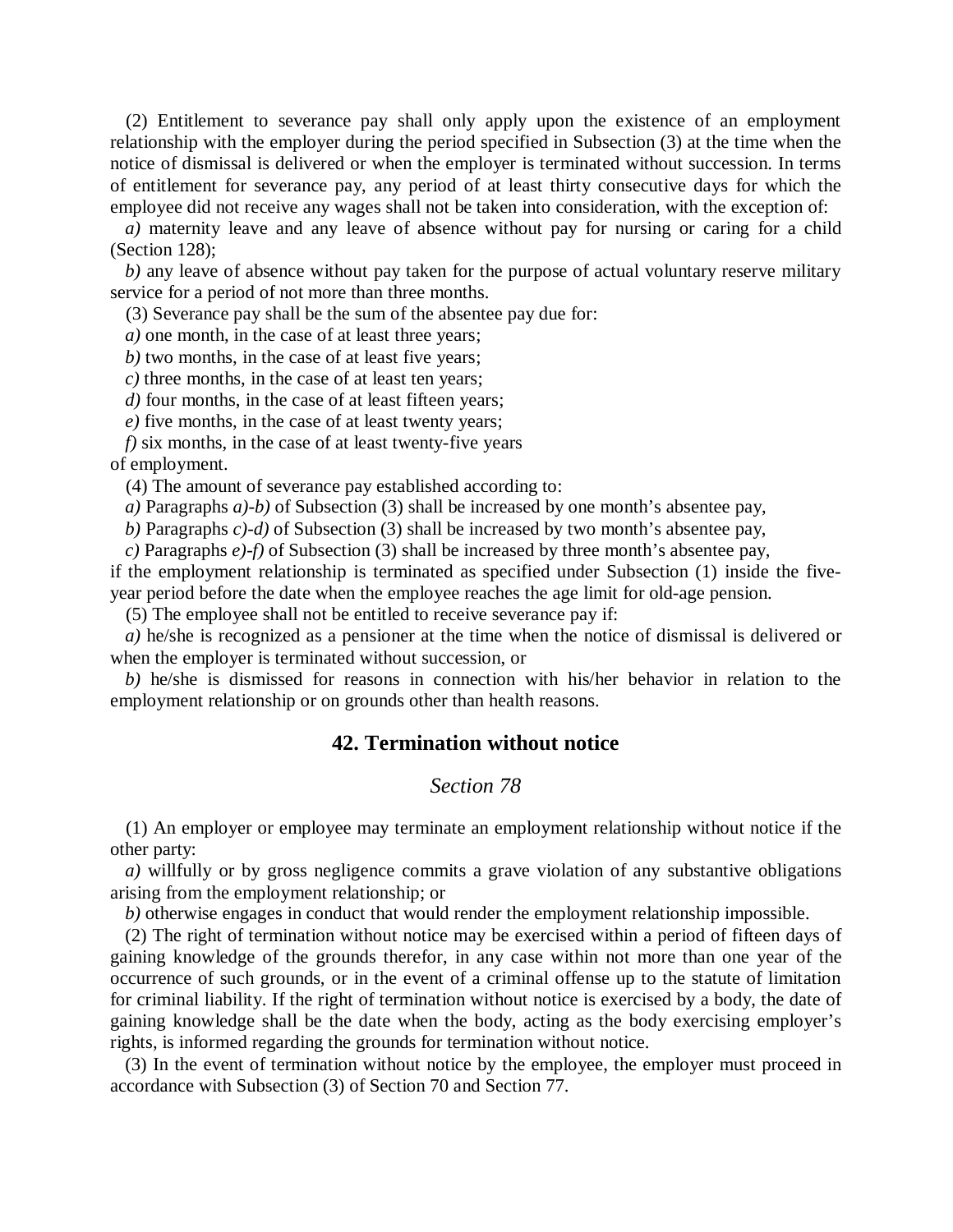(2) Entitlement to severance pay shall only apply upon the existence of an employment relationship with the employer during the period specified in Subsection (3) at the time when the notice of dismissal is delivered or when the employer is terminated without succession. In terms of entitlement for severance pay, any period of at least thirty consecutive days for which the employee did not receive any wages shall not be taken into consideration, with the exception of:

*a)* maternity leave and any leave of absence without pay for nursing or caring for a child (Section 128);

*b)* any leave of absence without pay taken for the purpose of actual voluntary reserve military service for a period of not more than three months.

(3) Severance pay shall be the sum of the absentee pay due for:

*a)* one month, in the case of at least three years;

*b)* two months, in the case of at least five years;

*c)* three months, in the case of at least ten years;

*d)* four months, in the case of at least fifteen years;

*e)* five months, in the case of at least twenty years;

*f)* six months, in the case of at least twenty-five years

of employment.

(4) The amount of severance pay established according to:

*a)* Paragraphs *a)-b)* of Subsection (3) shall be increased by one month's absentee pay,

*b)* Paragraphs *c)-d)* of Subsection (3) shall be increased by two month's absentee pay,

*c)* Paragraphs *e)-f)* of Subsection (3) shall be increased by three month's absentee pay,

if the employment relationship is terminated as specified under Subsection (1) inside the five-year period before the date when the employee reaches the age limit for old-age pension.

(5) The employee shall not be entitled to receive severance pay if:

*a)* he/she is recognized as a pensioner at the time when the notice of dismissal is delivered or when the employer is terminated without succession, or

*b)* he/she is dismissed for reasons in connection with his/her behavior in relation to the employment relationship or on grounds other than health reasons.

## 42. Termination without notice

### *Section 78*

(1) An employer or employee may terminate an employment relationship without notice if the other party:

*a)* willfully or by gross negligence commits a grave violation of any substantive obligations arising from the employment relationship; or

*b)* otherwise engages in conduct that would render the employment relationship impossible.

(2) The right of termination without notice may be exercised within a period of fifteen days of gaining knowledge of the grounds therefor, in any case within not more than one year of the occurrence of such grounds, or in the event of a criminal offense up to the statute of limitation for criminal liability. If the right of termination without notice is exercised by a body, the date of gaining knowledge shall be the date when the body, acting as the body exercising employer's rights, is informed regarding the grounds for termination without notice.

(3) In the event of termination without notice by the employee, the employer must proceed in accordance with Subsection (3) of Section 70 and Section 77.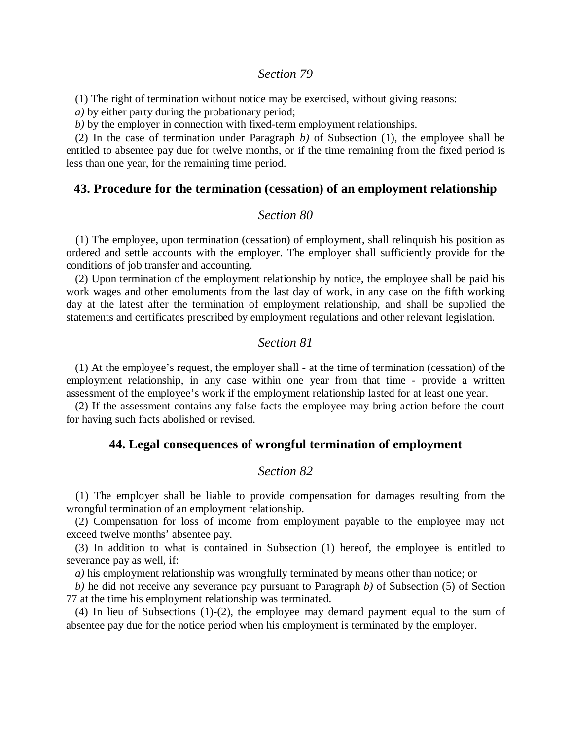*Section 79*

(1) The right of termination without notice may be exercised, without giving reasons:

*a)* by either party during the probationary period;

*b)* by the employer in connection with fixed-term employment relationships.

(2) In the case of termination under Paragraph *b)* of Subsection (1), the employee shall be entitled to absentee pay due for twelve months, or if the time remaining from the fixed period is less than one year, for the remaining time period.

## 43. Procedure for the termination (cessation) of an employment relationship

*Section 80*

(1) The employee, upon termination (cessation) of employment, shall relinquish his position as ordered and settle accounts with the employer. The employer shall sufficiently provide for the conditions of job transfer and accounting.

(2) Upon termination of the employment relationship by notice, the employee shall be paid his work wages and other emoluments from the last day of work, in any case on the fifth working day at the latest after the termination of employment relationship, and shall be supplied the statements and certificates prescribed by employment regulations and other relevant legislation.

*Section 81*

(1) At the employee's request, the employer shall - at the time of termination (cessation) of the employment relationship, in any case within one year from that time - provide a written assessment of the employee's work if the employment relationship lasted for at least one year.

(2) If the assessment contains any false facts the employee may bring action before the court for having such facts abolished or revised.

## 44. Legal consequences of wrongful termination of employment

*Section 82*

(1) The employer shall be liable to provide compensation for damages resulting from the wrongful termination of an employment relationship.

(2) Compensation for loss of income from employment payable to the employee may not exceed twelve months' absentee pay.

(3) In addition to what is contained in Subsection (1) hereof, the employee is entitled to severance pay as well, if:

*a)* his employment relationship was wrongfully terminated by means other than notice; or

*b)* he did not receive any severance pay pursuant to Paragraph *b)* of Subsection (5) of Section 77 at the time his employment relationship was terminated.

(4) In lieu of Subsections (1)-(2), the employee may demand payment equal to the sum of absentee pay due for the notice period when his employment is terminated by the employer.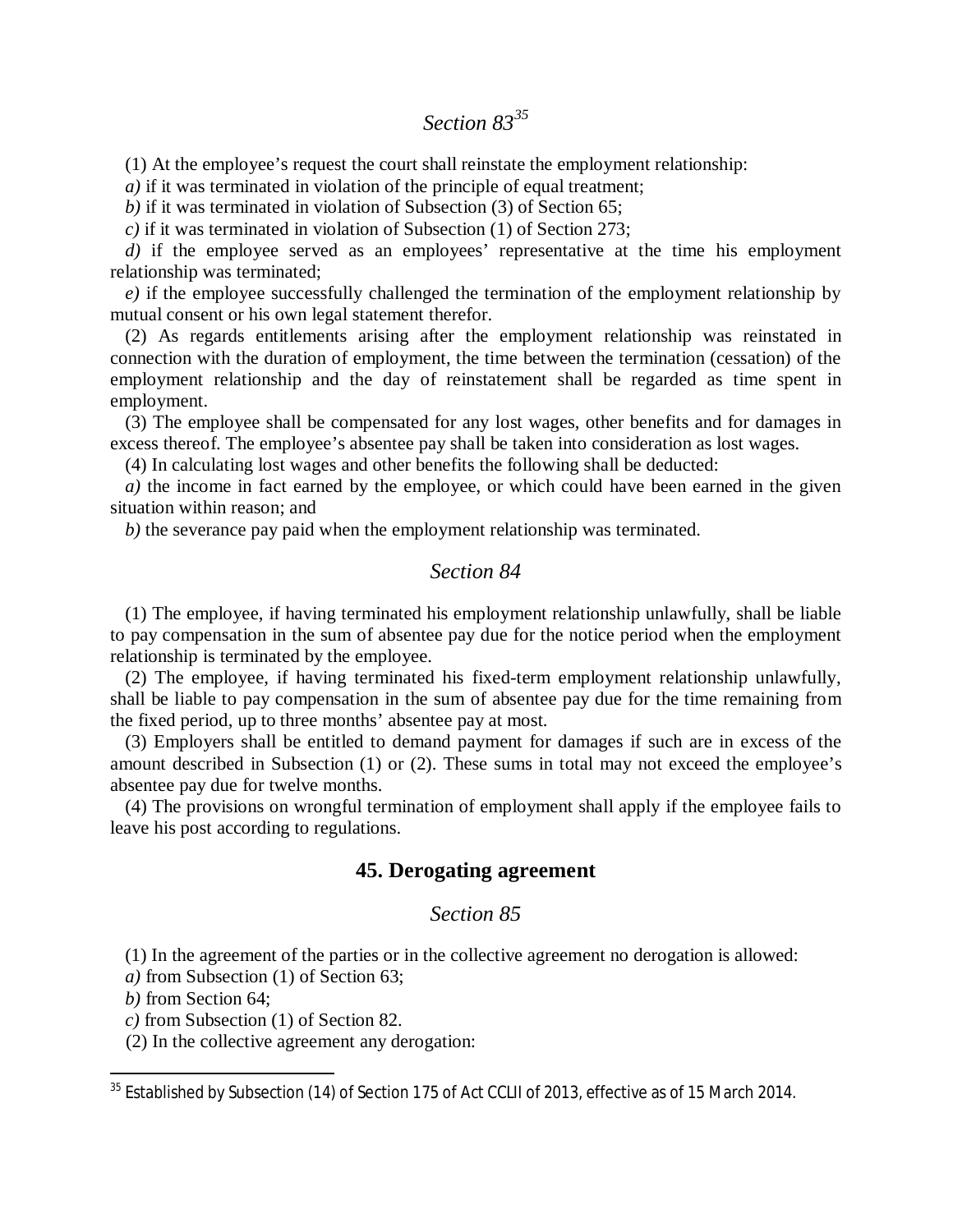## *Section 83*[35]

(1) At the employee's request the court shall reinstate the employment relationship:

*a)* if it was terminated in violation of the principle of equal treatment;

*b)* if it was terminated in violation of Subsection (3) of Section 65;

*c)* if it was terminated in violation of Subsection (1) of Section 273;

*d)* if the employee served as an employees' representative at the time his employment relationship was terminated;

*e)* if the employee successfully challenged the termination of the employment relationship by mutual consent or his own legal statement therefor.

(2) As regards entitlements arising after the employment relationship was reinstated in connection with the duration of employment, the time between the termination (cessation) of the employment relationship and the day of reinstatement shall be regarded as time spent in employment.

(3) The employee shall be compensated for any lost wages, other benefits and for damages in excess thereof. The employee's absentee pay shall be taken into consideration as lost wages.

(4) In calculating lost wages and other benefits the following shall be deducted:

*a)* the income in fact earned by the employee, or which could have been earned in the given situation within reason; and

*b)* the severance pay paid when the employment relationship was terminated.

## *Section 84*

(1) The employee, if having terminated his employment relationship unlawfully, shall be liable to pay compensation in the sum of absentee pay due for the notice period when the employment relationship is terminated by the employee.

(2) The employee, if having terminated his fixed-term employment relationship unlawfully, shall be liable to pay compensation in the sum of absentee pay due for the time remaining from the fixed period, up to three months' absentee pay at most.

(3) Employers shall be entitled to demand payment for damages if such are in excess of the amount described in Subsection (1) or (2). These sums in total may not exceed the employee's absentee pay due for twelve months.

(4) The provisions on wrongful termination of employment shall apply if the employee fails to leave his post according to regulations.

# 45. Derogating agreement

## *Section 85*

(1) In the agreement of the parties or in the collective agreement no derogation is allowed:

*a)* from Subsection (1) of Section 63;

*b)* from Section 64;

*c)* from Subsection (1) of Section 82.

(2) In the collective agreement any derogation:

---

[35] Established by Subsection (14) of Section 175 of Act CCLII of 2013, effective as of 15 March 2014.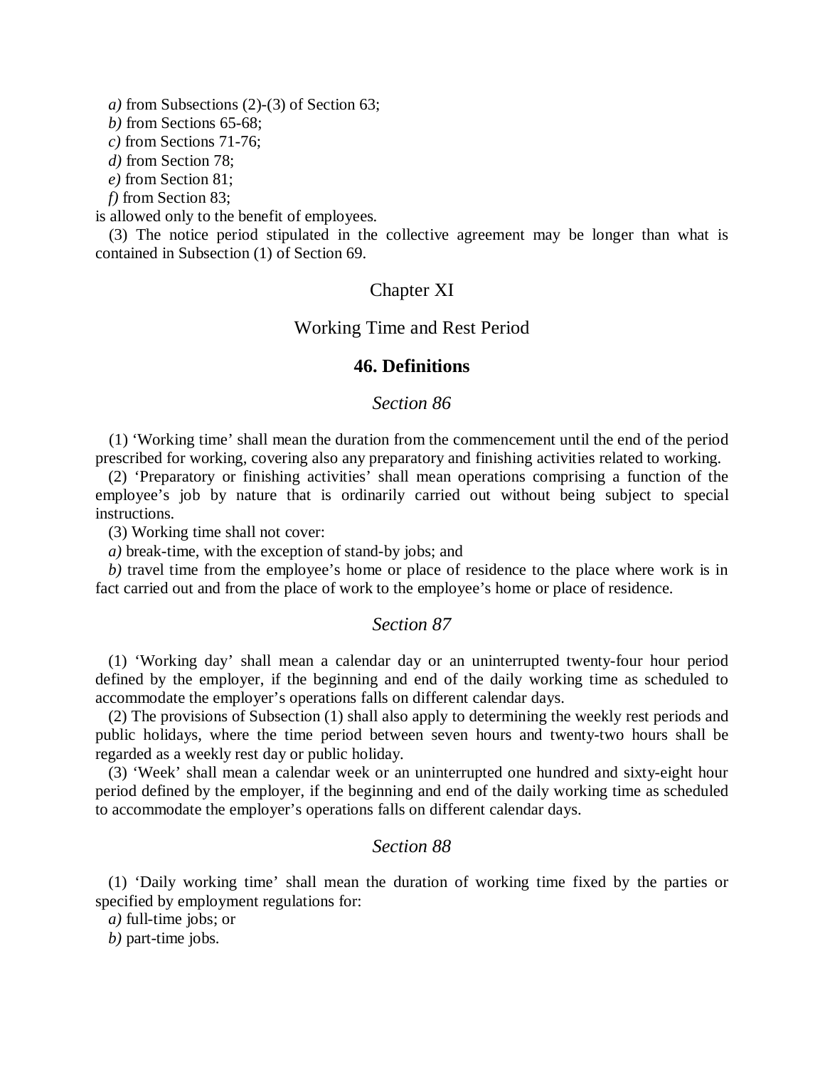*a)* from Subsections (2)-(3) of Section 63;

*b)* from Sections 65-68;

*c)* from Sections 71-76;

*d)* from Section 78;

*e)* from Section 81;

*f)* from Section 83;

is allowed only to the benefit of employees.

(3) The notice period stipulated in the collective agreement may be longer than what is contained in Subsection (1) of Section 69.

## Chapter XI

## Working Time and Rest Period

### 46. Definitions

#### *Section 86*

(1) 'Working time' shall mean the duration from the commencement until the end of the period prescribed for working, covering also any preparatory and finishing activities related to working.

(2) 'Preparatory or finishing activities' shall mean operations comprising a function of the employee's job by nature that is ordinarily carried out without being subject to special instructions.

(3) Working time shall not cover:

*a)* break-time, with the exception of stand-by jobs; and

*b)* travel time from the employee's home or place of residence to the place where work is in fact carried out and from the place of work to the employee's home or place of residence.

#### *Section 87*

(1) 'Working day' shall mean a calendar day or an uninterrupted twenty-four hour period defined by the employer, if the beginning and end of the daily working time as scheduled to accommodate the employer's operations falls on different calendar days.

(2) The provisions of Subsection (1) shall also apply to determining the weekly rest periods and public holidays, where the time period between seven hours and twenty-two hours shall be regarded as a weekly rest day or public holiday.

(3) 'Week' shall mean a calendar week or an uninterrupted one hundred and sixty-eight hour period defined by the employer, if the beginning and end of the daily working time as scheduled to accommodate the employer's operations falls on different calendar days.

#### *Section 88*

(1) 'Daily working time' shall mean the duration of working time fixed by the parties or specified by employment regulations for:

*a)* full-time jobs; or

*b)* part-time jobs.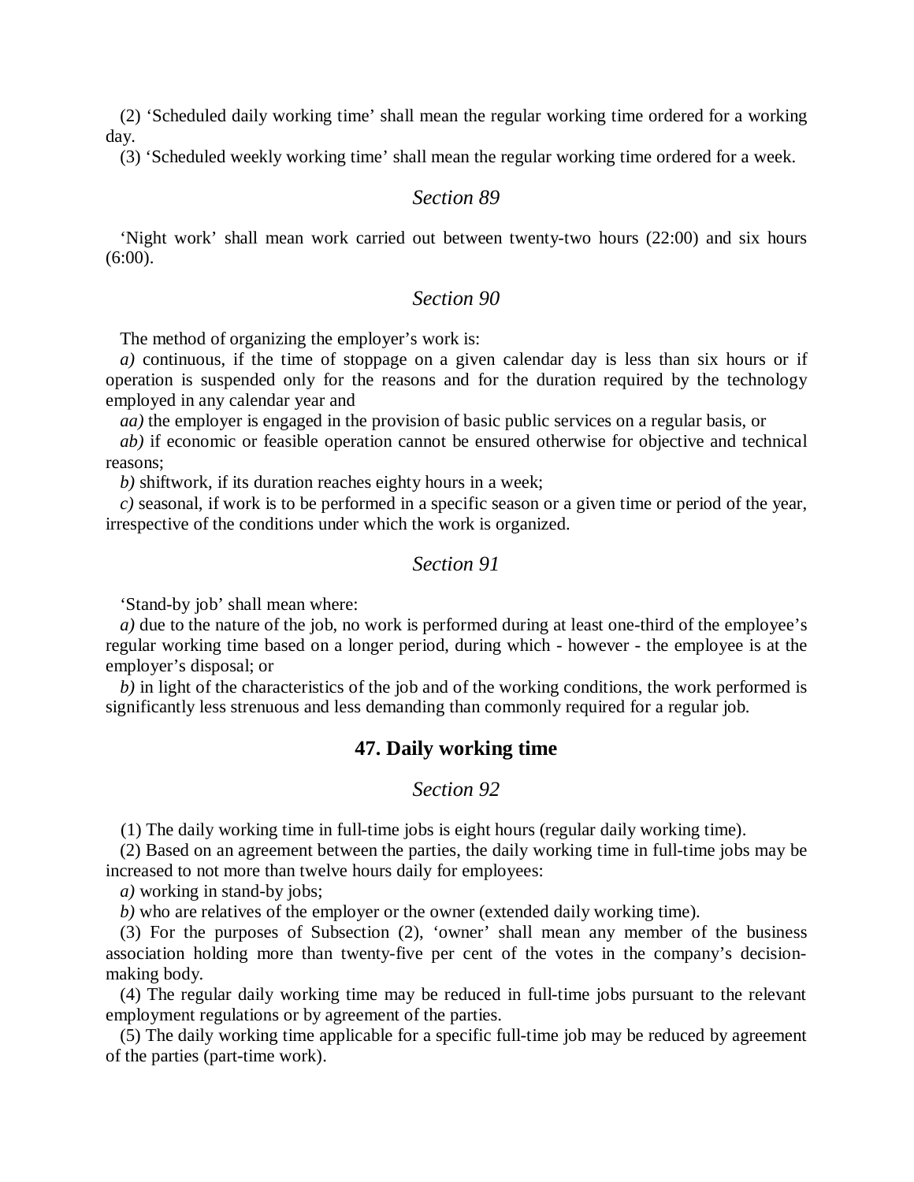(2) 'Scheduled daily working time' shall mean the regular working time ordered for a working day.

(3) 'Scheduled weekly working time' shall mean the regular working time ordered for a week.

### *Section 89*

'Night work' shall mean work carried out between twenty-two hours (22:00) and six hours (6:00).

### *Section 90*

The method of organizing the employer's work is:

*a)* continuous, if the time of stoppage on a given calendar day is less than six hours or if operation is suspended only for the reasons and for the duration required by the technology employed in any calendar year and

*aa)* the employer is engaged in the provision of basic public services on a regular basis, or

*ab)* if economic or feasible operation cannot be ensured otherwise for objective and technical reasons;

*b)* shiftwork, if its duration reaches eighty hours in a week;

*c)* seasonal, if work is to be performed in a specific season or a given time or period of the year, irrespective of the conditions under which the work is organized.

### *Section 91*

'Stand-by job' shall mean where:

*a)* due to the nature of the job, no work is performed during at least one-third of the employee's regular working time based on a longer period, during which - however - the employee is at the employer's disposal; or

*b)* in light of the characteristics of the job and of the working conditions, the work performed is significantly less strenuous and less demanding than commonly required for a regular job.

## 47. Daily working time

### *Section 92*

(1) The daily working time in full-time jobs is eight hours (regular daily working time).

(2) Based on an agreement between the parties, the daily working time in full-time jobs may be increased to not more than twelve hours daily for employees:

*a)* working in stand-by jobs;

*b)* who are relatives of the employer or the owner (extended daily working time).

(3) For the purposes of Subsection (2), 'owner' shall mean any member of the business association holding more than twenty-five per cent of the votes in the company's decision-making body.

(4) The regular daily working time may be reduced in full-time jobs pursuant to the relevant employment regulations or by agreement of the parties.

(5) The daily working time applicable for a specific full-time job may be reduced by agreement of the parties (part-time work).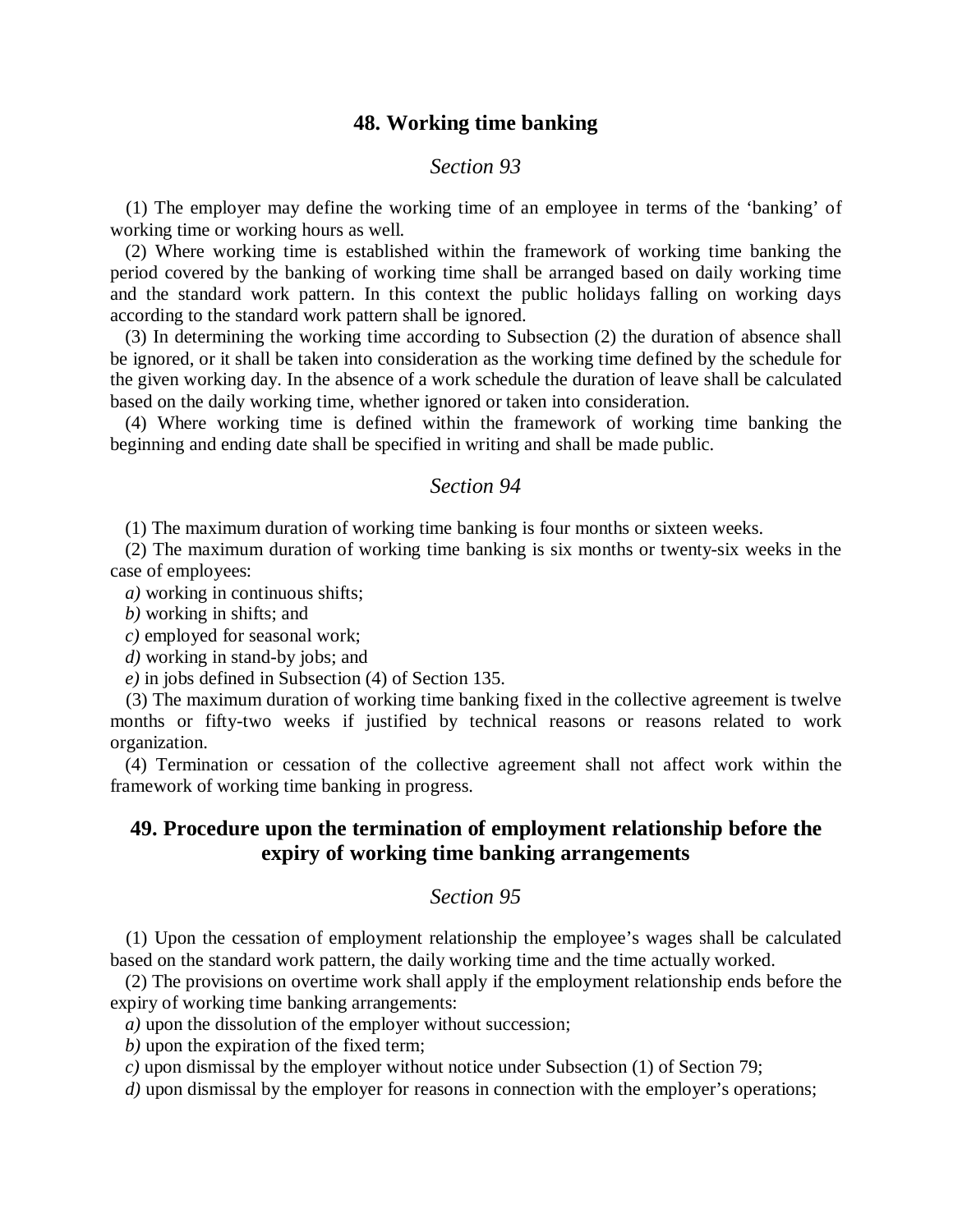## 48. Working time banking

*Section 93*

(1) The employer may define the working time of an employee in terms of the 'banking' of working time or working hours as well.

(2) Where working time is established within the framework of working time banking the period covered by the banking of working time shall be arranged based on daily working time and the standard work pattern. In this context the public holidays falling on working days according to the standard work pattern shall be ignored.

(3) In determining the working time according to Subsection (2) the duration of absence shall be ignored, or it shall be taken into consideration as the working time defined by the schedule for the given working day. In the absence of a work schedule the duration of leave shall be calculated based on the daily working time, whether ignored or taken into consideration.

(4) Where working time is defined within the framework of working time banking the beginning and ending date shall be specified in writing and shall be made public.

*Section 94*

(1) The maximum duration of working time banking is four months or sixteen weeks.

(2) The maximum duration of working time banking is six months or twenty-six weeks in the case of employees:

*a)* working in continuous shifts;

*b)* working in shifts; and

*c)* employed for seasonal work;

*d)* working in stand-by jobs; and

*e)* in jobs defined in Subsection (4) of Section 135.

(3) The maximum duration of working time banking fixed in the collective agreement is twelve months or fifty-two weeks if justified by technical reasons or reasons related to work organization.

(4) Termination or cessation of the collective agreement shall not affect work within the framework of working time banking in progress.

## 49. Procedure upon the termination of employment relationship before the expiry of working time banking arrangements

*Section 95*

(1) Upon the cessation of employment relationship the employee's wages shall be calculated based on the standard work pattern, the daily working time and the time actually worked.

(2) The provisions on overtime work shall apply if the employment relationship ends before the expiry of working time banking arrangements:

*a)* upon the dissolution of the employer without succession;

*b)* upon the expiration of the fixed term;

*c)* upon dismissal by the employer without notice under Subsection (1) of Section 79;

*d)* upon dismissal by the employer for reasons in connection with the employer's operations;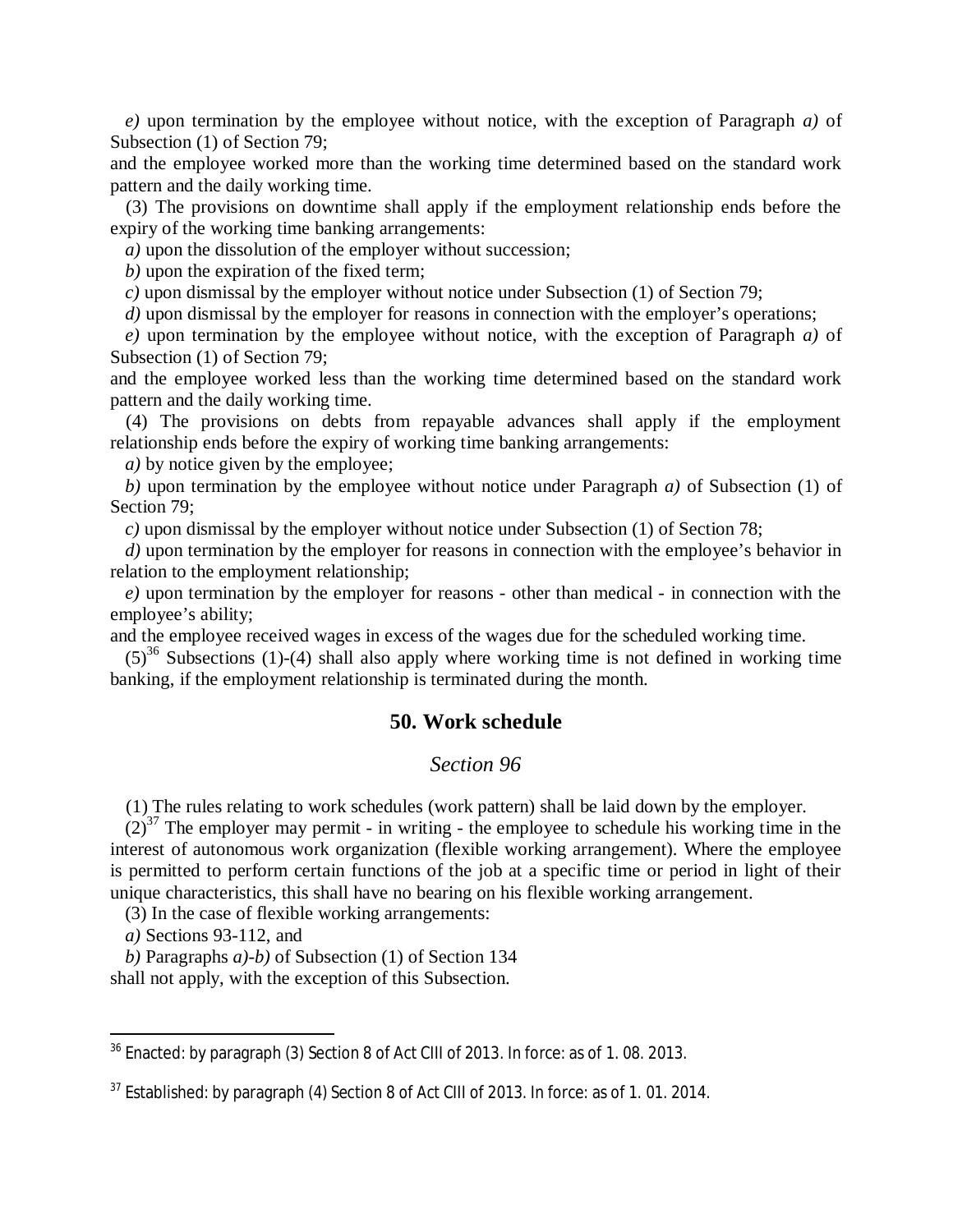*e)* upon termination by the employee without notice, with the exception of Paragraph *a)* of Subsection (1) of Section 79;

and the employee worked more than the working time determined based on the standard work pattern and the daily working time.

(3) The provisions on downtime shall apply if the employment relationship ends before the expiry of the working time banking arrangements:

*a)* upon the dissolution of the employer without succession;

*b)* upon the expiration of the fixed term;

*c)* upon dismissal by the employer without notice under Subsection (1) of Section 79;

*d)* upon dismissal by the employer for reasons in connection with the employer's operations;

*e)* upon termination by the employee without notice, with the exception of Paragraph *a)* of Subsection (1) of Section 79;

and the employee worked less than the working time determined based on the standard work pattern and the daily working time.

(4) The provisions on debts from repayable advances shall apply if the employment relationship ends before the expiry of working time banking arrangements:

*a)* by notice given by the employee;

*b)* upon termination by the employee without notice under Paragraph *a)* of Subsection (1) of Section 79;

*c)* upon dismissal by the employer without notice under Subsection (1) of Section 78;

*d)* upon termination by the employer for reasons in connection with the employee's behavior in relation to the employment relationship;

*e)* upon termination by the employer for reasons - other than medical - in connection with the employee's ability;

and the employee received wages in excess of the wages due for the scheduled working time.

(5)[36] Subsections (1)-(4) shall also apply where working time is not defined in working time banking, if the employment relationship is terminated during the month.

## 50. Work schedule

### *Section 96*

(1) The rules relating to work schedules (work pattern) shall be laid down by the employer.

(2)[37] The employer may permit - in writing - the employee to schedule his working time in the interest of autonomous work organization (flexible working arrangement). Where the employee is permitted to perform certain functions of the job at a specific time or period in light of their unique characteristics, this shall have no bearing on his flexible working arrangement.

(3) In the case of flexible working arrangements:

*a)* Sections 93-112, and

*b)* Paragraphs *a)-b)* of Subsection (1) of Section 134

shall not apply, with the exception of this Subsection.

---

[36] Enacted: by paragraph (3) Section 8 of Act CIII of 2013. In force: as of 1. 08. 2013.

[37] Established: by paragraph (4) Section 8 of Act CIII of 2013. In force: as of 1. 01. 2014.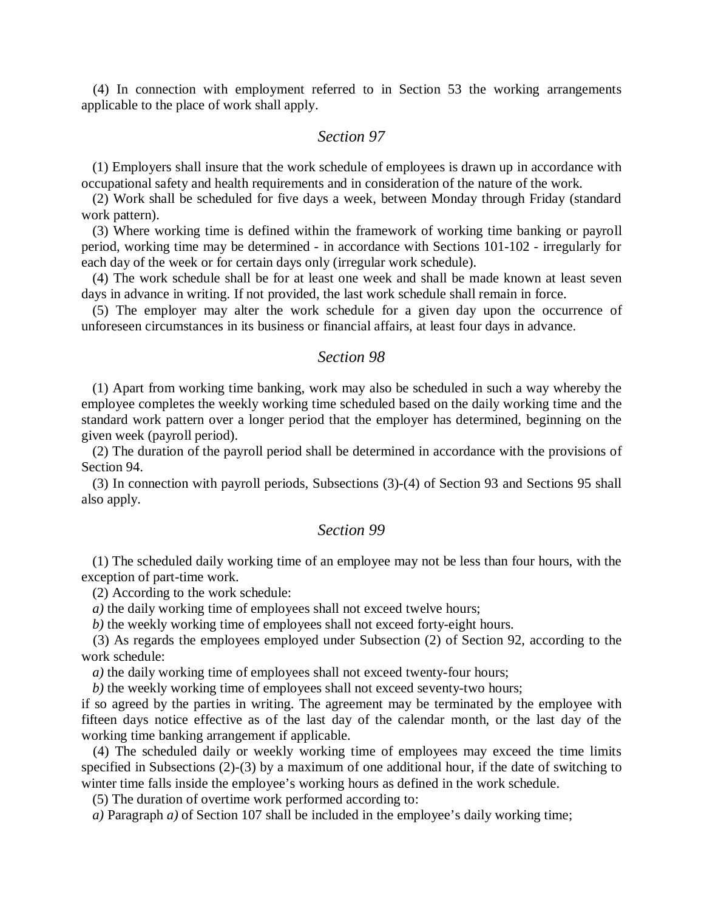(4) In connection with employment referred to in Section 53 the working arrangements applicable to the place of work shall apply.

### *Section 97*

(1) Employers shall insure that the work schedule of employees is drawn up in accordance with occupational safety and health requirements and in consideration of the nature of the work.

(2) Work shall be scheduled for five days a week, between Monday through Friday (standard work pattern).

(3) Where working time is defined within the framework of working time banking or payroll period, working time may be determined - in accordance with Sections 101-102 - irregularly for each day of the week or for certain days only (irregular work schedule).

(4) The work schedule shall be for at least one week and shall be made known at least seven days in advance in writing. If not provided, the last work schedule shall remain in force.

(5) The employer may alter the work schedule for a given day upon the occurrence of unforeseen circumstances in its business or financial affairs, at least four days in advance.

### *Section 98*

(1) Apart from working time banking, work may also be scheduled in such a way whereby the employee completes the weekly working time scheduled based on the daily working time and the standard work pattern over a longer period that the employer has determined, beginning on the given week (payroll period).

(2) The duration of the payroll period shall be determined in accordance with the provisions of Section 94.

(3) In connection with payroll periods, Subsections (3)-(4) of Section 93 and Sections 95 shall also apply.

### *Section 99*

(1) The scheduled daily working time of an employee may not be less than four hours, with the exception of part-time work.

(2) According to the work schedule:

*a)* the daily working time of employees shall not exceed twelve hours;

*b)* the weekly working time of employees shall not exceed forty-eight hours.

(3) As regards the employees employed under Subsection (2) of Section 92, according to the work schedule:

*a)* the daily working time of employees shall not exceed twenty-four hours;

*b)* the weekly working time of employees shall not exceed seventy-two hours;

if so agreed by the parties in writing. The agreement may be terminated by the employee with fifteen days notice effective as of the last day of the calendar month, or the last day of the working time banking arrangement if applicable.

(4) The scheduled daily or weekly working time of employees may exceed the time limits specified in Subsections (2)-(3) by a maximum of one additional hour, if the date of switching to winter time falls inside the employee's working hours as defined in the work schedule.

(5) The duration of overtime work performed according to:

*a)* Paragraph *a)* of Section 107 shall be included in the employee's daily working time;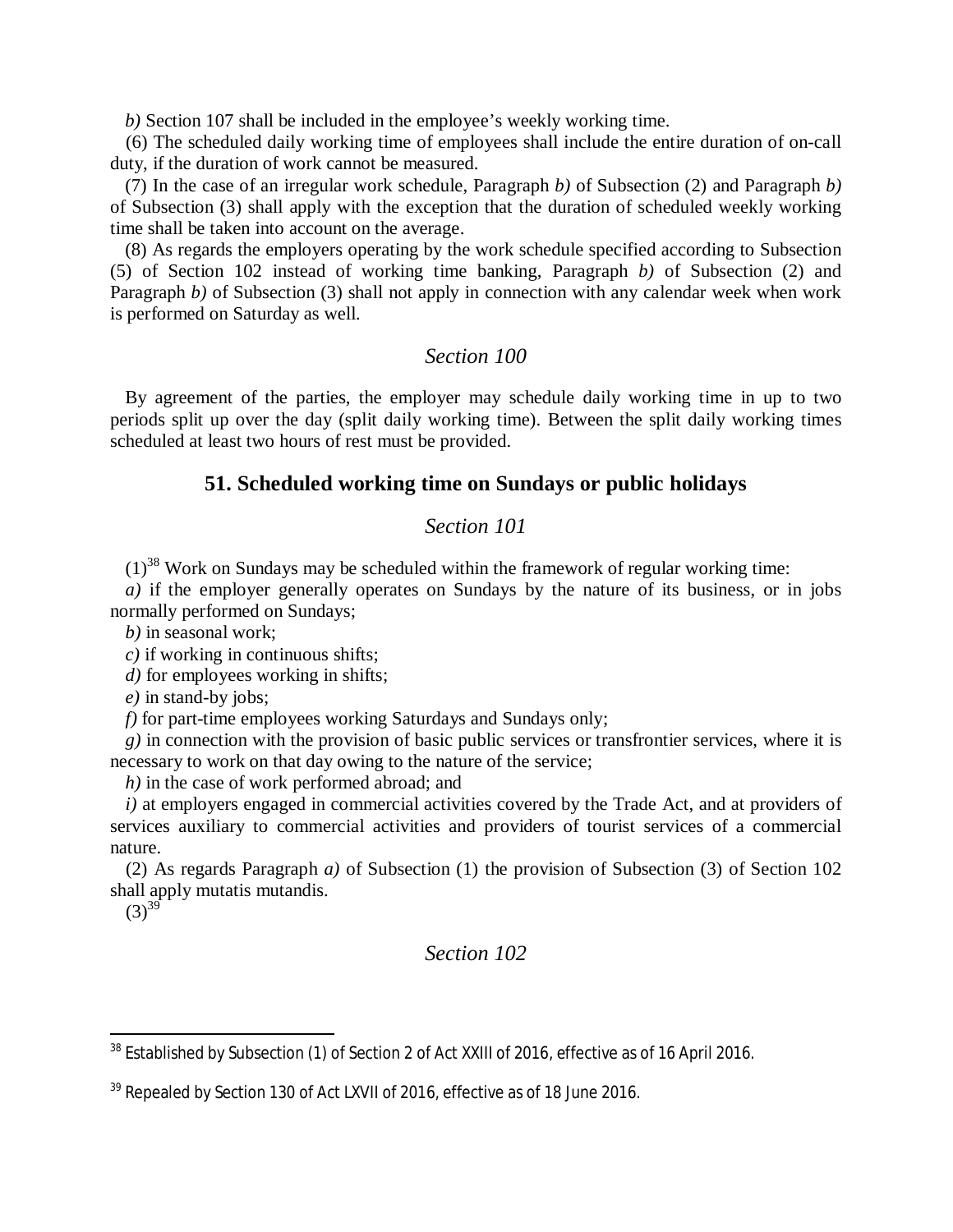*b)* Section 107 shall be included in the employee's weekly working time.

(6) The scheduled daily working time of employees shall include the entire duration of on-call duty, if the duration of work cannot be measured.

(7) In the case of an irregular work schedule, Paragraph *b)* of Subsection (2) and Paragraph *b)* of Subsection (3) shall apply with the exception that the duration of scheduled weekly working time shall be taken into account on the average.

(8) As regards the employers operating by the work schedule specified according to Subsection (5) of Section 102 instead of working time banking, Paragraph *b)* of Subsection (2) and Paragraph *b)* of Subsection (3) shall not apply in connection with any calendar week when work is performed on Saturday as well.

### *Section 100*

By agreement of the parties, the employer may schedule daily working time in up to two periods split up over the day (split daily working time). Between the split daily working times scheduled at least two hours of rest must be provided.

## 51. Scheduled working time on Sundays or public holidays

### *Section 101*

(1)[38] Work on Sundays may be scheduled within the framework of regular working time:

*a)* if the employer generally operates on Sundays by the nature of its business, or in jobs normally performed on Sundays;

*b)* in seasonal work;

*c)* if working in continuous shifts;

*d)* for employees working in shifts;

*e)* in stand-by jobs;

*f)* for part-time employees working Saturdays and Sundays only;

*g)* in connection with the provision of basic public services or transfrontier services, where it is necessary to work on that day owing to the nature of the service;

*h)* in the case of work performed abroad; and

*i)* at employers engaged in commercial activities covered by the Trade Act, and at providers of services auxiliary to commercial activities and providers of tourist services of a commercial nature.

(2) As regards Paragraph *a)* of Subsection (1) the provision of Subsection (3) of Section 102 shall apply mutatis mutandis.

(3)[39]

### *Section 102*

---

[38] Established by Subsection (1) of Section 2 of Act XXIII of 2016, effective as of 16 April 2016.

[39] Repealed by Section 130 of Act LXVII of 2016, effective as of 18 June 2016.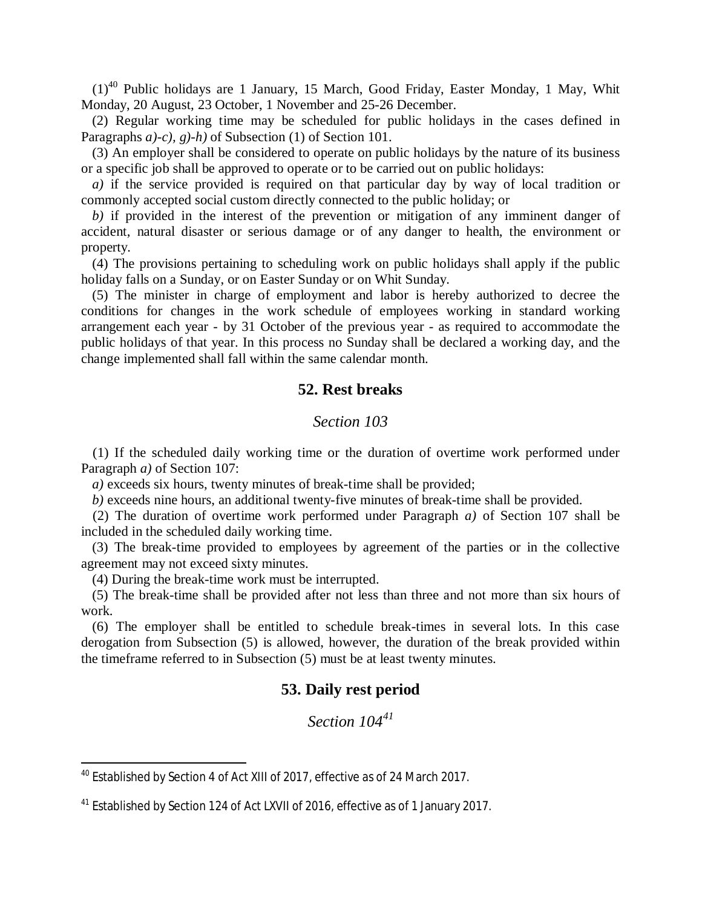(1)[40] Public holidays are 1 January, 15 March, Good Friday, Easter Monday, 1 May, Whit Monday, 20 August, 23 October, 1 November and 25-26 December.

(2) Regular working time may be scheduled for public holidays in the cases defined in Paragraphs *a)-c), g)-h)* of Subsection (1) of Section 101.

(3) An employer shall be considered to operate on public holidays by the nature of its business or a specific job shall be approved to operate or to be carried out on public holidays:

*a)* if the service provided is required on that particular day by way of local tradition or commonly accepted social custom directly connected to the public holiday; or

*b)* if provided in the interest of the prevention or mitigation of any imminent danger of accident, natural disaster or serious damage or of any danger to health, the environment or property.

(4) The provisions pertaining to scheduling work on public holidays shall apply if the public holiday falls on a Sunday, or on Easter Sunday or on Whit Sunday.

(5) The minister in charge of employment and labor is hereby authorized to decree the conditions for changes in the work schedule of employees working in standard working arrangement each year - by 31 October of the previous year - as required to accommodate the public holidays of that year. In this process no Sunday shall be declared a working day, and the change implemented shall fall within the same calendar month.

## 52. Rest breaks

*Section 103*

(1) If the scheduled daily working time or the duration of overtime work performed under Paragraph *a)* of Section 107:

*a)* exceeds six hours, twenty minutes of break-time shall be provided;

*b)* exceeds nine hours, an additional twenty-five minutes of break-time shall be provided.

(2) The duration of overtime work performed under Paragraph *a)* of Section 107 shall be included in the scheduled daily working time.

(3) The break-time provided to employees by agreement of the parties or in the collective agreement may not exceed sixty minutes.

(4) During the break-time work must be interrupted.

(5) The break-time shall be provided after not less than three and not more than six hours of work.

(6) The employer shall be entitled to schedule break-times in several lots. In this case derogation from Subsection (5) is allowed, however, the duration of the break provided within the timeframe referred to in Subsection (5) must be at least twenty minutes.

## 53. Daily rest period

*Section 104*[41]

---

[40] Established by Section 4 of Act XIII of 2017, effective as of 24 March 2017.

[41] Established by Section 124 of Act LXVII of 2016, effective as of 1 January 2017.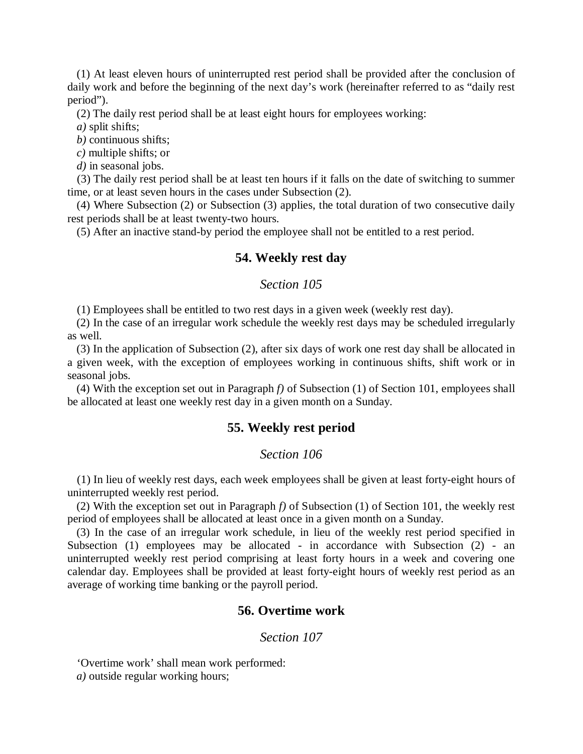(1) At least eleven hours of uninterrupted rest period shall be provided after the conclusion of daily work and before the beginning of the next day's work (hereinafter referred to as "daily rest period").

(2) The daily rest period shall be at least eight hours for employees working:

*a)* split shifts;

*b)* continuous shifts;

*c)* multiple shifts; or

*d)* in seasonal jobs.

(3) The daily rest period shall be at least ten hours if it falls on the date of switching to summer time, or at least seven hours in the cases under Subsection (2).

(4) Where Subsection (2) or Subsection (3) applies, the total duration of two consecutive daily rest periods shall be at least twenty-two hours.

(5) After an inactive stand-by period the employee shall not be entitled to a rest period.

## 54. Weekly rest day

### *Section 105*

(1) Employees shall be entitled to two rest days in a given week (weekly rest day).

(2) In the case of an irregular work schedule the weekly rest days may be scheduled irregularly as well.

(3) In the application of Subsection (2), after six days of work one rest day shall be allocated in a given week, with the exception of employees working in continuous shifts, shift work or in seasonal jobs.

(4) With the exception set out in Paragraph *f)* of Subsection (1) of Section 101, employees shall be allocated at least one weekly rest day in a given month on a Sunday.

## 55. Weekly rest period

### *Section 106*

(1) In lieu of weekly rest days, each week employees shall be given at least forty-eight hours of uninterrupted weekly rest period.

(2) With the exception set out in Paragraph *f)* of Subsection (1) of Section 101, the weekly rest period of employees shall be allocated at least once in a given month on a Sunday.

(3) In the case of an irregular work schedule, in lieu of the weekly rest period specified in Subsection (1) employees may be allocated - in accordance with Subsection (2) - an uninterrupted weekly rest period comprising at least forty hours in a week and covering one calendar day. Employees shall be provided at least forty-eight hours of weekly rest period as an average of working time banking or the payroll period.

## 56. Overtime work

### *Section 107*

'Overtime work' shall mean work performed:

*a)* outside regular working hours;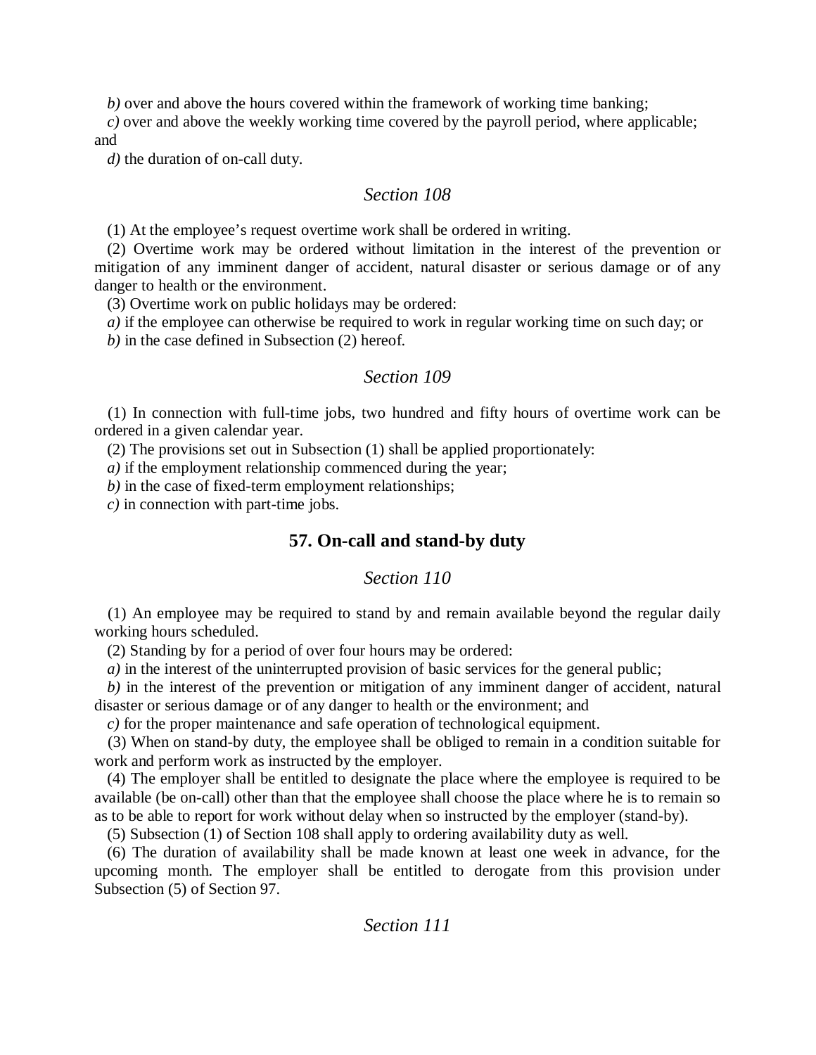*b)* over and above the hours covered within the framework of working time banking;

*c)* over and above the weekly working time covered by the payroll period, where applicable; and

*d)* the duration of on-call duty.

### *Section 108*

(1) At the employee's request overtime work shall be ordered in writing.

(2) Overtime work may be ordered without limitation in the interest of the prevention or mitigation of any imminent danger of accident, natural disaster or serious damage or of any danger to health or the environment.

(3) Overtime work on public holidays may be ordered:

*a)* if the employee can otherwise be required to work in regular working time on such day; or

*b)* in the case defined in Subsection (2) hereof.

### *Section 109*

(1) In connection with full-time jobs, two hundred and fifty hours of overtime work can be ordered in a given calendar year.

(2) The provisions set out in Subsection (1) shall be applied proportionately:

*a)* if the employment relationship commenced during the year;

*b)* in the case of fixed-term employment relationships;

*c)* in connection with part-time jobs.

## 57. On-call and stand-by duty

### *Section 110*

(1) An employee may be required to stand by and remain available beyond the regular daily working hours scheduled.

(2) Standing by for a period of over four hours may be ordered:

*a)* in the interest of the uninterrupted provision of basic services for the general public;

*b)* in the interest of the prevention or mitigation of any imminent danger of accident, natural disaster or serious damage or of any danger to health or the environment; and

*c)* for the proper maintenance and safe operation of technological equipment.

(3) When on stand-by duty, the employee shall be obliged to remain in a condition suitable for work and perform work as instructed by the employer.

(4) The employer shall be entitled to designate the place where the employee is required to be available (be on-call) other than that the employee shall choose the place where he is to remain so as to be able to report for work without delay when so instructed by the employer (stand-by).

(5) Subsection (1) of Section 108 shall apply to ordering availability duty as well.

(6) The duration of availability shall be made known at least one week in advance, for the upcoming month. The employer shall be entitled to derogate from this provision under Subsection (5) of Section 97.

### *Section 111*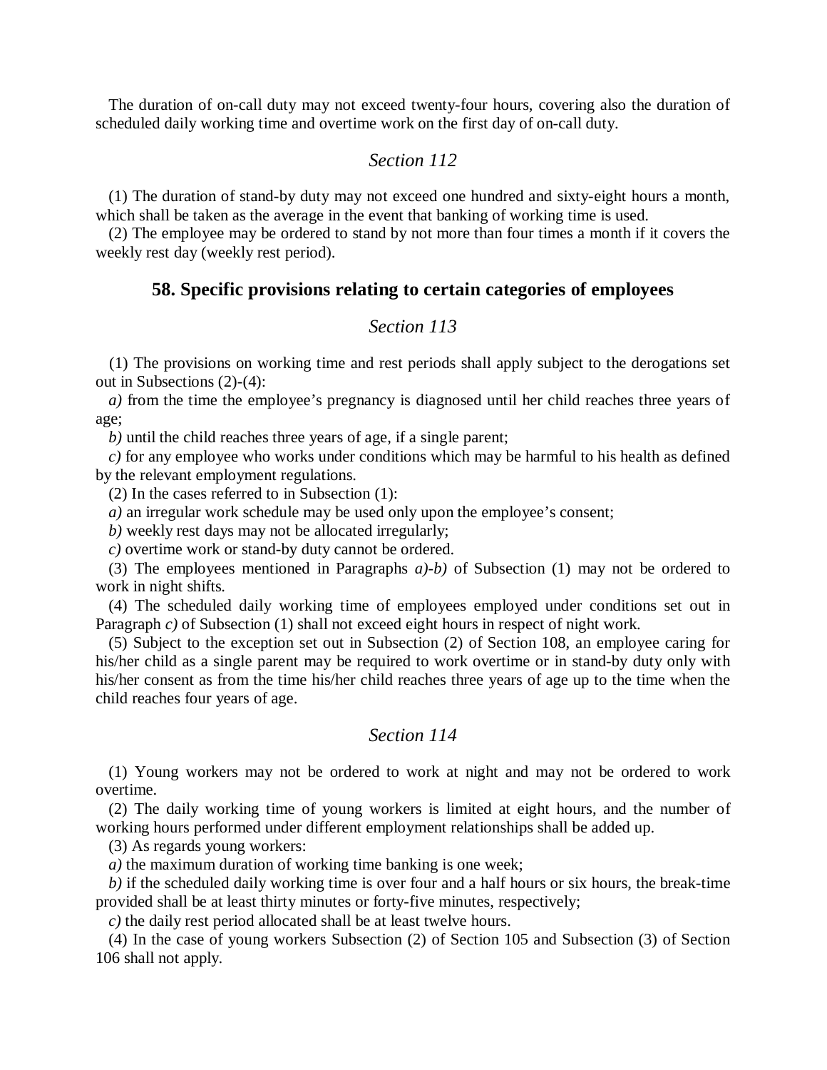The duration of on-call duty may not exceed twenty-four hours, covering also the duration of scheduled daily working time and overtime work on the first day of on-call duty.

### *Section 112*

(1) The duration of stand-by duty may not exceed one hundred and sixty-eight hours a month, which shall be taken as the average in the event that banking of working time is used.

(2) The employee may be ordered to stand by not more than four times a month if it covers the weekly rest day (weekly rest period).

## 58. Specific provisions relating to certain categories of employees

### *Section 113*

(1) The provisions on working time and rest periods shall apply subject to the derogations set out in Subsections (2)-(4):

*a)* from the time the employee's pregnancy is diagnosed until her child reaches three years of age;

*b)* until the child reaches three years of age, if a single parent;

*c)* for any employee who works under conditions which may be harmful to his health as defined by the relevant employment regulations.

(2) In the cases referred to in Subsection (1):

*a)* an irregular work schedule may be used only upon the employee's consent;

*b)* weekly rest days may not be allocated irregularly;

*c)* overtime work or stand-by duty cannot be ordered.

(3) The employees mentioned in Paragraphs *a)-b)* of Subsection (1) may not be ordered to work in night shifts.

(4) The scheduled daily working time of employees employed under conditions set out in Paragraph *c)* of Subsection (1) shall not exceed eight hours in respect of night work.

(5) Subject to the exception set out in Subsection (2) of Section 108, an employee caring for his/her child as a single parent may be required to work overtime or in stand-by duty only with his/her consent as from the time his/her child reaches three years of age up to the time when the child reaches four years of age.

### *Section 114*

(1) Young workers may not be ordered to work at night and may not be ordered to work overtime.

(2) The daily working time of young workers is limited at eight hours, and the number of working hours performed under different employment relationships shall be added up.

(3) As regards young workers:

*a)* the maximum duration of working time banking is one week;

*b)* if the scheduled daily working time is over four and a half hours or six hours, the break-time provided shall be at least thirty minutes or forty-five minutes, respectively;

*c)* the daily rest period allocated shall be at least twelve hours.

(4) In the case of young workers Subsection (2) of Section 105 and Subsection (3) of Section 106 shall not apply.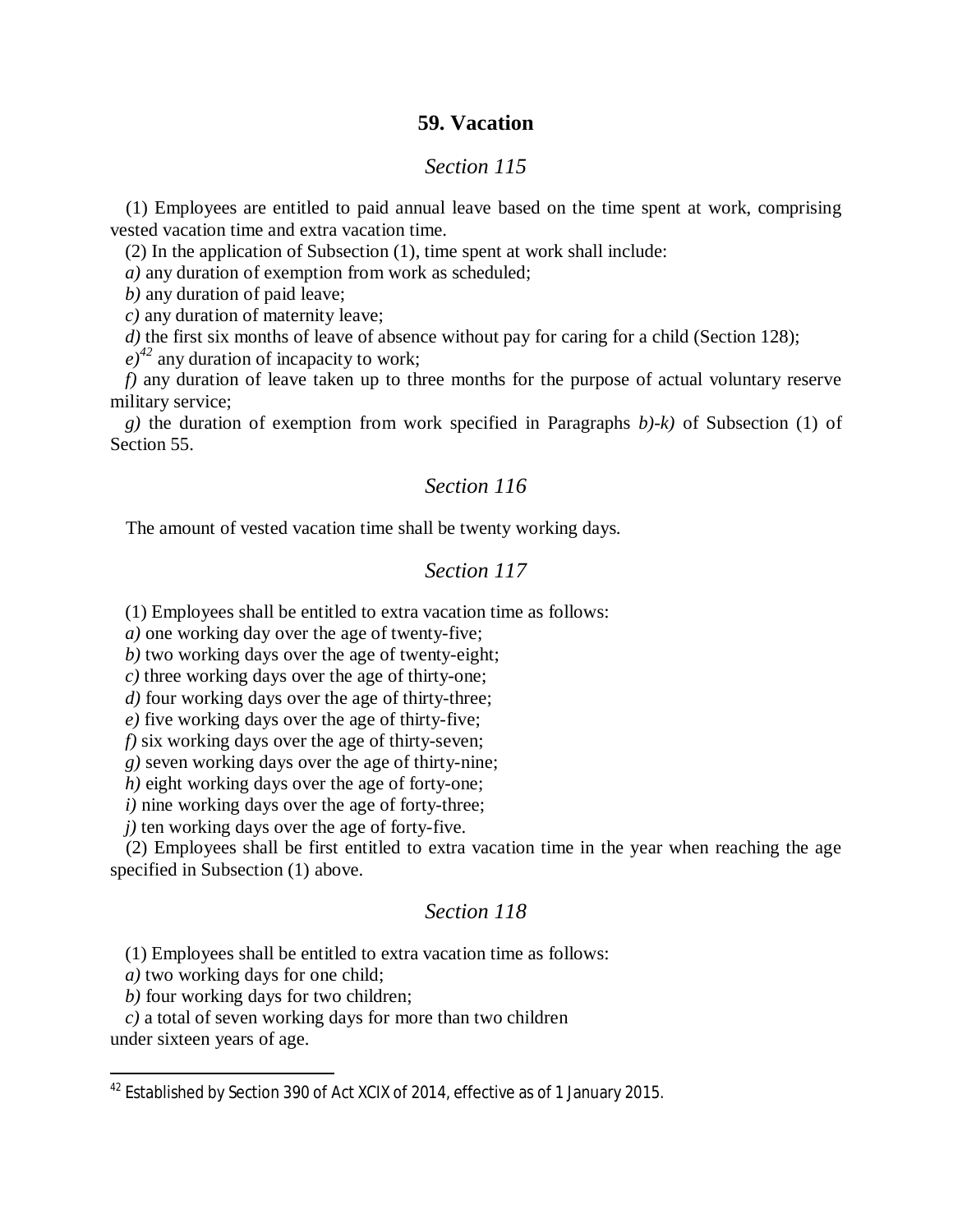## 59. Vacation

### *Section 115*

(1) Employees are entitled to paid annual leave based on the time spent at work, comprising vested vacation time and extra vacation time.

(2) In the application of Subsection (1), time spent at work shall include:

*a)* any duration of exemption from work as scheduled;

*b)* any duration of paid leave;

*c)* any duration of maternity leave;

*d)* the first six months of leave of absence without pay for caring for a child (Section 128);

*e)*[42] any duration of incapacity to work;

*f)* any duration of leave taken up to three months for the purpose of actual voluntary reserve military service;

*g)* the duration of exemption from work specified in Paragraphs *b)-k)* of Subsection (1) of Section 55.

### *Section 116*

The amount of vested vacation time shall be twenty working days.

### *Section 117*

(1) Employees shall be entitled to extra vacation time as follows:

*a)* one working day over the age of twenty-five;

*b)* two working days over the age of twenty-eight;

*c)* three working days over the age of thirty-one;

*d)* four working days over the age of thirty-three;

*e)* five working days over the age of thirty-five;

*f)* six working days over the age of thirty-seven;

*g)* seven working days over the age of thirty-nine;

*h)* eight working days over the age of forty-one;

*i)* nine working days over the age of forty-three;

*j)* ten working days over the age of forty-five.

(2) Employees shall be first entitled to extra vacation time in the year when reaching the age specified in Subsection (1) above.

### *Section 118*

(1) Employees shall be entitled to extra vacation time as follows:

*a)* two working days for one child;

*b)* four working days for two children;

*c)* a total of seven working days for more than two children

under sixteen years of age.

---

[42] Established by Section 390 of Act XCIX of 2014, effective as of 1 January 2015.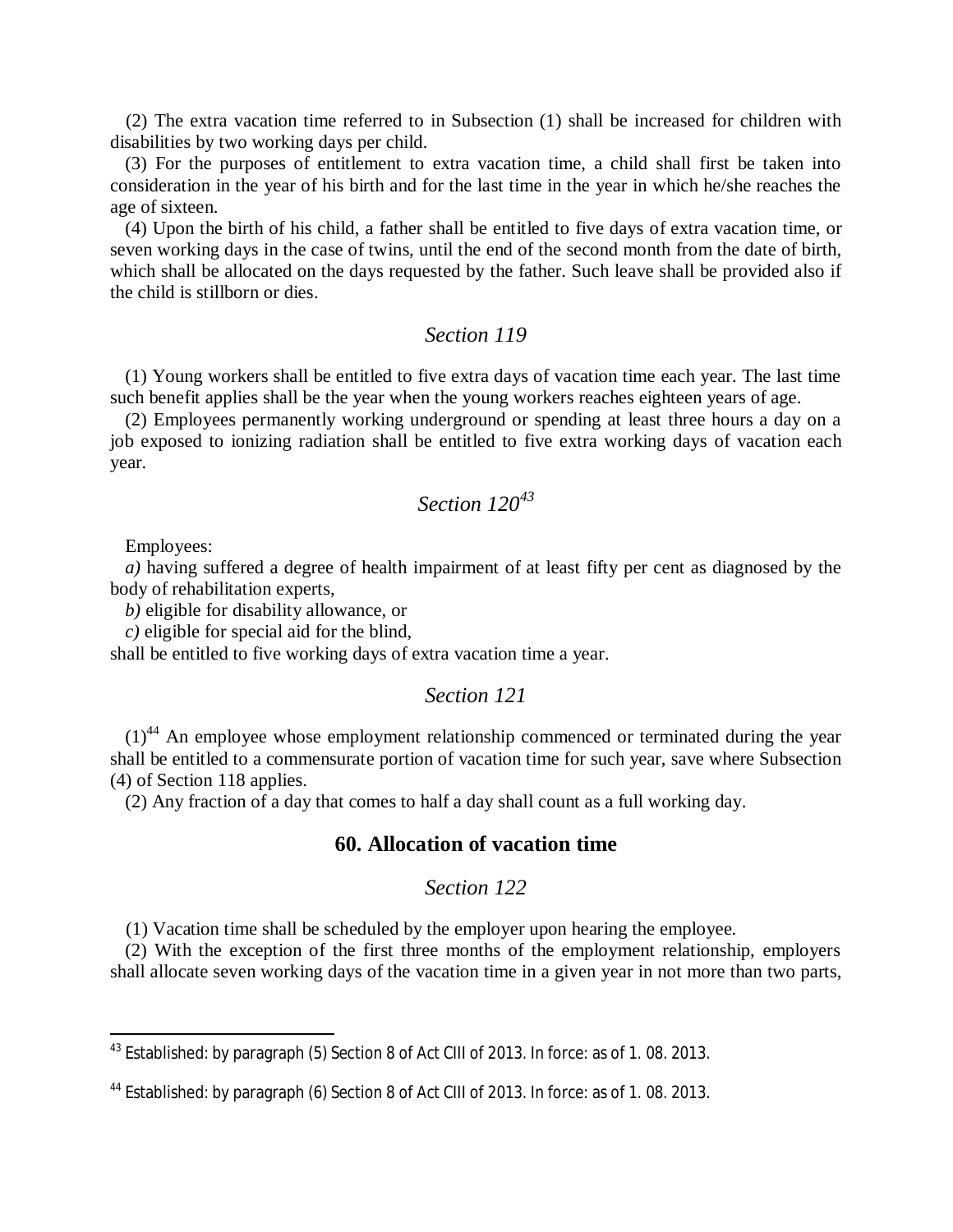(2) The extra vacation time referred to in Subsection (1) shall be increased for children with disabilities by two working days per child.

(3) For the purposes of entitlement to extra vacation time, a child shall first be taken into consideration in the year of his birth and for the last time in the year in which he/she reaches the age of sixteen.

(4) Upon the birth of his child, a father shall be entitled to five days of extra vacation time, or seven working days in the case of twins, until the end of the second month from the date of birth, which shall be allocated on the days requested by the father. Such leave shall be provided also if the child is stillborn or dies.

### *Section 119*

(1) Young workers shall be entitled to five extra days of vacation time each year. The last time such benefit applies shall be the year when the young workers reaches eighteen years of age.

(2) Employees permanently working underground or spending at least three hours a day on a job exposed to ionizing radiation shall be entitled to five extra working days of vacation each year.

### *Section 120*[43]

Employees:

*a)* having suffered a degree of health impairment of at least fifty per cent as diagnosed by the body of rehabilitation experts,

*b)* eligible for disability allowance, or

*c)* eligible for special aid for the blind,

shall be entitled to five working days of extra vacation time a year.

### *Section 121*

(1)[44] An employee whose employment relationship commenced or terminated during the year shall be entitled to a commensurate portion of vacation time for such year, save where Subsection (4) of Section 118 applies.

(2) Any fraction of a day that comes to half a day shall count as a full working day.

## 60. Allocation of vacation time

### *Section 122*

(1) Vacation time shall be scheduled by the employer upon hearing the employee.

(2) With the exception of the first three months of the employment relationship, employers shall allocate seven working days of the vacation time in a given year in not more than two parts,

---

[43] Established: by paragraph (5) Section 8 of Act CIII of 2013. In force: as of 1. 08. 2013.

[44] Established: by paragraph (6) Section 8 of Act CIII of 2013. In force: as of 1. 08. 2013.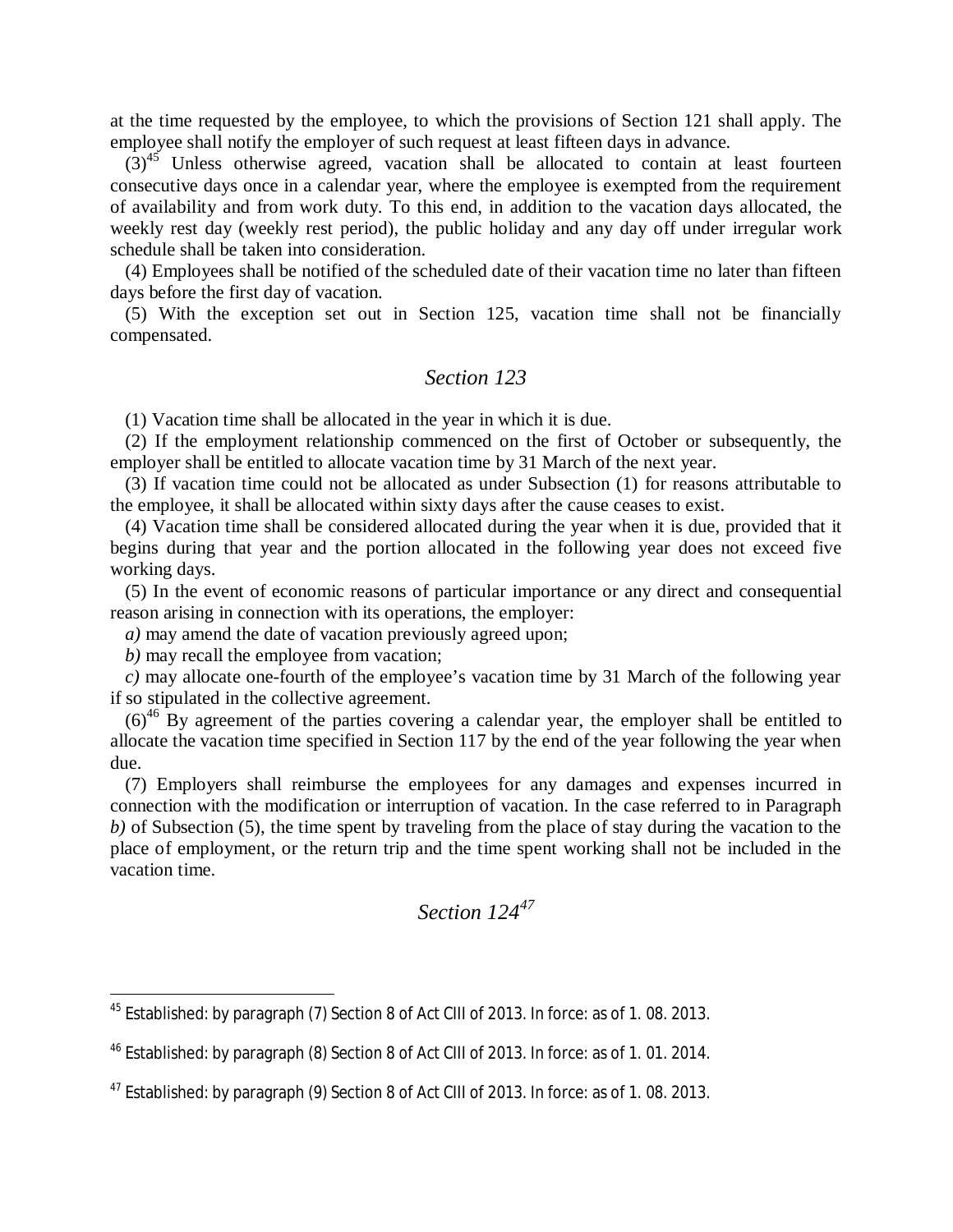at the time requested by the employee, to which the provisions of Section 121 shall apply. The employee shall notify the employer of such request at least fifteen days in advance.

(3)[45] Unless otherwise agreed, vacation shall be allocated to contain at least fourteen consecutive days once in a calendar year, where the employee is exempted from the requirement of availability and from work duty. To this end, in addition to the vacation days allocated, the weekly rest day (weekly rest period), the public holiday and any day off under irregular work schedule shall be taken into consideration.

(4) Employees shall be notified of the scheduled date of their vacation time no later than fifteen days before the first day of vacation.

(5) With the exception set out in Section 125, vacation time shall not be financially compensated.

## *Section 123*

(1) Vacation time shall be allocated in the year in which it is due.

(2) If the employment relationship commenced on the first of October or subsequently, the employer shall be entitled to allocate vacation time by 31 March of the next year.

(3) If vacation time could not be allocated as under Subsection (1) for reasons attributable to the employee, it shall be allocated within sixty days after the cause ceases to exist.

(4) Vacation time shall be considered allocated during the year when it is due, provided that it begins during that year and the portion allocated in the following year does not exceed five working days.

(5) In the event of economic reasons of particular importance or any direct and consequential reason arising in connection with its operations, the employer:

*a)* may amend the date of vacation previously agreed upon;

*b)* may recall the employee from vacation;

*c)* may allocate one-fourth of the employee's vacation time by 31 March of the following year if so stipulated in the collective agreement.

(6)[46] By agreement of the parties covering a calendar year, the employer shall be entitled to allocate the vacation time specified in Section 117 by the end of the year following the year when due.

(7) Employers shall reimburse the employees for any damages and expenses incurred in connection with the modification or interruption of vacation. In the case referred to in Paragraph *b)* of Subsection (5), the time spent by traveling from the place of stay during the vacation to the place of employment, or the return trip and the time spent working shall not be included in the vacation time.

## *Section 124*[47]

---

[45] Established: by paragraph (7) Section 8 of Act CIII of 2013. In force: as of 1. 08. 2013.

[46] Established: by paragraph (8) Section 8 of Act CIII of 2013. In force: as of 1. 01. 2014.

[47] Established: by paragraph (9) Section 8 of Act CIII of 2013. In force: as of 1. 08. 2013.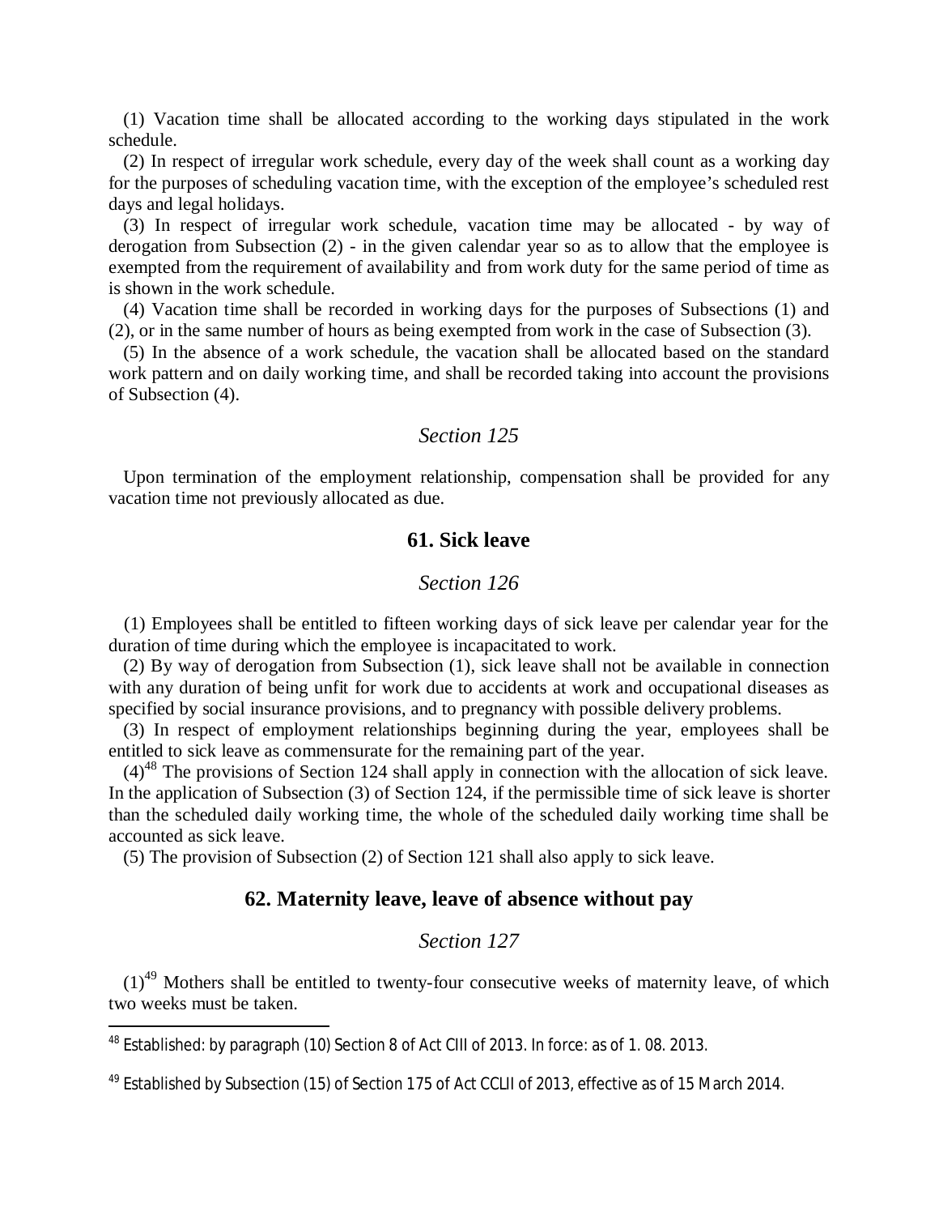(1) Vacation time shall be allocated according to the working days stipulated in the work schedule.

(2) In respect of irregular work schedule, every day of the week shall count as a working day for the purposes of scheduling vacation time, with the exception of the employee's scheduled rest days and legal holidays.

(3) In respect of irregular work schedule, vacation time may be allocated - by way of derogation from Subsection (2) - in the given calendar year so as to allow that the employee is exempted from the requirement of availability and from work duty for the same period of time as is shown in the work schedule.

(4) Vacation time shall be recorded in working days for the purposes of Subsections (1) and (2), or in the same number of hours as being exempted from work in the case of Subsection (3).

(5) In the absence of a work schedule, the vacation shall be allocated based on the standard work pattern and on daily working time, and shall be recorded taking into account the provisions of Subsection (4).

*Section 125*

Upon termination of the employment relationship, compensation shall be provided for any vacation time not previously allocated as due.

## 61. Sick leave

*Section 126*

(1) Employees shall be entitled to fifteen working days of sick leave per calendar year for the duration of time during which the employee is incapacitated to work.

(2) By way of derogation from Subsection (1), sick leave shall not be available in connection with any duration of being unfit for work due to accidents at work and occupational diseases as specified by social insurance provisions, and to pregnancy with possible delivery problems.

(3) In respect of employment relationships beginning during the year, employees shall be entitled to sick leave as commensurate for the remaining part of the year.

(4)[48] The provisions of Section 124 shall apply in connection with the allocation of sick leave. In the application of Subsection (3) of Section 124, if the permissible time of sick leave is shorter than the scheduled daily working time, the whole of the scheduled daily working time shall be accounted as sick leave.

(5) The provision of Subsection (2) of Section 121 shall also apply to sick leave.

## 62. Maternity leave, leave of absence without pay

*Section 127*

(1)[49] Mothers shall be entitled to twenty-four consecutive weeks of maternity leave, of which two weeks must be taken.

---

[48] Established: by paragraph (10) Section 8 of Act CIII of 2013. In force: as of 1. 08. 2013.

[49] Established by Subsection (15) of Section 175 of Act CCLII of 2013, effective as of 15 March 2014.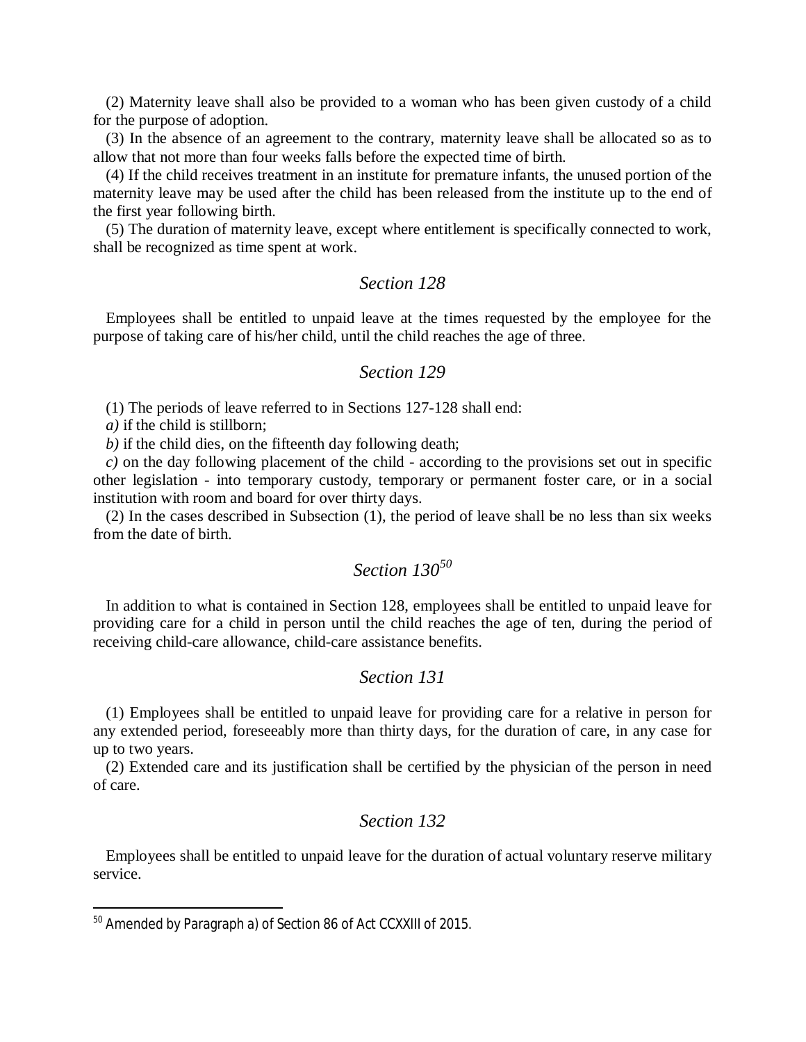(2) Maternity leave shall also be provided to a woman who has been given custody of a child for the purpose of adoption.

(3) In the absence of an agreement to the contrary, maternity leave shall be allocated so as to allow that not more than four weeks falls before the expected time of birth.

(4) If the child receives treatment in an institute for premature infants, the unused portion of the maternity leave may be used after the child has been released from the institute up to the end of the first year following birth.

(5) The duration of maternity leave, except where entitlement is specifically connected to work, shall be recognized as time spent at work.

### *Section 128*

Employees shall be entitled to unpaid leave at the times requested by the employee for the purpose of taking care of his/her child, until the child reaches the age of three.

### *Section 129*

(1) The periods of leave referred to in Sections 127-128 shall end:

*a)* if the child is stillborn;

*b)* if the child dies, on the fifteenth day following death;

*c)* on the day following placement of the child - according to the provisions set out in specific other legislation - into temporary custody, temporary or permanent foster care, or in a social institution with room and board for over thirty days.

(2) In the cases described in Subsection (1), the period of leave shall be no less than six weeks from the date of birth.

### *Section 130*[50]

In addition to what is contained in Section 128, employees shall be entitled to unpaid leave for providing care for a child in person until the child reaches the age of ten, during the period of receiving child-care allowance, child-care assistance benefits.

### *Section 131*

(1) Employees shall be entitled to unpaid leave for providing care for a relative in person for any extended period, foreseeably more than thirty days, for the duration of care, in any case for up to two years.

(2) Extended care and its justification shall be certified by the physician of the person in need of care.

### *Section 132*

Employees shall be entitled to unpaid leave for the duration of actual voluntary reserve military service.

---

[50] Amended by Paragraph a) of Section 86 of Act CCXXIII of 2015.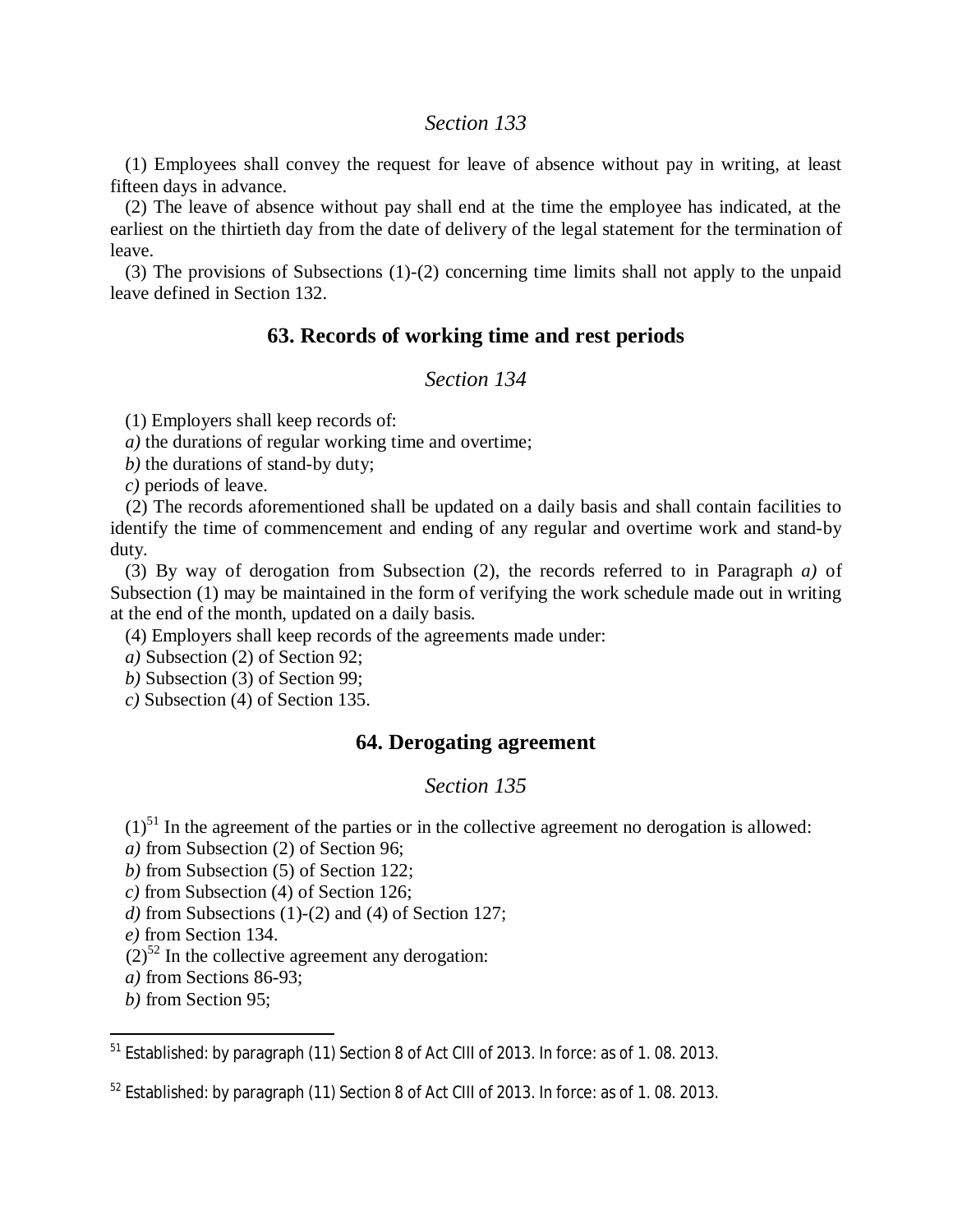### *Section 133*

(1) Employees shall convey the request for leave of absence without pay in writing, at least fifteen days in advance.

(2) The leave of absence without pay shall end at the time the employee has indicated, at the earliest on the thirtieth day from the date of delivery of the legal statement for the termination of leave.

(3) The provisions of Subsections (1)-(2) concerning time limits shall not apply to the unpaid leave defined in Section 132.

## 63. Records of working time and rest periods

### *Section 134*

(1) Employers shall keep records of:

*a)* the durations of regular working time and overtime;

*b)* the durations of stand-by duty;

*c)* periods of leave.

(2) The records aforementioned shall be updated on a daily basis and shall contain facilities to identify the time of commencement and ending of any regular and overtime work and stand-by duty.

(3) By way of derogation from Subsection (2), the records referred to in Paragraph *a)* of Subsection (1) may be maintained in the form of verifying the work schedule made out in writing at the end of the month, updated on a daily basis.

(4) Employers shall keep records of the agreements made under:

*a)* Subsection (2) of Section 92;

*b)* Subsection (3) of Section 99;

*c)* Subsection (4) of Section 135.

## 64. Derogating agreement

### *Section 135*

(1)[51] In the agreement of the parties or in the collective agreement no derogation is allowed:

*a)* from Subsection (2) of Section 96;

*b)* from Subsection (5) of Section 122;

*c)* from Subsection (4) of Section 126;

*d)* from Subsections (1)-(2) and (4) of Section 127;

*e)* from Section 134.

(2)[52] In the collective agreement any derogation:

*a)* from Sections 86-93;

*b)* from Section 95;

---

[51] Established: by paragraph (11) Section 8 of Act CIII of 2013. In force: as of 1. 08. 2013.

[52] Established: by paragraph (11) Section 8 of Act CIII of 2013. In force: as of 1. 08. 2013.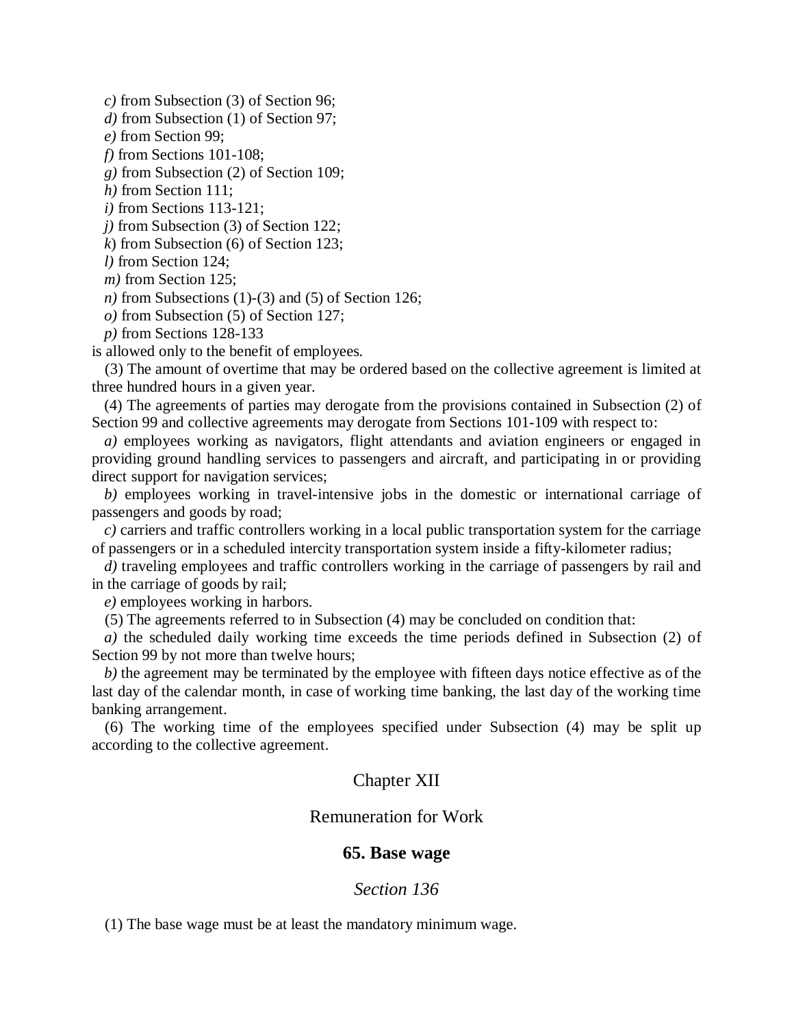*c)* from Subsection (3) of Section 96;

*d)* from Subsection (1) of Section 97;

*e)* from Section 99;

*f)* from Sections 101-108;

*g)* from Subsection (2) of Section 109;

*h)* from Section 111;

*i)* from Sections 113-121;

*j)* from Subsection (3) of Section 122;

*k*) from Subsection (6) of Section 123;

*l)* from Section 124;

*m)* from Section 125;

*n)* from Subsections (1)-(3) and (5) of Section 126;

*o)* from Subsection (5) of Section 127;

*p)* from Sections 128-133

is allowed only to the benefit of employees.

(3) The amount of overtime that may be ordered based on the collective agreement is limited at three hundred hours in a given year.

(4) The agreements of parties may derogate from the provisions contained in Subsection (2) of Section 99 and collective agreements may derogate from Sections 101-109 with respect to:

*a)* employees working as navigators, flight attendants and aviation engineers or engaged in providing ground handling services to passengers and aircraft, and participating in or providing direct support for navigation services;

*b)* employees working in travel-intensive jobs in the domestic or international carriage of passengers and goods by road;

*c)* carriers and traffic controllers working in a local public transportation system for the carriage of passengers or in a scheduled intercity transportation system inside a fifty-kilometer radius;

*d)* traveling employees and traffic controllers working in the carriage of passengers by rail and in the carriage of goods by rail;

*e)* employees working in harbors.

(5) The agreements referred to in Subsection (4) may be concluded on condition that:

*a)* the scheduled daily working time exceeds the time periods defined in Subsection (2) of Section 99 by not more than twelve hours;

*b)* the agreement may be terminated by the employee with fifteen days notice effective as of the last day of the calendar month, in case of working time banking, the last day of the working time banking arrangement.

(6) The working time of the employees specified under Subsection (4) may be split up according to the collective agreement.

## Chapter XII

## Remuneration for Work

### 65. Base wage

#### *Section 136*

(1) The base wage must be at least the mandatory minimum wage.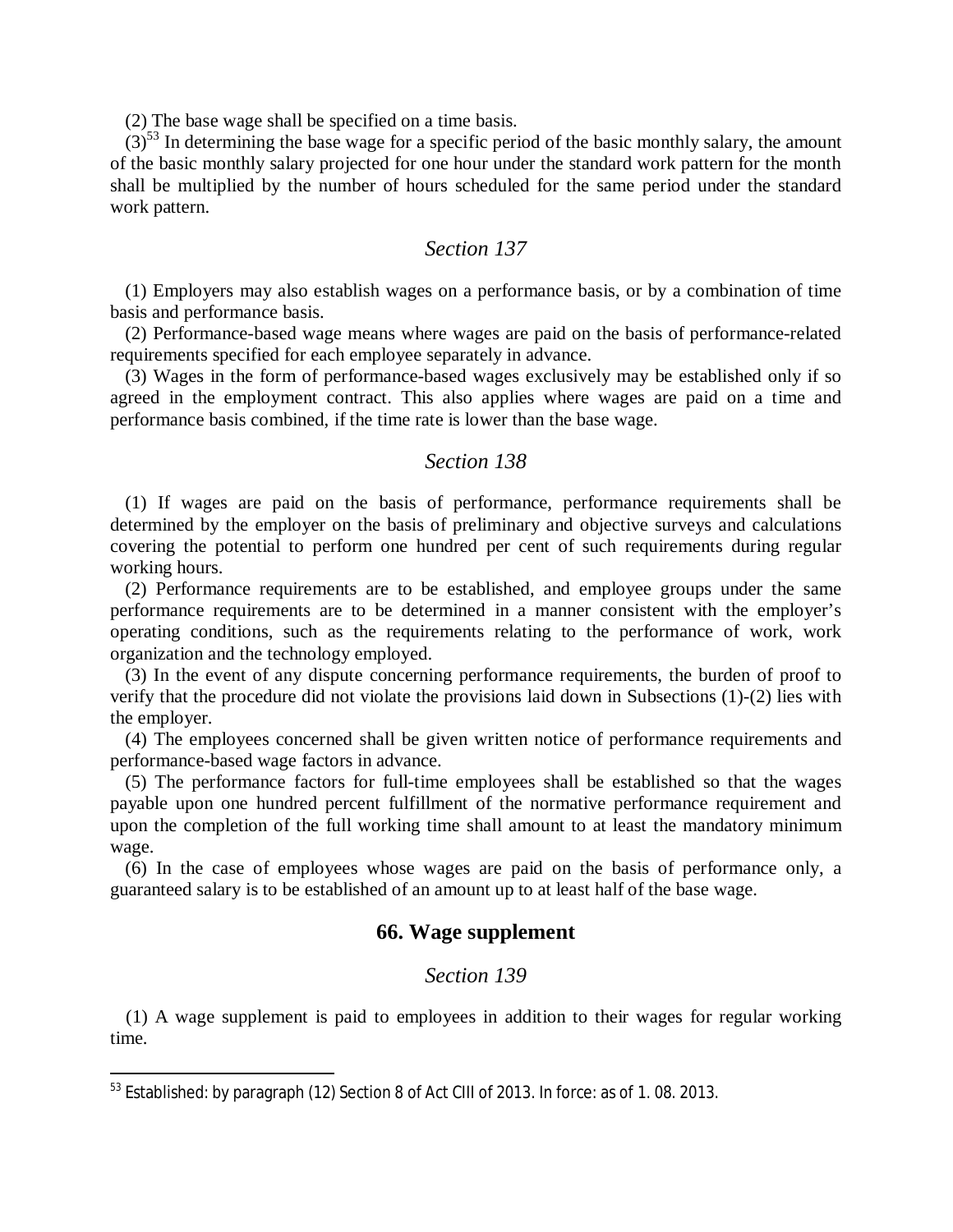(2) The base wage shall be specified on a time basis.

(3)[53] In determining the base wage for a specific period of the basic monthly salary, the amount of the basic monthly salary projected for one hour under the standard work pattern for the month shall be multiplied by the number of hours scheduled for the same period under the standard work pattern.

### *Section 137*

(1) Employers may also establish wages on a performance basis, or by a combination of time basis and performance basis.

(2) Performance-based wage means where wages are paid on the basis of performance-related requirements specified for each employee separately in advance.

(3) Wages in the form of performance-based wages exclusively may be established only if so agreed in the employment contract. This also applies where wages are paid on a time and performance basis combined, if the time rate is lower than the base wage.

### *Section 138*

(1) If wages are paid on the basis of performance, performance requirements shall be determined by the employer on the basis of preliminary and objective surveys and calculations covering the potential to perform one hundred per cent of such requirements during regular working hours.

(2) Performance requirements are to be established, and employee groups under the same performance requirements are to be determined in a manner consistent with the employer's operating conditions, such as the requirements relating to the performance of work, work organization and the technology employed.

(3) In the event of any dispute concerning performance requirements, the burden of proof to verify that the procedure did not violate the provisions laid down in Subsections (1)-(2) lies with the employer.

(4) The employees concerned shall be given written notice of performance requirements and performance-based wage factors in advance.

(5) The performance factors for full-time employees shall be established so that the wages payable upon one hundred percent fulfillment of the normative performance requirement and upon the completion of the full working time shall amount to at least the mandatory minimum wage.

(6) In the case of employees whose wages are paid on the basis of performance only, a guaranteed salary is to be established of an amount up to at least half of the base wage.

## 66. Wage supplement

### *Section 139*

(1) A wage supplement is paid to employees in addition to their wages for regular working time.

---

[53] Established: by paragraph (12) Section 8 of Act CIII of 2013. In force: as of 1. 08. 2013.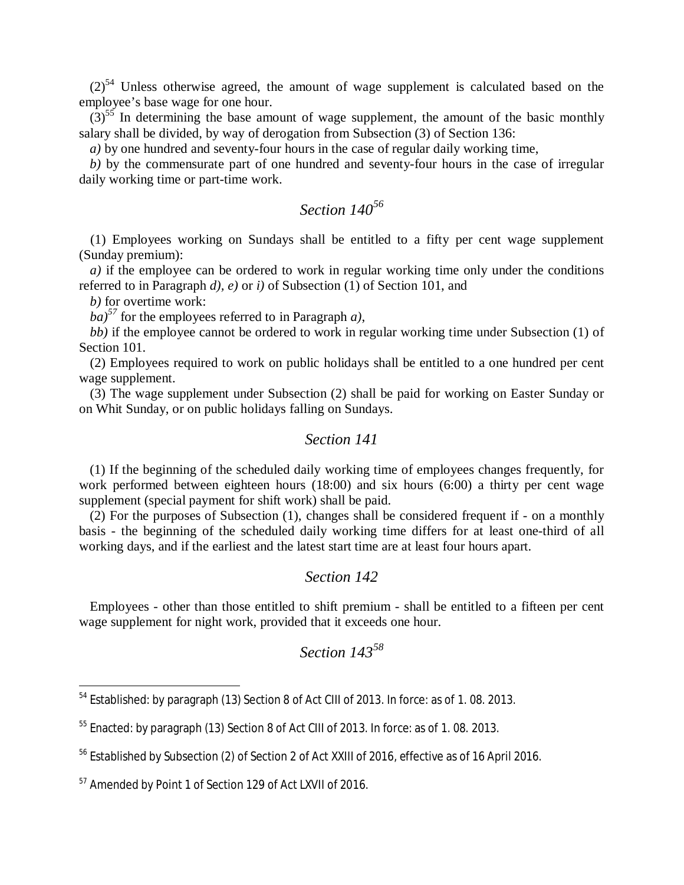(2)[54] Unless otherwise agreed, the amount of wage supplement is calculated based on the employee's base wage for one hour.

(3)[55] In determining the base amount of wage supplement, the amount of the basic monthly salary shall be divided, by way of derogation from Subsection (3) of Section 136:

*a)* by one hundred and seventy-four hours in the case of regular daily working time,

*b)* by the commensurate part of one hundred and seventy-four hours in the case of irregular daily working time or part-time work.

## *Section 140*[56]

(1) Employees working on Sundays shall be entitled to a fifty per cent wage supplement (Sunday premium):

*a)* if the employee can be ordered to work in regular working time only under the conditions referred to in Paragraph *d), e)* or *i)* of Subsection (1) of Section 101, and

*b)* for overtime work:

*ba)*[57] for the employees referred to in Paragraph *a),*

*bb)* if the employee cannot be ordered to work in regular working time under Subsection (1) of Section 101.

(2) Employees required to work on public holidays shall be entitled to a one hundred per cent wage supplement.

(3) The wage supplement under Subsection (2) shall be paid for working on Easter Sunday or on Whit Sunday, or on public holidays falling on Sundays.

## *Section 141*

(1) If the beginning of the scheduled daily working time of employees changes frequently, for work performed between eighteen hours (18:00) and six hours (6:00) a thirty per cent wage supplement (special payment for shift work) shall be paid.

(2) For the purposes of Subsection (1), changes shall be considered frequent if - on a monthly basis - the beginning of the scheduled daily working time differs for at least one-third of all working days, and if the earliest and the latest start time are at least four hours apart.

## *Section 142*

Employees - other than those entitled to shift premium - shall be entitled to a fifteen per cent wage supplement for night work, provided that it exceeds one hour.

## *Section 143*[58]

---

[54] Established: by paragraph (13) Section 8 of Act CIII of 2013. In force: as of 1. 08. 2013.

[55] Enacted: by paragraph (13) Section 8 of Act CIII of 2013. In force: as of 1. 08. 2013.

[56] Established by Subsection (2) of Section 2 of Act XXIII of 2016, effective as of 16 April 2016.

[57] Amended by Point 1 of Section 129 of Act LXVII of 2016.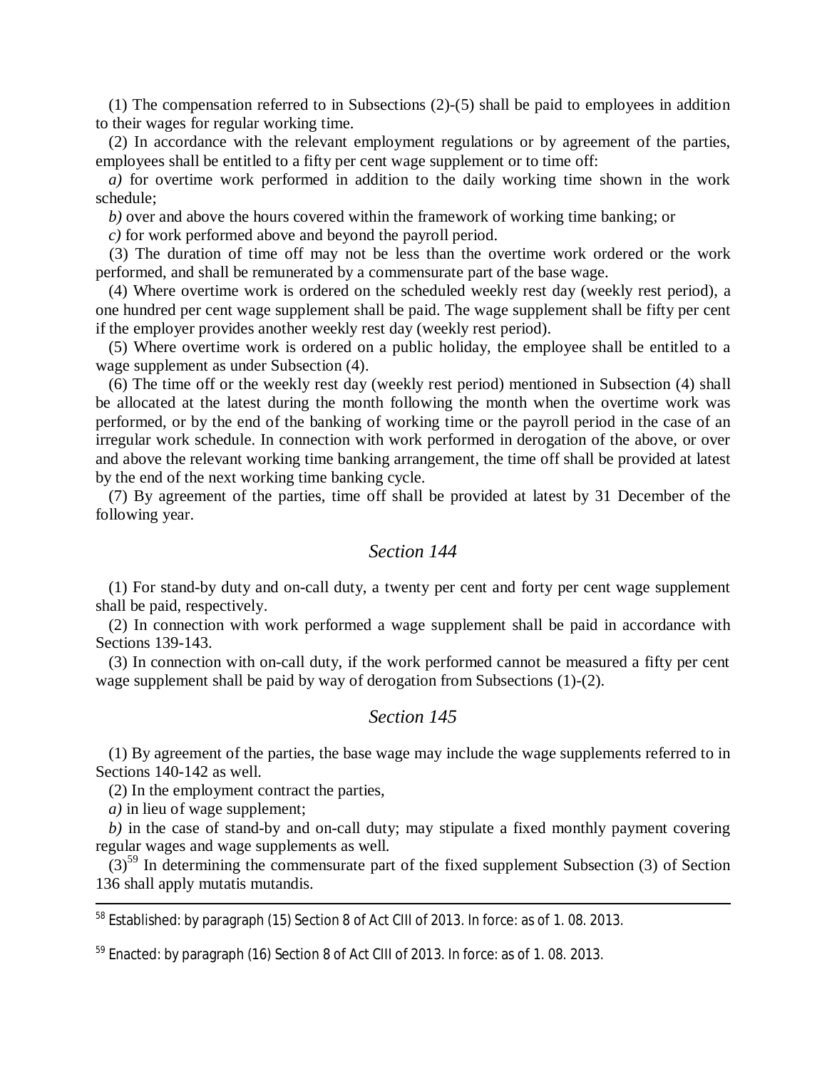(1) The compensation referred to in Subsections (2)-(5) shall be paid to employees in addition to their wages for regular working time.

(2) In accordance with the relevant employment regulations or by agreement of the parties, employees shall be entitled to a fifty per cent wage supplement or to time off:

*a)* for overtime work performed in addition to the daily working time shown in the work schedule;

*b)* over and above the hours covered within the framework of working time banking; or

*c)* for work performed above and beyond the payroll period.

(3) The duration of time off may not be less than the overtime work ordered or the work performed, and shall be remunerated by a commensurate part of the base wage.

(4) Where overtime work is ordered on the scheduled weekly rest day (weekly rest period), a one hundred per cent wage supplement shall be paid. The wage supplement shall be fifty per cent if the employer provides another weekly rest day (weekly rest period).

(5) Where overtime work is ordered on a public holiday, the employee shall be entitled to a wage supplement as under Subsection (4).

(6) The time off or the weekly rest day (weekly rest period) mentioned in Subsection (4) shall be allocated at the latest during the month following the month when the overtime work was performed, or by the end of the banking of working time or the payroll period in the case of an irregular work schedule. In connection with work performed in derogation of the above, or over and above the relevant working time banking arrangement, the time off shall be provided at latest by the end of the next working time banking cycle.

(7) By agreement of the parties, time off shall be provided at latest by 31 December of the following year.

## *Section 144*

(1) For stand-by duty and on-call duty, a twenty per cent and forty per cent wage supplement shall be paid, respectively.

(2) In connection with work performed a wage supplement shall be paid in accordance with Sections 139-143.

(3) In connection with on-call duty, if the work performed cannot be measured a fifty per cent wage supplement shall be paid by way of derogation from Subsections (1)-(2).

## *Section 145*

(1) By agreement of the parties, the base wage may include the wage supplements referred to in Sections 140-142 as well.

(2) In the employment contract the parties,

*a)* in lieu of wage supplement;

*b)* in the case of stand-by and on-call duty; may stipulate a fixed monthly payment covering regular wages and wage supplements as well.

(3)[59] In determining the commensurate part of the fixed supplement Subsection (3) of Section 136 shall apply mutatis mutandis.

---

[58] Established: by paragraph (15) Section 8 of Act CIII of 2013. In force: as of 1. 08. 2013.

[59] Enacted: by paragraph (16) Section 8 of Act CIII of 2013. In force: as of 1. 08. 2013.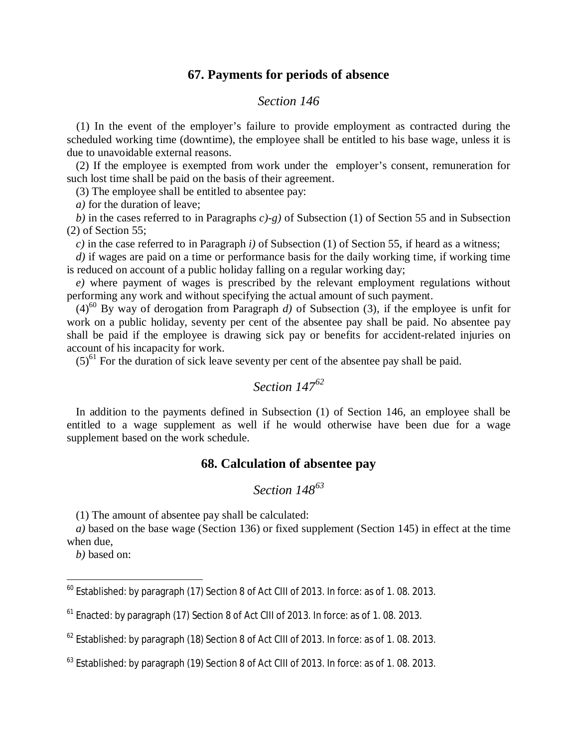### 67. Payments for periods of absence

*Section 146*

(1) In the event of the employer's failure to provide employment as contracted during the scheduled working time (downtime), the employee shall be entitled to his base wage, unless it is due to unavoidable external reasons.

(2) If the employee is exempted from work under the employer's consent, remuneration for such lost time shall be paid on the basis of their agreement.

(3) The employee shall be entitled to absentee pay:

*a)* for the duration of leave;

*b)* in the cases referred to in Paragraphs *c)-g)* of Subsection (1) of Section 55 and in Subsection (2) of Section 55;

*c)* in the case referred to in Paragraph *i)* of Subsection (1) of Section 55, if heard as a witness;

*d)* if wages are paid on a time or performance basis for the daily working time, if working time is reduced on account of a public holiday falling on a regular working day;

*e)* where payment of wages is prescribed by the relevant employment regulations without performing any work and without specifying the actual amount of such payment.

(4)[60] By way of derogation from Paragraph *d)* of Subsection (3), if the employee is unfit for work on a public holiday, seventy per cent of the absentee pay shall be paid. No absentee pay shall be paid if the employee is drawing sick pay or benefits for accident-related injuries on account of his incapacity for work.

(5)[61] For the duration of sick leave seventy per cent of the absentee pay shall be paid.

*Section 147[62]*

In addition to the payments defined in Subsection (1) of Section 146, an employee shall be entitled to a wage supplement as well if he would otherwise have been due for a wage supplement based on the work schedule.

### 68. Calculation of absentee pay

*Section 148[63]*

(1) The amount of absentee pay shall be calculated:

*a)* based on the base wage (Section 136) or fixed supplement (Section 145) in effect at the time when due,

*b)* based on:

---

[60] Established: by paragraph (17) Section 8 of Act CIII of 2013. In force: as of 1. 08. 2013.

[61] Enacted: by paragraph (17) Section 8 of Act CIII of 2013. In force: as of 1. 08. 2013.

[62] Established: by paragraph (18) Section 8 of Act CIII of 2013. In force: as of 1. 08. 2013.

[63] Established: by paragraph (19) Section 8 of Act CIII of 2013. In force: as of 1. 08. 2013.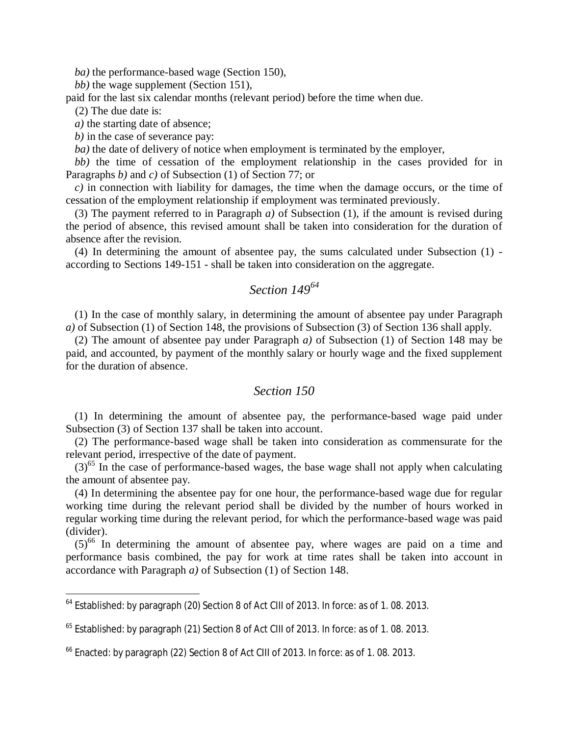*ba)* the performance-based wage (Section 150),

*bb)* the wage supplement (Section 151),

paid for the last six calendar months (relevant period) before the time when due.

(2) The due date is:

*a)* the starting date of absence;

*b)* in the case of severance pay:

*ba)* the date of delivery of notice when employment is terminated by the employer,

*bb)* the time of cessation of the employment relationship in the cases provided for in Paragraphs *b)* and *c)* of Subsection (1) of Section 77; or

*c)* in connection with liability for damages, the time when the damage occurs, or the time of cessation of the employment relationship if employment was terminated previously.

(3) The payment referred to in Paragraph *a)* of Subsection (1), if the amount is revised during the period of absence, this revised amount shall be taken into consideration for the duration of absence after the revision.

(4) In determining the amount of absentee pay, the sums calculated under Subsection (1) - according to Sections 149-151 - shall be taken into consideration on the aggregate.

## *Section 149*[64]

(1) In the case of monthly salary, in determining the amount of absentee pay under Paragraph *a)* of Subsection (1) of Section 148, the provisions of Subsection (3) of Section 136 shall apply.

(2) The amount of absentee pay under Paragraph *a)* of Subsection (1) of Section 148 may be paid, and accounted, by payment of the monthly salary or hourly wage and the fixed supplement for the duration of absence.

## *Section 150*

(1) In determining the amount of absentee pay, the performance-based wage paid under Subsection (3) of Section 137 shall be taken into account.

(2) The performance-based wage shall be taken into consideration as commensurate for the relevant period, irrespective of the date of payment.

(3)[65] In the case of performance-based wages, the base wage shall not apply when calculating the amount of absentee pay.

(4) In determining the absentee pay for one hour, the performance-based wage due for regular working time during the relevant period shall be divided by the number of hours worked in regular working time during the relevant period, for which the performance-based wage was paid (divider).

(5)[66] In determining the amount of absentee pay, where wages are paid on a time and performance basis combined, the pay for work at time rates shall be taken into account in accordance with Paragraph *a)* of Subsection (1) of Section 148.

---

[64] Established: by paragraph (20) Section 8 of Act CIII of 2013. In force: as of 1. 08. 2013.

[65] Established: by paragraph (21) Section 8 of Act CIII of 2013. In force: as of 1. 08. 2013.

[66] Enacted: by paragraph (22) Section 8 of Act CIII of 2013. In force: as of 1. 08. 2013.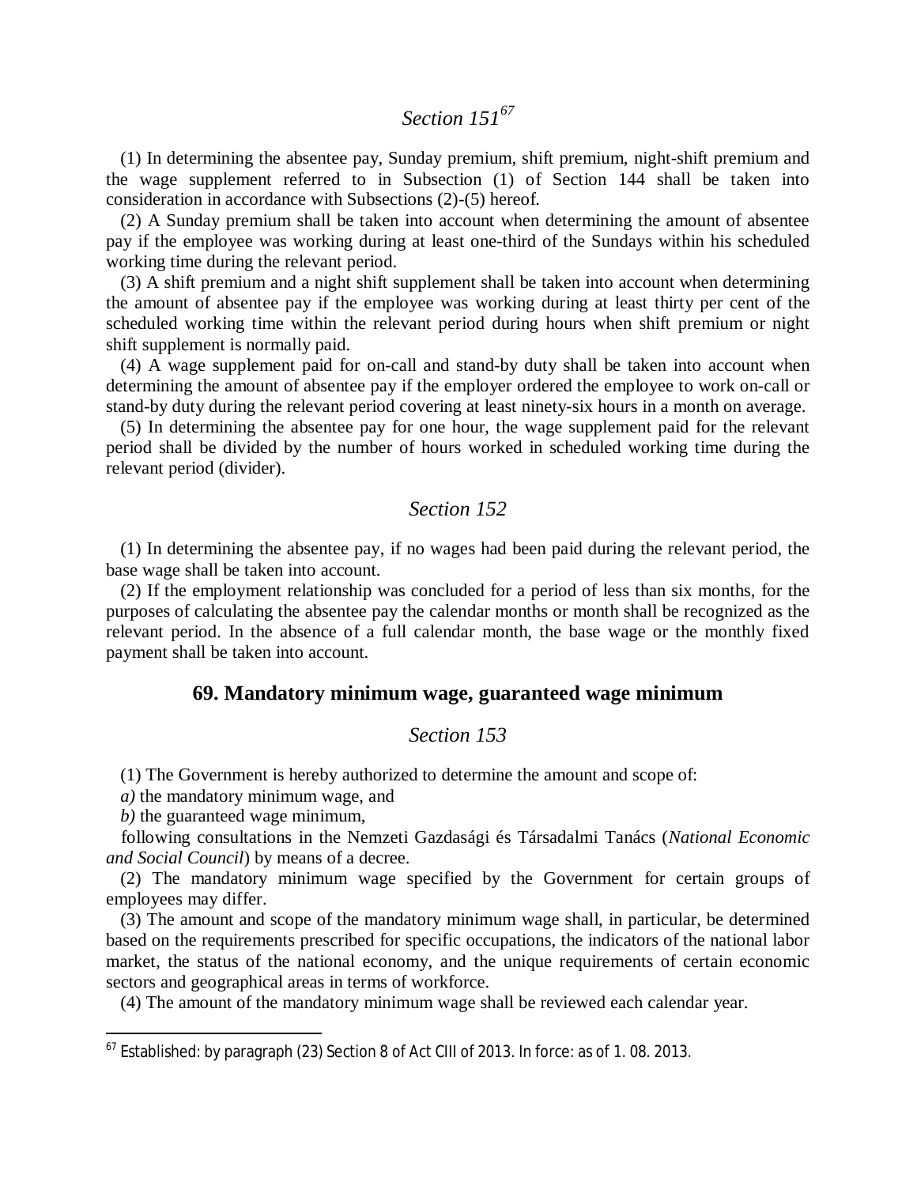## *Section 151*[67]

(1) In determining the absentee pay, Sunday premium, shift premium, night-shift premium and the wage supplement referred to in Subsection (1) of Section 144 shall be taken into consideration in accordance with Subsections (2)-(5) hereof.

(2) A Sunday premium shall be taken into account when determining the amount of absentee pay if the employee was working during at least one-third of the Sundays within his scheduled working time during the relevant period.

(3) A shift premium and a night shift supplement shall be taken into account when determining the amount of absentee pay if the employee was working during at least thirty per cent of the scheduled working time within the relevant period during hours when shift premium or night shift supplement is normally paid.

(4) A wage supplement paid for on-call and stand-by duty shall be taken into account when determining the amount of absentee pay if the employer ordered the employee to work on-call or stand-by duty during the relevant period covering at least ninety-six hours in a month on average.

(5) In determining the absentee pay for one hour, the wage supplement paid for the relevant period shall be divided by the number of hours worked in scheduled working time during the relevant period (divider).

## *Section 152*

(1) In determining the absentee pay, if no wages had been paid during the relevant period, the base wage shall be taken into account.

(2) If the employment relationship was concluded for a period of less than six months, for the purposes of calculating the absentee pay the calendar months or month shall be recognized as the relevant period. In the absence of a full calendar month, the base wage or the monthly fixed payment shall be taken into account.

# **69. Mandatory minimum wage, guaranteed wage minimum**

## *Section 153*

(1) The Government is hereby authorized to determine the amount and scope of:

*a)* the mandatory minimum wage, and

*b)* the guaranteed wage minimum,

following consultations in the Nemzeti Gazdasági és Társadalmi Tanács (*National Economic and Social Council*) by means of a decree.

(2) The mandatory minimum wage specified by the Government for certain groups of employees may differ.

(3) The amount and scope of the mandatory minimum wage shall, in particular, be determined based on the requirements prescribed for specific occupations, the indicators of the national labor market, the status of the national economy, and the unique requirements of certain economic sectors and geographical areas in terms of workforce.

(4) The amount of the mandatory minimum wage shall be reviewed each calendar year.

---

[67] Established: by paragraph (23) Section 8 of Act CIII of 2013. In force: as of 1. 08. 2013.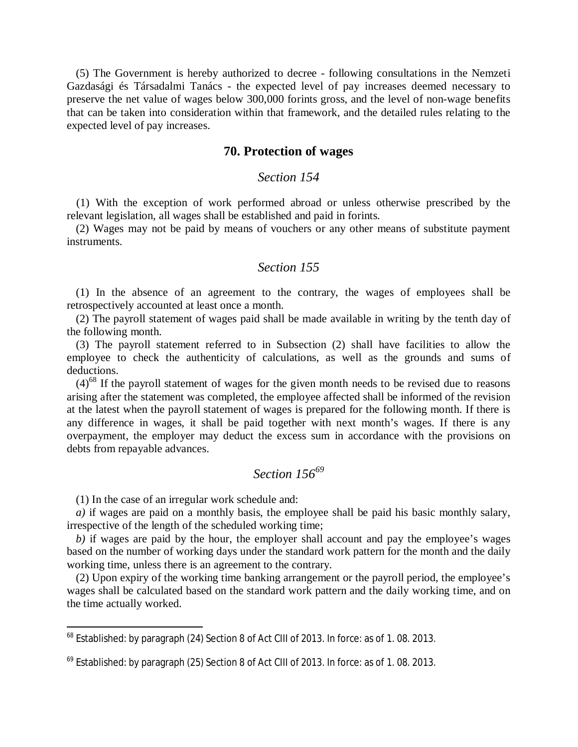(5) The Government is hereby authorized to decree - following consultations in the Nemzeti Gazdasági és Társadalmi Tanács - the expected level of pay increases deemed necessary to preserve the net value of wages below 300,000 forints gross, and the level of non-wage benefits that can be taken into consideration within that framework, and the detailed rules relating to the expected level of pay increases.

## 70. Protection of wages

### *Section 154*

(1) With the exception of work performed abroad or unless otherwise prescribed by the relevant legislation, all wages shall be established and paid in forints.

(2) Wages may not be paid by means of vouchers or any other means of substitute payment instruments.

### *Section 155*

(1) In the absence of an agreement to the contrary, the wages of employees shall be retrospectively accounted at least once a month.

(2) The payroll statement of wages paid shall be made available in writing by the tenth day of the following month.

(3) The payroll statement referred to in Subsection (2) shall have facilities to allow the employee to check the authenticity of calculations, as well as the grounds and sums of deductions.

(4)[68] If the payroll statement of wages for the given month needs to be revised due to reasons arising after the statement was completed, the employee affected shall be informed of the revision at the latest when the payroll statement of wages is prepared for the following month. If there is any difference in wages, it shall be paid together with next month's wages. If there is any overpayment, the employer may deduct the excess sum in accordance with the provisions on debts from repayable advances.

### *Section 156[69]*

(1) In the case of an irregular work schedule and:

*a)* if wages are paid on a monthly basis, the employee shall be paid his basic monthly salary, irrespective of the length of the scheduled working time;

*b)* if wages are paid by the hour, the employer shall account and pay the employee's wages based on the number of working days under the standard work pattern for the month and the daily working time, unless there is an agreement to the contrary.

(2) Upon expiry of the working time banking arrangement or the payroll period, the employee's wages shall be calculated based on the standard work pattern and the daily working time, and on the time actually worked.

---

[68] Established: by paragraph (24) Section 8 of Act CIII of 2013. In force: as of 1. 08. 2013.

[69] Established: by paragraph (25) Section 8 of Act CIII of 2013. In force: as of 1. 08. 2013.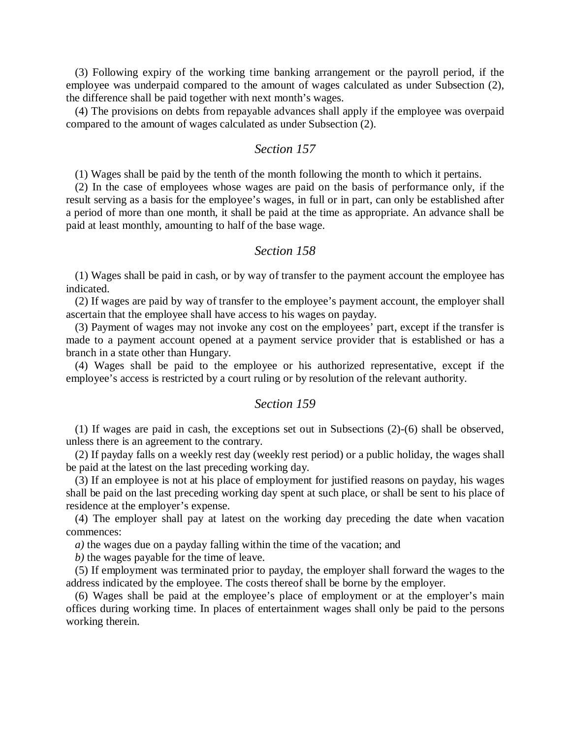(3) Following expiry of the working time banking arrangement or the payroll period, if the employee was underpaid compared to the amount of wages calculated as under Subsection (2), the difference shall be paid together with next month's wages.

(4) The provisions on debts from repayable advances shall apply if the employee was overpaid compared to the amount of wages calculated as under Subsection (2).

### *Section 157*

(1) Wages shall be paid by the tenth of the month following the month to which it pertains.

(2) In the case of employees whose wages are paid on the basis of performance only, if the result serving as a basis for the employee's wages, in full or in part, can only be established after a period of more than one month, it shall be paid at the time as appropriate. An advance shall be paid at least monthly, amounting to half of the base wage.

### *Section 158*

(1) Wages shall be paid in cash, or by way of transfer to the payment account the employee has indicated.

(2) If wages are paid by way of transfer to the employee's payment account, the employer shall ascertain that the employee shall have access to his wages on payday.

(3) Payment of wages may not invoke any cost on the employees' part, except if the transfer is made to a payment account opened at a payment service provider that is established or has a branch in a state other than Hungary.

(4) Wages shall be paid to the employee or his authorized representative, except if the employee's access is restricted by a court ruling or by resolution of the relevant authority.

### *Section 159*

(1) If wages are paid in cash, the exceptions set out in Subsections (2)-(6) shall be observed, unless there is an agreement to the contrary.

(2) If payday falls on a weekly rest day (weekly rest period) or a public holiday, the wages shall be paid at the latest on the last preceding working day.

(3) If an employee is not at his place of employment for justified reasons on payday, his wages shall be paid on the last preceding working day spent at such place, or shall be sent to his place of residence at the employer's expense.

(4) The employer shall pay at latest on the working day preceding the date when vacation commences:

*a)* the wages due on a payday falling within the time of the vacation; and

*b)* the wages payable for the time of leave.

(5) If employment was terminated prior to payday, the employer shall forward the wages to the address indicated by the employee. The costs thereof shall be borne by the employer.

(6) Wages shall be paid at the employee's place of employment or at the employer's main offices during working time. In places of entertainment wages shall only be paid to the persons working therein.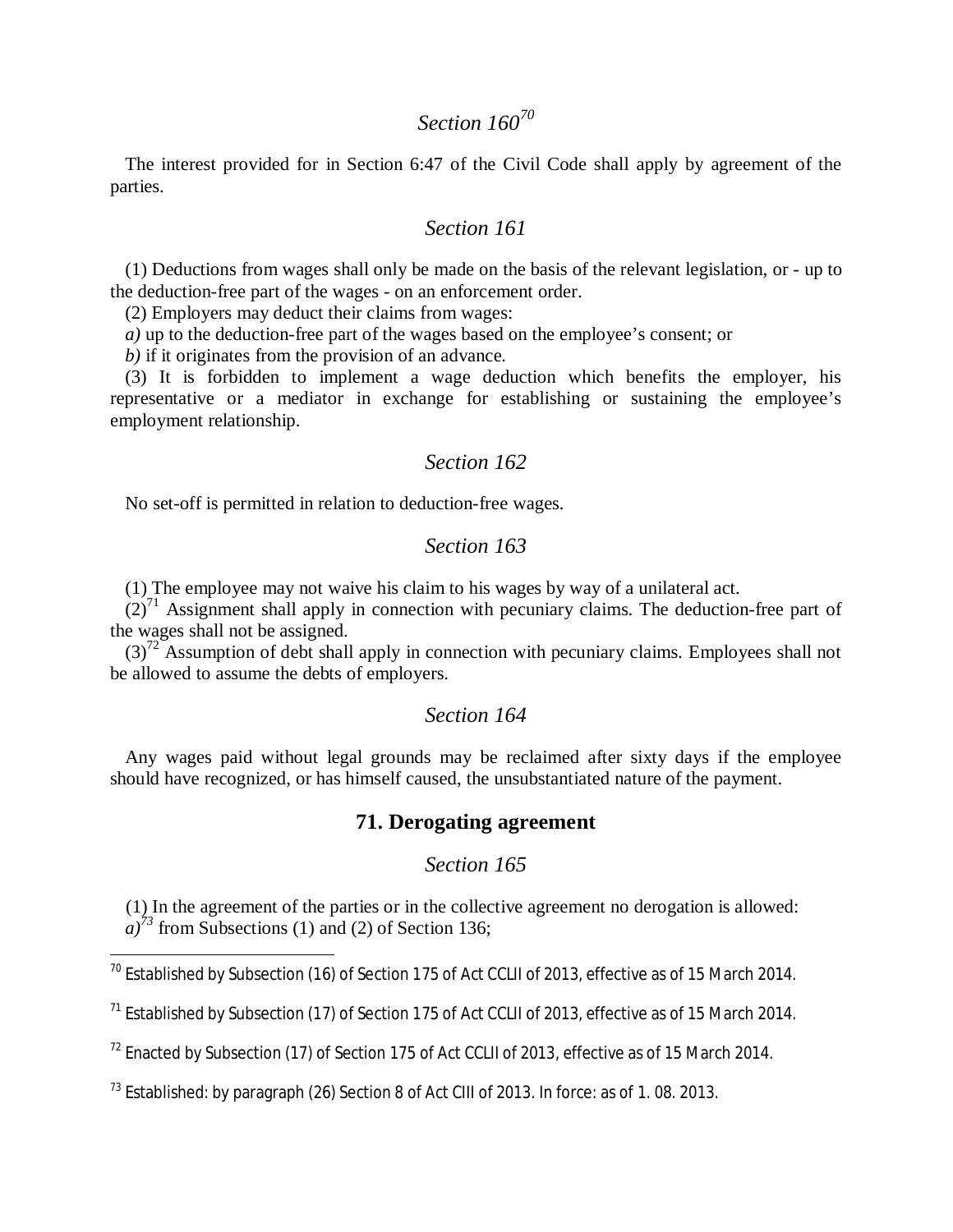### *Section 160*[70]

The interest provided for in Section 6:47 of the Civil Code shall apply by agreement of the parties.

### *Section 161*

(1) Deductions from wages shall only be made on the basis of the relevant legislation, or - up to the deduction-free part of the wages - on an enforcement order.

(2) Employers may deduct their claims from wages:

*a)* up to the deduction-free part of the wages based on the employee's consent; or

*b)* if it originates from the provision of an advance.

(3) It is forbidden to implement a wage deduction which benefits the employer, his representative or a mediator in exchange for establishing or sustaining the employee's employment relationship.

### *Section 162*

No set-off is permitted in relation to deduction-free wages.

### *Section 163*

(1) The employee may not waive his claim to his wages by way of a unilateral act.

(2)[71] Assignment shall apply in connection with pecuniary claims. The deduction-free part of the wages shall not be assigned.

(3)[72] Assumption of debt shall apply in connection with pecuniary claims. Employees shall not be allowed to assume the debts of employers.

### *Section 164*

Any wages paid without legal grounds may be reclaimed after sixty days if the employee should have recognized, or has himself caused, the unsubstantiated nature of the payment.

## 71. Derogating agreement

### *Section 165*

(1) In the agreement of the parties or in the collective agreement no derogation is allowed:

*a)*[73] from Subsections (1) and (2) of Section 136;

---

[70] Established by Subsection (16) of Section 175 of Act CCLII of 2013, effective as of 15 March 2014.

[71] Established by Subsection (17) of Section 175 of Act CCLII of 2013, effective as of 15 March 2014.

[72] Enacted by Subsection (17) of Section 175 of Act CCLII of 2013, effective as of 15 March 2014.

[73] Established: by paragraph (26) Section 8 of Act CIII of 2013. In force: as of 1. 08. 2013.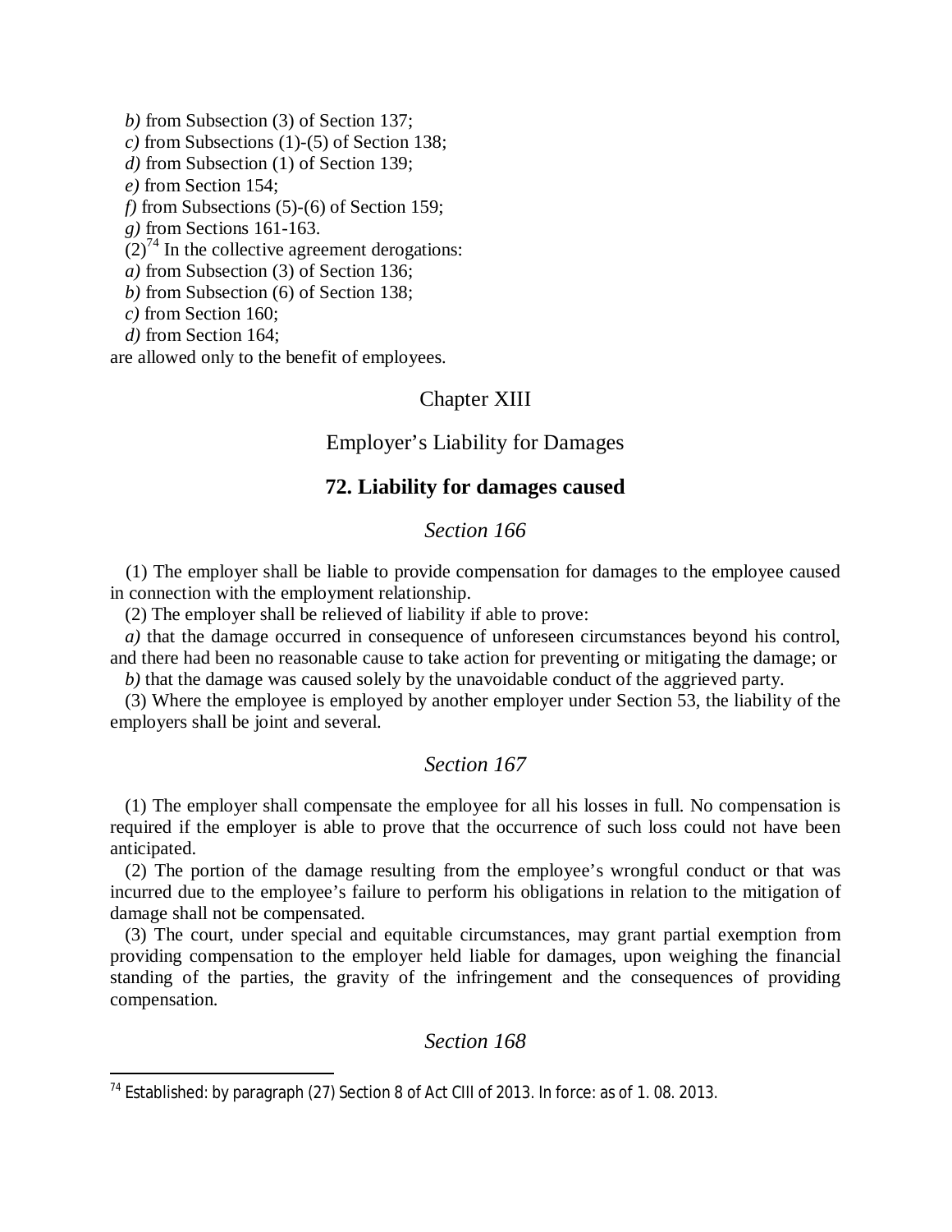*b)* from Subsection (3) of Section 137;
*c)* from Subsections (1)-(5) of Section 138;
*d)* from Subsection (1) of Section 139;
*e)* from Section 154;
*f)* from Subsections (5)-(6) of Section 159;
*g)* from Sections 161-163.

(2)[74] In the collective agreement derogations:
*a)* from Subsection (3) of Section 136;
*b)* from Subsection (6) of Section 138;
*c)* from Section 160;
*d)* from Section 164;
are allowed only to the benefit of employees.

## Chapter XIII

## Employer's Liability for Damages

### 72. Liability for damages caused

#### *Section 166*

(1) The employer shall be liable to provide compensation for damages to the employee caused in connection with the employment relationship.

(2) The employer shall be relieved of liability if able to prove:

*a)* that the damage occurred in consequence of unforeseen circumstances beyond his control, and there had been no reasonable cause to take action for preventing or mitigating the damage; or

*b)* that the damage was caused solely by the unavoidable conduct of the aggrieved party.

(3) Where the employee is employed by another employer under Section 53, the liability of the employers shall be joint and several.

#### *Section 167*

(1) The employer shall compensate the employee for all his losses in full. No compensation is required if the employer is able to prove that the occurrence of such loss could not have been anticipated.

(2) The portion of the damage resulting from the employee's wrongful conduct or that was incurred due to the employee's failure to perform his obligations in relation to the mitigation of damage shall not be compensated.

(3) The court, under special and equitable circumstances, may grant partial exemption from providing compensation to the employer held liable for damages, upon weighing the financial standing of the parties, the gravity of the infringement and the consequences of providing compensation.

#### *Section 168*

---

[74] Established: by paragraph (27) Section 8 of Act CIII of 2013. In force: as of 1. 08. 2013.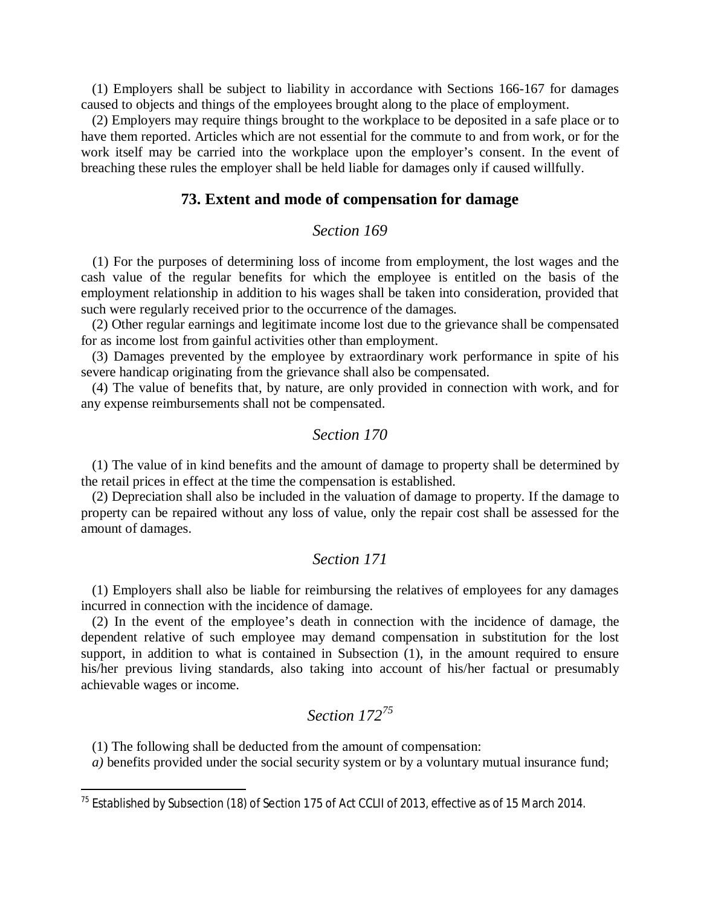(1) Employers shall be subject to liability in accordance with Sections 166-167 for damages caused to objects and things of the employees brought along to the place of employment.

(2) Employers may require things brought to the workplace to be deposited in a safe place or to have them reported. Articles which are not essential for the commute to and from work, or for the work itself may be carried into the workplace upon the employer's consent. In the event of breaching these rules the employer shall be held liable for damages only if caused willfully.

## 73. Extent and mode of compensation for damage

### *Section 169*

(1) For the purposes of determining loss of income from employment, the lost wages and the cash value of the regular benefits for which the employee is entitled on the basis of the employment relationship in addition to his wages shall be taken into consideration, provided that such were regularly received prior to the occurrence of the damages.

(2) Other regular earnings and legitimate income lost due to the grievance shall be compensated for as income lost from gainful activities other than employment.

(3) Damages prevented by the employee by extraordinary work performance in spite of his severe handicap originating from the grievance shall also be compensated.

(4) The value of benefits that, by nature, are only provided in connection with work, and for any expense reimbursements shall not be compensated.

### *Section 170*

(1) The value of in kind benefits and the amount of damage to property shall be determined by the retail prices in effect at the time the compensation is established.

(2) Depreciation shall also be included in the valuation of damage to property. If the damage to property can be repaired without any loss of value, only the repair cost shall be assessed for the amount of damages.

### *Section 171*

(1) Employers shall also be liable for reimbursing the relatives of employees for any damages incurred in connection with the incidence of damage.

(2) In the event of the employee's death in connection with the incidence of damage, the dependent relative of such employee may demand compensation in substitution for the lost support, in addition to what is contained in Subsection (1), in the amount required to ensure his/her previous living standards, also taking into account of his/her factual or presumably achievable wages or income.

### *Section 172*[75]

(1) The following shall be deducted from the amount of compensation:

*a)* benefits provided under the social security system or by a voluntary mutual insurance fund;

---

[75] Established by Subsection (18) of Section 175 of Act CCLII of 2013, effective as of 15 March 2014.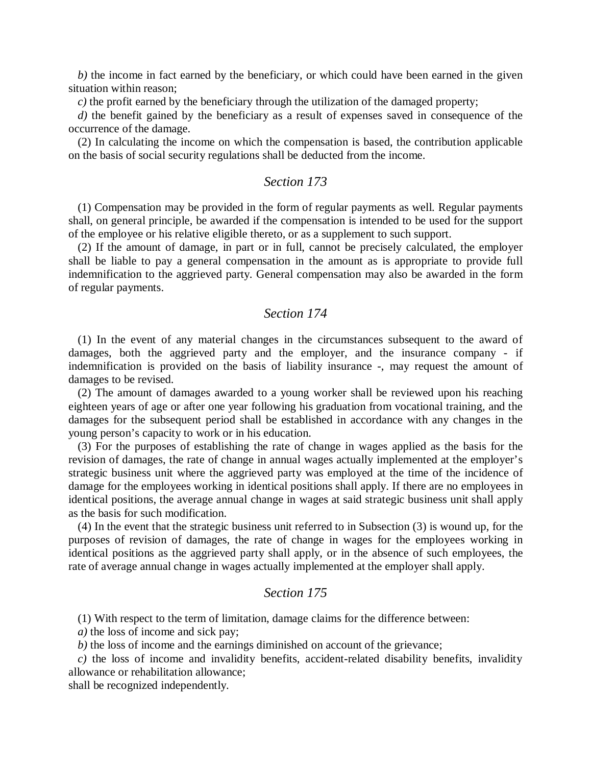*b)* the income in fact earned by the beneficiary, or which could have been earned in the given situation within reason;

*c)* the profit earned by the beneficiary through the utilization of the damaged property;

*d)* the benefit gained by the beneficiary as a result of expenses saved in consequence of the occurrence of the damage.

(2) In calculating the income on which the compensation is based, the contribution applicable on the basis of social security regulations shall be deducted from the income.

## *Section 173*

(1) Compensation may be provided in the form of regular payments as well. Regular payments shall, on general principle, be awarded if the compensation is intended to be used for the support of the employee or his relative eligible thereto, or as a supplement to such support.

(2) If the amount of damage, in part or in full, cannot be precisely calculated, the employer shall be liable to pay a general compensation in the amount as is appropriate to provide full indemnification to the aggrieved party. General compensation may also be awarded in the form of regular payments.

## *Section 174*

(1) In the event of any material changes in the circumstances subsequent to the award of damages, both the aggrieved party and the employer, and the insurance company - if indemnification is provided on the basis of liability insurance -, may request the amount of damages to be revised.

(2) The amount of damages awarded to a young worker shall be reviewed upon his reaching eighteen years of age or after one year following his graduation from vocational training, and the damages for the subsequent period shall be established in accordance with any changes in the young person's capacity to work or in his education.

(3) For the purposes of establishing the rate of change in wages applied as the basis for the revision of damages, the rate of change in annual wages actually implemented at the employer's strategic business unit where the aggrieved party was employed at the time of the incidence of damage for the employees working in identical positions shall apply. If there are no employees in identical positions, the average annual change in wages at said strategic business unit shall apply as the basis for such modification.

(4) In the event that the strategic business unit referred to in Subsection (3) is wound up, for the purposes of revision of damages, the rate of change in wages for the employees working in identical positions as the aggrieved party shall apply, or in the absence of such employees, the rate of average annual change in wages actually implemented at the employer shall apply.

## *Section 175*

(1) With respect to the term of limitation, damage claims for the difference between:

*a)* the loss of income and sick pay;

*b)* the loss of income and the earnings diminished on account of the grievance;

*c)* the loss of income and invalidity benefits, accident-related disability benefits, invalidity allowance or rehabilitation allowance;

shall be recognized independently.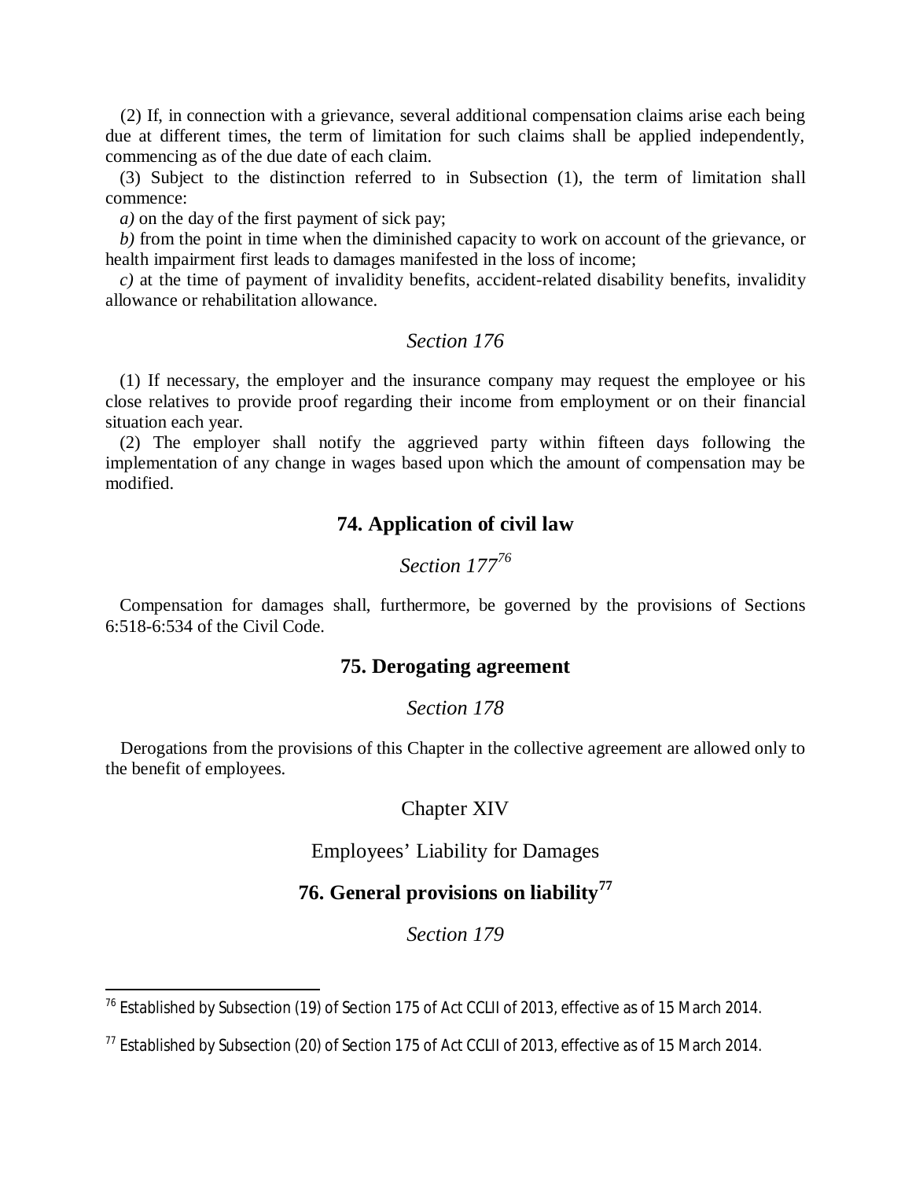(2) If, in connection with a grievance, several additional compensation claims arise each being due at different times, the term of limitation for such claims shall be applied independently, commencing as of the due date of each claim.

(3) Subject to the distinction referred to in Subsection (1), the term of limitation shall commence:

*a)* on the day of the first payment of sick pay;

*b)* from the point in time when the diminished capacity to work on account of the grievance, or health impairment first leads to damages manifested in the loss of income;

*c)* at the time of payment of invalidity benefits, accident-related disability benefits, invalidity allowance or rehabilitation allowance.

*Section 176*

(1) If necessary, the employer and the insurance company may request the employee or his close relatives to provide proof regarding their income from employment or on their financial situation each year.

(2) The employer shall notify the aggrieved party within fifteen days following the implementation of any change in wages based upon which the amount of compensation may be modified.

## 74. Application of civil law

*Section 177*[76]

Compensation for damages shall, furthermore, be governed by the provisions of Sections 6:518-6:534 of the Civil Code.

## 75. Derogating agreement

*Section 178*

Derogations from the provisions of this Chapter in the collective agreement are allowed only to the benefit of employees.

# Chapter XIV

# Employees' Liability for Damages

## 76. General provisions on liability[77]

*Section 179*

---

[76] Established by Subsection (19) of Section 175 of Act CCLII of 2013, effective as of 15 March 2014.

[77] Established by Subsection (20) of Section 175 of Act CCLII of 2013, effective as of 15 March 2014.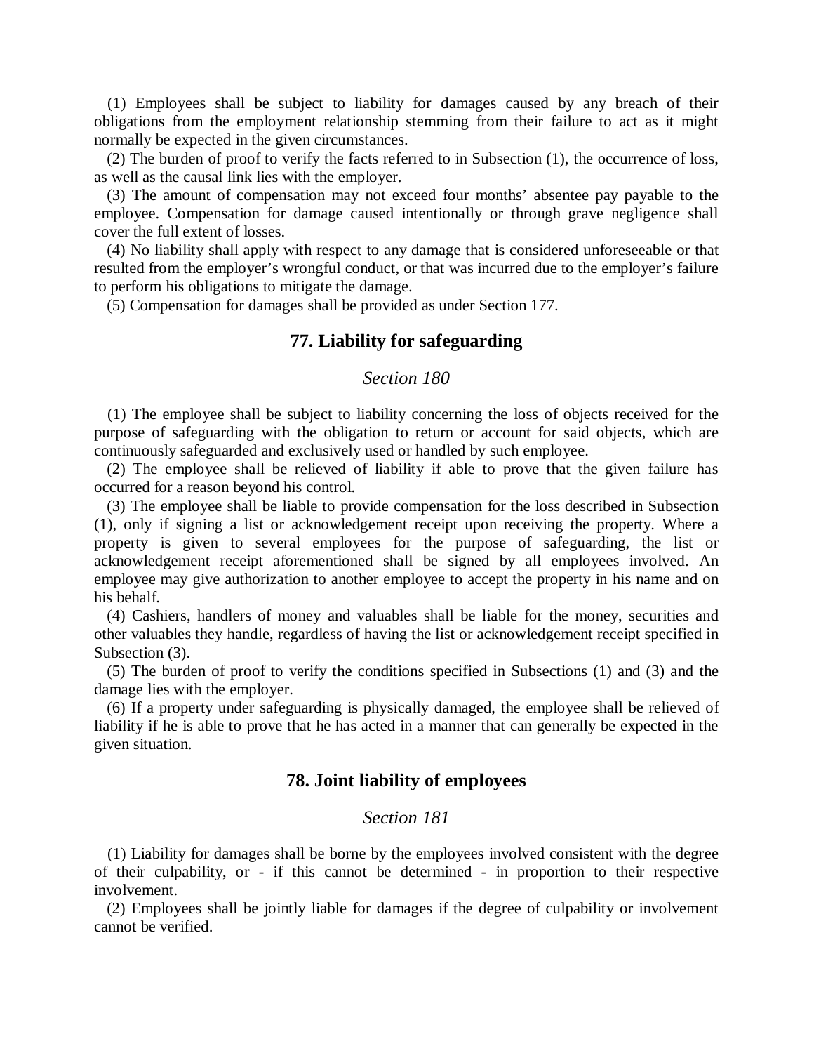(1) Employees shall be subject to liability for damages caused by any breach of their obligations from the employment relationship stemming from their failure to act as it might normally be expected in the given circumstances.

(2) The burden of proof to verify the facts referred to in Subsection (1), the occurrence of loss, as well as the causal link lies with the employer.

(3) The amount of compensation may not exceed four months' absentee pay payable to the employee. Compensation for damage caused intentionally or through grave negligence shall cover the full extent of losses.

(4) No liability shall apply with respect to any damage that is considered unforeseeable or that resulted from the employer's wrongful conduct, or that was incurred due to the employer's failure to perform his obligations to mitigate the damage.

(5) Compensation for damages shall be provided as under Section 177.

## 77. Liability for safeguarding

### *Section 180*

(1) The employee shall be subject to liability concerning the loss of objects received for the purpose of safeguarding with the obligation to return or account for said objects, which are continuously safeguarded and exclusively used or handled by such employee.

(2) The employee shall be relieved of liability if able to prove that the given failure has occurred for a reason beyond his control.

(3) The employee shall be liable to provide compensation for the loss described in Subsection (1), only if signing a list or acknowledgement receipt upon receiving the property. Where a property is given to several employees for the purpose of safeguarding, the list or acknowledgement receipt aforementioned shall be signed by all employees involved. An employee may give authorization to another employee to accept the property in his name and on his behalf.

(4) Cashiers, handlers of money and valuables shall be liable for the money, securities and other valuables they handle, regardless of having the list or acknowledgement receipt specified in Subsection (3).

(5) The burden of proof to verify the conditions specified in Subsections (1) and (3) and the damage lies with the employer.

(6) If a property under safeguarding is physically damaged, the employee shall be relieved of liability if he is able to prove that he has acted in a manner that can generally be expected in the given situation.

## 78. Joint liability of employees

### *Section 181*

(1) Liability for damages shall be borne by the employees involved consistent with the degree of their culpability, or - if this cannot be determined - in proportion to their respective involvement.

(2) Employees shall be jointly liable for damages if the degree of culpability or involvement cannot be verified.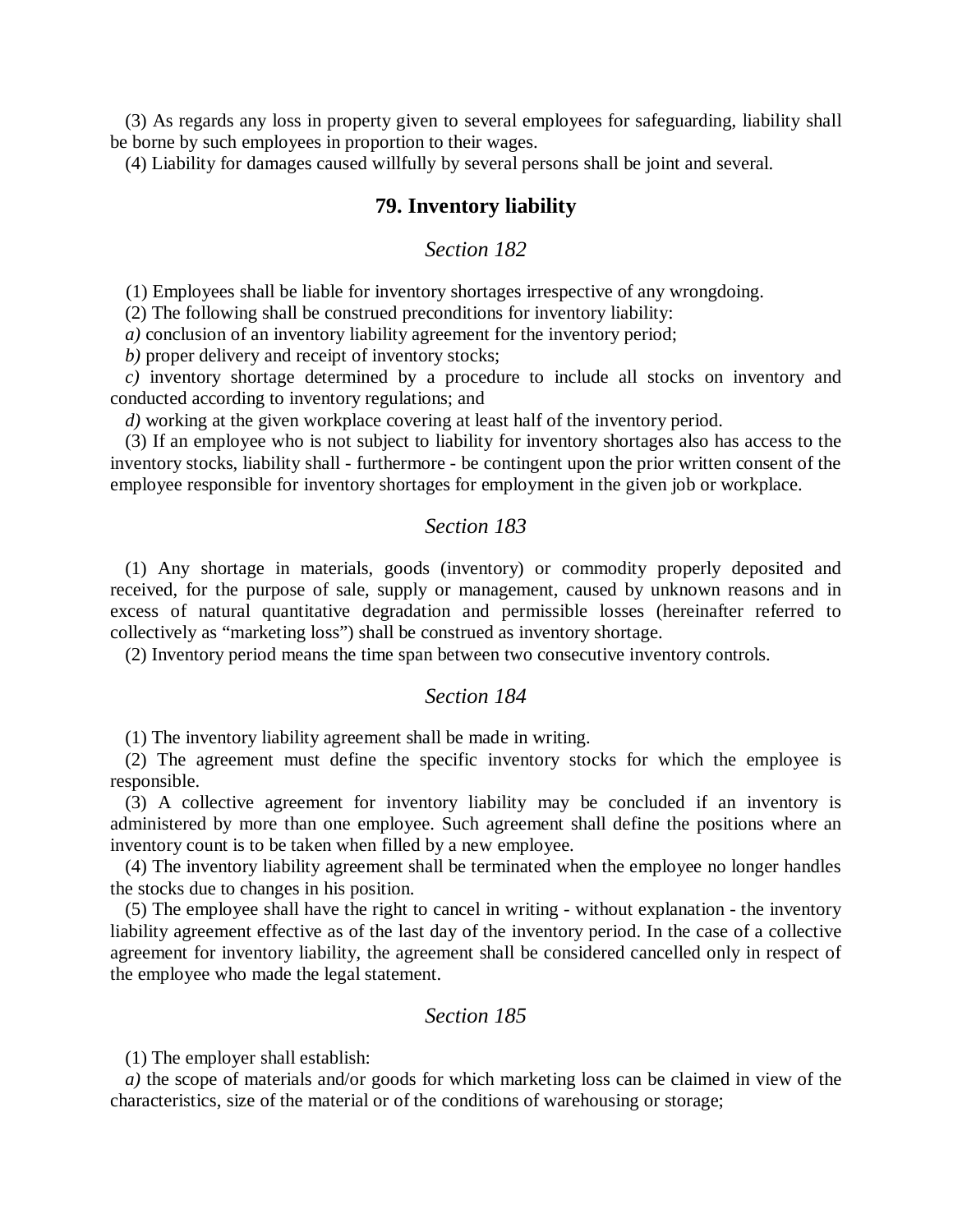(3) As regards any loss in property given to several employees for safeguarding, liability shall be borne by such employees in proportion to their wages.

(4) Liability for damages caused willfully by several persons shall be joint and several.

## 79. Inventory liability

### *Section 182*

(1) Employees shall be liable for inventory shortages irrespective of any wrongdoing.

(2) The following shall be construed preconditions for inventory liability:

*a)* conclusion of an inventory liability agreement for the inventory period;

*b)* proper delivery and receipt of inventory stocks;

*c)* inventory shortage determined by a procedure to include all stocks on inventory and conducted according to inventory regulations; and

*d)* working at the given workplace covering at least half of the inventory period.

(3) If an employee who is not subject to liability for inventory shortages also has access to the inventory stocks, liability shall - furthermore - be contingent upon the prior written consent of the employee responsible for inventory shortages for employment in the given job or workplace.

### *Section 183*

(1) Any shortage in materials, goods (inventory) or commodity properly deposited and received, for the purpose of sale, supply or management, caused by unknown reasons and in excess of natural quantitative degradation and permissible losses (hereinafter referred to collectively as "marketing loss") shall be construed as inventory shortage.

(2) Inventory period means the time span between two consecutive inventory controls.

### *Section 184*

(1) The inventory liability agreement shall be made in writing.

(2) The agreement must define the specific inventory stocks for which the employee is responsible.

(3) A collective agreement for inventory liability may be concluded if an inventory is administered by more than one employee. Such agreement shall define the positions where an inventory count is to be taken when filled by a new employee.

(4) The inventory liability agreement shall be terminated when the employee no longer handles the stocks due to changes in his position.

(5) The employee shall have the right to cancel in writing - without explanation - the inventory liability agreement effective as of the last day of the inventory period. In the case of a collective agreement for inventory liability, the agreement shall be considered cancelled only in respect of the employee who made the legal statement.

### *Section 185*

(1) The employer shall establish:

*a)* the scope of materials and/or goods for which marketing loss can be claimed in view of the characteristics, size of the material or of the conditions of warehousing or storage;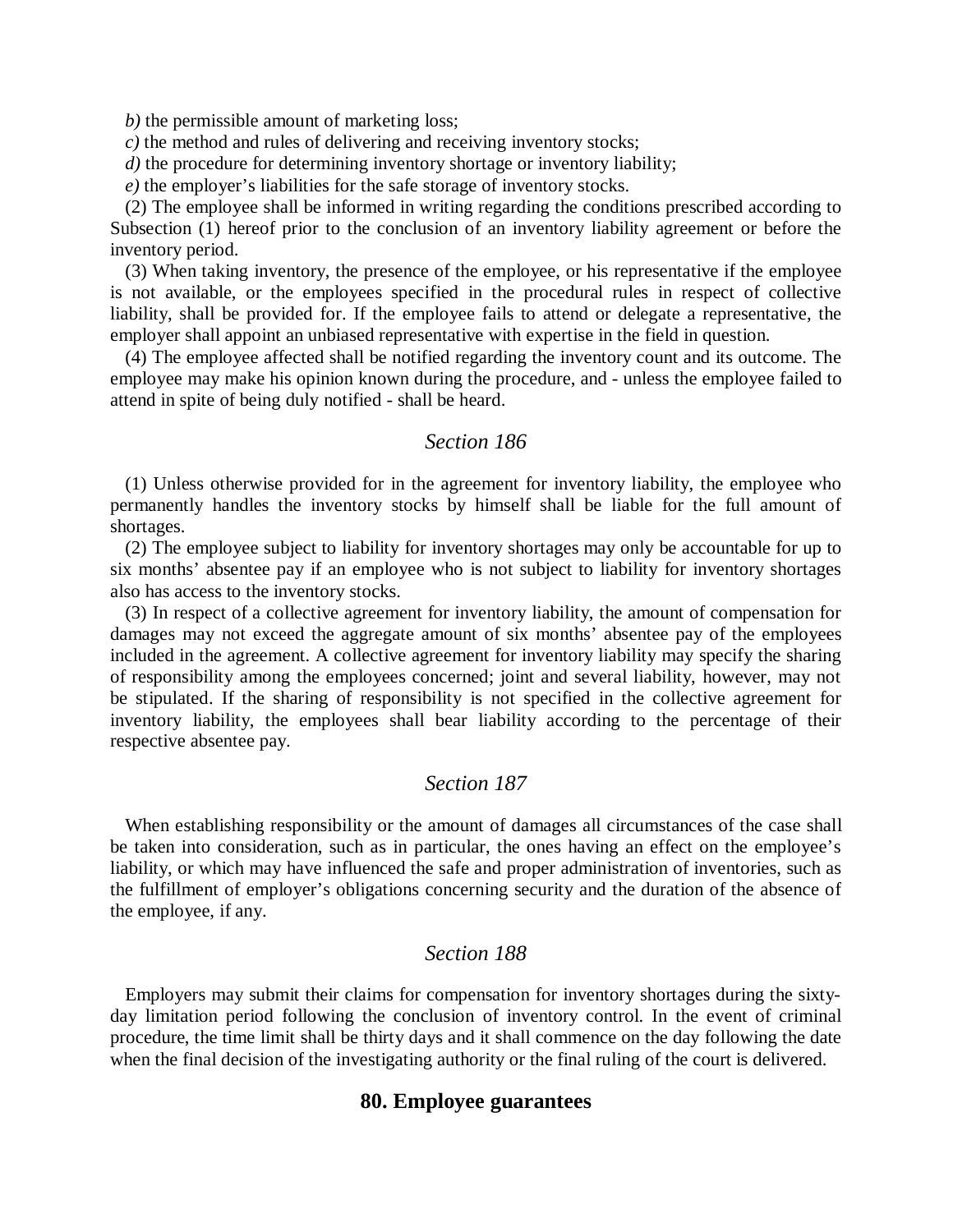*b)* the permissible amount of marketing loss;

*c)* the method and rules of delivering and receiving inventory stocks;

*d)* the procedure for determining inventory shortage or inventory liability;

*e)* the employer's liabilities for the safe storage of inventory stocks.

(2) The employee shall be informed in writing regarding the conditions prescribed according to Subsection (1) hereof prior to the conclusion of an inventory liability agreement or before the inventory period.

(3) When taking inventory, the presence of the employee, or his representative if the employee is not available, or the employees specified in the procedural rules in respect of collective liability, shall be provided for. If the employee fails to attend or delegate a representative, the employer shall appoint an unbiased representative with expertise in the field in question.

(4) The employee affected shall be notified regarding the inventory count and its outcome. The employee may make his opinion known during the procedure, and - unless the employee failed to attend in spite of being duly notified - shall be heard.

### *Section 186*

(1) Unless otherwise provided for in the agreement for inventory liability, the employee who permanently handles the inventory stocks by himself shall be liable for the full amount of shortages.

(2) The employee subject to liability for inventory shortages may only be accountable for up to six months' absentee pay if an employee who is not subject to liability for inventory shortages also has access to the inventory stocks.

(3) In respect of a collective agreement for inventory liability, the amount of compensation for damages may not exceed the aggregate amount of six months' absentee pay of the employees included in the agreement. A collective agreement for inventory liability may specify the sharing of responsibility among the employees concerned; joint and several liability, however, may not be stipulated. If the sharing of responsibility is not specified in the collective agreement for inventory liability, the employees shall bear liability according to the percentage of their respective absentee pay.

### *Section 187*

When establishing responsibility or the amount of damages all circumstances of the case shall be taken into consideration, such as in particular, the ones having an effect on the employee's liability, or which may have influenced the safe and proper administration of inventories, such as the fulfillment of employer's obligations concerning security and the duration of the absence of the employee, if any.

### *Section 188*

Employers may submit their claims for compensation for inventory shortages during the sixty-day limitation period following the conclusion of inventory control. In the event of criminal procedure, the time limit shall be thirty days and it shall commence on the day following the date when the final decision of the investigating authority or the final ruling of the court is delivered.

## 80. Employee guarantees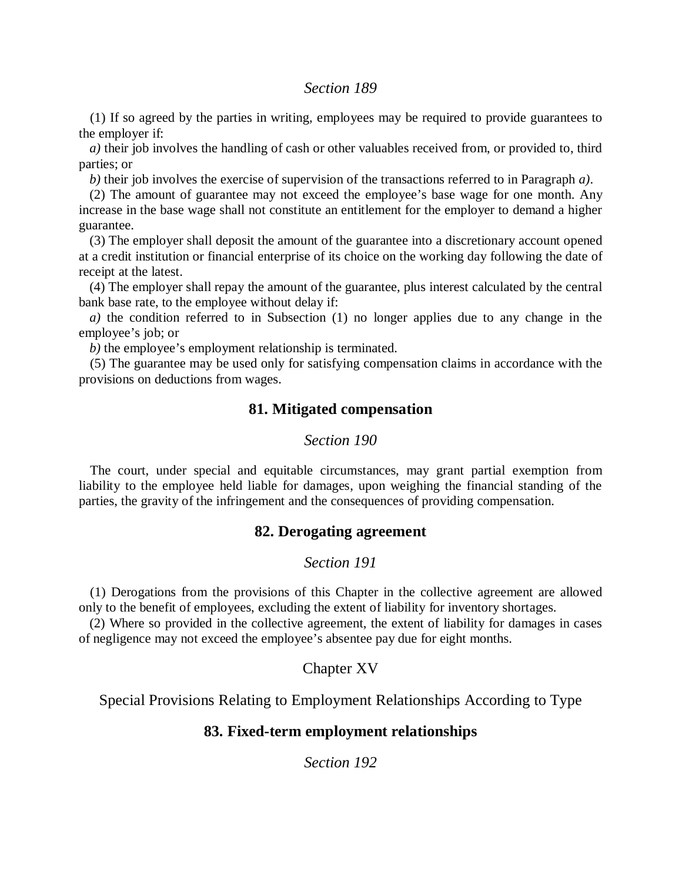*Section 189*

(1) If so agreed by the parties in writing, employees may be required to provide guarantees to the employer if:

*a)* their job involves the handling of cash or other valuables received from, or provided to, third parties; or

*b)* their job involves the exercise of supervision of the transactions referred to in Paragraph *a)*.

(2) The amount of guarantee may not exceed the employee's base wage for one month. Any increase in the base wage shall not constitute an entitlement for the employer to demand a higher guarantee.

(3) The employer shall deposit the amount of the guarantee into a discretionary account opened at a credit institution or financial enterprise of its choice on the working day following the date of receipt at the latest.

(4) The employer shall repay the amount of the guarantee, plus interest calculated by the central bank base rate, to the employee without delay if:

*a)* the condition referred to in Subsection (1) no longer applies due to any change in the employee's job; or

*b)* the employee's employment relationship is terminated.

(5) The guarantee may be used only for satisfying compensation claims in accordance with the provisions on deductions from wages.

## 81. Mitigated compensation

*Section 190*

The court, under special and equitable circumstances, may grant partial exemption from liability to the employee held liable for damages, upon weighing the financial standing of the parties, the gravity of the infringement and the consequences of providing compensation.

## 82. Derogating agreement

*Section 191*

(1) Derogations from the provisions of this Chapter in the collective agreement are allowed only to the benefit of employees, excluding the extent of liability for inventory shortages.

(2) Where so provided in the collective agreement, the extent of liability for damages in cases of negligence may not exceed the employee's absentee pay due for eight months.

# Chapter XV

# Special Provisions Relating to Employment Relationships According to Type

## 83. Fixed-term employment relationships

*Section 192*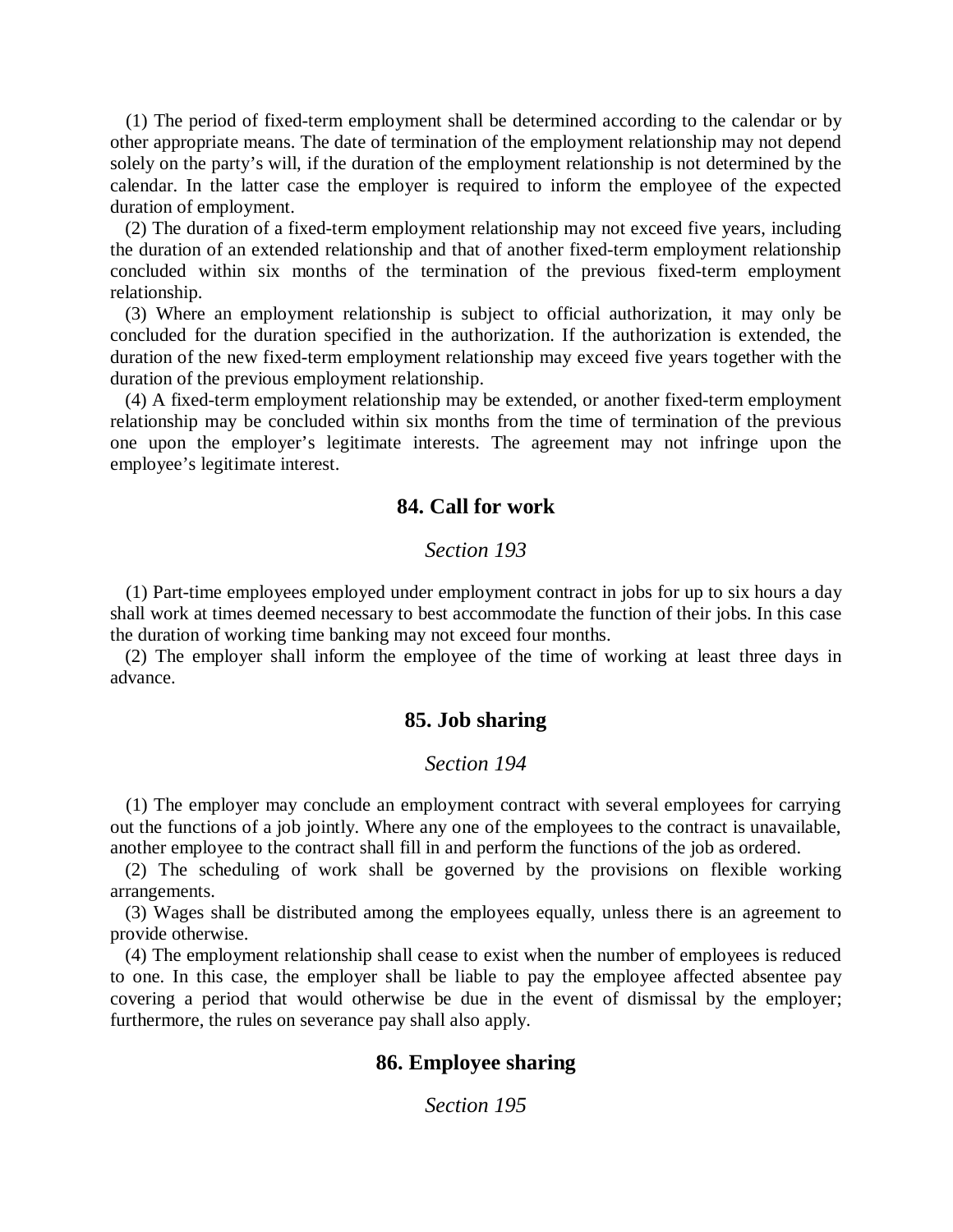(1) The period of fixed-term employment shall be determined according to the calendar or by other appropriate means. The date of termination of the employment relationship may not depend solely on the party's will, if the duration of the employment relationship is not determined by the calendar. In the latter case the employer is required to inform the employee of the expected duration of employment.

(2) The duration of a fixed-term employment relationship may not exceed five years, including the duration of an extended relationship and that of another fixed-term employment relationship concluded within six months of the termination of the previous fixed-term employment relationship.

(3) Where an employment relationship is subject to official authorization, it may only be concluded for the duration specified in the authorization. If the authorization is extended, the duration of the new fixed-term employment relationship may exceed five years together with the duration of the previous employment relationship.

(4) A fixed-term employment relationship may be extended, or another fixed-term employment relationship may be concluded within six months from the time of termination of the previous one upon the employer's legitimate interests. The agreement may not infringe upon the employee's legitimate interest.

## 84. Call for work

*Section 193*

(1) Part-time employees employed under employment contract in jobs for up to six hours a day shall work at times deemed necessary to best accommodate the function of their jobs. In this case the duration of working time banking may not exceed four months.

(2) The employer shall inform the employee of the time of working at least three days in advance.

## 85. Job sharing

*Section 194*

(1) The employer may conclude an employment contract with several employees for carrying out the functions of a job jointly. Where any one of the employees to the contract is unavailable, another employee to the contract shall fill in and perform the functions of the job as ordered.

(2) The scheduling of work shall be governed by the provisions on flexible working arrangements.

(3) Wages shall be distributed among the employees equally, unless there is an agreement to provide otherwise.

(4) The employment relationship shall cease to exist when the number of employees is reduced to one. In this case, the employer shall be liable to pay the employee affected absentee pay covering a period that would otherwise be due in the event of dismissal by the employer; furthermore, the rules on severance pay shall also apply.

## 86. Employee sharing

*Section 195*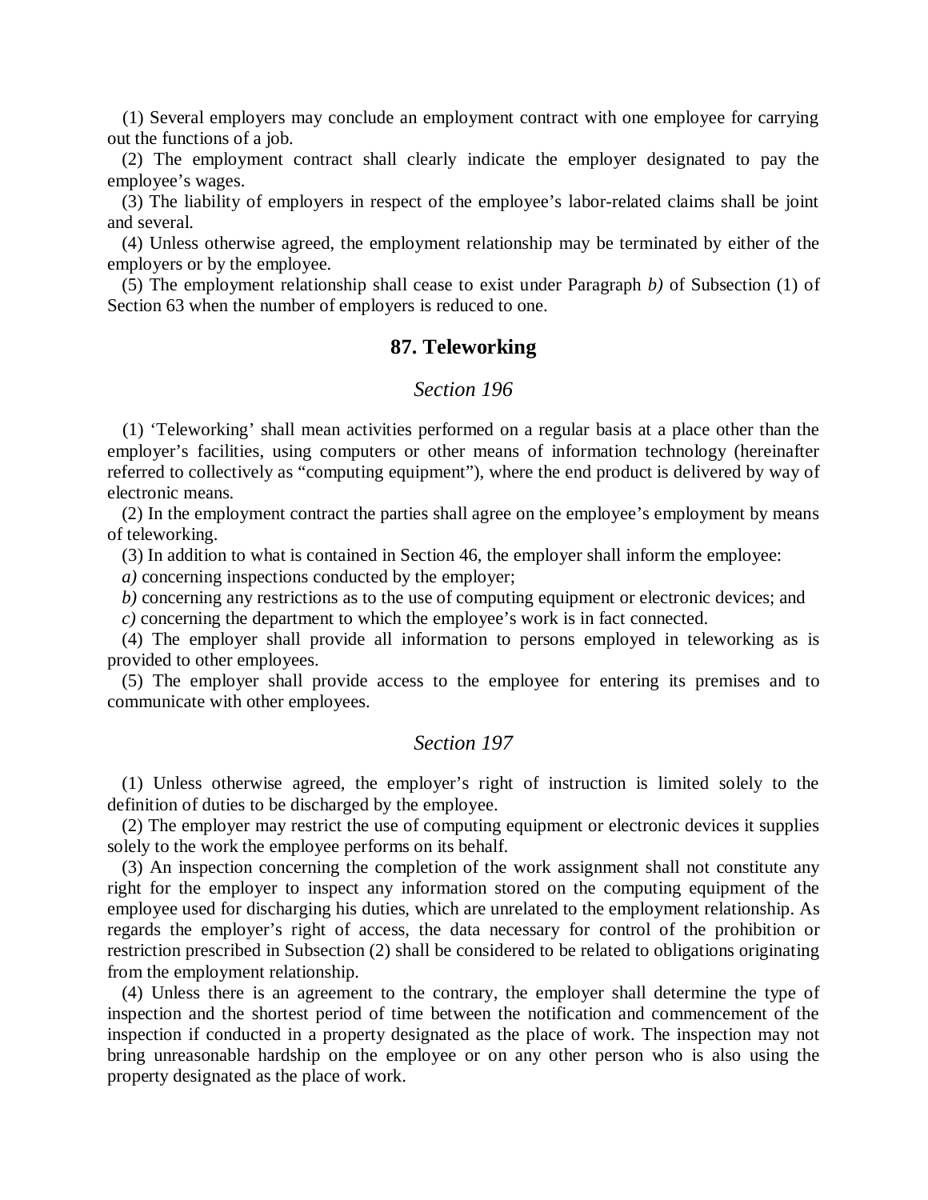(1) Several employers may conclude an employment contract with one employee for carrying out the functions of a job.

(2) The employment contract shall clearly indicate the employer designated to pay the employee's wages.

(3) The liability of employers in respect of the employee's labor-related claims shall be joint and several.

(4) Unless otherwise agreed, the employment relationship may be terminated by either of the employers or by the employee.

(5) The employment relationship shall cease to exist under Paragraph *b)* of Subsection (1) of Section 63 when the number of employers is reduced to one.

## 87. Teleworking

### *Section 196*

(1) 'Teleworking' shall mean activities performed on a regular basis at a place other than the employer's facilities, using computers or other means of information technology (hereinafter referred to collectively as "computing equipment"), where the end product is delivered by way of electronic means.

(2) In the employment contract the parties shall agree on the employee's employment by means of teleworking.

(3) In addition to what is contained in Section 46, the employer shall inform the employee:

*a)* concerning inspections conducted by the employer;

*b)* concerning any restrictions as to the use of computing equipment or electronic devices; and

*c)* concerning the department to which the employee's work is in fact connected.

(4) The employer shall provide all information to persons employed in teleworking as is provided to other employees.

(5) The employer shall provide access to the employee for entering its premises and to communicate with other employees.

### *Section 197*

(1) Unless otherwise agreed, the employer's right of instruction is limited solely to the definition of duties to be discharged by the employee.

(2) The employer may restrict the use of computing equipment or electronic devices it supplies solely to the work the employee performs on its behalf.

(3) An inspection concerning the completion of the work assignment shall not constitute any right for the employer to inspect any information stored on the computing equipment of the employee used for discharging his duties, which are unrelated to the employment relationship. As regards the employer's right of access, the data necessary for control of the prohibition or restriction prescribed in Subsection (2) shall be considered to be related to obligations originating from the employment relationship.

(4) Unless there is an agreement to the contrary, the employer shall determine the type of inspection and the shortest period of time between the notification and commencement of the inspection if conducted in a property designated as the place of work. The inspection may not bring unreasonable hardship on the employee or on any other person who is also using the property designated as the place of work.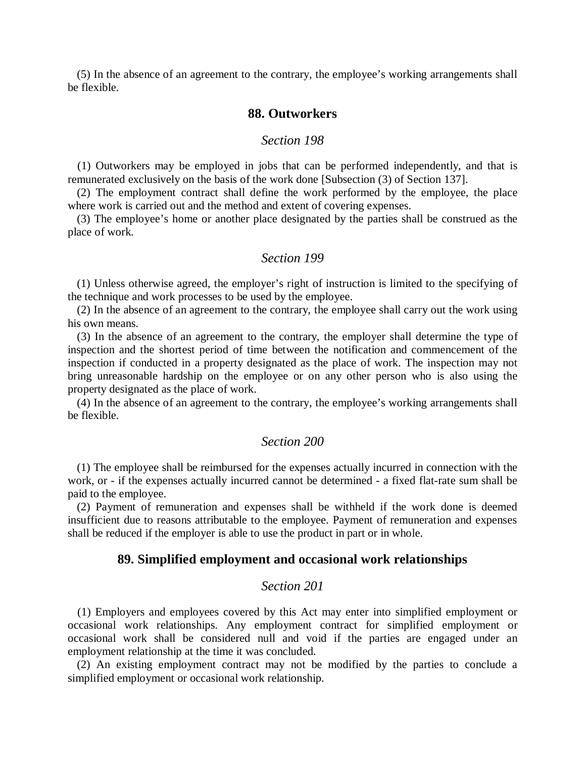(5) In the absence of an agreement to the contrary, the employee's working arrangements shall be flexible.

## 88. Outworkers

### *Section 198*

(1) Outworkers may be employed in jobs that can be performed independently, and that is remunerated exclusively on the basis of the work done [Subsection (3) of Section 137].

(2) The employment contract shall define the work performed by the employee, the place where work is carried out and the method and extent of covering expenses.

(3) The employee's home or another place designated by the parties shall be construed as the place of work.

### *Section 199*

(1) Unless otherwise agreed, the employer's right of instruction is limited to the specifying of the technique and work processes to be used by the employee.

(2) In the absence of an agreement to the contrary, the employee shall carry out the work using his own means.

(3) In the absence of an agreement to the contrary, the employer shall determine the type of inspection and the shortest period of time between the notification and commencement of the inspection if conducted in a property designated as the place of work. The inspection may not bring unreasonable hardship on the employee or on any other person who is also using the property designated as the place of work.

(4) In the absence of an agreement to the contrary, the employee's working arrangements shall be flexible.

### *Section 200*

(1) The employee shall be reimbursed for the expenses actually incurred in connection with the work, or - if the expenses actually incurred cannot be determined - a fixed flat-rate sum shall be paid to the employee.

(2) Payment of remuneration and expenses shall be withheld if the work done is deemed insufficient due to reasons attributable to the employee. Payment of remuneration and expenses shall be reduced if the employer is able to use the product in part or in whole.

## 89. Simplified employment and occasional work relationships

### *Section 201*

(1) Employers and employees covered by this Act may enter into simplified employment or occasional work relationships. Any employment contract for simplified employment or occasional work shall be considered null and void if the parties are engaged under an employment relationship at the time it was concluded.

(2) An existing employment contract may not be modified by the parties to conclude a simplified employment or occasional work relationship.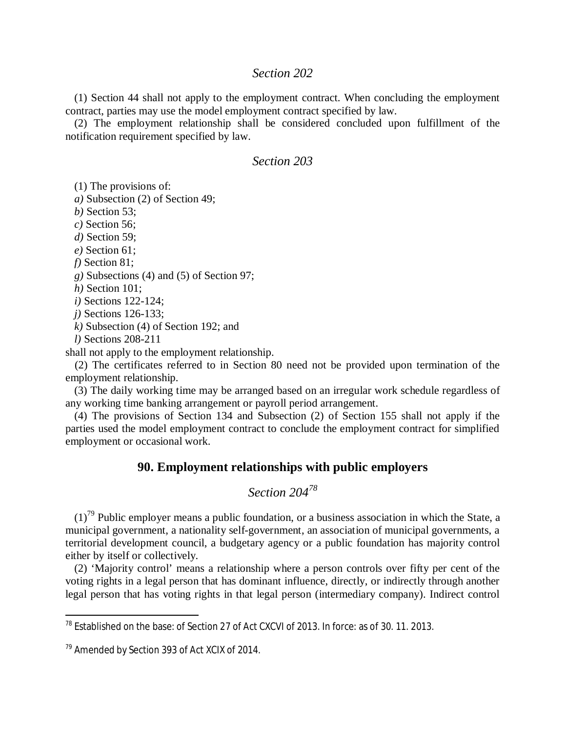*Section 202*

(1) Section 44 shall not apply to the employment contract. When concluding the employment contract, parties may use the model employment contract specified by law.

(2) The employment relationship shall be considered concluded upon fulfillment of the notification requirement specified by law.

*Section 203*

(1) The provisions of:

*a)* Subsection (2) of Section 49;

*b)* Section 53;

*c)* Section 56;

*d)* Section 59;

*e)* Section 61;

*f)* Section 81;

*g)* Subsections (4) and (5) of Section 97;

*h)* Section 101;

*i)* Sections 122-124;

*j)* Sections 126-133;

*k)* Subsection (4) of Section 192; and

*l)* Sections 208-211

shall not apply to the employment relationship.

(2) The certificates referred to in Section 80 need not be provided upon termination of the employment relationship.

(3) The daily working time may be arranged based on an irregular work schedule regardless of any working time banking arrangement or payroll period arrangement.

(4) The provisions of Section 134 and Subsection (2) of Section 155 shall not apply if the parties used the model employment contract to conclude the employment contract for simplified employment or occasional work.

## 90. Employment relationships with public employers

*Section 204*[78]

(1)[79] Public employer means a public foundation, or a business association in which the State, a municipal government, a nationality self-government, an association of municipal governments, a territorial development council, a budgetary agency or a public foundation has majority control either by itself or collectively.

(2) 'Majority control' means a relationship where a person controls over fifty per cent of the voting rights in a legal person that has dominant influence, directly, or indirectly through another legal person that has voting rights in that legal person (intermediary company). Indirect control

---

[78] Established on the base: of Section 27 of Act CXCVI of 2013. In force: as of 30. 11. 2013.

[79] Amended by Section 393 of Act XCIX of 2014.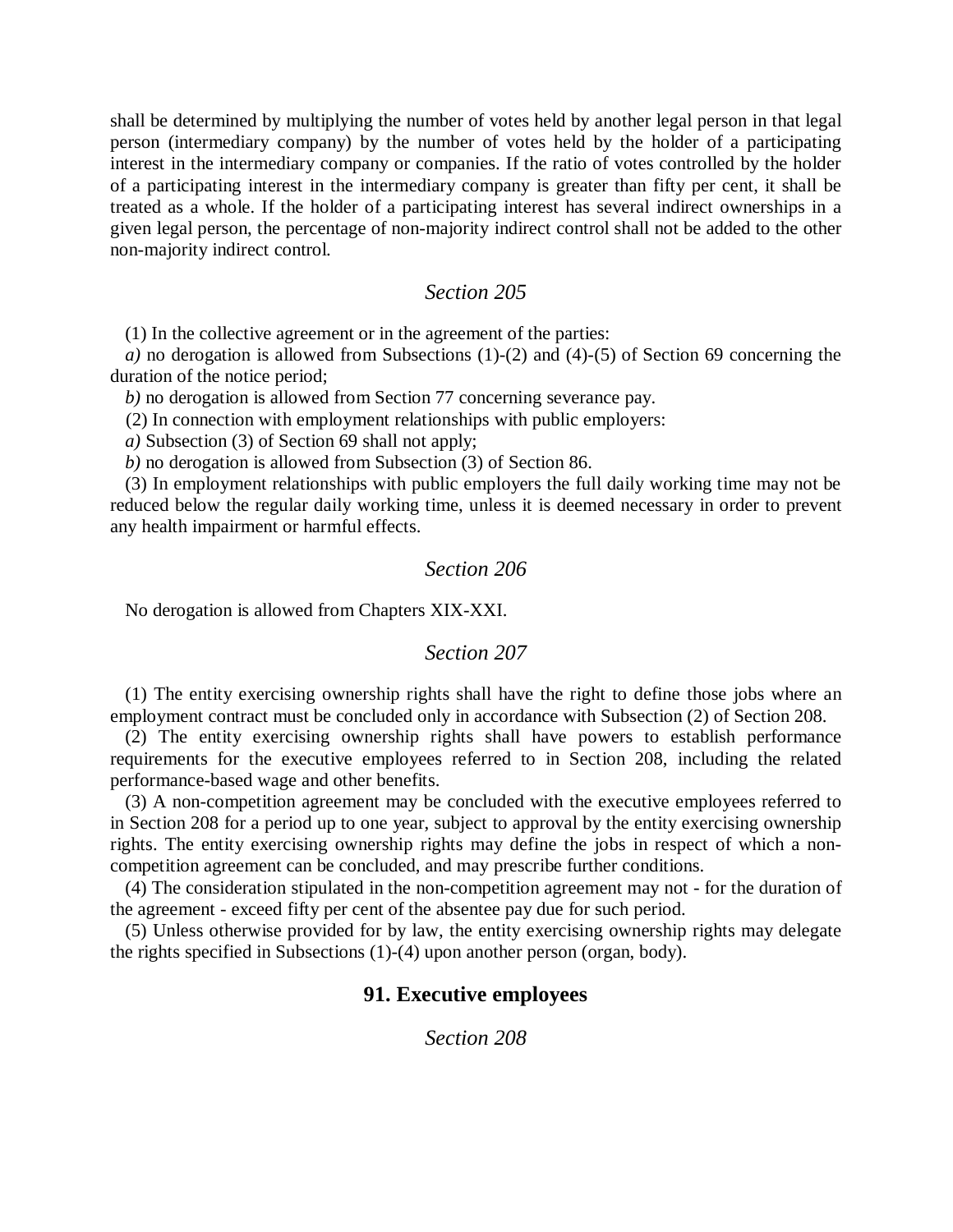shall be determined by multiplying the number of votes held by another legal person in that legal person (intermediary company) by the number of votes held by the holder of a participating interest in the intermediary company or companies. If the ratio of votes controlled by the holder of a participating interest in the intermediary company is greater than fifty per cent, it shall be treated as a whole. If the holder of a participating interest has several indirect ownerships in a given legal person, the percentage of non-majority indirect control shall not be added to the other non-majority indirect control.

*Section 205*

(1) In the collective agreement or in the agreement of the parties:

*a)* no derogation is allowed from Subsections (1)-(2) and (4)-(5) of Section 69 concerning the duration of the notice period;

*b)* no derogation is allowed from Section 77 concerning severance pay.

(2) In connection with employment relationships with public employers:

*a)* Subsection (3) of Section 69 shall not apply;

*b)* no derogation is allowed from Subsection (3) of Section 86.

(3) In employment relationships with public employers the full daily working time may not be reduced below the regular daily working time, unless it is deemed necessary in order to prevent any health impairment or harmful effects.

*Section 206*

No derogation is allowed from Chapters XIX-XXI.

*Section 207*

(1) The entity exercising ownership rights shall have the right to define those jobs where an employment contract must be concluded only in accordance with Subsection (2) of Section 208.

(2) The entity exercising ownership rights shall have powers to establish performance requirements for the executive employees referred to in Section 208, including the related performance-based wage and other benefits.

(3) A non-competition agreement may be concluded with the executive employees referred to in Section 208 for a period up to one year, subject to approval by the entity exercising ownership rights. The entity exercising ownership rights may define the jobs in respect of which a non-competition agreement can be concluded, and may prescribe further conditions.

(4) The consideration stipulated in the non-competition agreement may not - for the duration of the agreement - exceed fifty per cent of the absentee pay due for such period.

(5) Unless otherwise provided for by law, the entity exercising ownership rights may delegate the rights specified in Subsections (1)-(4) upon another person (organ, body).

## 91. Executive employees

*Section 208*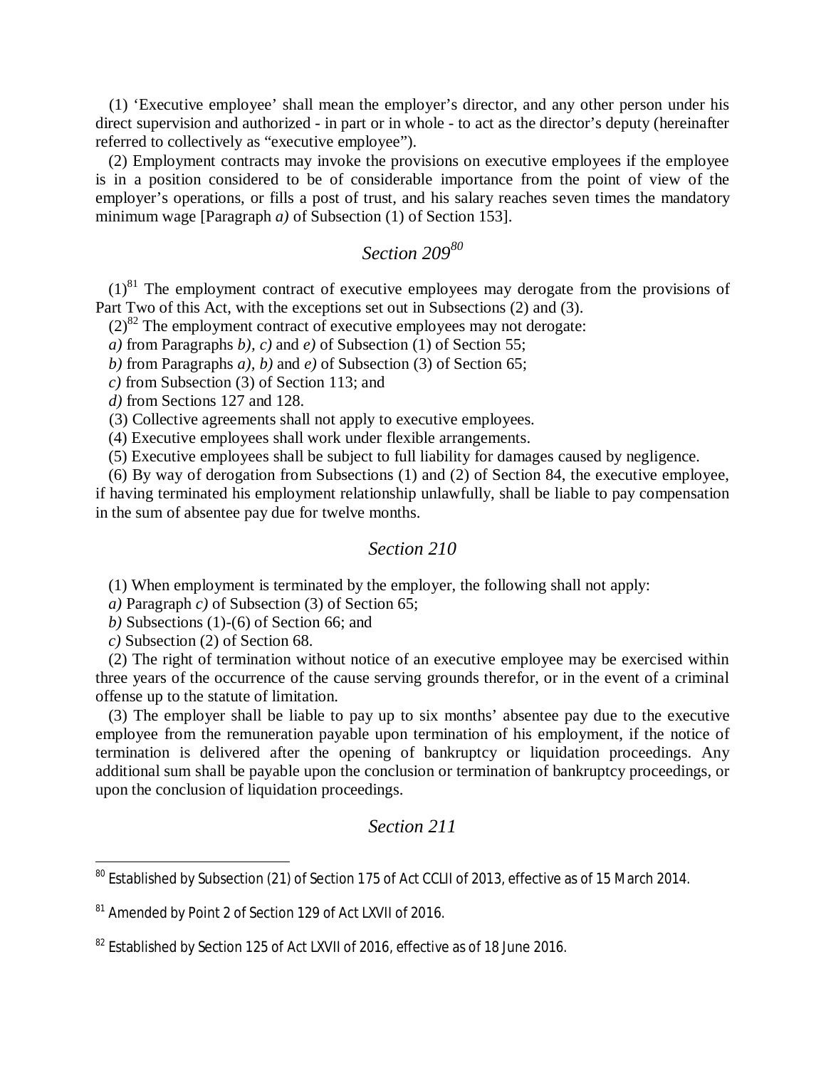(1) 'Executive employee' shall mean the employer's director, and any other person under his direct supervision and authorized - in part or in whole - to act as the director's deputy (hereinafter referred to collectively as "executive employee").

(2) Employment contracts may invoke the provisions on executive employees if the employee is in a position considered to be of considerable importance from the point of view of the employer's operations, or fills a post of trust, and his salary reaches seven times the mandatory minimum wage [Paragraph *a)* of Subsection (1) of Section 153].

## *Section 209*[80]

(1)[81] The employment contract of executive employees may derogate from the provisions of Part Two of this Act, with the exceptions set out in Subsections (2) and (3).

(2)[82] The employment contract of executive employees may not derogate:

*a)* from Paragraphs *b)*, *c)* and *e)* of Subsection (1) of Section 55;

*b)* from Paragraphs *a)*, *b)* and *e)* of Subsection (3) of Section 65;

*c)* from Subsection (3) of Section 113; and

*d)* from Sections 127 and 128.

(3) Collective agreements shall not apply to executive employees.

(4) Executive employees shall work under flexible arrangements.

(5) Executive employees shall be subject to full liability for damages caused by negligence.

(6) By way of derogation from Subsections (1) and (2) of Section 84, the executive employee, if having terminated his employment relationship unlawfully, shall be liable to pay compensation in the sum of absentee pay due for twelve months.

## *Section 210*

(1) When employment is terminated by the employer, the following shall not apply:

*a)* Paragraph *c)* of Subsection (3) of Section 65;

*b)* Subsections (1)-(6) of Section 66; and

*c)* Subsection (2) of Section 68.

(2) The right of termination without notice of an executive employee may be exercised within three years of the occurrence of the cause serving grounds therefor, or in the event of a criminal offense up to the statute of limitation.

(3) The employer shall be liable to pay up to six months' absentee pay due to the executive employee from the remuneration payable upon termination of his employment, if the notice of termination is delivered after the opening of bankruptcy or liquidation proceedings. Any additional sum shall be payable upon the conclusion or termination of bankruptcy proceedings, or upon the conclusion of liquidation proceedings.

## *Section 211*

---

[80] Established by Subsection (21) of Section 175 of Act CCLII of 2013, effective as of 15 March 2014.

[81] Amended by Point 2 of Section 129 of Act LXVII of 2016.

[82] Established by Section 125 of Act LXVII of 2016, effective as of 18 June 2016.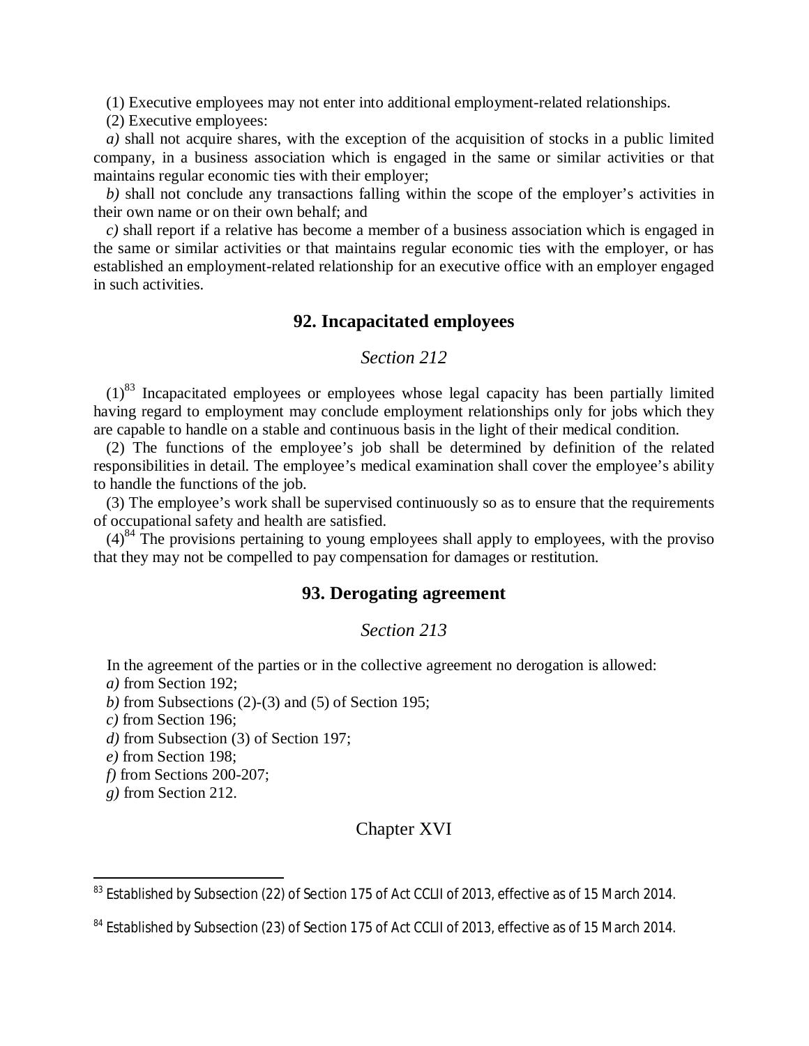(1) Executive employees may not enter into additional employment-related relationships.

(2) Executive employees:

*a)* shall not acquire shares, with the exception of the acquisition of stocks in a public limited company, in a business association which is engaged in the same or similar activities or that maintains regular economic ties with their employer;

*b)* shall not conclude any transactions falling within the scope of the employer's activities in their own name or on their own behalf; and

*c)* shall report if a relative has become a member of a business association which is engaged in the same or similar activities or that maintains regular economic ties with the employer, or has established an employment-related relationship for an executive office with an employer engaged in such activities.

## 92. Incapacitated employees

### *Section 212*

(1)[83] Incapacitated employees or employees whose legal capacity has been partially limited having regard to employment may conclude employment relationships only for jobs which they are capable to handle on a stable and continuous basis in the light of their medical condition.

(2) The functions of the employee's job shall be determined by definition of the related responsibilities in detail. The employee's medical examination shall cover the employee's ability to handle the functions of the job.

(3) The employee's work shall be supervised continuously so as to ensure that the requirements of occupational safety and health are satisfied.

(4)[84] The provisions pertaining to young employees shall apply to employees, with the proviso that they may not be compelled to pay compensation for damages or restitution.

## 93. Derogating agreement

### *Section 213*

In the agreement of the parties or in the collective agreement no derogation is allowed:

*a)* from Section 192;

*b)* from Subsections (2)-(3) and (5) of Section 195;

*c)* from Section 196;

*d)* from Subsection (3) of Section 197;

*e)* from Section 198;

*f)* from Sections 200-207;

*g)* from Section 212.

# Chapter XVI

---

[83] Established by Subsection (22) of Section 175 of Act CCLII of 2013, effective as of 15 March 2014.

[84] Established by Subsection (23) of Section 175 of Act CCLII of 2013, effective as of 15 March 2014.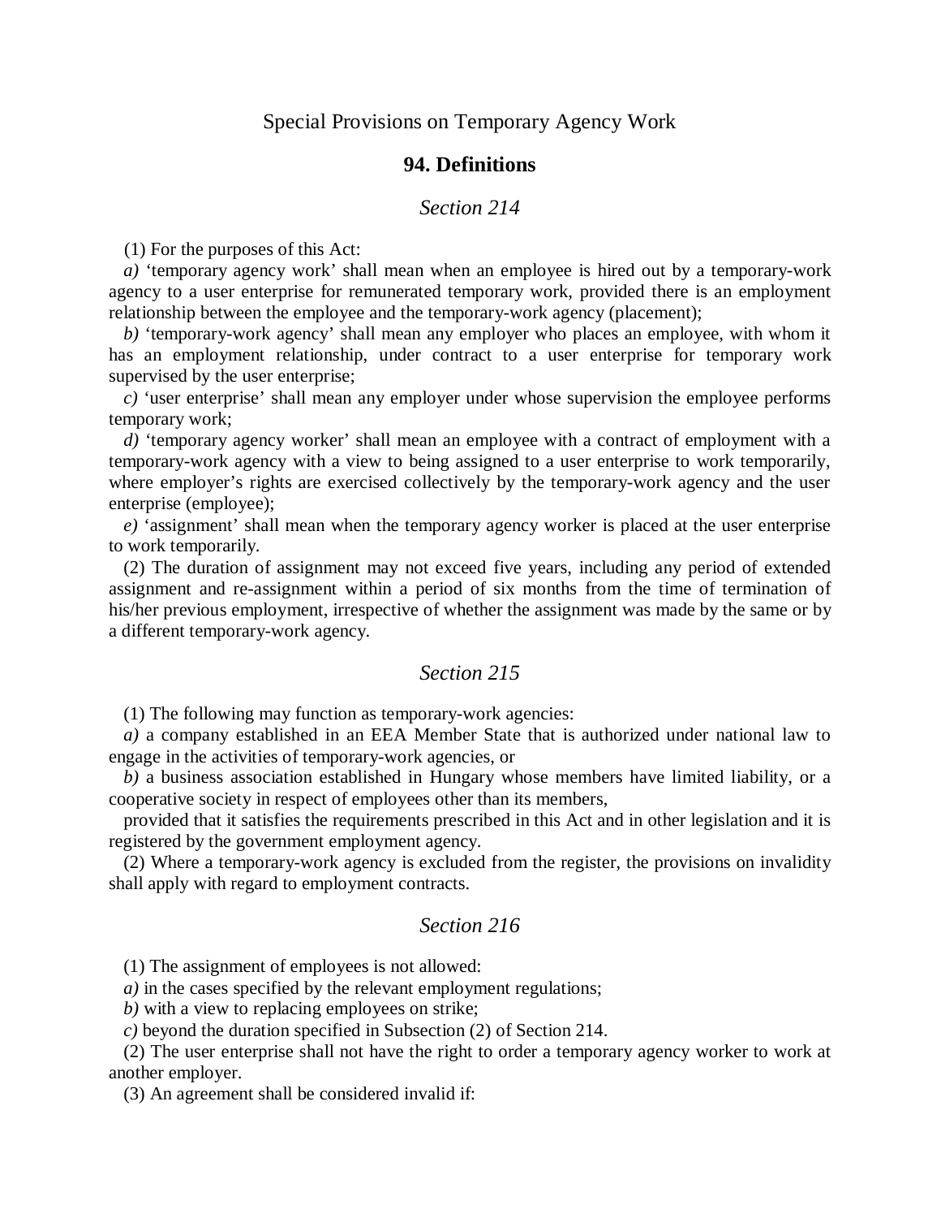## Special Provisions on Temporary Agency Work

### 94. Definitions

#### *Section 214*

(1) For the purposes of this Act:

*a)* 'temporary agency work' shall mean when an employee is hired out by a temporary-work agency to a user enterprise for remunerated temporary work, provided there is an employment relationship between the employee and the temporary-work agency (placement);

*b)* 'temporary-work agency' shall mean any employer who places an employee, with whom it has an employment relationship, under contract to a user enterprise for temporary work supervised by the user enterprise;

*c)* 'user enterprise' shall mean any employer under whose supervision the employee performs temporary work;

*d)* 'temporary agency worker' shall mean an employee with a contract of employment with a temporary-work agency with a view to being assigned to a user enterprise to work temporarily, where employer's rights are exercised collectively by the temporary-work agency and the user enterprise (employee);

*e)* 'assignment' shall mean when the temporary agency worker is placed at the user enterprise to work temporarily.

(2) The duration of assignment may not exceed five years, including any period of extended assignment and re-assignment within a period of six months from the time of termination of his/her previous employment, irrespective of whether the assignment was made by the same or by a different temporary-work agency.

#### *Section 215*

(1) The following may function as temporary-work agencies:

*a)* a company established in an EEA Member State that is authorized under national law to engage in the activities of temporary-work agencies, or

*b)* a business association established in Hungary whose members have limited liability, or a cooperative society in respect of employees other than its members,

provided that it satisfies the requirements prescribed in this Act and in other legislation and it is registered by the government employment agency.

(2) Where a temporary-work agency is excluded from the register, the provisions on invalidity shall apply with regard to employment contracts.

#### *Section 216*

(1) The assignment of employees is not allowed:

*a)* in the cases specified by the relevant employment regulations;

*b)* with a view to replacing employees on strike;

*c)* beyond the duration specified in Subsection (2) of Section 214.

(2) The user enterprise shall not have the right to order a temporary agency worker to work at another employer.

(3) An agreement shall be considered invalid if: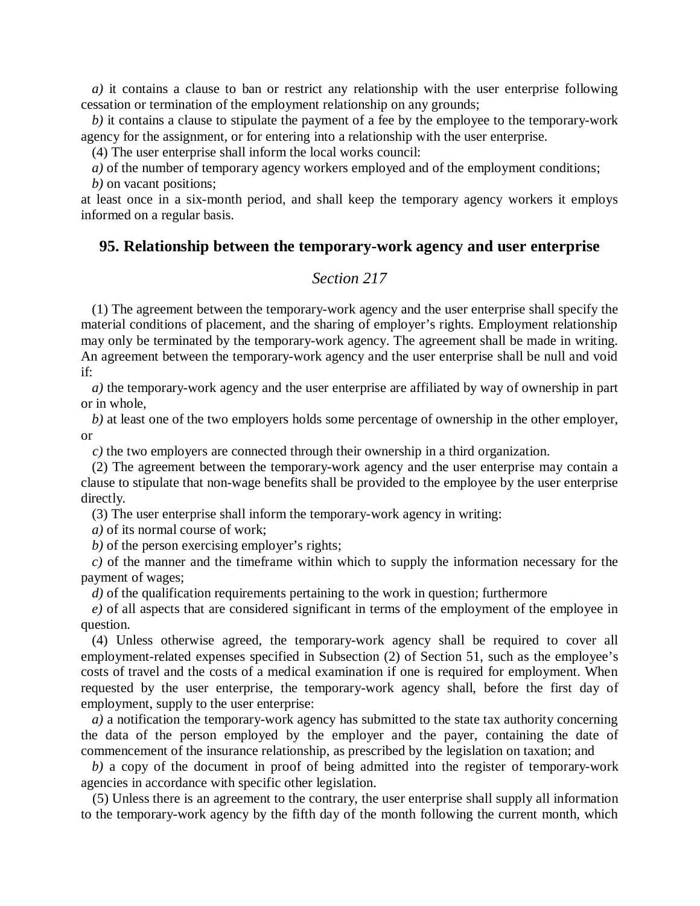*a)* it contains a clause to ban or restrict any relationship with the user enterprise following cessation or termination of the employment relationship on any grounds;

*b)* it contains a clause to stipulate the payment of a fee by the employee to the temporary-work agency for the assignment, or for entering into a relationship with the user enterprise.

(4) The user enterprise shall inform the local works council:

*a)* of the number of temporary agency workers employed and of the employment conditions;

*b)* on vacant positions;

at least once in a six-month period, and shall keep the temporary agency workers it employs informed on a regular basis.

## 95. Relationship between the temporary-work agency and user enterprise

### *Section 217*

(1) The agreement between the temporary-work agency and the user enterprise shall specify the material conditions of placement, and the sharing of employer's rights. Employment relationship may only be terminated by the temporary-work agency. The agreement shall be made in writing. An agreement between the temporary-work agency and the user enterprise shall be null and void if:

*a)* the temporary-work agency and the user enterprise are affiliated by way of ownership in part or in whole,

*b)* at least one of the two employers holds some percentage of ownership in the other employer, or

*c)* the two employers are connected through their ownership in a third organization.

(2) The agreement between the temporary-work agency and the user enterprise may contain a clause to stipulate that non-wage benefits shall be provided to the employee by the user enterprise directly.

(3) The user enterprise shall inform the temporary-work agency in writing:

*a)* of its normal course of work;

*b)* of the person exercising employer's rights;

*c)* of the manner and the timeframe within which to supply the information necessary for the payment of wages;

*d)* of the qualification requirements pertaining to the work in question; furthermore

*e)* of all aspects that are considered significant in terms of the employment of the employee in question.

(4) Unless otherwise agreed, the temporary-work agency shall be required to cover all employment-related expenses specified in Subsection (2) of Section 51, such as the employee's costs of travel and the costs of a medical examination if one is required for employment. When requested by the user enterprise, the temporary-work agency shall, before the first day of employment, supply to the user enterprise:

*a)* a notification the temporary-work agency has submitted to the state tax authority concerning the data of the person employed by the employer and the payer, containing the date of commencement of the insurance relationship, as prescribed by the legislation on taxation; and

*b)* a copy of the document in proof of being admitted into the register of temporary-work agencies in accordance with specific other legislation.

(5) Unless there is an agreement to the contrary, the user enterprise shall supply all information to the temporary-work agency by the fifth day of the month following the current month, which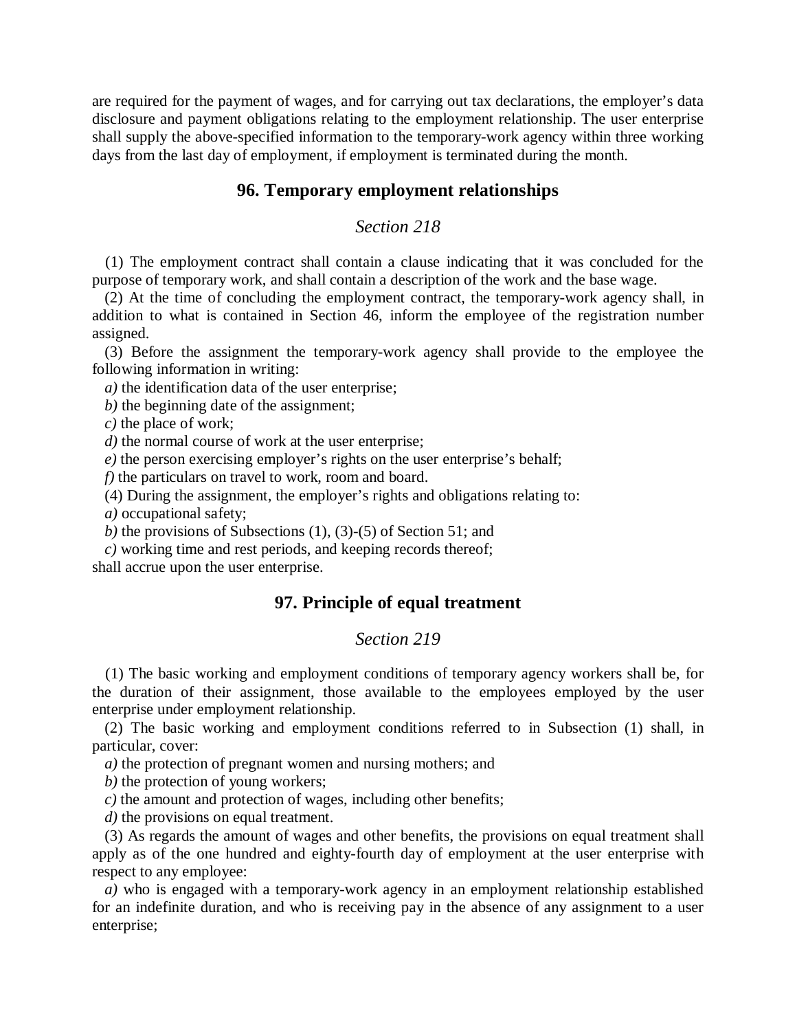are required for the payment of wages, and for carrying out tax declarations, the employer’s data disclosure and payment obligations relating to the employment relationship. The user enterprise shall supply the above-specified information to the temporary-work agency within three working days from the last day of employment, if employment is terminated during the month.

## 96. Temporary employment relationships

### *Section 218*

(1) The employment contract shall contain a clause indicating that it was concluded for the purpose of temporary work, and shall contain a description of the work and the base wage.

(2) At the time of concluding the employment contract, the temporary-work agency shall, in addition to what is contained in Section 46, inform the employee of the registration number assigned.

(3) Before the assignment the temporary-work agency shall provide to the employee the following information in writing:

*a)* the identification data of the user enterprise;

*b)* the beginning date of the assignment;

*c)* the place of work;

*d)* the normal course of work at the user enterprise;

*e)* the person exercising employer’s rights on the user enterprise’s behalf;

*f)* the particulars on travel to work, room and board.

(4) During the assignment, the employer’s rights and obligations relating to:

*a)* occupational safety;

*b)* the provisions of Subsections (1), (3)-(5) of Section 51; and

*c)* working time and rest periods, and keeping records thereof;

shall accrue upon the user enterprise.

## 97. Principle of equal treatment

### *Section 219*

(1) The basic working and employment conditions of temporary agency workers shall be, for the duration of their assignment, those available to the employees employed by the user enterprise under employment relationship.

(2) The basic working and employment conditions referred to in Subsection (1) shall, in particular, cover:

*a)* the protection of pregnant women and nursing mothers; and

*b)* the protection of young workers;

*c)* the amount and protection of wages, including other benefits;

*d)* the provisions on equal treatment.

(3) As regards the amount of wages and other benefits, the provisions on equal treatment shall apply as of the one hundred and eighty-fourth day of employment at the user enterprise with respect to any employee:

*a)* who is engaged with a temporary-work agency in an employment relationship established for an indefinite duration, and who is receiving pay in the absence of any assignment to a user enterprise;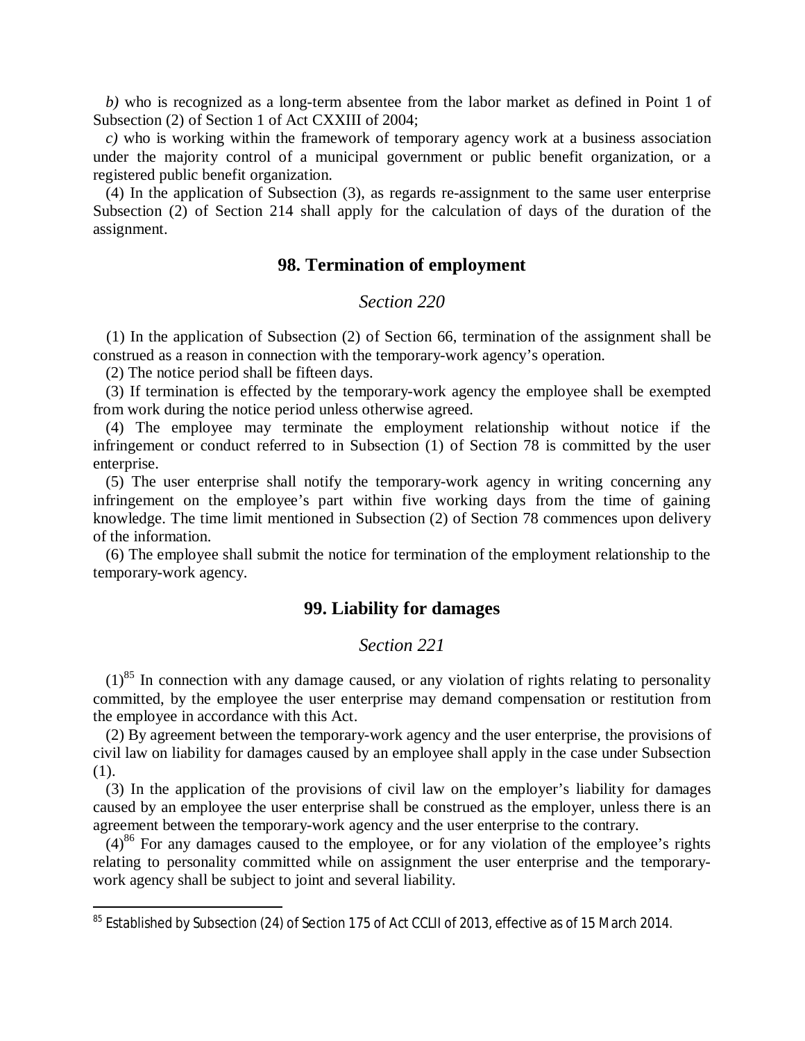*b)* who is recognized as a long-term absentee from the labor market as defined in Point 1 of Subsection (2) of Section 1 of Act CXXIII of 2004;

*c)* who is working within the framework of temporary agency work at a business association under the majority control of a municipal government or public benefit organization, or a registered public benefit organization.

(4) In the application of Subsection (3), as regards re-assignment to the same user enterprise Subsection (2) of Section 214 shall apply for the calculation of days of the duration of the assignment.

## 98. Termination of employment

### *Section 220*

(1) In the application of Subsection (2) of Section 66, termination of the assignment shall be construed as a reason in connection with the temporary-work agency's operation.

(2) The notice period shall be fifteen days.

(3) If termination is effected by the temporary-work agency the employee shall be exempted from work during the notice period unless otherwise agreed.

(4) The employee may terminate the employment relationship without notice if the infringement or conduct referred to in Subsection (1) of Section 78 is committed by the user enterprise.

(5) The user enterprise shall notify the temporary-work agency in writing concerning any infringement on the employee's part within five working days from the time of gaining knowledge. The time limit mentioned in Subsection (2) of Section 78 commences upon delivery of the information.

(6) The employee shall submit the notice for termination of the employment relationship to the temporary-work agency.

## 99. Liability for damages

### *Section 221*

(1)[85] In connection with any damage caused, or any violation of rights relating to personality committed, by the employee the user enterprise may demand compensation or restitution from the employee in accordance with this Act.

(2) By agreement between the temporary-work agency and the user enterprise, the provisions of civil law on liability for damages caused by an employee shall apply in the case under Subsection (1).

(3) In the application of the provisions of civil law on the employer's liability for damages caused by an employee the user enterprise shall be construed as the employer, unless there is an agreement between the temporary-work agency and the user enterprise to the contrary.

(4)[86] For any damages caused to the employee, or for any violation of the employee's rights relating to personality committed while on assignment the user enterprise and the temporary-work agency shall be subject to joint and several liability.

---

[85] Established by Subsection (24) of Section 175 of Act CCLII of 2013, effective as of 15 March 2014.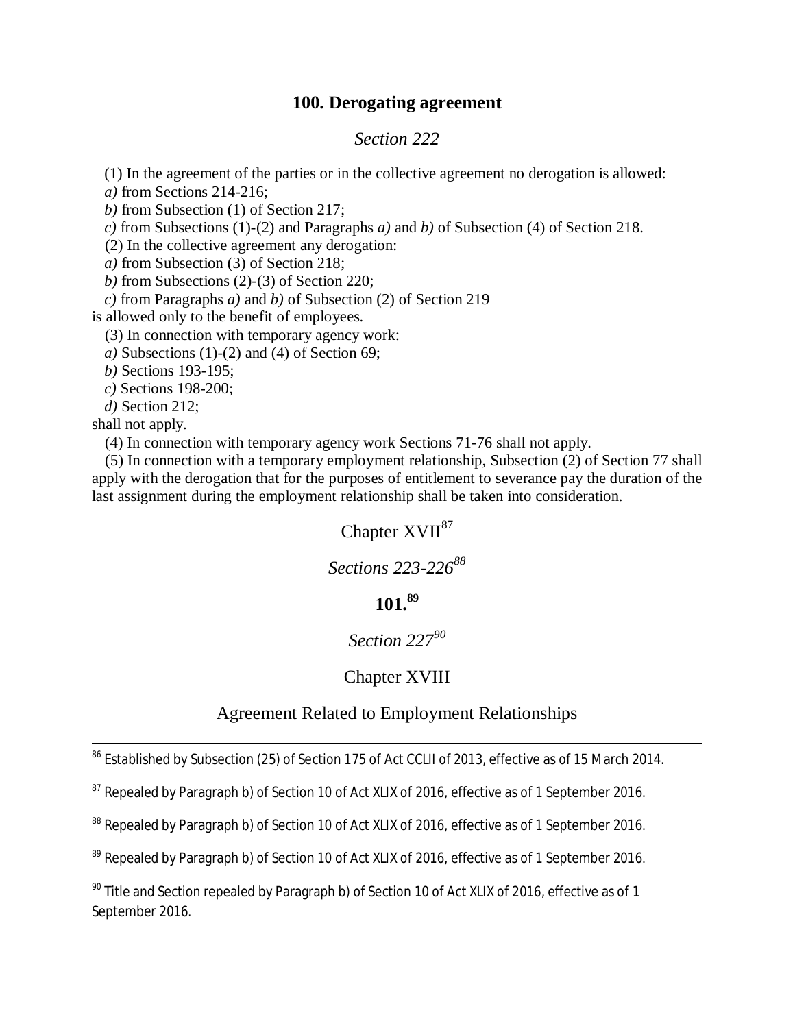## 100. Derogating agreement

*Section 222*

(1) In the agreement of the parties or in the collective agreement no derogation is allowed:

*a)* from Sections 214-216;

*b)* from Subsection (1) of Section 217;

*c)* from Subsections (1)-(2) and Paragraphs *a)* and *b)* of Subsection (4) of Section 218.

(2) In the collective agreement any derogation:

*a)* from Subsection (3) of Section 218;

*b)* from Subsections (2)-(3) of Section 220;

*c)* from Paragraphs *a)* and *b)* of Subsection (2) of Section 219

is allowed only to the benefit of employees.

(3) In connection with temporary agency work:

*a)* Subsections (1)-(2) and (4) of Section 69;

*b)* Sections 193-195;

*c)* Sections 198-200;

*d)* Section 212;

shall not apply.

(4) In connection with temporary agency work Sections 71-76 shall not apply.

(5) In connection with a temporary employment relationship, Subsection (2) of Section 77 shall apply with the derogation that for the purposes of entitlement to severance pay the duration of the last assignment during the employment relationship shall be taken into consideration.

Chapter XVII[87]

*Sections 223-226*[88]

## 101.[89]

*Section 227*[90]

Chapter XVIII

Agreement Related to Employment Relationships

---

[86] Established by Subsection (25) of Section 175 of Act CCLII of 2013, effective as of 15 March 2014.

[87] Repealed by Paragraph b) of Section 10 of Act XLIX of 2016, effective as of 1 September 2016.

[88] Repealed by Paragraph b) of Section 10 of Act XLIX of 2016, effective as of 1 September 2016.

[89] Repealed by Paragraph b) of Section 10 of Act XLIX of 2016, effective as of 1 September 2016.

[90] Title and Section repealed by Paragraph b) of Section 10 of Act XLIX of 2016, effective as of 1 September 2016.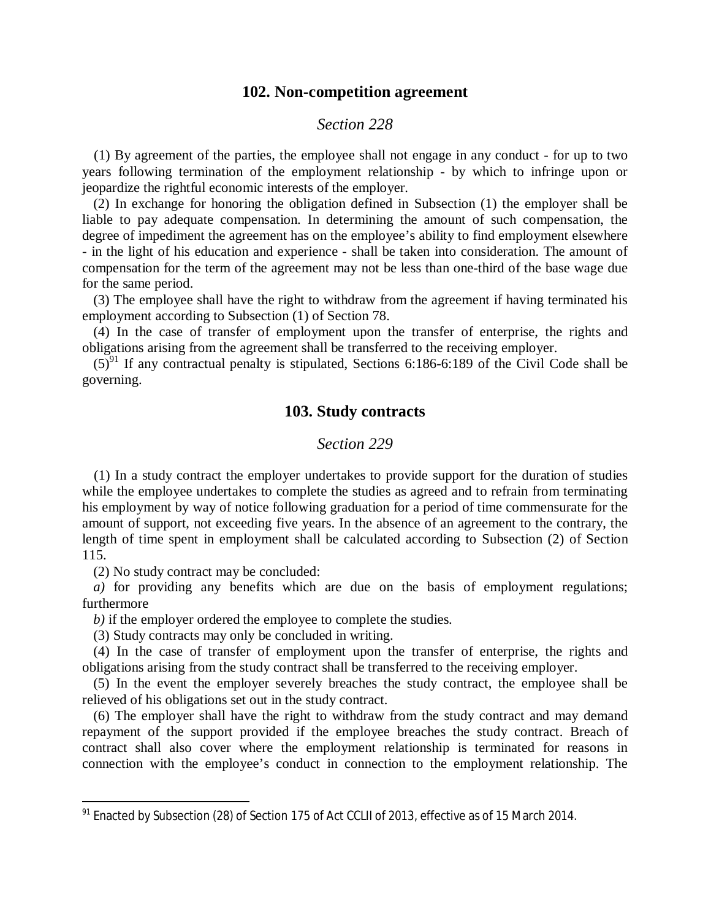## 102. Non-competition agreement

*Section 228*

(1) By agreement of the parties, the employee shall not engage in any conduct - for up to two years following termination of the employment relationship - by which to infringe upon or jeopardize the rightful economic interests of the employer.

(2) In exchange for honoring the obligation defined in Subsection (1) the employer shall be liable to pay adequate compensation. In determining the amount of such compensation, the degree of impediment the agreement has on the employee's ability to find employment elsewhere - in the light of his education and experience - shall be taken into consideration. The amount of compensation for the term of the agreement may not be less than one-third of the base wage due for the same period.

(3) The employee shall have the right to withdraw from the agreement if having terminated his employment according to Subsection (1) of Section 78.

(4) In the case of transfer of employment upon the transfer of enterprise, the rights and obligations arising from the agreement shall be transferred to the receiving employer.

(5)[91] If any contractual penalty is stipulated, Sections 6:186-6:189 of the Civil Code shall be governing.

## 103. Study contracts

*Section 229*

(1) In a study contract the employer undertakes to provide support for the duration of studies while the employee undertakes to complete the studies as agreed and to refrain from terminating his employment by way of notice following graduation for a period of time commensurate for the amount of support, not exceeding five years. In the absence of an agreement to the contrary, the length of time spent in employment shall be calculated according to Subsection (2) of Section 115.

(2) No study contract may be concluded:

*a)* for providing any benefits which are due on the basis of employment regulations; furthermore

*b)* if the employer ordered the employee to complete the studies.

(3) Study contracts may only be concluded in writing.

(4) In the case of transfer of employment upon the transfer of enterprise, the rights and obligations arising from the study contract shall be transferred to the receiving employer.

(5) In the event the employer severely breaches the study contract, the employee shall be relieved of his obligations set out in the study contract.

(6) The employer shall have the right to withdraw from the study contract and may demand repayment of the support provided if the employee breaches the study contract. Breach of contract shall also cover where the employment relationship is terminated for reasons in connection with the employee's conduct in connection to the employment relationship. The

---

[91] Enacted by Subsection (28) of Section 175 of Act CCLII of 2013, effective as of 15 March 2014.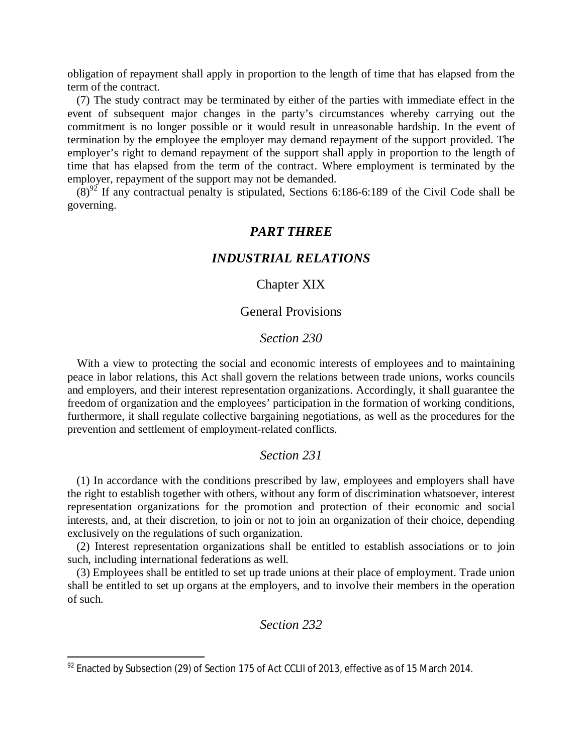obligation of repayment shall apply in proportion to the length of time that has elapsed from the term of the contract.

(7) The study contract may be terminated by either of the parties with immediate effect in the event of subsequent major changes in the party's circumstances whereby carrying out the commitment is no longer possible or it would result in unreasonable hardship. In the event of termination by the employee the employer may demand repayment of the support provided. The employer's right to demand repayment of the support shall apply in proportion to the length of time that has elapsed from the term of the contract. Where employment is terminated by the employer, repayment of the support may not be demanded.

(8)[92] If any contractual penalty is stipulated, Sections 6:186-6:189 of the Civil Code shall be governing.

# *PART THREE*

# *INDUSTRIAL RELATIONS*

## Chapter XIX

## General Provisions

### *Section 230*

With a view to protecting the social and economic interests of employees and to maintaining peace in labor relations, this Act shall govern the relations between trade unions, works councils and employers, and their interest representation organizations. Accordingly, it shall guarantee the freedom of organization and the employees' participation in the formation of working conditions, furthermore, it shall regulate collective bargaining negotiations, as well as the procedures for the prevention and settlement of employment-related conflicts.

### *Section 231*

(1) In accordance with the conditions prescribed by law, employees and employers shall have the right to establish together with others, without any form of discrimination whatsoever, interest representation organizations for the promotion and protection of their economic and social interests, and, at their discretion, to join or not to join an organization of their choice, depending exclusively on the regulations of such organization.

(2) Interest representation organizations shall be entitled to establish associations or to join such, including international federations as well.

(3) Employees shall be entitled to set up trade unions at their place of employment. Trade union shall be entitled to set up organs at the employers, and to involve their members in the operation of such.

### *Section 232*

---

[92] Enacted by Subsection (29) of Section 175 of Act CCLII of 2013, effective as of 15 March 2014.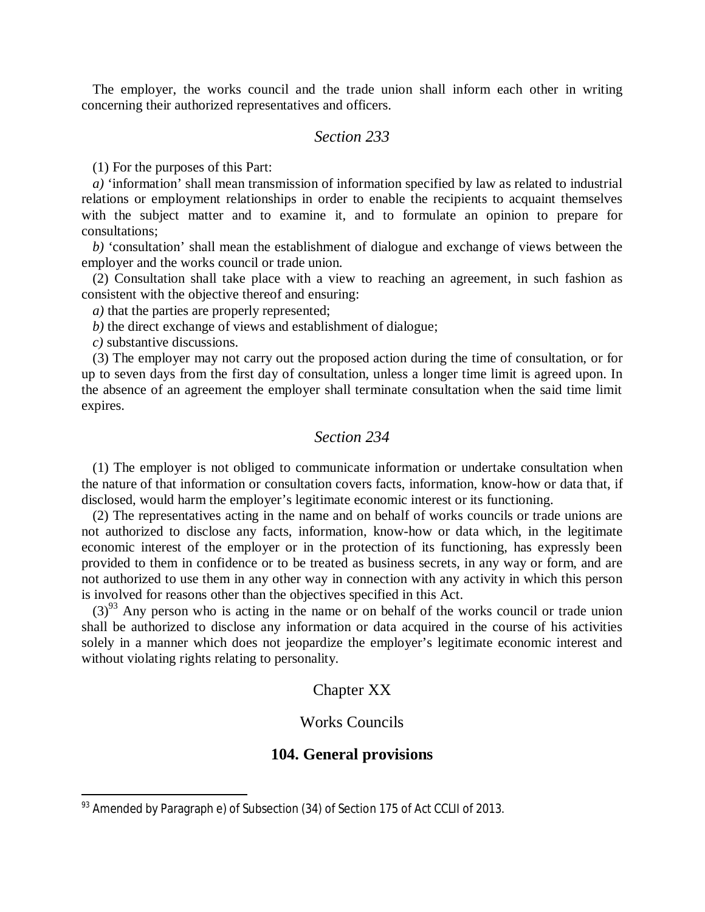The employer, the works council and the trade union shall inform each other in writing concerning their authorized representatives and officers.

### *Section 233*

(1) For the purposes of this Part:

*a)* ‘information’ shall mean transmission of information specified by law as related to industrial relations or employment relationships in order to enable the recipients to acquaint themselves with the subject matter and to examine it, and to formulate an opinion to prepare for consultations;

*b)* ‘consultation’ shall mean the establishment of dialogue and exchange of views between the employer and the works council or trade union.

(2) Consultation shall take place with a view to reaching an agreement, in such fashion as consistent with the objective thereof and ensuring:

*a)* that the parties are properly represented;

*b)* the direct exchange of views and establishment of dialogue;

*c)* substantive discussions.

(3) The employer may not carry out the proposed action during the time of consultation, or for up to seven days from the first day of consultation, unless a longer time limit is agreed upon. In the absence of an agreement the employer shall terminate consultation when the said time limit expires.

### *Section 234*

(1) The employer is not obliged to communicate information or undertake consultation when the nature of that information or consultation covers facts, information, know-how or data that, if disclosed, would harm the employer’s legitimate economic interest or its functioning.

(2) The representatives acting in the name and on behalf of works councils or trade unions are not authorized to disclose any facts, information, know-how or data which, in the legitimate economic interest of the employer or in the protection of its functioning, has expressly been provided to them in confidence or to be treated as business secrets, in any way or form, and are not authorized to use them in any other way in connection with any activity in which this person is involved for reasons other than the objectives specified in this Act.

(3)[93] Any person who is acting in the name or on behalf of the works council or trade union shall be authorized to disclose any information or data acquired in the course of his activities solely in a manner which does not jeopardize the employer’s legitimate economic interest and without violating rights relating to personality.

## Chapter XX

## Works Councils

## **104. General provisions**

[93] Amended by Paragraph e) of Subsection (34) of Section 175 of Act CCLII of 2013.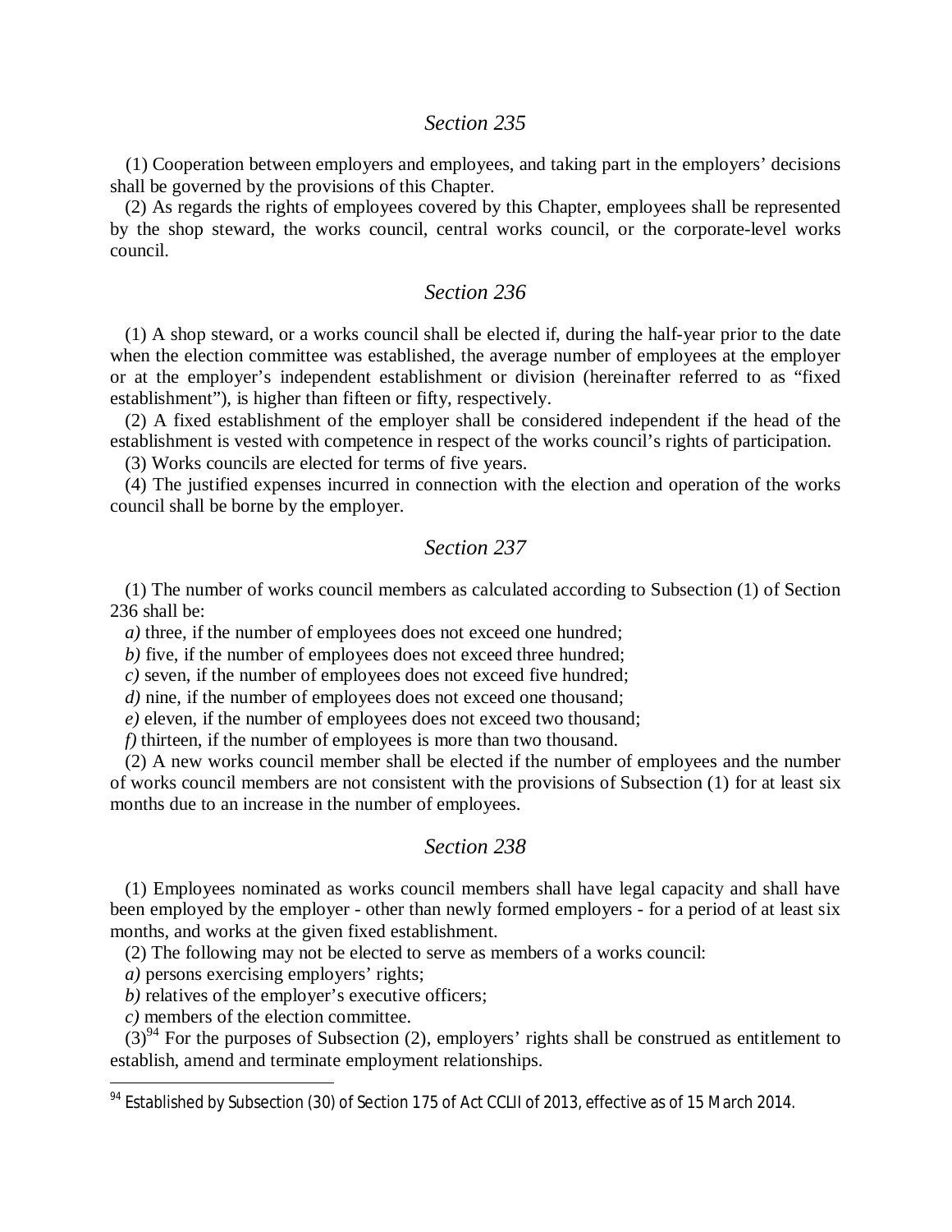## *Section 235*

(1) Cooperation between employers and employees, and taking part in the employers' decisions shall be governed by the provisions of this Chapter.

(2) As regards the rights of employees covered by this Chapter, employees shall be represented by the shop steward, the works council, central works council, or the corporate-level works council.

## *Section 236*

(1) A shop steward, or a works council shall be elected if, during the half-year prior to the date when the election committee was established, the average number of employees at the employer or at the employer's independent establishment or division (hereinafter referred to as "fixed establishment"), is higher than fifteen or fifty, respectively.

(2) A fixed establishment of the employer shall be considered independent if the head of the establishment is vested with competence in respect of the works council's rights of participation.

(3) Works councils are elected for terms of five years.

(4) The justified expenses incurred in connection with the election and operation of the works council shall be borne by the employer.

## *Section 237*

(1) The number of works council members as calculated according to Subsection (1) of Section 236 shall be:

*a)* three, if the number of employees does not exceed one hundred;

*b)* five, if the number of employees does not exceed three hundred;

*c)* seven, if the number of employees does not exceed five hundred;

*d)* nine, if the number of employees does not exceed one thousand;

*e)* eleven, if the number of employees does not exceed two thousand;

*f)* thirteen, if the number of employees is more than two thousand.

(2) A new works council member shall be elected if the number of employees and the number of works council members are not consistent with the provisions of Subsection (1) for at least six months due to an increase in the number of employees.

## *Section 238*

(1) Employees nominated as works council members shall have legal capacity and shall have been employed by the employer - other than newly formed employers - for a period of at least six months, and works at the given fixed establishment.

(2) The following may not be elected to serve as members of a works council:

*a)* persons exercising employers' rights;

*b)* relatives of the employer's executive officers;

*c)* members of the election committee.

(3)[94] For the purposes of Subsection (2), employers' rights shall be construed as entitlement to establish, amend and terminate employment relationships.

---

[94] Established by Subsection (30) of Section 175 of Act CCLII of 2013, effective as of 15 March 2014.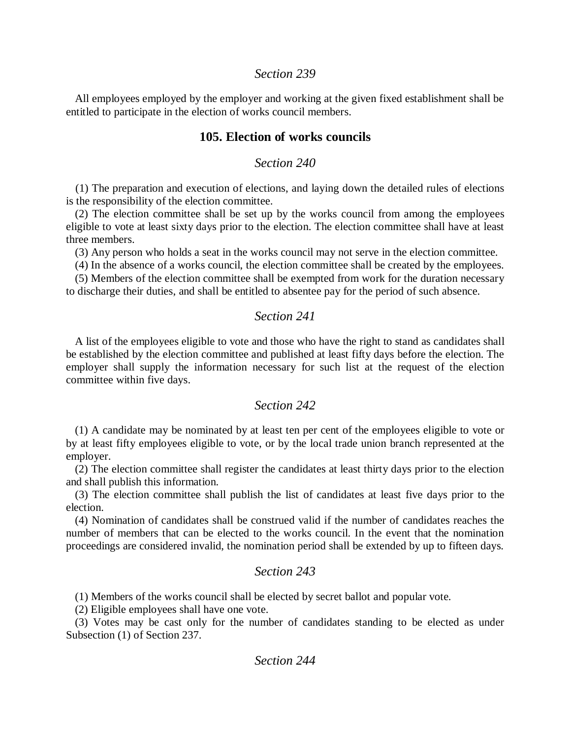*Section 239*

All employees employed by the employer and working at the given fixed establishment shall be entitled to participate in the election of works council members.

## 105. Election of works councils

*Section 240*

(1) The preparation and execution of elections, and laying down the detailed rules of elections is the responsibility of the election committee.

(2) The election committee shall be set up by the works council from among the employees eligible to vote at least sixty days prior to the election. The election committee shall have at least three members.

(3) Any person who holds a seat in the works council may not serve in the election committee.

(4) In the absence of a works council, the election committee shall be created by the employees.

(5) Members of the election committee shall be exempted from work for the duration necessary to discharge their duties, and shall be entitled to absentee pay for the period of such absence.

*Section 241*

A list of the employees eligible to vote and those who have the right to stand as candidates shall be established by the election committee and published at least fifty days before the election. The employer shall supply the information necessary for such list at the request of the election committee within five days.

*Section 242*

(1) A candidate may be nominated by at least ten per cent of the employees eligible to vote or by at least fifty employees eligible to vote, or by the local trade union branch represented at the employer.

(2) The election committee shall register the candidates at least thirty days prior to the election and shall publish this information.

(3) The election committee shall publish the list of candidates at least five days prior to the election.

(4) Nomination of candidates shall be construed valid if the number of candidates reaches the number of members that can be elected to the works council. In the event that the nomination proceedings are considered invalid, the nomination period shall be extended by up to fifteen days.

*Section 243*

(1) Members of the works council shall be elected by secret ballot and popular vote.

(2) Eligible employees shall have one vote.

(3) Votes may be cast only for the number of candidates standing to be elected as under Subsection (1) of Section 237.

*Section 244*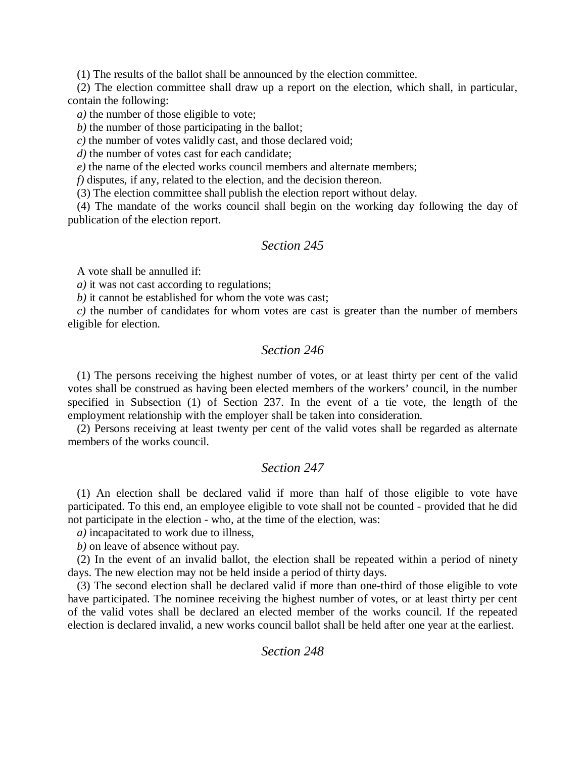(1) The results of the ballot shall be announced by the election committee.

(2) The election committee shall draw up a report on the election, which shall, in particular, contain the following:

*a)* the number of those eligible to vote;

*b)* the number of those participating in the ballot;

*c)* the number of votes validly cast, and those declared void;

*d)* the number of votes cast for each candidate;

*e)* the name of the elected works council members and alternate members;

*f)* disputes, if any, related to the election, and the decision thereon.

(3) The election committee shall publish the election report without delay.

(4) The mandate of the works council shall begin on the working day following the day of publication of the election report.

## *Section 245*

A vote shall be annulled if:

*a)* it was not cast according to regulations;

*b)* it cannot be established for whom the vote was cast;

*c)* the number of candidates for whom votes are cast is greater than the number of members eligible for election.

## *Section 246*

(1) The persons receiving the highest number of votes, or at least thirty per cent of the valid votes shall be construed as having been elected members of the workers' council, in the number specified in Subsection (1) of Section 237. In the event of a tie vote, the length of the employment relationship with the employer shall be taken into consideration.

(2) Persons receiving at least twenty per cent of the valid votes shall be regarded as alternate members of the works council.

## *Section 247*

(1) An election shall be declared valid if more than half of those eligible to vote have participated. To this end, an employee eligible to vote shall not be counted - provided that he did not participate in the election - who, at the time of the election, was:

*a)* incapacitated to work due to illness,

*b)* on leave of absence without pay.

(2) In the event of an invalid ballot, the election shall be repeated within a period of ninety days. The new election may not be held inside a period of thirty days.

(3) The second election shall be declared valid if more than one-third of those eligible to vote have participated. The nominee receiving the highest number of votes, or at least thirty per cent of the valid votes shall be declared an elected member of the works council. If the repeated election is declared invalid, a new works council ballot shall be held after one year at the earliest.

## *Section 248*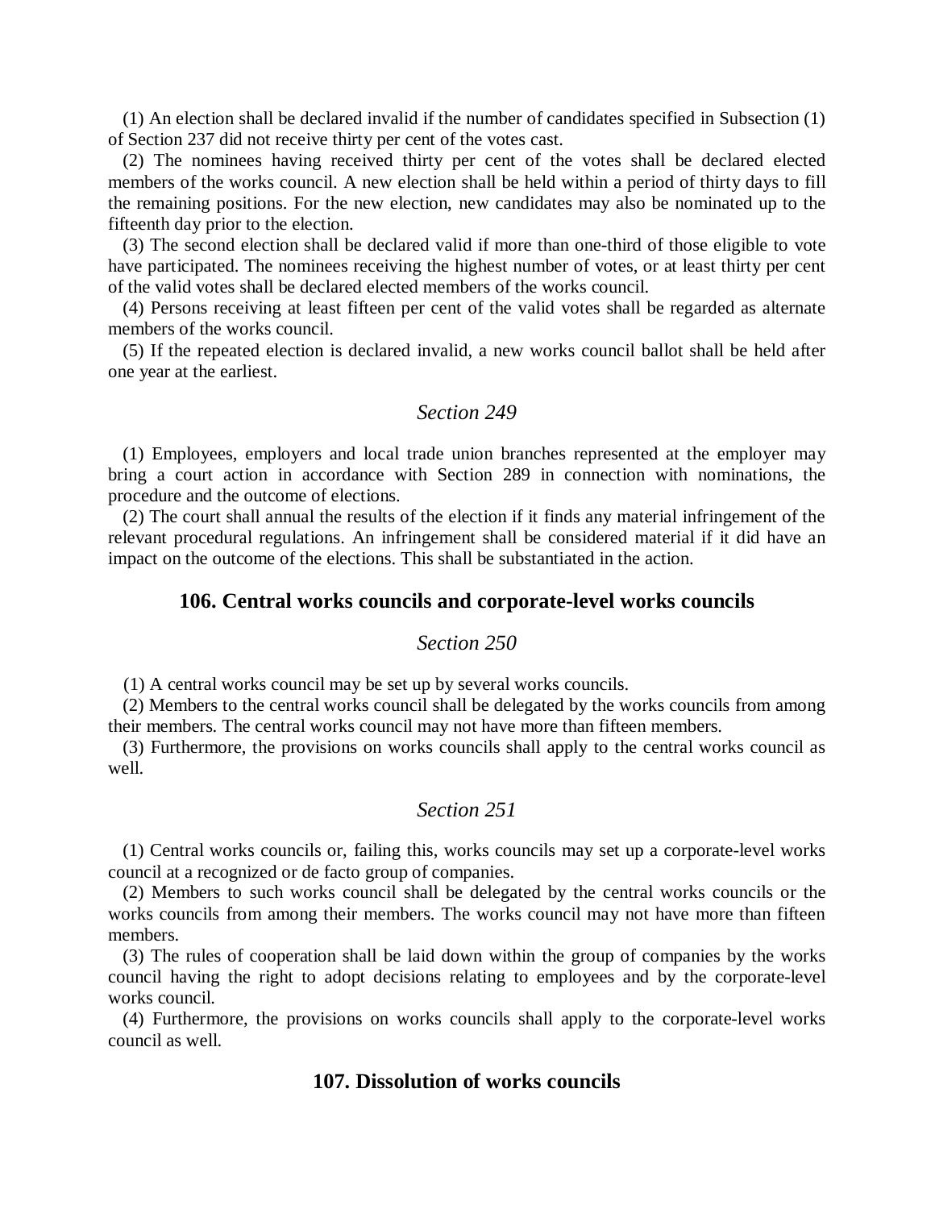(1) An election shall be declared invalid if the number of candidates specified in Subsection (1) of Section 237 did not receive thirty per cent of the votes cast.

(2) The nominees having received thirty per cent of the votes shall be declared elected members of the works council. A new election shall be held within a period of thirty days to fill the remaining positions. For the new election, new candidates may also be nominated up to the fifteenth day prior to the election.

(3) The second election shall be declared valid if more than one-third of those eligible to vote have participated. The nominees receiving the highest number of votes, or at least thirty per cent of the valid votes shall be declared elected members of the works council.

(4) Persons receiving at least fifteen per cent of the valid votes shall be regarded as alternate members of the works council.

(5) If the repeated election is declared invalid, a new works council ballot shall be held after one year at the earliest.

*Section 249*

(1) Employees, employers and local trade union branches represented at the employer may bring a court action in accordance with Section 289 in connection with nominations, the procedure and the outcome of elections.

(2) The court shall annual the results of the election if it finds any material infringement of the relevant procedural regulations. An infringement shall be considered material if it did have an impact on the outcome of the elections. This shall be substantiated in the action.

## 106. Central works councils and corporate-level works councils

*Section 250*

(1) A central works council may be set up by several works councils.

(2) Members to the central works council shall be delegated by the works councils from among their members. The central works council may not have more than fifteen members.

(3) Furthermore, the provisions on works councils shall apply to the central works council as well.

*Section 251*

(1) Central works councils or, failing this, works councils may set up a corporate-level works council at a recognized or de facto group of companies.

(2) Members to such works council shall be delegated by the central works councils or the works councils from among their members. The works council may not have more than fifteen members.

(3) The rules of cooperation shall be laid down within the group of companies by the works council having the right to adopt decisions relating to employees and by the corporate-level works council.

(4) Furthermore, the provisions on works councils shall apply to the corporate-level works council as well.

## 107. Dissolution of works councils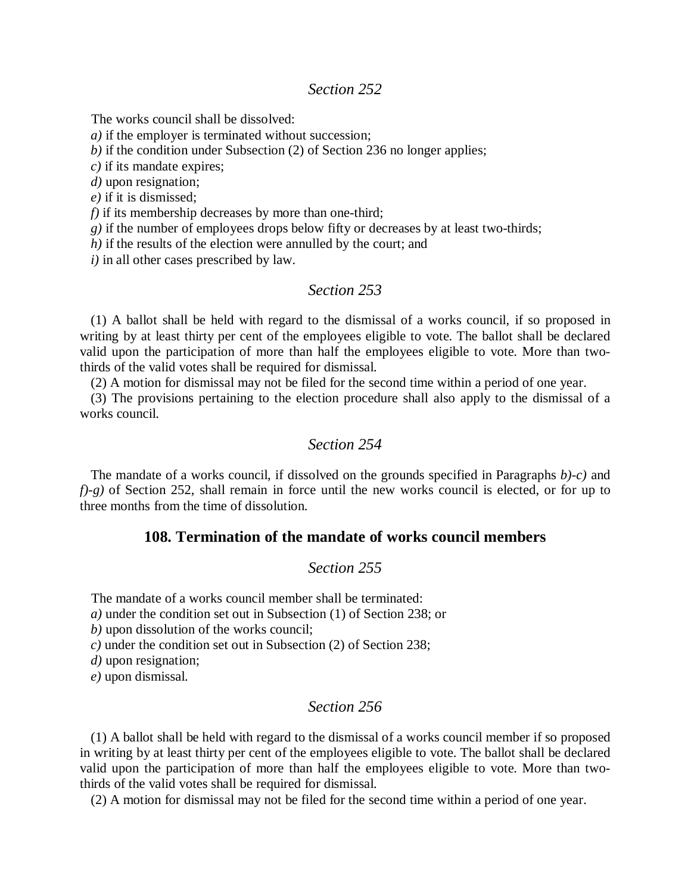### *Section 252*

The works council shall be dissolved:

*a)* if the employer is terminated without succession;

*b)* if the condition under Subsection (2) of Section 236 no longer applies;

*c)* if its mandate expires;

*d)* upon resignation;

*e)* if it is dismissed;

*f)* if its membership decreases by more than one-third;

*g)* if the number of employees drops below fifty or decreases by at least two-thirds;

*h)* if the results of the election were annulled by the court; and

*i)* in all other cases prescribed by law.

### *Section 253*

(1) A ballot shall be held with regard to the dismissal of a works council, if so proposed in writing by at least thirty per cent of the employees eligible to vote. The ballot shall be declared valid upon the participation of more than half the employees eligible to vote. More than two-thirds of the valid votes shall be required for dismissal.

(2) A motion for dismissal may not be filed for the second time within a period of one year.

(3) The provisions pertaining to the election procedure shall also apply to the dismissal of a works council.

### *Section 254*

The mandate of a works council, if dissolved on the grounds specified in Paragraphs *b)-c)* and *f)-g)* of Section 252, shall remain in force until the new works council is elected, or for up to three months from the time of dissolution.

## 108. Termination of the mandate of works council members

### *Section 255*

The mandate of a works council member shall be terminated:

*a)* under the condition set out in Subsection (1) of Section 238; or

*b)* upon dissolution of the works council;

*c)* under the condition set out in Subsection (2) of Section 238;

*d)* upon resignation;

*e)* upon dismissal.

### *Section 256*

(1) A ballot shall be held with regard to the dismissal of a works council member if so proposed in writing by at least thirty per cent of the employees eligible to vote. The ballot shall be declared valid upon the participation of more than half the employees eligible to vote. More than two-thirds of the valid votes shall be required for dismissal.

(2) A motion for dismissal may not be filed for the second time within a period of one year.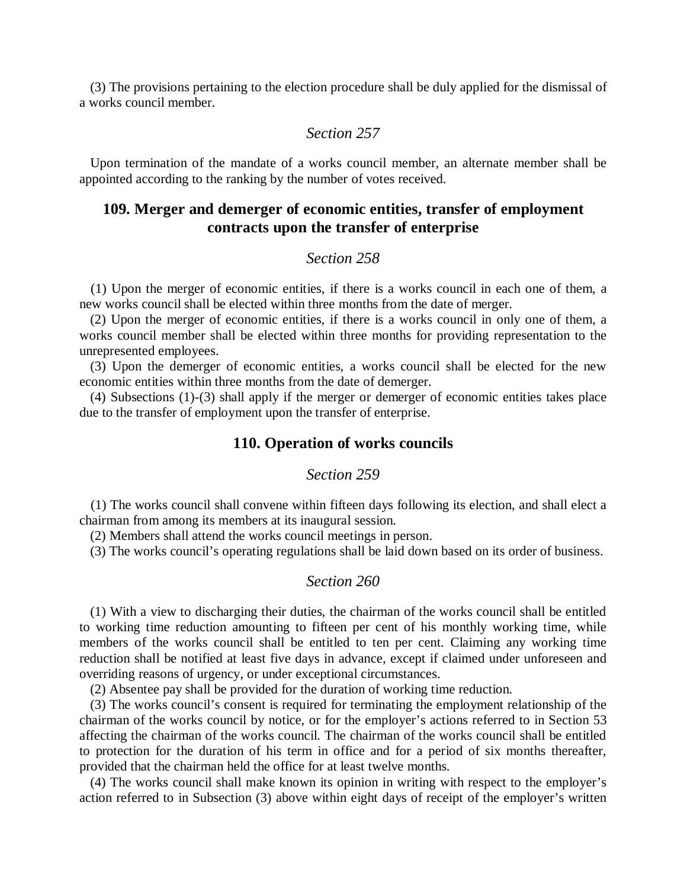(3) The provisions pertaining to the election procedure shall be duly applied for the dismissal of a works council member.

*Section 257*

Upon termination of the mandate of a works council member, an alternate member shall be appointed according to the ranking by the number of votes received.

## 109. Merger and demerger of economic entities, transfer of employment contracts upon the transfer of enterprise

*Section 258*

(1) Upon the merger of economic entities, if there is a works council in each one of them, a new works council shall be elected within three months from the date of merger.

(2) Upon the merger of economic entities, if there is a works council in only one of them, a works council member shall be elected within three months for providing representation to the unrepresented employees.

(3) Upon the demerger of economic entities, a works council shall be elected for the new economic entities within three months from the date of demerger.

(4) Subsections (1)-(3) shall apply if the merger or demerger of economic entities takes place due to the transfer of employment upon the transfer of enterprise.

## 110. Operation of works councils

*Section 259*

(1) The works council shall convene within fifteen days following its election, and shall elect a chairman from among its members at its inaugural session.

(2) Members shall attend the works council meetings in person.

(3) The works council's operating regulations shall be laid down based on its order of business.

*Section 260*

(1) With a view to discharging their duties, the chairman of the works council shall be entitled to working time reduction amounting to fifteen per cent of his monthly working time, while members of the works council shall be entitled to ten per cent. Claiming any working time reduction shall be notified at least five days in advance, except if claimed under unforeseen and overriding reasons of urgency, or under exceptional circumstances.

(2) Absentee pay shall be provided for the duration of working time reduction.

(3) The works council's consent is required for terminating the employment relationship of the chairman of the works council by notice, or for the employer's actions referred to in Section 53 affecting the chairman of the works council. The chairman of the works council shall be entitled to protection for the duration of his term in office and for a period of six months thereafter, provided that the chairman held the office for at least twelve months.

(4) The works council shall make known its opinion in writing with respect to the employer's action referred to in Subsection (3) above within eight days of receipt of the employer's written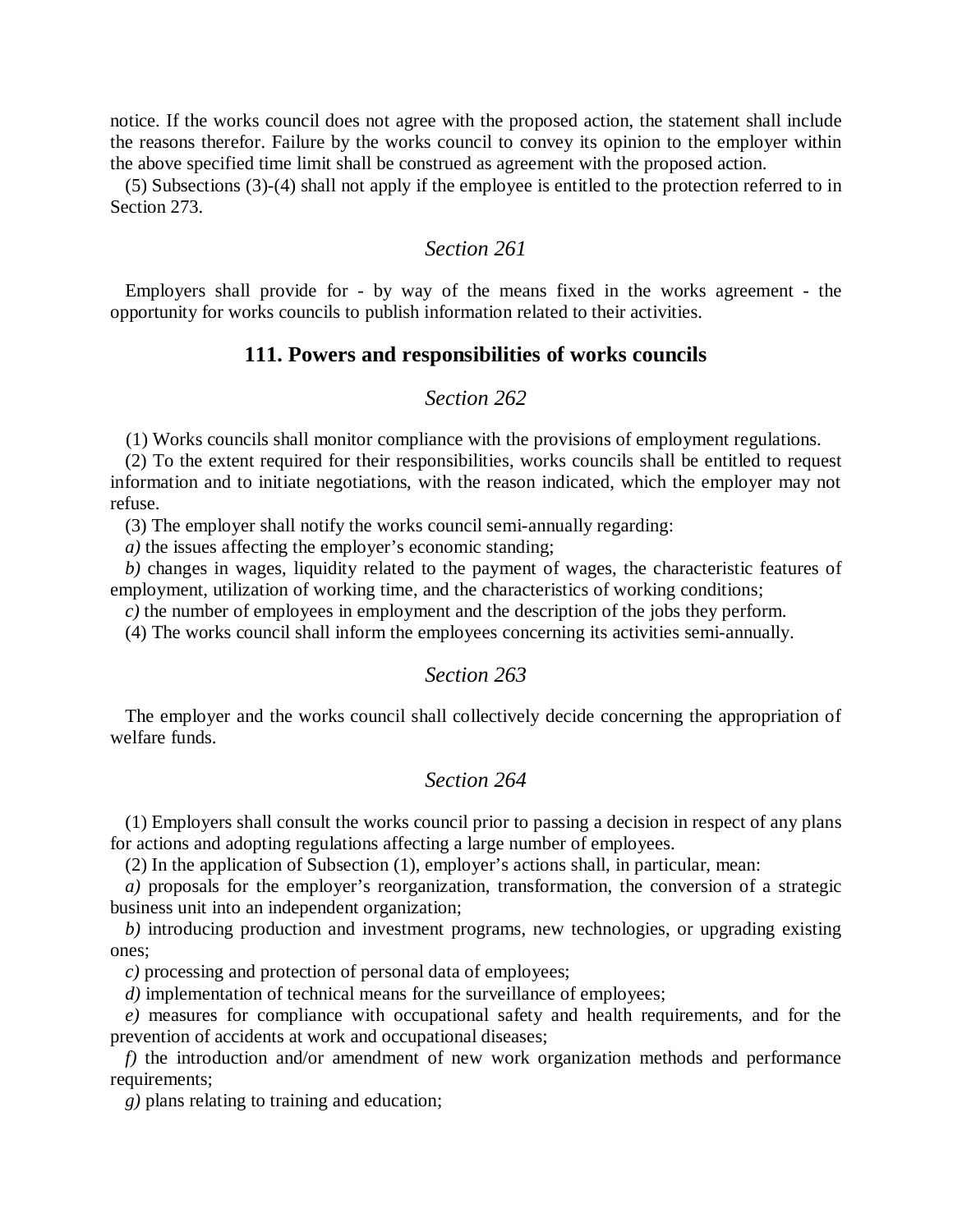notice. If the works council does not agree with the proposed action, the statement shall include the reasons therefor. Failure by the works council to convey its opinion to the employer within the above specified time limit shall be construed as agreement with the proposed action.

(5) Subsections (3)-(4) shall not apply if the employee is entitled to the protection referred to in Section 273.

*Section 261*

Employers shall provide for - by way of the means fixed in the works agreement - the opportunity for works councils to publish information related to their activities.

## 111. Powers and responsibilities of works councils

*Section 262*

(1) Works councils shall monitor compliance with the provisions of employment regulations.

(2) To the extent required for their responsibilities, works councils shall be entitled to request information and to initiate negotiations, with the reason indicated, which the employer may not refuse.

(3) The employer shall notify the works council semi-annually regarding:

*a)* the issues affecting the employer's economic standing;

*b)* changes in wages, liquidity related to the payment of wages, the characteristic features of employment, utilization of working time, and the characteristics of working conditions;

*c)* the number of employees in employment and the description of the jobs they perform.

(4) The works council shall inform the employees concerning its activities semi-annually.

*Section 263*

The employer and the works council shall collectively decide concerning the appropriation of welfare funds.

*Section 264*

(1) Employers shall consult the works council prior to passing a decision in respect of any plans for actions and adopting regulations affecting a large number of employees.

(2) In the application of Subsection (1), employer's actions shall, in particular, mean:

*a)* proposals for the employer's reorganization, transformation, the conversion of a strategic business unit into an independent organization;

*b)* introducing production and investment programs, new technologies, or upgrading existing ones;

*c)* processing and protection of personal data of employees;

*d)* implementation of technical means for the surveillance of employees;

*e)* measures for compliance with occupational safety and health requirements, and for the prevention of accidents at work and occupational diseases;

*f)* the introduction and/or amendment of new work organization methods and performance requirements;

*g)* plans relating to training and education;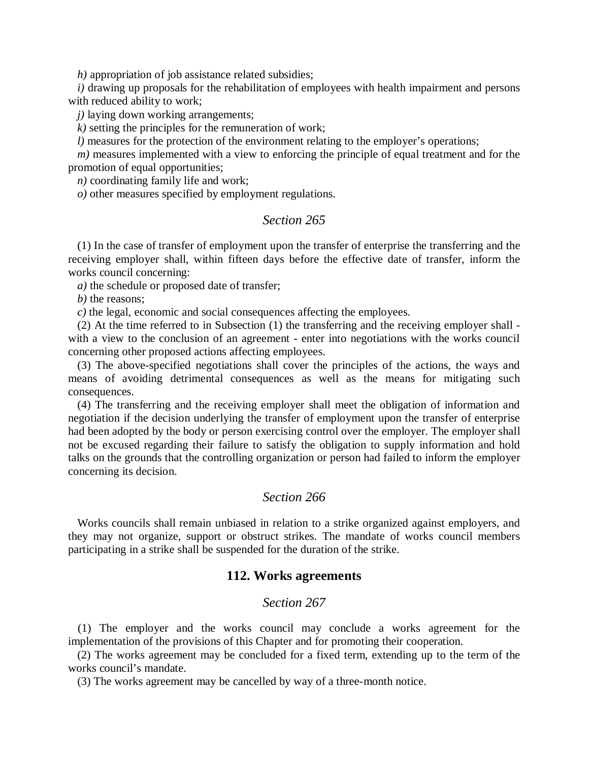*h)* appropriation of job assistance related subsidies;

*i)* drawing up proposals for the rehabilitation of employees with health impairment and persons with reduced ability to work;

*j)* laying down working arrangements;

*k)* setting the principles for the remuneration of work;

*l)* measures for the protection of the environment relating to the employer's operations;

*m)* measures implemented with a view to enforcing the principle of equal treatment and for the promotion of equal opportunities;

*n)* coordinating family life and work;

*o)* other measures specified by employment regulations.

### *Section 265*

(1) In the case of transfer of employment upon the transfer of enterprise the transferring and the receiving employer shall, within fifteen days before the effective date of transfer, inform the works council concerning:

*a)* the schedule or proposed date of transfer;

*b)* the reasons;

*c)* the legal, economic and social consequences affecting the employees.

(2) At the time referred to in Subsection (1) the transferring and the receiving employer shall - with a view to the conclusion of an agreement - enter into negotiations with the works council concerning other proposed actions affecting employees.

(3) The above-specified negotiations shall cover the principles of the actions, the ways and means of avoiding detrimental consequences as well as the means for mitigating such consequences.

(4) The transferring and the receiving employer shall meet the obligation of information and negotiation if the decision underlying the transfer of employment upon the transfer of enterprise had been adopted by the body or person exercising control over the employer. The employer shall not be excused regarding their failure to satisfy the obligation to supply information and hold talks on the grounds that the controlling organization or person had failed to inform the employer concerning its decision.

### *Section 266*

Works councils shall remain unbiased in relation to a strike organized against employers, and they may not organize, support or obstruct strikes. The mandate of works council members participating in a strike shall be suspended for the duration of the strike.

## 112. Works agreements

### *Section 267*

(1) The employer and the works council may conclude a works agreement for the implementation of the provisions of this Chapter and for promoting their cooperation.

(2) The works agreement may be concluded for a fixed term, extending up to the term of the works council's mandate.

(3) The works agreement may be cancelled by way of a three-month notice.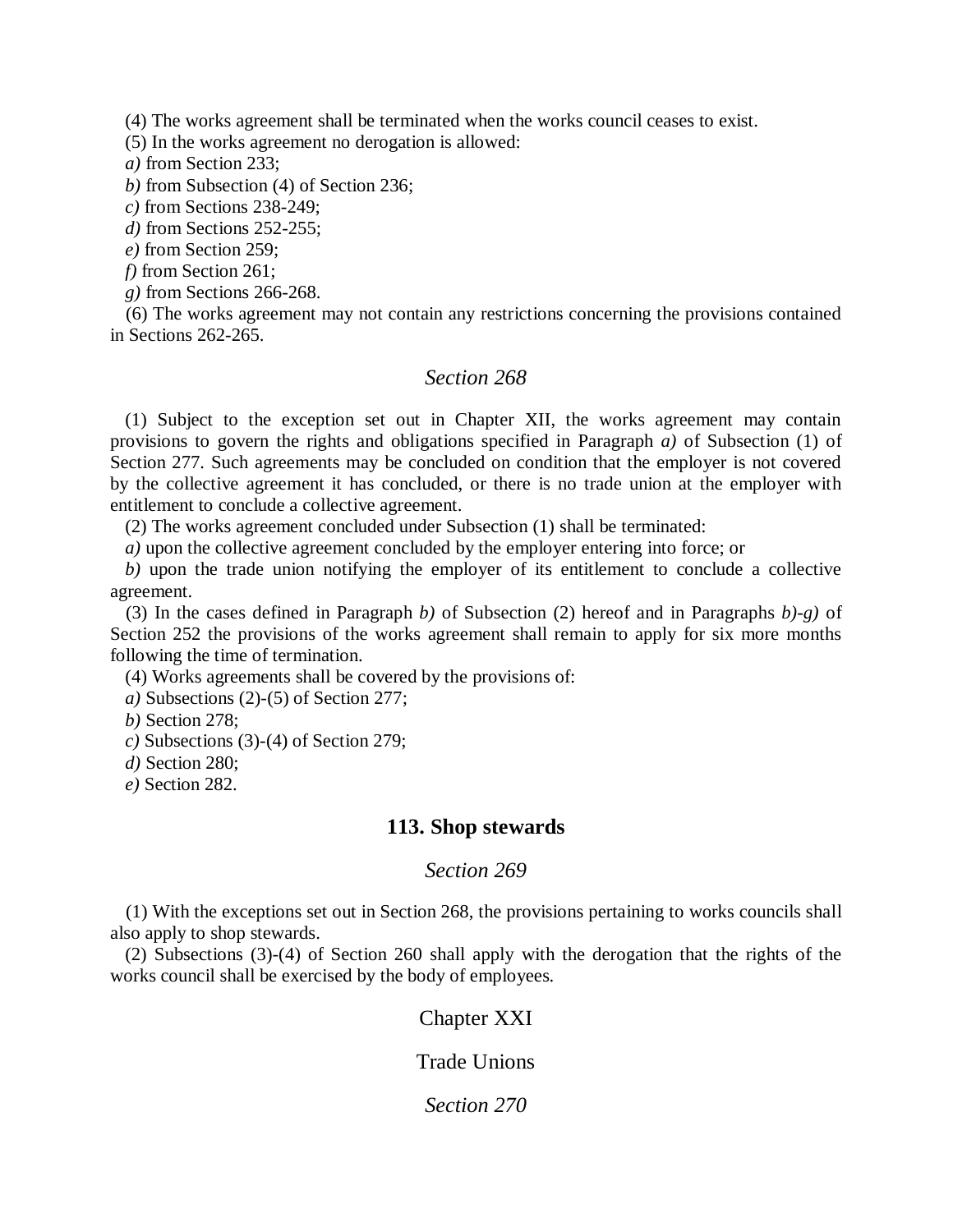(4) The works agreement shall be terminated when the works council ceases to exist.

(5) In the works agreement no derogation is allowed:

*a)* from Section 233;

*b)* from Subsection (4) of Section 236;

*c)* from Sections 238-249;

*d)* from Sections 252-255;

*e)* from Section 259;

*f)* from Section 261;

*g)* from Sections 266-268.

(6) The works agreement may not contain any restrictions concerning the provisions contained in Sections 262-265.

### *Section 268*

(1) Subject to the exception set out in Chapter XII, the works agreement may contain provisions to govern the rights and obligations specified in Paragraph *a)* of Subsection (1) of Section 277. Such agreements may be concluded on condition that the employer is not covered by the collective agreement it has concluded, or there is no trade union at the employer with entitlement to conclude a collective agreement.

(2) The works agreement concluded under Subsection (1) shall be terminated:

*a)* upon the collective agreement concluded by the employer entering into force; or

*b)* upon the trade union notifying the employer of its entitlement to conclude a collective agreement.

(3) In the cases defined in Paragraph *b)* of Subsection (2) hereof and in Paragraphs *b)-g)* of Section 252 the provisions of the works agreement shall remain to apply for six more months following the time of termination.

(4) Works agreements shall be covered by the provisions of:

*a)* Subsections (2)-(5) of Section 277;

*b)* Section 278;

*c)* Subsections (3)-(4) of Section 279;

*d)* Section 280;

*e)* Section 282.

## 113. Shop stewards

### *Section 269*

(1) With the exceptions set out in Section 268, the provisions pertaining to works councils shall also apply to shop stewards.

(2) Subsections (3)-(4) of Section 260 shall apply with the derogation that the rights of the works council shall be exercised by the body of employees.

## Chapter XXI

## Trade Unions

### *Section 270*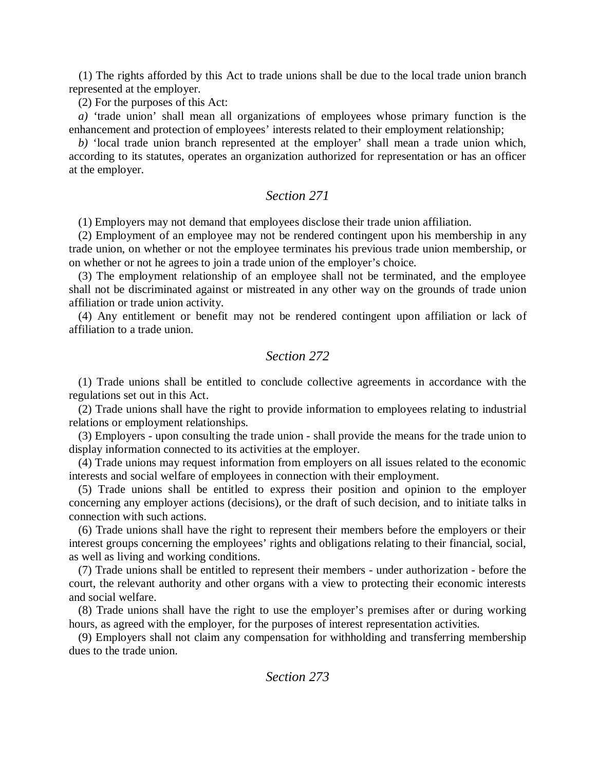(1) The rights afforded by this Act to trade unions shall be due to the local trade union branch represented at the employer.

(2) For the purposes of this Act:

*a)* 'trade union' shall mean all organizations of employees whose primary function is the enhancement and protection of employees' interests related to their employment relationship;

*b)* 'local trade union branch represented at the employer' shall mean a trade union which, according to its statutes, operates an organization authorized for representation or has an officer at the employer.

## *Section 271*

(1) Employers may not demand that employees disclose their trade union affiliation.

(2) Employment of an employee may not be rendered contingent upon his membership in any trade union, on whether or not the employee terminates his previous trade union membership, or on whether or not he agrees to join a trade union of the employer's choice.

(3) The employment relationship of an employee shall not be terminated, and the employee shall not be discriminated against or mistreated in any other way on the grounds of trade union affiliation or trade union activity.

(4) Any entitlement or benefit may not be rendered contingent upon affiliation or lack of affiliation to a trade union.

## *Section 272*

(1) Trade unions shall be entitled to conclude collective agreements in accordance with the regulations set out in this Act.

(2) Trade unions shall have the right to provide information to employees relating to industrial relations or employment relationships.

(3) Employers - upon consulting the trade union - shall provide the means for the trade union to display information connected to its activities at the employer.

(4) Trade unions may request information from employers on all issues related to the economic interests and social welfare of employees in connection with their employment.

(5) Trade unions shall be entitled to express their position and opinion to the employer concerning any employer actions (decisions), or the draft of such decision, and to initiate talks in connection with such actions.

(6) Trade unions shall have the right to represent their members before the employers or their interest groups concerning the employees' rights and obligations relating to their financial, social, as well as living and working conditions.

(7) Trade unions shall be entitled to represent their members - under authorization - before the court, the relevant authority and other organs with a view to protecting their economic interests and social welfare.

(8) Trade unions shall have the right to use the employer's premises after or during working hours, as agreed with the employer, for the purposes of interest representation activities.

(9) Employers shall not claim any compensation for withholding and transferring membership dues to the trade union.

## *Section 273*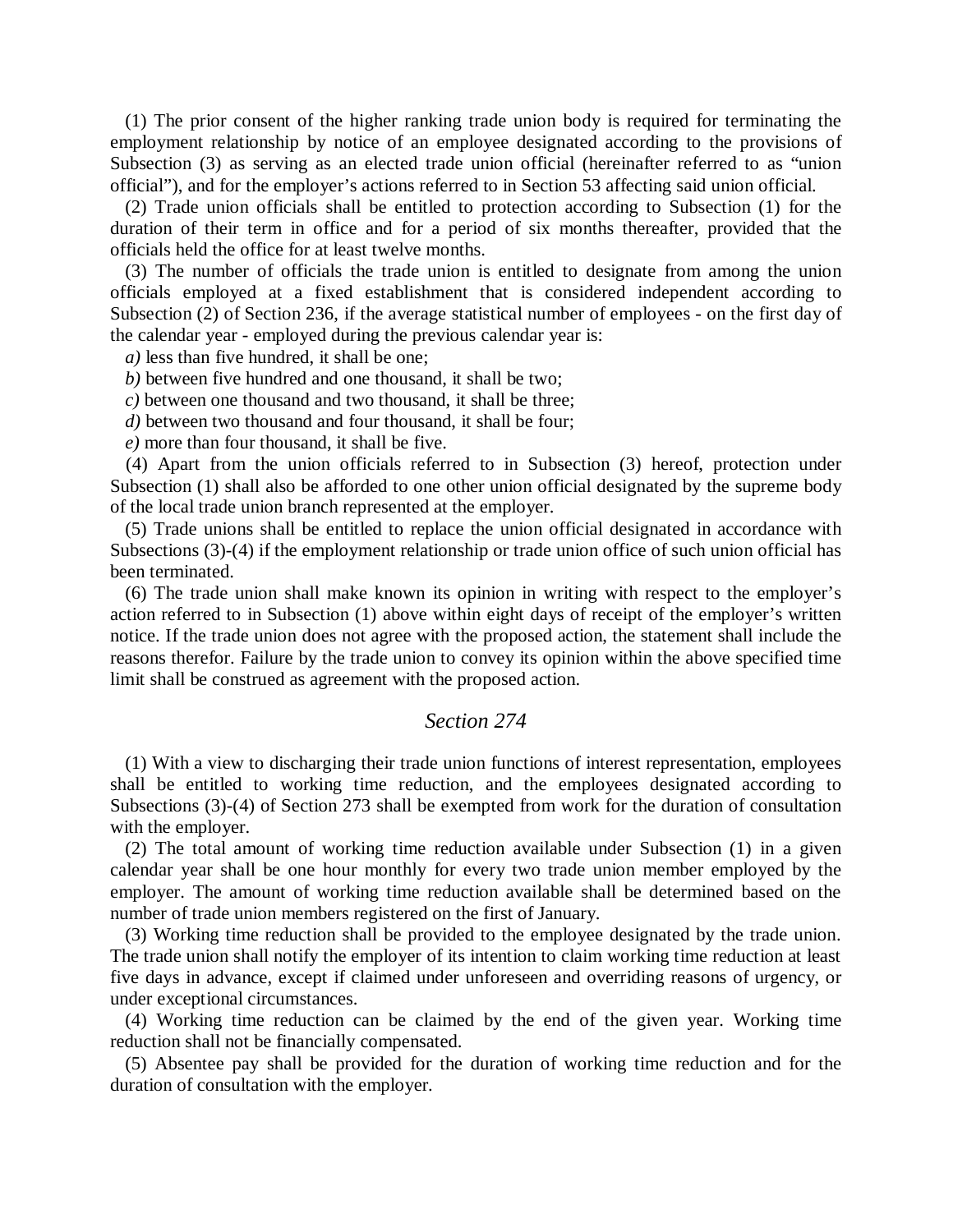(1) The prior consent of the higher ranking trade union body is required for terminating the employment relationship by notice of an employee designated according to the provisions of Subsection (3) as serving as an elected trade union official (hereinafter referred to as "union official"), and for the employer's actions referred to in Section 53 affecting said union official.

(2) Trade union officials shall be entitled to protection according to Subsection (1) for the duration of their term in office and for a period of six months thereafter, provided that the officials held the office for at least twelve months.

(3) The number of officials the trade union is entitled to designate from among the union officials employed at a fixed establishment that is considered independent according to Subsection (2) of Section 236, if the average statistical number of employees - on the first day of the calendar year - employed during the previous calendar year is:

*a)* less than five hundred, it shall be one;

*b)* between five hundred and one thousand, it shall be two;

*c)* between one thousand and two thousand, it shall be three;

*d)* between two thousand and four thousand, it shall be four;

*e)* more than four thousand, it shall be five.

(4) Apart from the union officials referred to in Subsection (3) hereof, protection under Subsection (1) shall also be afforded to one other union official designated by the supreme body of the local trade union branch represented at the employer.

(5) Trade unions shall be entitled to replace the union official designated in accordance with Subsections (3)-(4) if the employment relationship or trade union office of such union official has been terminated.

(6) The trade union shall make known its opinion in writing with respect to the employer's action referred to in Subsection (1) above within eight days of receipt of the employer's written notice. If the trade union does not agree with the proposed action, the statement shall include the reasons therefor. Failure by the trade union to convey its opinion within the above specified time limit shall be construed as agreement with the proposed action.

## *Section 274*

(1) With a view to discharging their trade union functions of interest representation, employees shall be entitled to working time reduction, and the employees designated according to Subsections (3)-(4) of Section 273 shall be exempted from work for the duration of consultation with the employer.

(2) The total amount of working time reduction available under Subsection (1) in a given calendar year shall be one hour monthly for every two trade union member employed by the employer. The amount of working time reduction available shall be determined based on the number of trade union members registered on the first of January.

(3) Working time reduction shall be provided to the employee designated by the trade union. The trade union shall notify the employer of its intention to claim working time reduction at least five days in advance, except if claimed under unforeseen and overriding reasons of urgency, or under exceptional circumstances.

(4) Working time reduction can be claimed by the end of the given year. Working time reduction shall not be financially compensated.

(5) Absentee pay shall be provided for the duration of working time reduction and for the duration of consultation with the employer.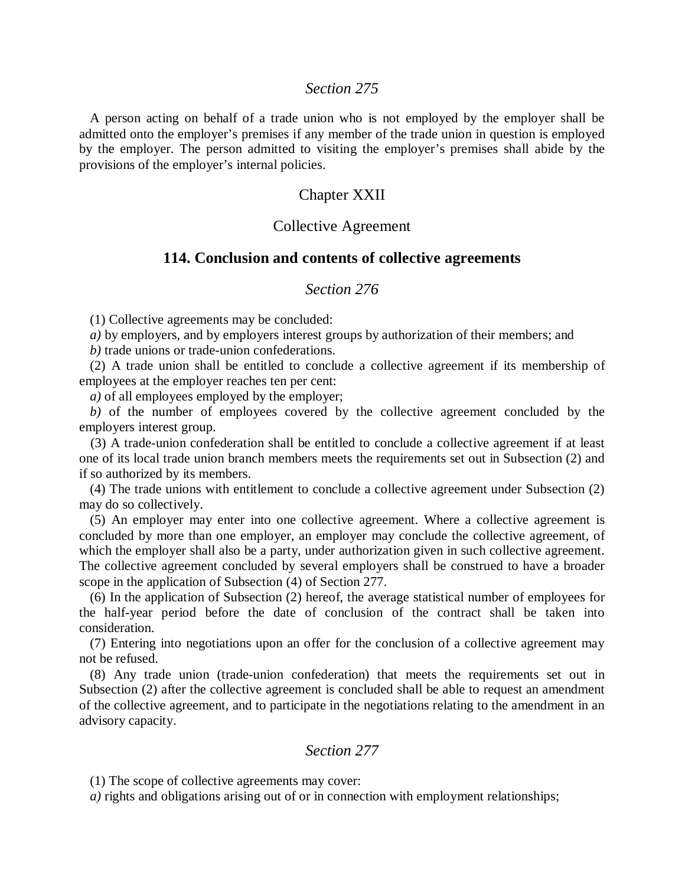*Section 275*

A person acting on behalf of a trade union who is not employed by the employer shall be admitted onto the employer's premises if any member of the trade union in question is employed by the employer. The person admitted to visiting the employer's premises shall abide by the provisions of the employer's internal policies.

## Chapter XXII

## Collective Agreement

### 114. Conclusion and contents of collective agreements

*Section 276*

(1) Collective agreements may be concluded:

*a)* by employers, and by employers interest groups by authorization of their members; and

*b)* trade unions or trade-union confederations.

(2) A trade union shall be entitled to conclude a collective agreement if its membership of employees at the employer reaches ten per cent:

*a)* of all employees employed by the employer;

*b)* of the number of employees covered by the collective agreement concluded by the employers interest group.

(3) A trade-union confederation shall be entitled to conclude a collective agreement if at least one of its local trade union branch members meets the requirements set out in Subsection (2) and if so authorized by its members.

(4) The trade unions with entitlement to conclude a collective agreement under Subsection (2) may do so collectively.

(5) An employer may enter into one collective agreement. Where a collective agreement is concluded by more than one employer, an employer may conclude the collective agreement, of which the employer shall also be a party, under authorization given in such collective agreement. The collective agreement concluded by several employers shall be construed to have a broader scope in the application of Subsection (4) of Section 277.

(6) In the application of Subsection (2) hereof, the average statistical number of employees for the half-year period before the date of conclusion of the contract shall be taken into consideration.

(7) Entering into negotiations upon an offer for the conclusion of a collective agreement may not be refused.

(8) Any trade union (trade-union confederation) that meets the requirements set out in Subsection (2) after the collective agreement is concluded shall be able to request an amendment of the collective agreement, and to participate in the negotiations relating to the amendment in an advisory capacity.

*Section 277*

(1) The scope of collective agreements may cover:

*a)* rights and obligations arising out of or in connection with employment relationships;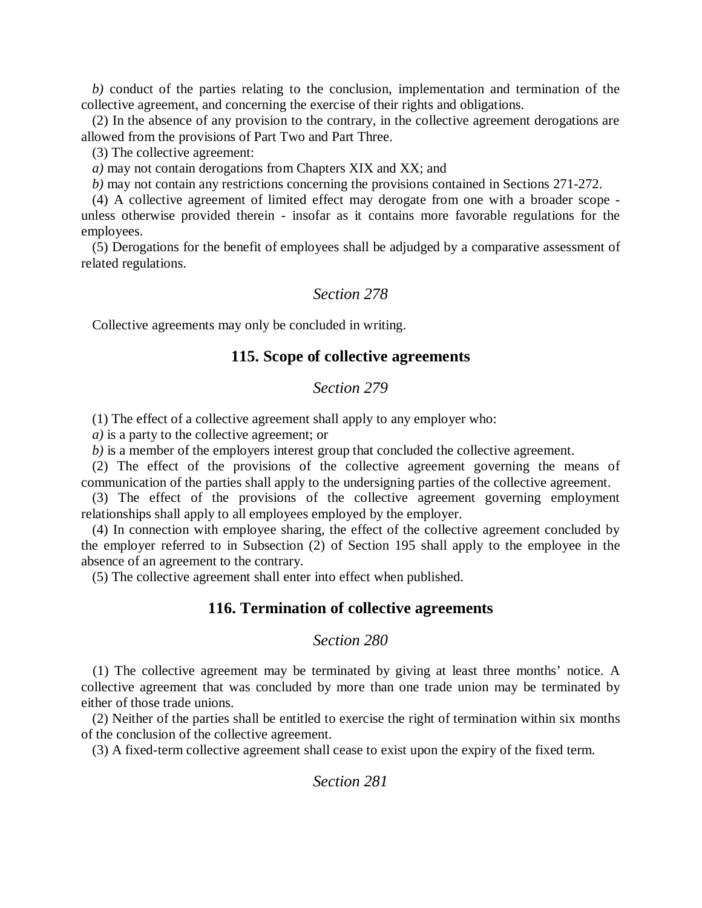*b)* conduct of the parties relating to the conclusion, implementation and termination of the collective agreement, and concerning the exercise of their rights and obligations.

(2) In the absence of any provision to the contrary, in the collective agreement derogations are allowed from the provisions of Part Two and Part Three.

(3) The collective agreement:

*a)* may not contain derogations from Chapters XIX and XX; and

*b)* may not contain any restrictions concerning the provisions contained in Sections 271-272.

(4) A collective agreement of limited effect may derogate from one with a broader scope - unless otherwise provided therein - insofar as it contains more favorable regulations for the employees.

(5) Derogations for the benefit of employees shall be adjudged by a comparative assessment of related regulations.

### *Section 278*

Collective agreements may only be concluded in writing.

## 115. Scope of collective agreements

### *Section 279*

(1) The effect of a collective agreement shall apply to any employer who:

*a)* is a party to the collective agreement; or

*b)* is a member of the employers interest group that concluded the collective agreement.

(2) The effect of the provisions of the collective agreement governing the means of communication of the parties shall apply to the undersigning parties of the collective agreement.

(3) The effect of the provisions of the collective agreement governing employment relationships shall apply to all employees employed by the employer.

(4) In connection with employee sharing, the effect of the collective agreement concluded by the employer referred to in Subsection (2) of Section 195 shall apply to the employee in the absence of an agreement to the contrary.

(5) The collective agreement shall enter into effect when published.

## 116. Termination of collective agreements

### *Section 280*

(1) The collective agreement may be terminated by giving at least three months' notice. A collective agreement that was concluded by more than one trade union may be terminated by either of those trade unions.

(2) Neither of the parties shall be entitled to exercise the right of termination within six months of the conclusion of the collective agreement.

(3) A fixed-term collective agreement shall cease to exist upon the expiry of the fixed term.

### *Section 281*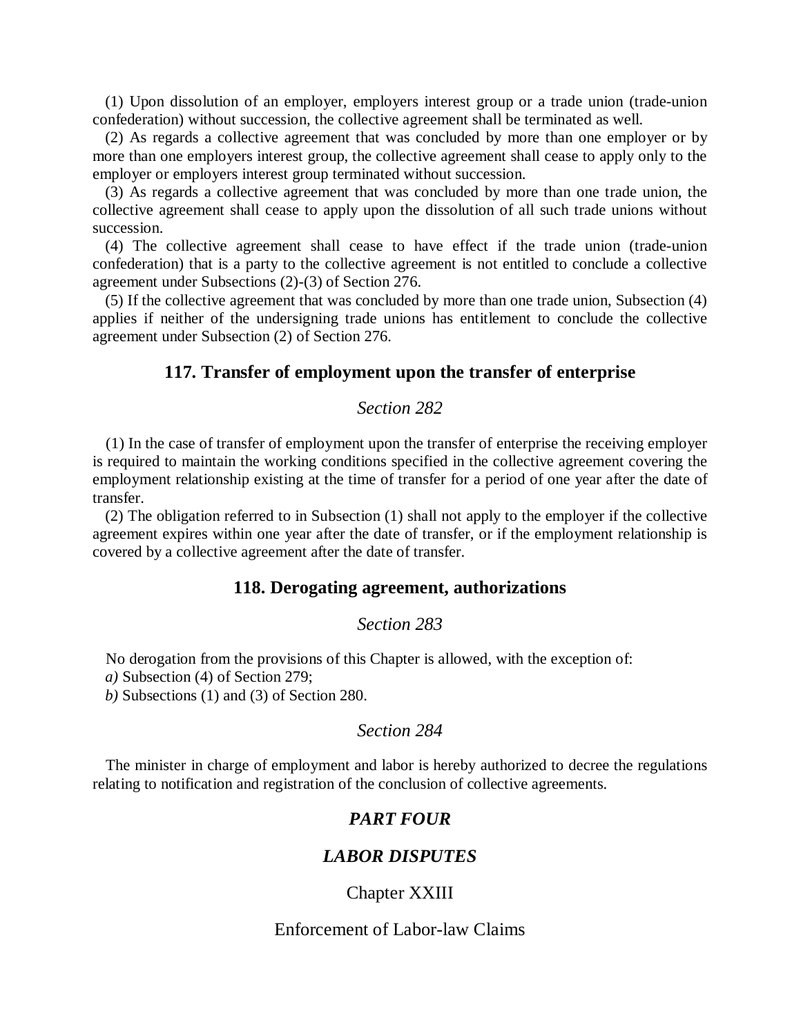(1) Upon dissolution of an employer, employers interest group or a trade union (trade-union confederation) without succession, the collective agreement shall be terminated as well.

(2) As regards a collective agreement that was concluded by more than one employer or by more than one employers interest group, the collective agreement shall cease to apply only to the employer or employers interest group terminated without succession.

(3) As regards a collective agreement that was concluded by more than one trade union, the collective agreement shall cease to apply upon the dissolution of all such trade unions without succession.

(4) The collective agreement shall cease to have effect if the trade union (trade-union confederation) that is a party to the collective agreement is not entitled to conclude a collective agreement under Subsections (2)-(3) of Section 276.

(5) If the collective agreement that was concluded by more than one trade union, Subsection (4) applies if neither of the undersigning trade unions has entitlement to conclude the collective agreement under Subsection (2) of Section 276.

### 117. Transfer of employment upon the transfer of enterprise

*Section 282*

(1) In the case of transfer of employment upon the transfer of enterprise the receiving employer is required to maintain the working conditions specified in the collective agreement covering the employment relationship existing at the time of transfer for a period of one year after the date of transfer.

(2) The obligation referred to in Subsection (1) shall not apply to the employer if the collective agreement expires within one year after the date of transfer, or if the employment relationship is covered by a collective agreement after the date of transfer.

### 118. Derogating agreement, authorizations

*Section 283*

No derogation from the provisions of this Chapter is allowed, with the exception of:

*a)* Subsection (4) of Section 279;

*b)* Subsections (1) and (3) of Section 280.

*Section 284*

The minister in charge of employment and labor is hereby authorized to decree the regulations relating to notification and registration of the conclusion of collective agreements.

## *PART FOUR*

## *LABOR DISPUTES*

## Chapter XXIII

## Enforcement of Labor-law Claims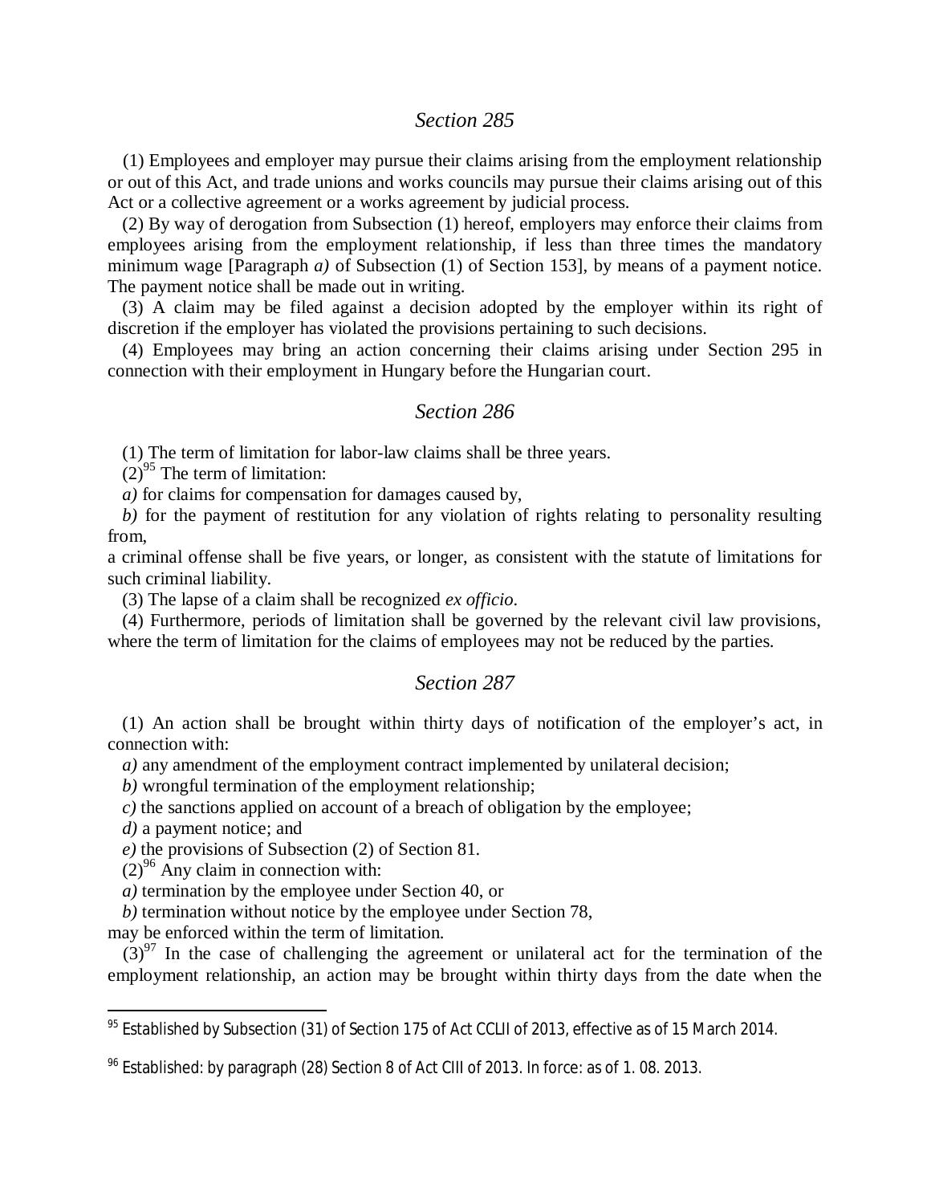### *Section 285*

(1) Employees and employer may pursue their claims arising from the employment relationship or out of this Act, and trade unions and works councils may pursue their claims arising out of this Act or a collective agreement or a works agreement by judicial process.

(2) By way of derogation from Subsection (1) hereof, employers may enforce their claims from employees arising from the employment relationship, if less than three times the mandatory minimum wage [Paragraph *a)* of Subsection (1) of Section 153], by means of a payment notice. The payment notice shall be made out in writing.

(3) A claim may be filed against a decision adopted by the employer within its right of discretion if the employer has violated the provisions pertaining to such decisions.

(4) Employees may bring an action concerning their claims arising under Section 295 in connection with their employment in Hungary before the Hungarian court.

### *Section 286*

(1) The term of limitation for labor-law claims shall be three years.

(2)[95] The term of limitation:

*a)* for claims for compensation for damages caused by,

*b)* for the payment of restitution for any violation of rights relating to personality resulting from,

a criminal offense shall be five years, or longer, as consistent with the statute of limitations for such criminal liability.

(3) The lapse of a claim shall be recognized *ex officio*.

(4) Furthermore, periods of limitation shall be governed by the relevant civil law provisions, where the term of limitation for the claims of employees may not be reduced by the parties.

### *Section 287*

(1) An action shall be brought within thirty days of notification of the employer's act, in connection with:

*a)* any amendment of the employment contract implemented by unilateral decision;

*b)* wrongful termination of the employment relationship;

*c)* the sanctions applied on account of a breach of obligation by the employee;

*d)* a payment notice; and

*e)* the provisions of Subsection (2) of Section 81.

(2)[96] Any claim in connection with:

*a)* termination by the employee under Section 40, or

*b)* termination without notice by the employee under Section 78,

may be enforced within the term of limitation.

(3)[97] In the case of challenging the agreement or unilateral act for the termination of the employment relationship, an action may be brought within thirty days from the date when the

---

[95] Established by Subsection (31) of Section 175 of Act CCLII of 2013, effective as of 15 March 2014.

[96] Established: by paragraph (28) Section 8 of Act CIII of 2013. In force: as of 1. 08. 2013.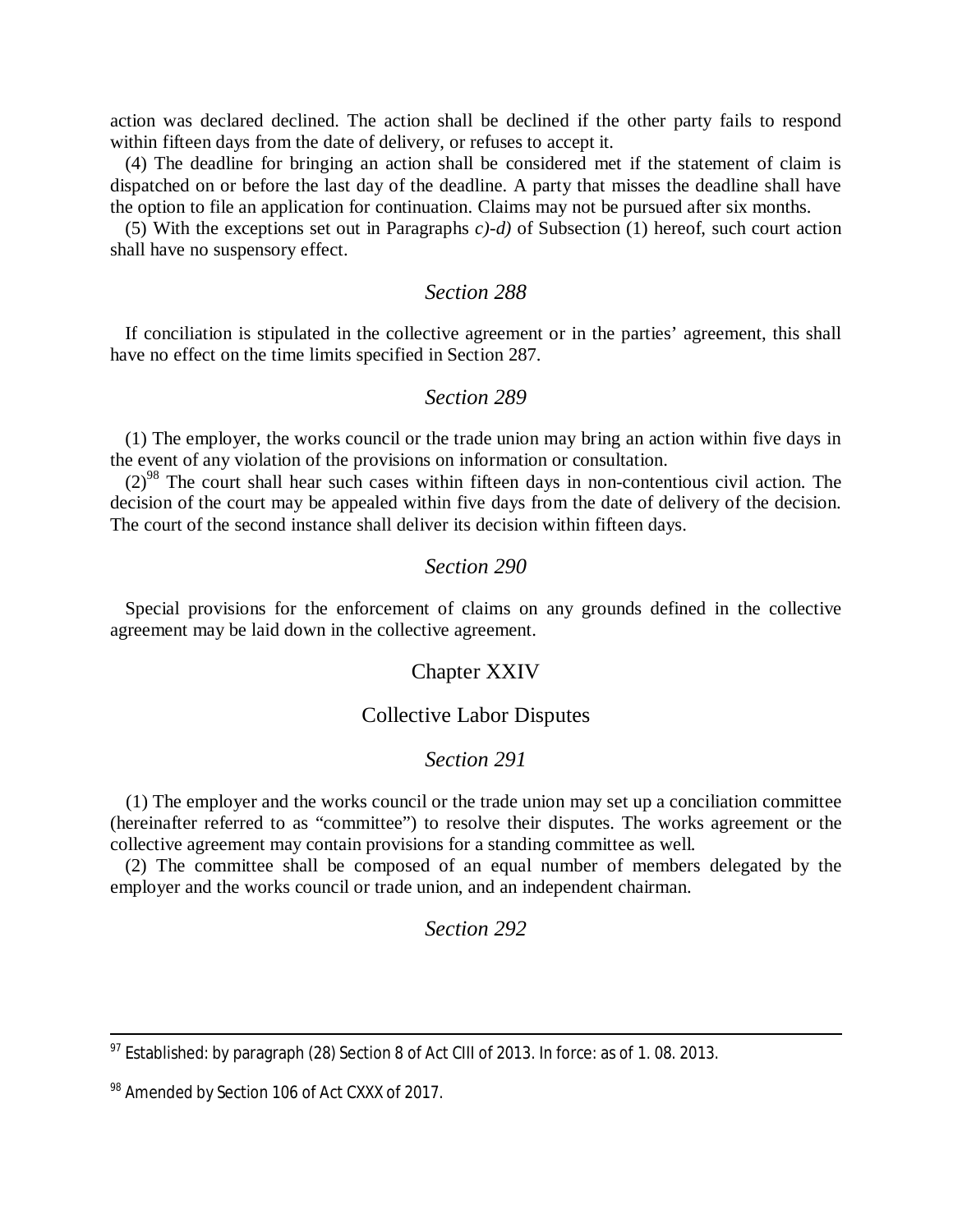action was declared declined. The action shall be declined if the other party fails to respond within fifteen days from the date of delivery, or refuses to accept it.

(4) The deadline for bringing an action shall be considered met if the statement of claim is dispatched on or before the last day of the deadline. A party that misses the deadline shall have the option to file an application for continuation. Claims may not be pursued after six months.

(5) With the exceptions set out in Paragraphs *c)-d)* of Subsection (1) hereof, such court action shall have no suspensory effect.

### *Section 288*

If conciliation is stipulated in the collective agreement or in the parties' agreement, this shall have no effect on the time limits specified in Section 287.

### *Section 289*

(1) The employer, the works council or the trade union may bring an action within five days in the event of any violation of the provisions on information or consultation.

(2)[98] The court shall hear such cases within fifteen days in non-contentious civil action. The decision of the court may be appealed within five days from the date of delivery of the decision. The court of the second instance shall deliver its decision within fifteen days.

### *Section 290*

Special provisions for the enforcement of claims on any grounds defined in the collective agreement may be laid down in the collective agreement.

## Chapter XXIV

## Collective Labor Disputes

### *Section 291*

(1) The employer and the works council or the trade union may set up a conciliation committee (hereinafter referred to as "committee") to resolve their disputes. The works agreement or the collective agreement may contain provisions for a standing committee as well.

(2) The committee shall be composed of an equal number of members delegated by the employer and the works council or trade union, and an independent chairman.

### *Section 292*

---

[97] Established: by paragraph (28) Section 8 of Act CIII of 2013. In force: as of 1. 08. 2013.

[98] Amended by Section 106 of Act CXXX of 2017.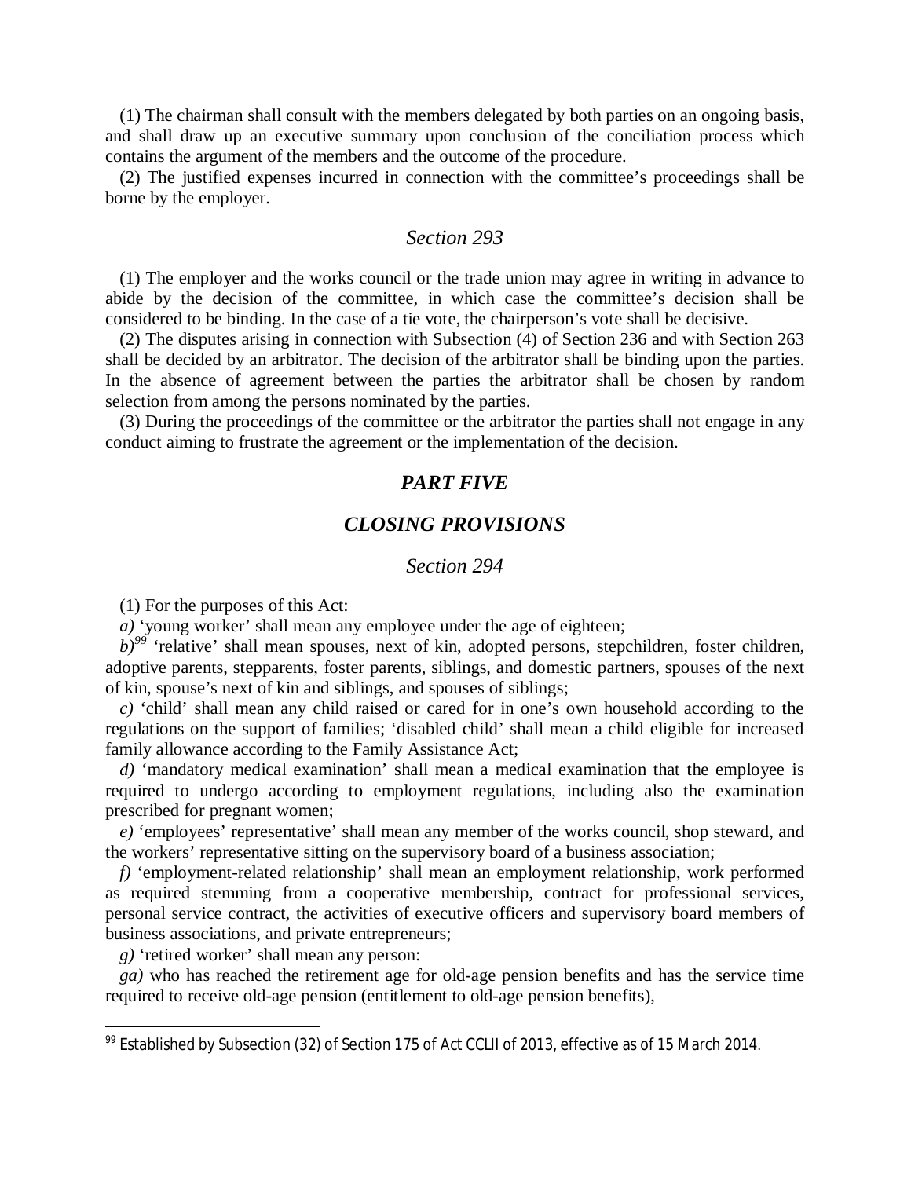(1) The chairman shall consult with the members delegated by both parties on an ongoing basis, and shall draw up an executive summary upon conclusion of the conciliation process which contains the argument of the members and the outcome of the procedure.

(2) The justified expenses incurred in connection with the committee's proceedings shall be borne by the employer.

### *Section 293*

(1) The employer and the works council or the trade union may agree in writing in advance to abide by the decision of the committee, in which case the committee's decision shall be considered to be binding. In the case of a tie vote, the chairperson's vote shall be decisive.

(2) The disputes arising in connection with Subsection (4) of Section 236 and with Section 263 shall be decided by an arbitrator. The decision of the arbitrator shall be binding upon the parties. In the absence of agreement between the parties the arbitrator shall be chosen by random selection from among the persons nominated by the parties.

(3) During the proceedings of the committee or the arbitrator the parties shall not engage in any conduct aiming to frustrate the agreement or the implementation of the decision.

## ***PART FIVE***

## ***CLOSING PROVISIONS***

### *Section 294*

(1) For the purposes of this Act:

*a)* 'young worker' shall mean any employee under the age of eighteen;

*b)*[99] 'relative' shall mean spouses, next of kin, adopted persons, stepchildren, foster children, adoptive parents, stepparents, foster parents, siblings, and domestic partners, spouses of the next of kin, spouse's next of kin and siblings, and spouses of siblings;

*c)* 'child' shall mean any child raised or cared for in one's own household according to the regulations on the support of families; 'disabled child' shall mean a child eligible for increased family allowance according to the Family Assistance Act;

*d)* 'mandatory medical examination' shall mean a medical examination that the employee is required to undergo according to employment regulations, including also the examination prescribed for pregnant women;

*e)* 'employees' representative' shall mean any member of the works council, shop steward, and the workers' representative sitting on the supervisory board of a business association;

*f)* 'employment-related relationship' shall mean an employment relationship, work performed as required stemming from a cooperative membership, contract for professional services, personal service contract, the activities of executive officers and supervisory board members of business associations, and private entrepreneurs;

*g)* 'retired worker' shall mean any person:

*ga)* who has reached the retirement age for old-age pension benefits and has the service time required to receive old-age pension (entitlement to old-age pension benefits),

---

[99] Established by Subsection (32) of Section 175 of Act CCLII of 2013, effective as of 15 March 2014.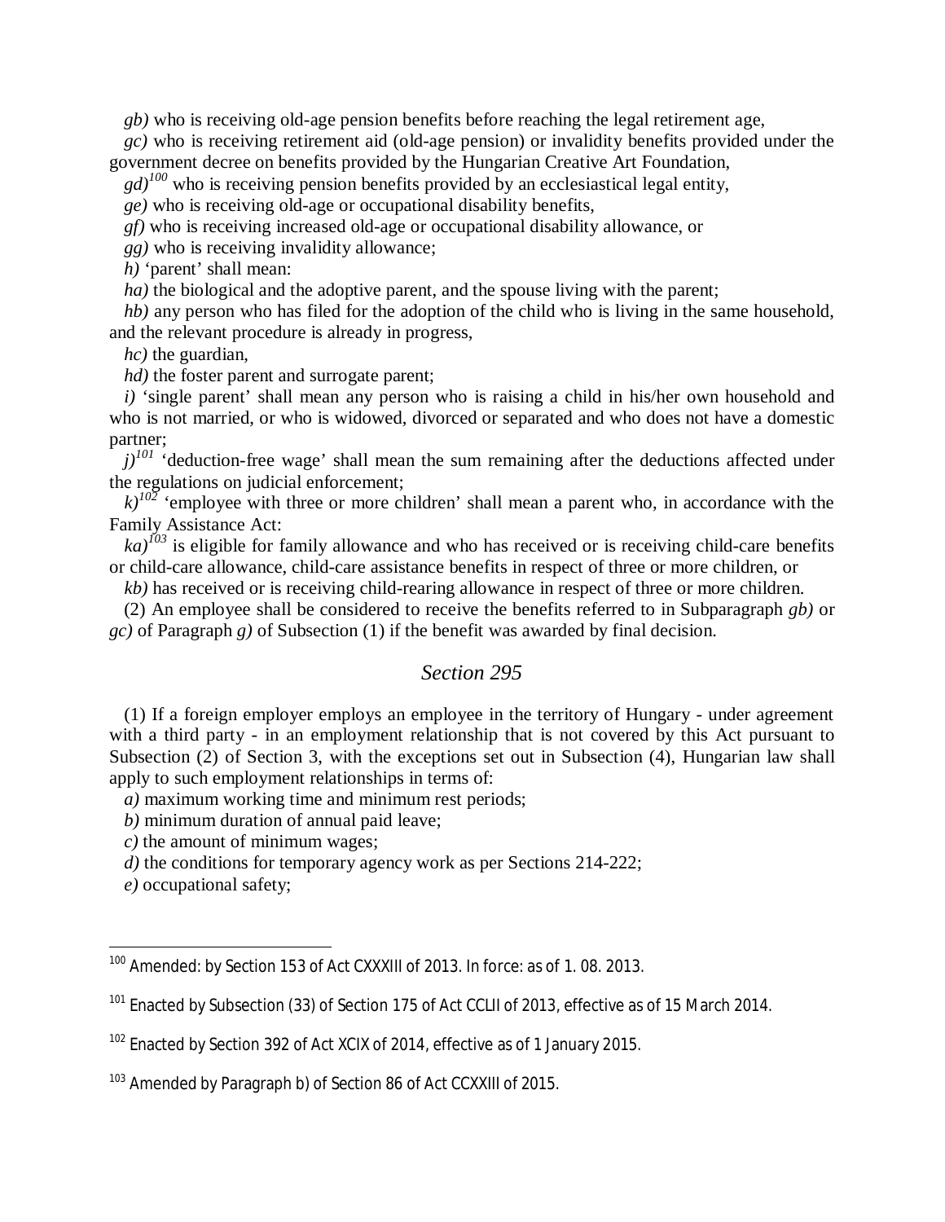*gb)* who is receiving old-age pension benefits before reaching the legal retirement age,

*gc)* who is receiving retirement aid (old-age pension) or invalidity benefits provided under the government decree on benefits provided by the Hungarian Creative Art Foundation,

*gd)*[100] who is receiving pension benefits provided by an ecclesiastical legal entity,

*ge)* who is receiving old-age or occupational disability benefits,

*gf)* who is receiving increased old-age or occupational disability allowance, or

*gg)* who is receiving invalidity allowance;

*h)* 'parent' shall mean:

*ha)* the biological and the adoptive parent, and the spouse living with the parent;

*hb)* any person who has filed for the adoption of the child who is living in the same household, and the relevant procedure is already in progress,

*hc)* the guardian,

*hd)* the foster parent and surrogate parent;

*i)* 'single parent' shall mean any person who is raising a child in his/her own household and who is not married, or who is widowed, divorced or separated and who does not have a domestic partner;

*j)*[101] 'deduction-free wage' shall mean the sum remaining after the deductions affected under the regulations on judicial enforcement;

*k)*[102] 'employee with three or more children' shall mean a parent who, in accordance with the Family Assistance Act:

*ka)*[103] is eligible for family allowance and who has received or is receiving child-care benefits or child-care allowance, child-care assistance benefits in respect of three or more children, or

*kb)* has received or is receiving child-rearing allowance in respect of three or more children.

(2) An employee shall be considered to receive the benefits referred to in Subparagraph *gb)* or *gc)* of Paragraph *g)* of Subsection (1) if the benefit was awarded by final decision.

## *Section 295*

(1) If a foreign employer employs an employee in the territory of Hungary - under agreement with a third party - in an employment relationship that is not covered by this Act pursuant to Subsection (2) of Section 3, with the exceptions set out in Subsection (4), Hungarian law shall apply to such employment relationships in terms of:

*a)* maximum working time and minimum rest periods;

*b)* minimum duration of annual paid leave;

*c)* the amount of minimum wages;

*d)* the conditions for temporary agency work as per Sections 214-222;

*e)* occupational safety;

---

[100] Amended: by Section 153 of Act CXXXIII of 2013. In force: as of 1. 08. 2013.

[101] Enacted by Subsection (33) of Section 175 of Act CCLII of 2013, effective as of 15 March 2014.

[102] Enacted by Section 392 of Act XCIX of 2014, effective as of 1 January 2015.

[103] Amended by Paragraph b) of Section 86 of Act CCXXIII of 2015.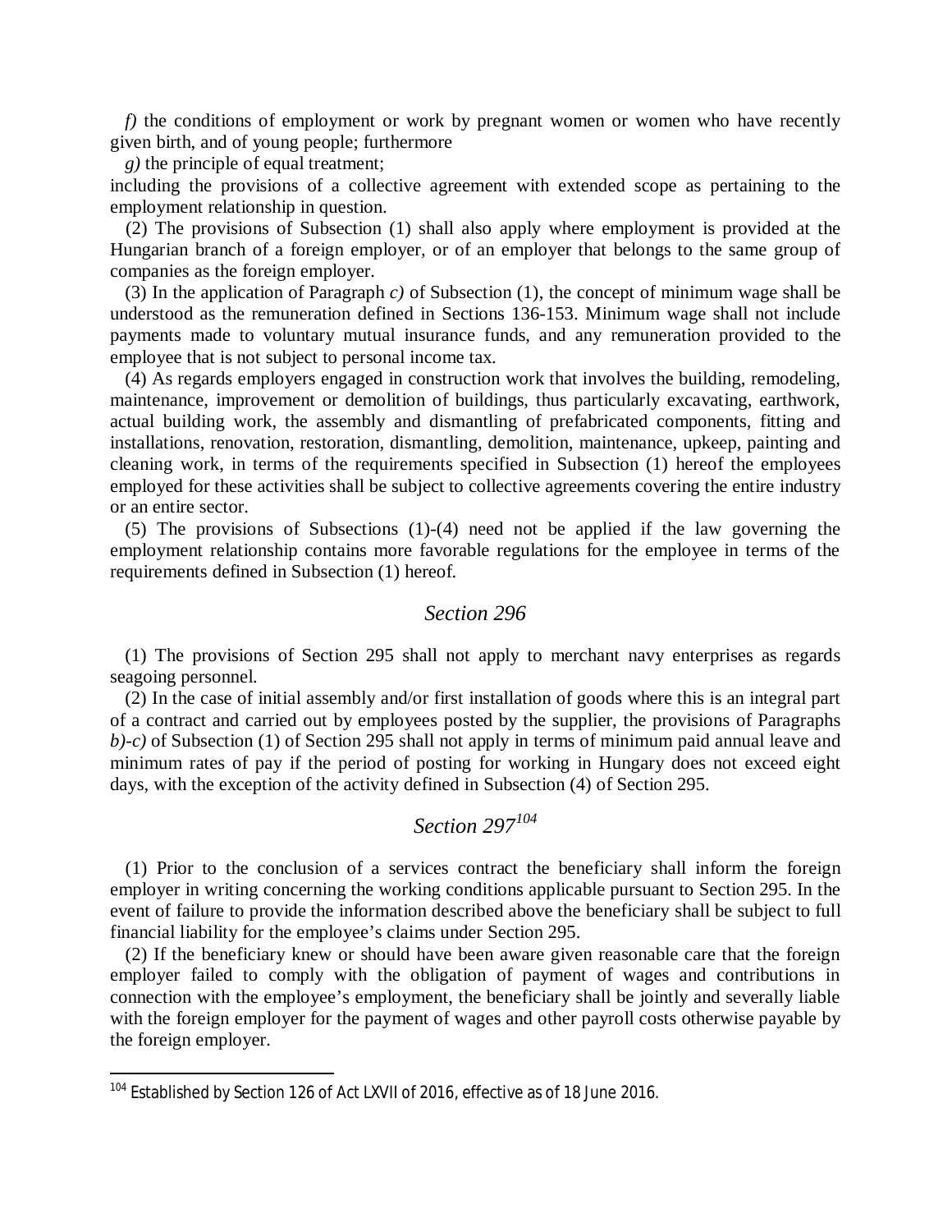*f)* the conditions of employment or work by pregnant women or women who have recently given birth, and of young people; furthermore

*g)* the principle of equal treatment;

including the provisions of a collective agreement with extended scope as pertaining to the employment relationship in question.

(2) The provisions of Subsection (1) shall also apply where employment is provided at the Hungarian branch of a foreign employer, or of an employer that belongs to the same group of companies as the foreign employer.

(3) In the application of Paragraph *c)* of Subsection (1), the concept of minimum wage shall be understood as the remuneration defined in Sections 136-153. Minimum wage shall not include payments made to voluntary mutual insurance funds, and any remuneration provided to the employee that is not subject to personal income tax.

(4) As regards employers engaged in construction work that involves the building, remodeling, maintenance, improvement or demolition of buildings, thus particularly excavating, earthwork, actual building work, the assembly and dismantling of prefabricated components, fitting and installations, renovation, restoration, dismantling, demolition, maintenance, upkeep, painting and cleaning work, in terms of the requirements specified in Subsection (1) hereof the employees employed for these activities shall be subject to collective agreements covering the entire industry or an entire sector.

(5) The provisions of Subsections (1)-(4) need not be applied if the law governing the employment relationship contains more favorable regulations for the employee in terms of the requirements defined in Subsection (1) hereof.

## *Section 296*

(1) The provisions of Section 295 shall not apply to merchant navy enterprises as regards seagoing personnel.

(2) In the case of initial assembly and/or first installation of goods where this is an integral part of a contract and carried out by employees posted by the supplier, the provisions of Paragraphs *b)-c)* of Subsection (1) of Section 295 shall not apply in terms of minimum paid annual leave and minimum rates of pay if the period of posting for working in Hungary does not exceed eight days, with the exception of the activity defined in Subsection (4) of Section 295.

## *Section 297*[104]

(1) Prior to the conclusion of a services contract the beneficiary shall inform the foreign employer in writing concerning the working conditions applicable pursuant to Section 295. In the event of failure to provide the information described above the beneficiary shall be subject to full financial liability for the employee's claims under Section 295.

(2) If the beneficiary knew or should have been aware given reasonable care that the foreign employer failed to comply with the obligation of payment of wages and contributions in connection with the employee's employment, the beneficiary shall be jointly and severally liable with the foreign employer for the payment of wages and other payroll costs otherwise payable by the foreign employer.

[104] Established by Section 126 of Act LXVII of 2016, effective as of 18 June 2016.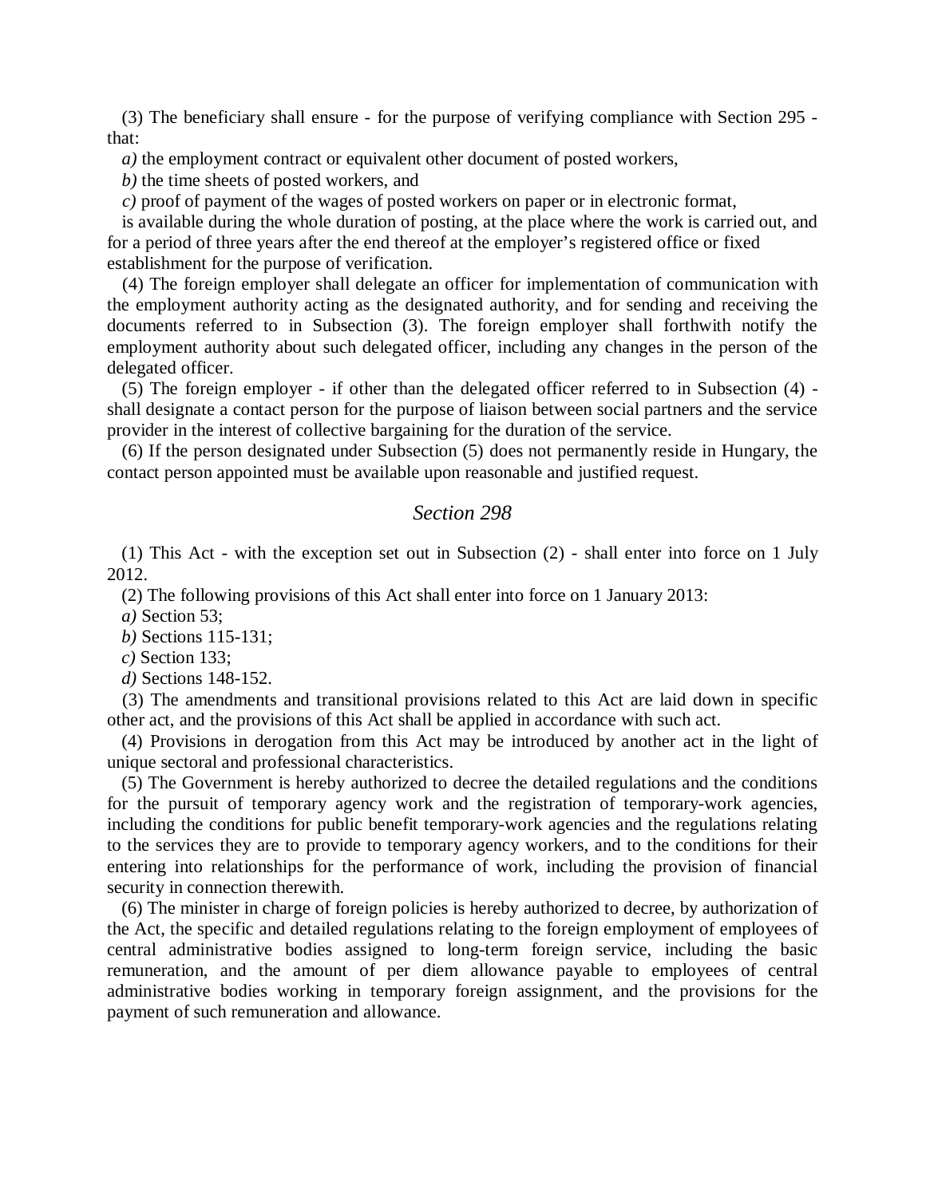(3) The beneficiary shall ensure - for the purpose of verifying compliance with Section 295 - that:

*a)* the employment contract or equivalent other document of posted workers,

*b)* the time sheets of posted workers, and

*c)* proof of payment of the wages of posted workers on paper or in electronic format,

is available during the whole duration of posting, at the place where the work is carried out, and for a period of three years after the end thereof at the employer's registered office or fixed establishment for the purpose of verification.

(4) The foreign employer shall delegate an officer for implementation of communication with the employment authority acting as the designated authority, and for sending and receiving the documents referred to in Subsection (3). The foreign employer shall forthwith notify the employment authority about such delegated officer, including any changes in the person of the delegated officer.

(5) The foreign employer - if other than the delegated officer referred to in Subsection (4) - shall designate a contact person for the purpose of liaison between social partners and the service provider in the interest of collective bargaining for the duration of the service.

(6) If the person designated under Subsection (5) does not permanently reside in Hungary, the contact person appointed must be available upon reasonable and justified request.

## *Section 298*

(1) This Act - with the exception set out in Subsection (2) - shall enter into force on 1 July 2012.

(2) The following provisions of this Act shall enter into force on 1 January 2013:

*a)* Section 53;

*b)* Sections 115-131;

*c)* Section 133;

*d)* Sections 148-152.

(3) The amendments and transitional provisions related to this Act are laid down in specific other act, and the provisions of this Act shall be applied in accordance with such act.

(4) Provisions in derogation from this Act may be introduced by another act in the light of unique sectoral and professional characteristics.

(5) The Government is hereby authorized to decree the detailed regulations and the conditions for the pursuit of temporary agency work and the registration of temporary-work agencies, including the conditions for public benefit temporary-work agencies and the regulations relating to the services they are to provide to temporary agency workers, and to the conditions for their entering into relationships for the performance of work, including the provision of financial security in connection therewith.

(6) The minister in charge of foreign policies is hereby authorized to decree, by authorization of the Act, the specific and detailed regulations relating to the foreign employment of employees of central administrative bodies assigned to long-term foreign service, including the basic remuneration, and the amount of per diem allowance payable to employees of central administrative bodies working in temporary foreign assignment, and the provisions for the payment of such remuneration and allowance.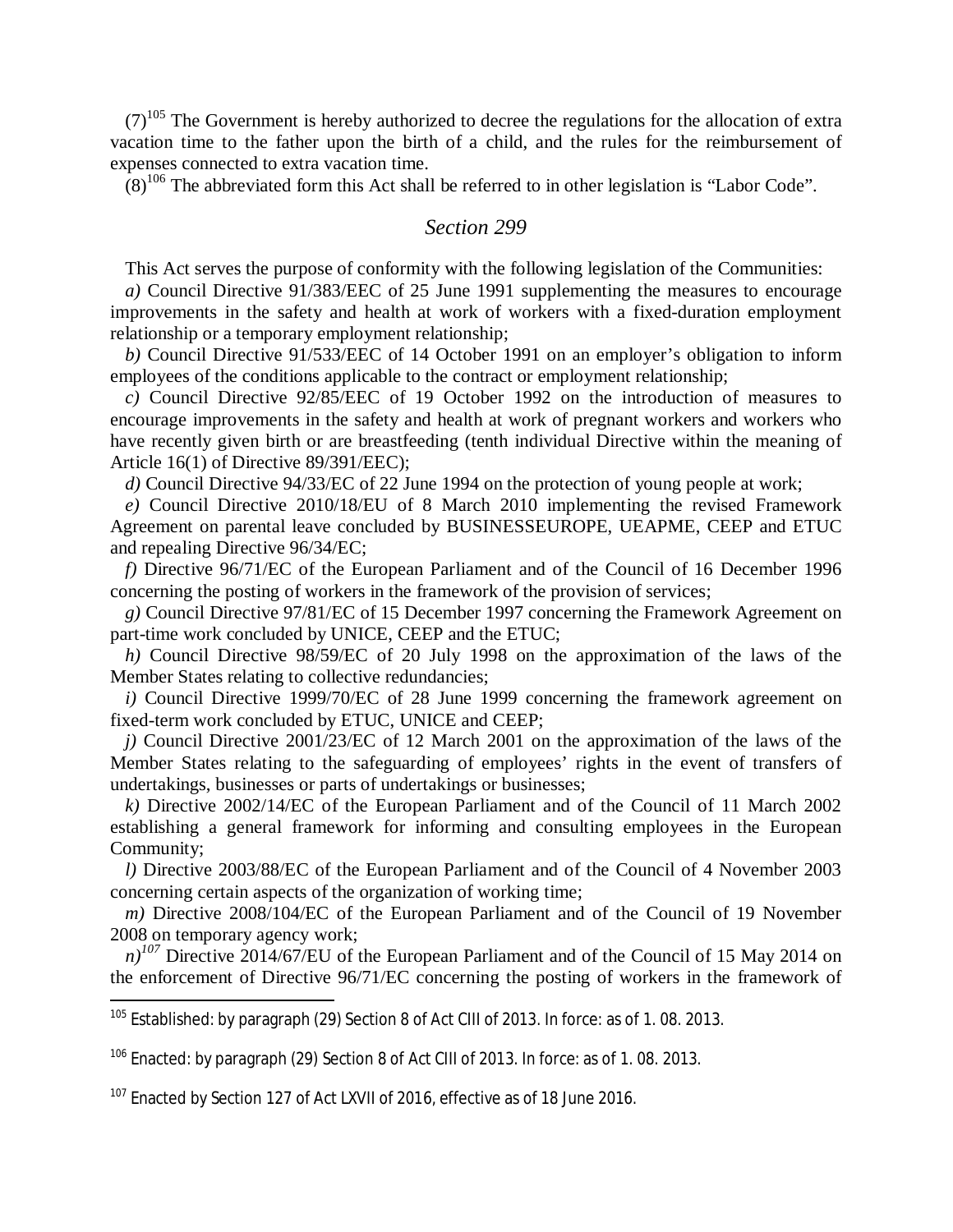(7)[105] The Government is hereby authorized to decree the regulations for the allocation of extra vacation time to the father upon the birth of a child, and the rules for the reimbursement of expenses connected to extra vacation time.

(8)[106] The abbreviated form this Act shall be referred to in other legislation is "Labor Code".

### *Section 299*

This Act serves the purpose of conformity with the following legislation of the Communities:

*a)* Council Directive 91/383/EEC of 25 June 1991 supplementing the measures to encourage improvements in the safety and health at work of workers with a fixed-duration employment relationship or a temporary employment relationship;

*b)* Council Directive 91/533/EEC of 14 October 1991 on an employer's obligation to inform employees of the conditions applicable to the contract or employment relationship;

*c)* Council Directive 92/85/EEC of 19 October 1992 on the introduction of measures to encourage improvements in the safety and health at work of pregnant workers and workers who have recently given birth or are breastfeeding (tenth individual Directive within the meaning of Article 16(1) of Directive 89/391/EEC);

*d)* Council Directive 94/33/EC of 22 June 1994 on the protection of young people at work;

*e)* Council Directive 2010/18/EU of 8 March 2010 implementing the revised Framework Agreement on parental leave concluded by BUSINESSEUROPE, UEAPME, CEEP and ETUC and repealing Directive 96/34/EC;

*f)* Directive 96/71/EC of the European Parliament and of the Council of 16 December 1996 concerning the posting of workers in the framework of the provision of services;

*g)* Council Directive 97/81/EC of 15 December 1997 concerning the Framework Agreement on part-time work concluded by UNICE, CEEP and the ETUC;

*h)* Council Directive 98/59/EC of 20 July 1998 on the approximation of the laws of the Member States relating to collective redundancies;

*i)* Council Directive 1999/70/EC of 28 June 1999 concerning the framework agreement on fixed-term work concluded by ETUC, UNICE and CEEP;

*j)* Council Directive 2001/23/EC of 12 March 2001 on the approximation of the laws of the Member States relating to the safeguarding of employees' rights in the event of transfers of undertakings, businesses or parts of undertakings or businesses;

*k)* Directive 2002/14/EC of the European Parliament and of the Council of 11 March 2002 establishing a general framework for informing and consulting employees in the European Community;

*l)* Directive 2003/88/EC of the European Parliament and of the Council of 4 November 2003 concerning certain aspects of the organization of working time;

*m)* Directive 2008/104/EC of the European Parliament and of the Council of 19 November 2008 on temporary agency work;

*n)*[107] Directive 2014/67/EU of the European Parliament and of the Council of 15 May 2014 on the enforcement of Directive 96/71/EC concerning the posting of workers in the framework of

---

[105] Established: by paragraph (29) Section 8 of Act CIII of 2013. In force: as of 1. 08. 2013.

[106] Enacted: by paragraph (29) Section 8 of Act CIII of 2013. In force: as of 1. 08. 2013.

[107] Enacted by Section 127 of Act LXVII of 2016, effective as of 18 June 2016.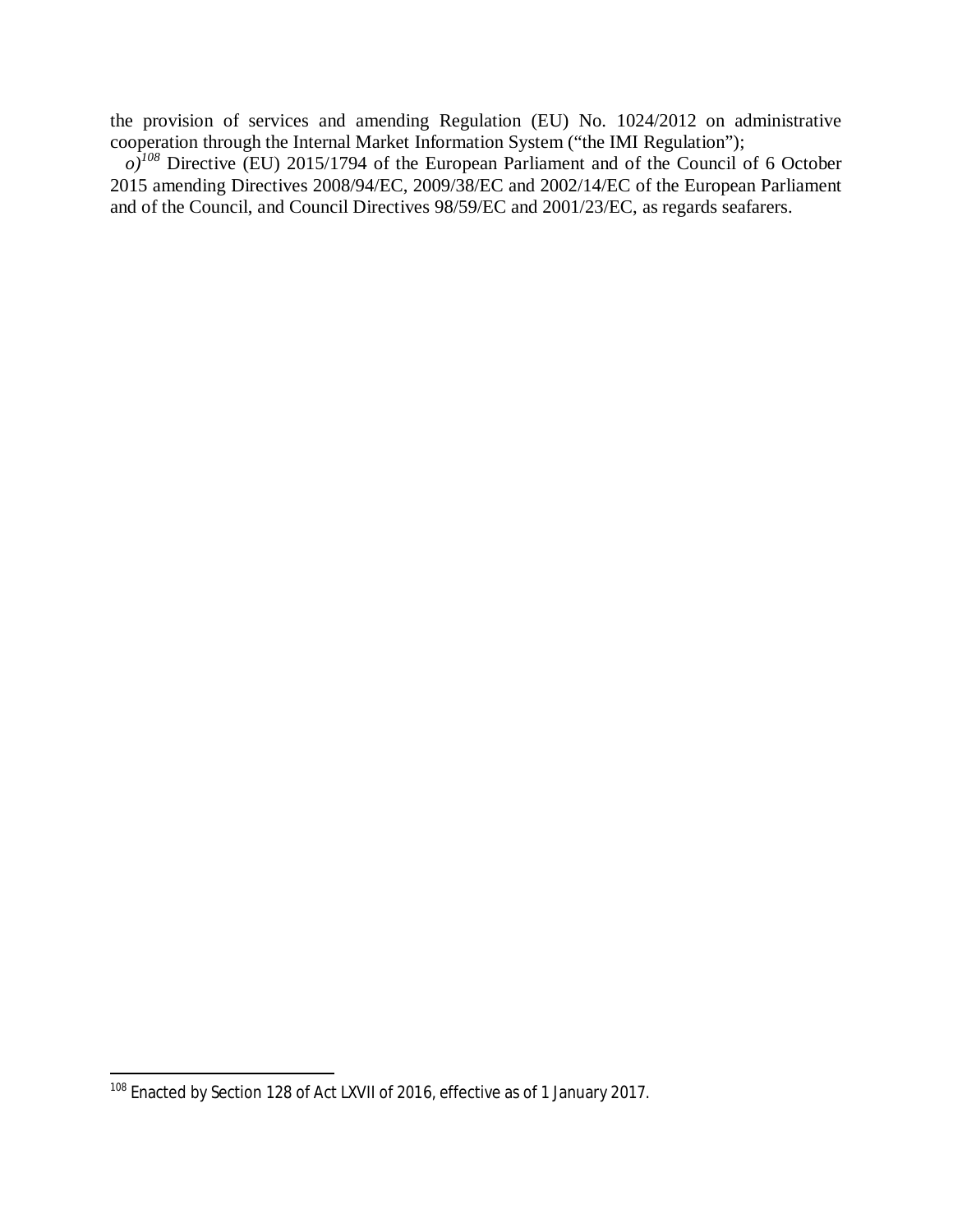the provision of services and amending Regulation (EU) No. 1024/2012 on administrative cooperation through the Internal Market Information System ("the IMI Regulation");

*o)*[108] Directive (EU) 2015/1794 of the European Parliament and of the Council of 6 October 2015 amending Directives 2008/94/EC, 2009/38/EC and 2002/14/EC of the European Parliament and of the Council, and Council Directives 98/59/EC and 2001/23/EC, as regards seafarers.

---

[108] Enacted by Section 128 of Act LXVII of 2016, effective as of 1 January 2017.